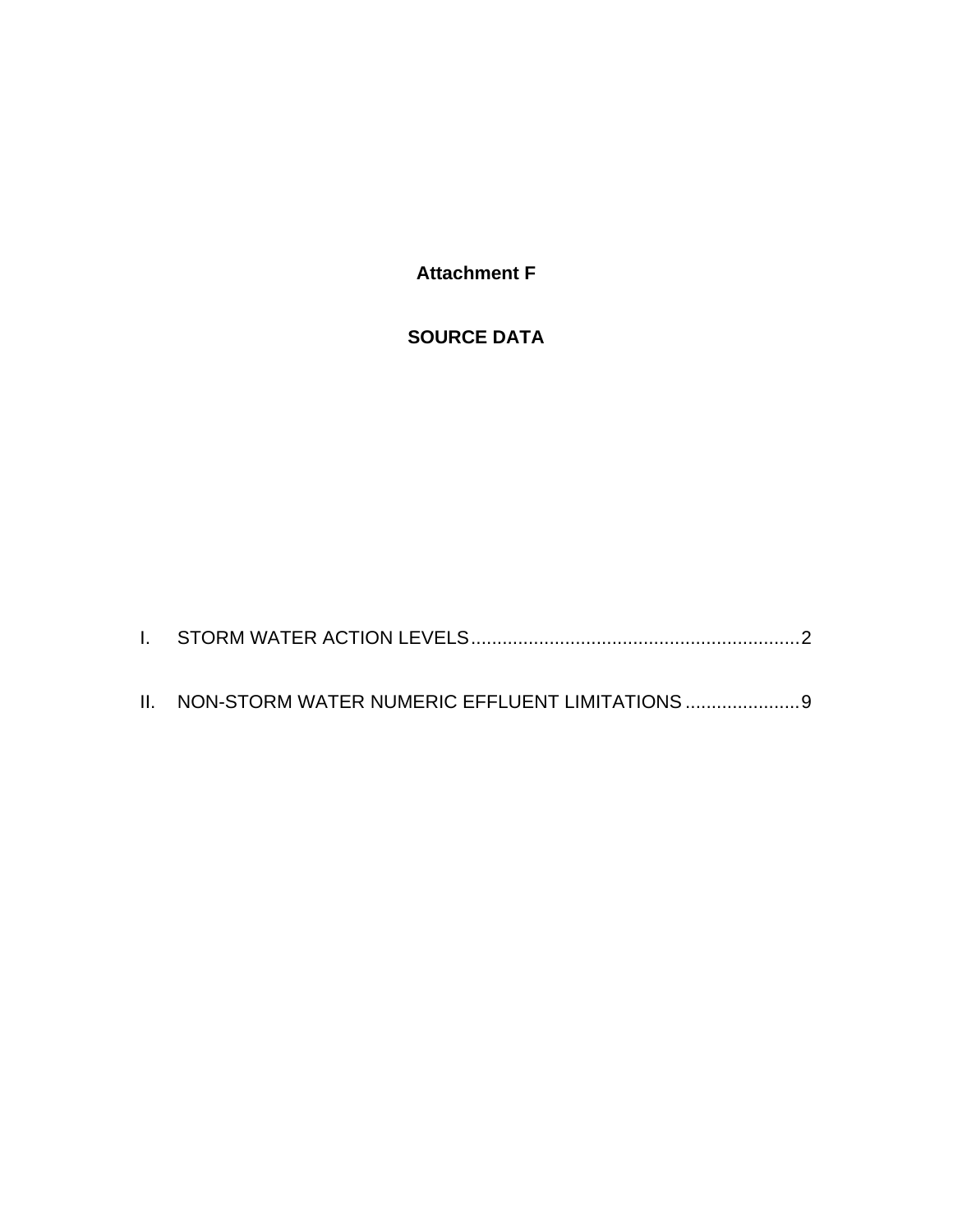# Attachment F

# SOURCE DATA

I. STORM WATER ACTION LEVELS ............................................................ 2

II. NON-STORM WATER NUMERIC EFFLUENT LIMITATIONS ..................... 9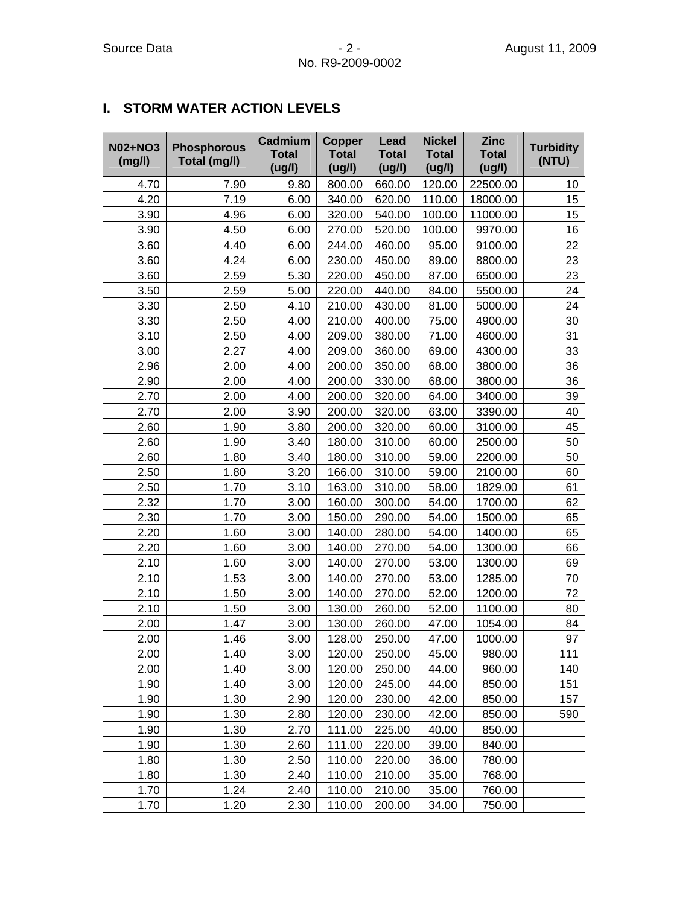## I. STORM WATER ACTION LEVELS

| N02+NO3 (mg/l) | Phosphorous Total (mg/l) | Cadmium Total (ug/l) | Copper Total (ug/l) | Lead Total (ug/l) | Nickel Total (ug/l) | Zinc Total (ug/l) | Turbidity (NTU) |
|---|---|---|---|---|---|---|---|
| 4.70 | 7.90 | 9.80 | 800.00 | 660.00 | 120.00 | 22500.00 | 10 |
| 4.20 | 7.19 | 6.00 | 340.00 | 620.00 | 110.00 | 18000.00 | 15 |
| 3.90 | 4.96 | 6.00 | 320.00 | 540.00 | 100.00 | 11000.00 | 15 |
| 3.90 | 4.50 | 6.00 | 270.00 | 520.00 | 100.00 | 9970.00 | 16 |
| 3.60 | 4.40 | 6.00 | 244.00 | 460.00 | 95.00 | 9100.00 | 22 |
| 3.60 | 4.24 | 6.00 | 230.00 | 450.00 | 89.00 | 8800.00 | 23 |
| 3.60 | 2.59 | 5.30 | 220.00 | 450.00 | 87.00 | 6500.00 | 23 |
| 3.50 | 2.59 | 5.00 | 220.00 | 440.00 | 84.00 | 5500.00 | 24 |
| 3.30 | 2.50 | 4.10 | 210.00 | 430.00 | 81.00 | 5000.00 | 24 |
| 3.30 | 2.50 | 4.00 | 210.00 | 400.00 | 75.00 | 4900.00 | 30 |
| 3.10 | 2.50 | 4.00 | 209.00 | 380.00 | 71.00 | 4600.00 | 31 |
| 3.00 | 2.27 | 4.00 | 209.00 | 360.00 | 69.00 | 4300.00 | 33 |
| 2.96 | 2.00 | 4.00 | 200.00 | 350.00 | 68.00 | 3800.00 | 36 |
| 2.90 | 2.00 | 4.00 | 200.00 | 330.00 | 68.00 | 3800.00 | 36 |
| 2.70 | 2.00 | 4.00 | 200.00 | 320.00 | 64.00 | 3400.00 | 39 |
| 2.70 | 2.00 | 3.90 | 200.00 | 320.00 | 63.00 | 3390.00 | 40 |
| 2.60 | 1.90 | 3.80 | 200.00 | 320.00 | 60.00 | 3100.00 | 45 |
| 2.60 | 1.90 | 3.40 | 180.00 | 310.00 | 60.00 | 2500.00 | 50 |
| 2.60 | 1.80 | 3.40 | 180.00 | 310.00 | 59.00 | 2200.00 | 50 |
| 2.50 | 1.80 | 3.20 | 166.00 | 310.00 | 59.00 | 2100.00 | 60 |
| 2.50 | 1.70 | 3.10 | 163.00 | 310.00 | 58.00 | 1829.00 | 61 |
| 2.32 | 1.70 | 3.00 | 160.00 | 300.00 | 54.00 | 1700.00 | 62 |
| 2.30 | 1.70 | 3.00 | 150.00 | 290.00 | 54.00 | 1500.00 | 65 |
| 2.20 | 1.60 | 3.00 | 140.00 | 280.00 | 54.00 | 1400.00 | 65 |
| 2.20 | 1.60 | 3.00 | 140.00 | 270.00 | 54.00 | 1300.00 | 66 |
| 2.10 | 1.60 | 3.00 | 140.00 | 270.00 | 53.00 | 1300.00 | 69 |
| 2.10 | 1.53 | 3.00 | 140.00 | 270.00 | 53.00 | 1285.00 | 70 |
| 2.10 | 1.50 | 3.00 | 140.00 | 270.00 | 52.00 | 1200.00 | 72 |
| 2.10 | 1.50 | 3.00 | 130.00 | 260.00 | 52.00 | 1100.00 | 80 |
| 2.00 | 1.47 | 3.00 | 130.00 | 260.00 | 47.00 | 1054.00 | 84 |
| 2.00 | 1.46 | 3.00 | 128.00 | 250.00 | 47.00 | 1000.00 | 97 |
| 2.00 | 1.40 | 3.00 | 120.00 | 250.00 | 45.00 | 980.00 | 111 |
| 2.00 | 1.40 | 3.00 | 120.00 | 250.00 | 44.00 | 960.00 | 140 |
| 1.90 | 1.40 | 3.00 | 120.00 | 245.00 | 44.00 | 850.00 | 151 |
| 1.90 | 1.30 | 2.90 | 120.00 | 230.00 | 42.00 | 850.00 | 157 |
| 1.90 | 1.30 | 2.80 | 120.00 | 230.00 | 42.00 | 850.00 | 590 |
| 1.90 | 1.30 | 2.70 | 111.00 | 225.00 | 40.00 | 850.00 | |
| 1.90 | 1.30 | 2.60 | 111.00 | 220.00 | 39.00 | 840.00 | |
| 1.80 | 1.30 | 2.50 | 110.00 | 220.00 | 36.00 | 780.00 | |
| 1.80 | 1.30 | 2.40 | 110.00 | 210.00 | 35.00 | 768.00 | |
| 1.70 | 1.24 | 2.40 | 110.00 | 210.00 | 35.00 | 760.00 | |
| 1.70 | 1.20 | 2.30 | 110.00 | 200.00 | 34.00 | 750.00 | |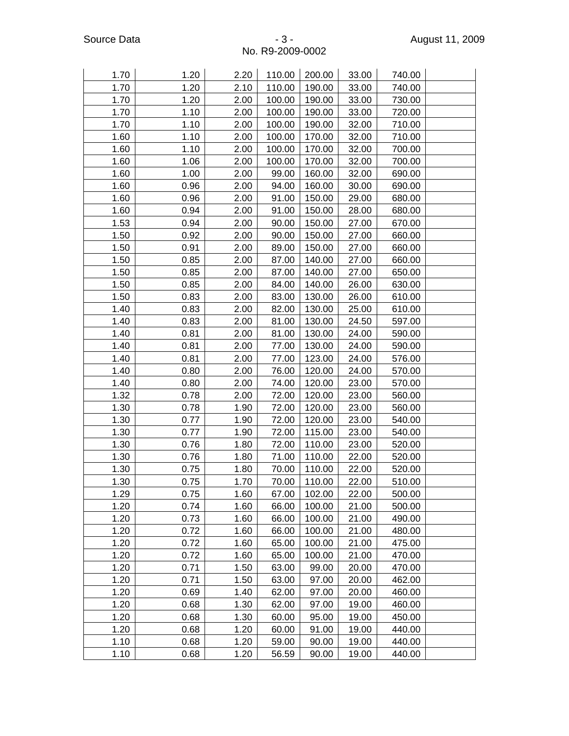| | | | | | | | |
|---|---|---|---|---|---|---|---|
| 1.70 | 1.20 | 2.20 | 110.00 | 200.00 | 33.00 | 740.00 | |
| 1.70 | 1.20 | 2.10 | 110.00 | 190.00 | 33.00 | 740.00 | |
| 1.70 | 1.20 | 2.00 | 100.00 | 190.00 | 33.00 | 730.00 | |
| 1.70 | 1.10 | 2.00 | 100.00 | 190.00 | 33.00 | 720.00 | |
| 1.70 | 1.10 | 2.00 | 100.00 | 190.00 | 32.00 | 710.00 | |
| 1.60 | 1.10 | 2.00 | 100.00 | 170.00 | 32.00 | 710.00 | |
| 1.60 | 1.10 | 2.00 | 100.00 | 170.00 | 32.00 | 700.00 | |
| 1.60 | 1.06 | 2.00 | 100.00 | 170.00 | 32.00 | 700.00 | |
| 1.60 | 1.00 | 2.00 | 99.00 | 160.00 | 32.00 | 690.00 | |
| 1.60 | 0.96 | 2.00 | 94.00 | 160.00 | 30.00 | 690.00 | |
| 1.60 | 0.96 | 2.00 | 91.00 | 150.00 | 29.00 | 680.00 | |
| 1.60 | 0.94 | 2.00 | 91.00 | 150.00 | 28.00 | 680.00 | |
| 1.53 | 0.94 | 2.00 | 90.00 | 150.00 | 27.00 | 670.00 | |
| 1.50 | 0.92 | 2.00 | 90.00 | 150.00 | 27.00 | 660.00 | |
| 1.50 | 0.91 | 2.00 | 89.00 | 150.00 | 27.00 | 660.00 | |
| 1.50 | 0.85 | 2.00 | 87.00 | 140.00 | 27.00 | 660.00 | |
| 1.50 | 0.85 | 2.00 | 87.00 | 140.00 | 27.00 | 650.00 | |
| 1.50 | 0.85 | 2.00 | 84.00 | 140.00 | 26.00 | 630.00 | |
| 1.50 | 0.83 | 2.00 | 83.00 | 130.00 | 26.00 | 610.00 | |
| 1.40 | 0.83 | 2.00 | 82.00 | 130.00 | 25.00 | 610.00 | |
| 1.40 | 0.83 | 2.00 | 81.00 | 130.00 | 24.50 | 597.00 | |
| 1.40 | 0.81 | 2.00 | 81.00 | 130.00 | 24.00 | 590.00 | |
| 1.40 | 0.81 | 2.00 | 77.00 | 130.00 | 24.00 | 590.00 | |
| 1.40 | 0.81 | 2.00 | 77.00 | 123.00 | 24.00 | 576.00 | |
| 1.40 | 0.80 | 2.00 | 76.00 | 120.00 | 24.00 | 570.00 | |
| 1.40 | 0.80 | 2.00 | 74.00 | 120.00 | 23.00 | 570.00 | |
| 1.32 | 0.78 | 2.00 | 72.00 | 120.00 | 23.00 | 560.00 | |
| 1.30 | 0.78 | 1.90 | 72.00 | 120.00 | 23.00 | 560.00 | |
| 1.30 | 0.77 | 1.90 | 72.00 | 120.00 | 23.00 | 540.00 | |
| 1.30 | 0.77 | 1.90 | 72.00 | 115.00 | 23.00 | 540.00 | |
| 1.30 | 0.76 | 1.80 | 72.00 | 110.00 | 23.00 | 520.00 | |
| 1.30 | 0.76 | 1.80 | 71.00 | 110.00 | 22.00 | 520.00 | |
| 1.30 | 0.75 | 1.80 | 70.00 | 110.00 | 22.00 | 520.00 | |
| 1.30 | 0.75 | 1.70 | 70.00 | 110.00 | 22.00 | 510.00 | |
| 1.29 | 0.75 | 1.60 | 67.00 | 102.00 | 22.00 | 500.00 | |
| 1.20 | 0.74 | 1.60 | 66.00 | 100.00 | 21.00 | 500.00 | |
| 1.20 | 0.73 | 1.60 | 66.00 | 100.00 | 21.00 | 490.00 | |
| 1.20 | 0.72 | 1.60 | 66.00 | 100.00 | 21.00 | 480.00 | |
| 1.20 | 0.72 | 1.60 | 65.00 | 100.00 | 21.00 | 475.00 | |
| 1.20 | 0.72 | 1.60 | 65.00 | 100.00 | 21.00 | 470.00 | |
| 1.20 | 0.71 | 1.50 | 63.00 | 99.00 | 20.00 | 470.00 | |
| 1.20 | 0.71 | 1.50 | 63.00 | 97.00 | 20.00 | 462.00 | |
| 1.20 | 0.69 | 1.40 | 62.00 | 97.00 | 20.00 | 460.00 | |
| 1.20 | 0.68 | 1.30 | 62.00 | 97.00 | 19.00 | 460.00 | |
| 1.20 | 0.68 | 1.30 | 60.00 | 95.00 | 19.00 | 450.00 | |
| 1.20 | 0.68 | 1.20 | 60.00 | 91.00 | 19.00 | 440.00 | |
| 1.10 | 0.68 | 1.20 | 59.00 | 90.00 | 19.00 | 440.00 | |
| 1.10 | 0.68 | 1.20 | 56.59 | 90.00 | 19.00 | 440.00 | |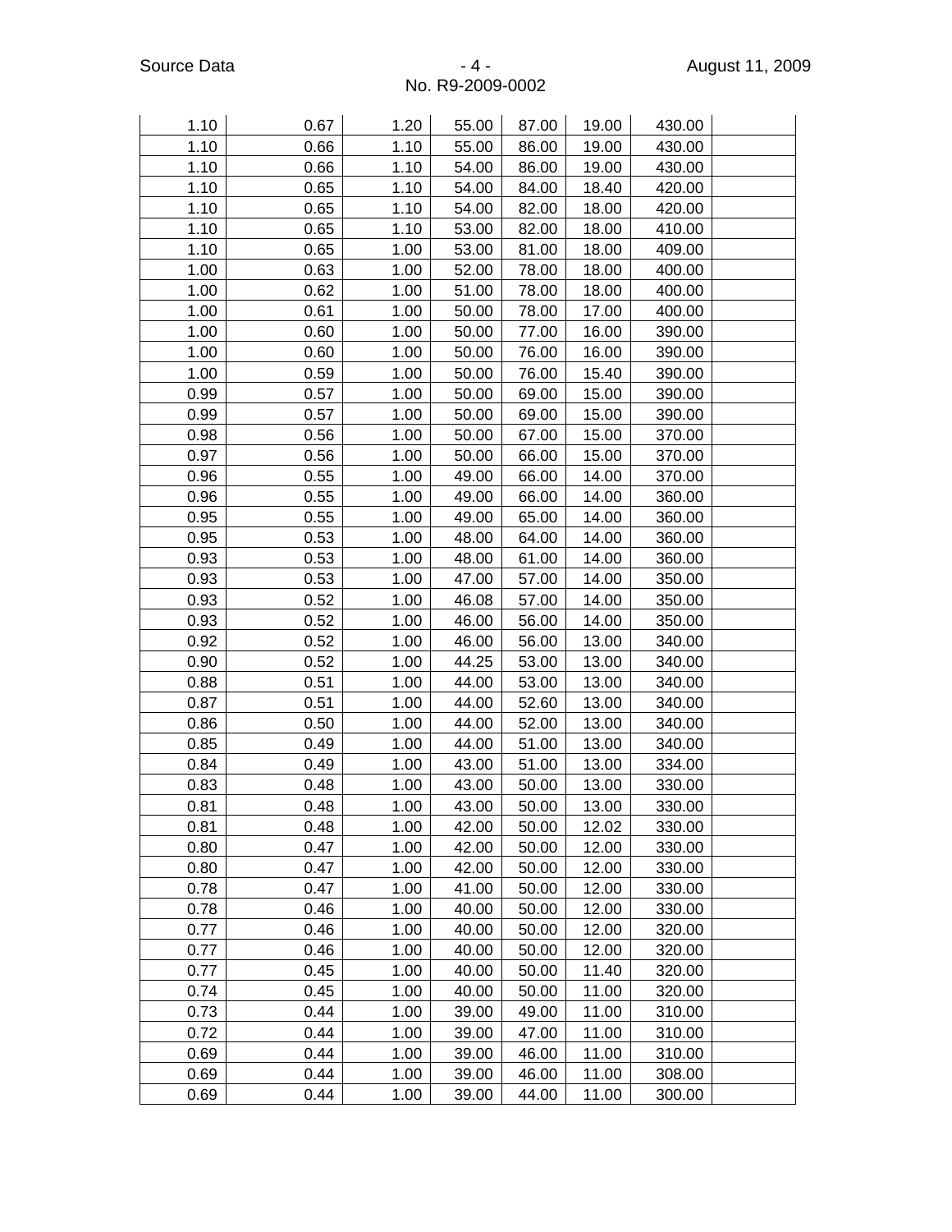| | | | | | | | |
|---|---|---|---|---|---|---|---|
| 1.10 | 0.67 | 1.20 | 55.00 | 87.00 | 19.00 | 430.00 | |
| 1.10 | 0.66 | 1.10 | 55.00 | 86.00 | 19.00 | 430.00 | |
| 1.10 | 0.66 | 1.10 | 54.00 | 86.00 | 19.00 | 430.00 | |
| 1.10 | 0.65 | 1.10 | 54.00 | 84.00 | 18.40 | 420.00 | |
| 1.10 | 0.65 | 1.10 | 54.00 | 82.00 | 18.00 | 420.00 | |
| 1.10 | 0.65 | 1.10 | 53.00 | 82.00 | 18.00 | 410.00 | |
| 1.10 | 0.65 | 1.00 | 53.00 | 81.00 | 18.00 | 409.00 | |
| 1.00 | 0.63 | 1.00 | 52.00 | 78.00 | 18.00 | 400.00 | |
| 1.00 | 0.62 | 1.00 | 51.00 | 78.00 | 18.00 | 400.00 | |
| 1.00 | 0.61 | 1.00 | 50.00 | 78.00 | 17.00 | 400.00 | |
| 1.00 | 0.60 | 1.00 | 50.00 | 77.00 | 16.00 | 390.00 | |
| 1.00 | 0.60 | 1.00 | 50.00 | 76.00 | 16.00 | 390.00 | |
| 1.00 | 0.59 | 1.00 | 50.00 | 76.00 | 15.40 | 390.00 | |
| 0.99 | 0.57 | 1.00 | 50.00 | 69.00 | 15.00 | 390.00 | |
| 0.99 | 0.57 | 1.00 | 50.00 | 69.00 | 15.00 | 390.00 | |
| 0.98 | 0.56 | 1.00 | 50.00 | 67.00 | 15.00 | 370.00 | |
| 0.97 | 0.56 | 1.00 | 50.00 | 66.00 | 15.00 | 370.00 | |
| 0.96 | 0.55 | 1.00 | 49.00 | 66.00 | 14.00 | 370.00 | |
| 0.96 | 0.55 | 1.00 | 49.00 | 66.00 | 14.00 | 360.00 | |
| 0.95 | 0.55 | 1.00 | 49.00 | 65.00 | 14.00 | 360.00 | |
| 0.95 | 0.53 | 1.00 | 48.00 | 64.00 | 14.00 | 360.00 | |
| 0.93 | 0.53 | 1.00 | 48.00 | 61.00 | 14.00 | 360.00 | |
| 0.93 | 0.53 | 1.00 | 47.00 | 57.00 | 14.00 | 350.00 | |
| 0.93 | 0.52 | 1.00 | 46.08 | 57.00 | 14.00 | 350.00 | |
| 0.93 | 0.52 | 1.00 | 46.00 | 56.00 | 14.00 | 350.00 | |
| 0.92 | 0.52 | 1.00 | 46.00 | 56.00 | 13.00 | 340.00 | |
| 0.90 | 0.52 | 1.00 | 44.25 | 53.00 | 13.00 | 340.00 | |
| 0.88 | 0.51 | 1.00 | 44.00 | 53.00 | 13.00 | 340.00 | |
| 0.87 | 0.51 | 1.00 | 44.00 | 52.60 | 13.00 | 340.00 | |
| 0.86 | 0.50 | 1.00 | 44.00 | 52.00 | 13.00 | 340.00 | |
| 0.85 | 0.49 | 1.00 | 44.00 | 51.00 | 13.00 | 340.00 | |
| 0.84 | 0.49 | 1.00 | 43.00 | 51.00 | 13.00 | 334.00 | |
| 0.83 | 0.48 | 1.00 | 43.00 | 50.00 | 13.00 | 330.00 | |
| 0.81 | 0.48 | 1.00 | 43.00 | 50.00 | 13.00 | 330.00 | |
| 0.81 | 0.48 | 1.00 | 42.00 | 50.00 | 12.02 | 330.00 | |
| 0.80 | 0.47 | 1.00 | 42.00 | 50.00 | 12.00 | 330.00 | |
| 0.80 | 0.47 | 1.00 | 42.00 | 50.00 | 12.00 | 330.00 | |
| 0.78 | 0.47 | 1.00 | 41.00 | 50.00 | 12.00 | 330.00 | |
| 0.78 | 0.46 | 1.00 | 40.00 | 50.00 | 12.00 | 330.00 | |
| 0.77 | 0.46 | 1.00 | 40.00 | 50.00 | 12.00 | 320.00 | |
| 0.77 | 0.46 | 1.00 | 40.00 | 50.00 | 12.00 | 320.00 | |
| 0.77 | 0.45 | 1.00 | 40.00 | 50.00 | 11.40 | 320.00 | |
| 0.74 | 0.45 | 1.00 | 40.00 | 50.00 | 11.00 | 320.00 | |
| 0.73 | 0.44 | 1.00 | 39.00 | 49.00 | 11.00 | 310.00 | |
| 0.72 | 0.44 | 1.00 | 39.00 | 47.00 | 11.00 | 310.00 | |
| 0.69 | 0.44 | 1.00 | 39.00 | 46.00 | 11.00 | 310.00 | |
| 0.69 | 0.44 | 1.00 | 39.00 | 46.00 | 11.00 | 308.00 | |
| 0.69 | 0.44 | 1.00 | 39.00 | 44.00 | 11.00 | 300.00 | |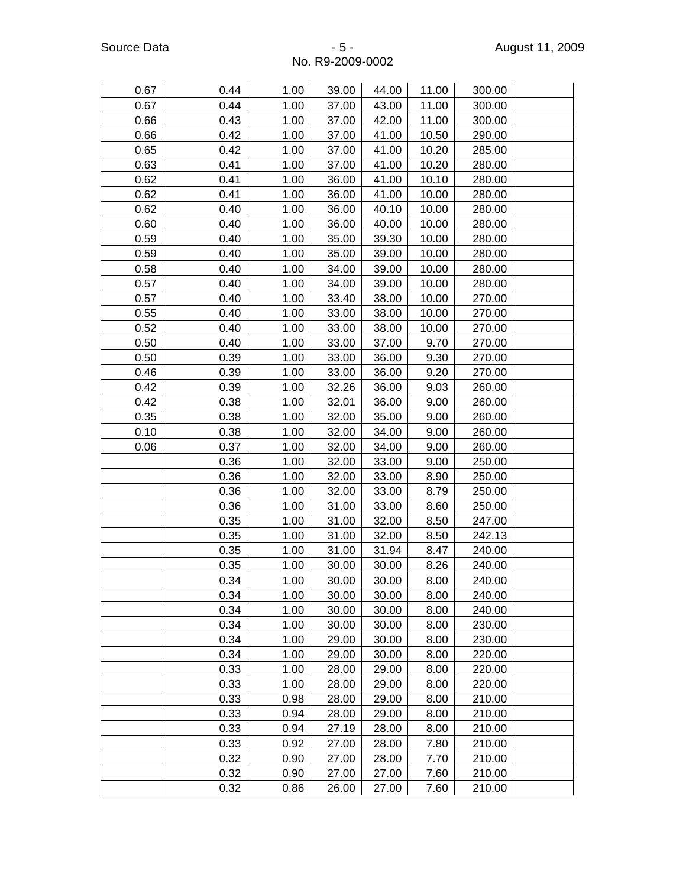| | | | | | | | |
|---|---|---|---|---|---|---|---|
| 0.67 | 0.44 | 1.00 | 39.00 | 44.00 | 11.00 | 300.00 | |
| 0.67 | 0.44 | 1.00 | 37.00 | 43.00 | 11.00 | 300.00 | |
| 0.66 | 0.43 | 1.00 | 37.00 | 42.00 | 11.00 | 300.00 | |
| 0.66 | 0.42 | 1.00 | 37.00 | 41.00 | 10.50 | 290.00 | |
| 0.65 | 0.42 | 1.00 | 37.00 | 41.00 | 10.20 | 285.00 | |
| 0.63 | 0.41 | 1.00 | 37.00 | 41.00 | 10.20 | 280.00 | |
| 0.62 | 0.41 | 1.00 | 36.00 | 41.00 | 10.10 | 280.00 | |
| 0.62 | 0.41 | 1.00 | 36.00 | 41.00 | 10.00 | 280.00 | |
| 0.62 | 0.40 | 1.00 | 36.00 | 40.10 | 10.00 | 280.00 | |
| 0.60 | 0.40 | 1.00 | 36.00 | 40.00 | 10.00 | 280.00 | |
| 0.59 | 0.40 | 1.00 | 35.00 | 39.30 | 10.00 | 280.00 | |
| 0.59 | 0.40 | 1.00 | 35.00 | 39.00 | 10.00 | 280.00 | |
| 0.58 | 0.40 | 1.00 | 34.00 | 39.00 | 10.00 | 280.00 | |
| 0.57 | 0.40 | 1.00 | 34.00 | 39.00 | 10.00 | 280.00 | |
| 0.57 | 0.40 | 1.00 | 33.40 | 38.00 | 10.00 | 270.00 | |
| 0.55 | 0.40 | 1.00 | 33.00 | 38.00 | 10.00 | 270.00 | |
| 0.52 | 0.40 | 1.00 | 33.00 | 38.00 | 10.00 | 270.00 | |
| 0.50 | 0.40 | 1.00 | 33.00 | 37.00 | 9.70 | 270.00 | |
| 0.50 | 0.39 | 1.00 | 33.00 | 36.00 | 9.30 | 270.00 | |
| 0.46 | 0.39 | 1.00 | 33.00 | 36.00 | 9.20 | 270.00 | |
| 0.42 | 0.39 | 1.00 | 32.26 | 36.00 | 9.03 | 260.00 | |
| 0.42 | 0.38 | 1.00 | 32.01 | 36.00 | 9.00 | 260.00 | |
| 0.35 | 0.38 | 1.00 | 32.00 | 35.00 | 9.00 | 260.00 | |
| 0.10 | 0.38 | 1.00 | 32.00 | 34.00 | 9.00 | 260.00 | |
| 0.06 | 0.37 | 1.00 | 32.00 | 34.00 | 9.00 | 260.00 | |
| | 0.36 | 1.00 | 32.00 | 33.00 | 9.00 | 250.00 | |
| | 0.36 | 1.00 | 32.00 | 33.00 | 8.90 | 250.00 | |
| | 0.36 | 1.00 | 32.00 | 33.00 | 8.79 | 250.00 | |
| | 0.36 | 1.00 | 31.00 | 33.00 | 8.60 | 250.00 | |
| | 0.35 | 1.00 | 31.00 | 32.00 | 8.50 | 247.00 | |
| | 0.35 | 1.00 | 31.00 | 32.00 | 8.50 | 242.13 | |
| | 0.35 | 1.00 | 31.00 | 31.94 | 8.47 | 240.00 | |
| | 0.35 | 1.00 | 30.00 | 30.00 | 8.26 | 240.00 | |
| | 0.34 | 1.00 | 30.00 | 30.00 | 8.00 | 240.00 | |
| | 0.34 | 1.00 | 30.00 | 30.00 | 8.00 | 240.00 | |
| | 0.34 | 1.00 | 30.00 | 30.00 | 8.00 | 240.00 | |
| | 0.34 | 1.00 | 30.00 | 30.00 | 8.00 | 230.00 | |
| | 0.34 | 1.00 | 29.00 | 30.00 | 8.00 | 230.00 | |
| | 0.34 | 1.00 | 29.00 | 30.00 | 8.00 | 220.00 | |
| | 0.33 | 1.00 | 28.00 | 29.00 | 8.00 | 220.00 | |
| | 0.33 | 1.00 | 28.00 | 29.00 | 8.00 | 220.00 | |
| | 0.33 | 0.98 | 28.00 | 29.00 | 8.00 | 210.00 | |
| | 0.33 | 0.94 | 28.00 | 29.00 | 8.00 | 210.00 | |
| | 0.33 | 0.94 | 27.19 | 28.00 | 8.00 | 210.00 | |
| | 0.33 | 0.92 | 27.00 | 28.00 | 7.80 | 210.00 | |
| | 0.32 | 0.90 | 27.00 | 28.00 | 7.70 | 210.00 | |
| | 0.32 | 0.90 | 27.00 | 27.00 | 7.60 | 210.00 | |
| | 0.32 | 0.86 | 26.00 | 27.00 | 7.60 | 210.00 | |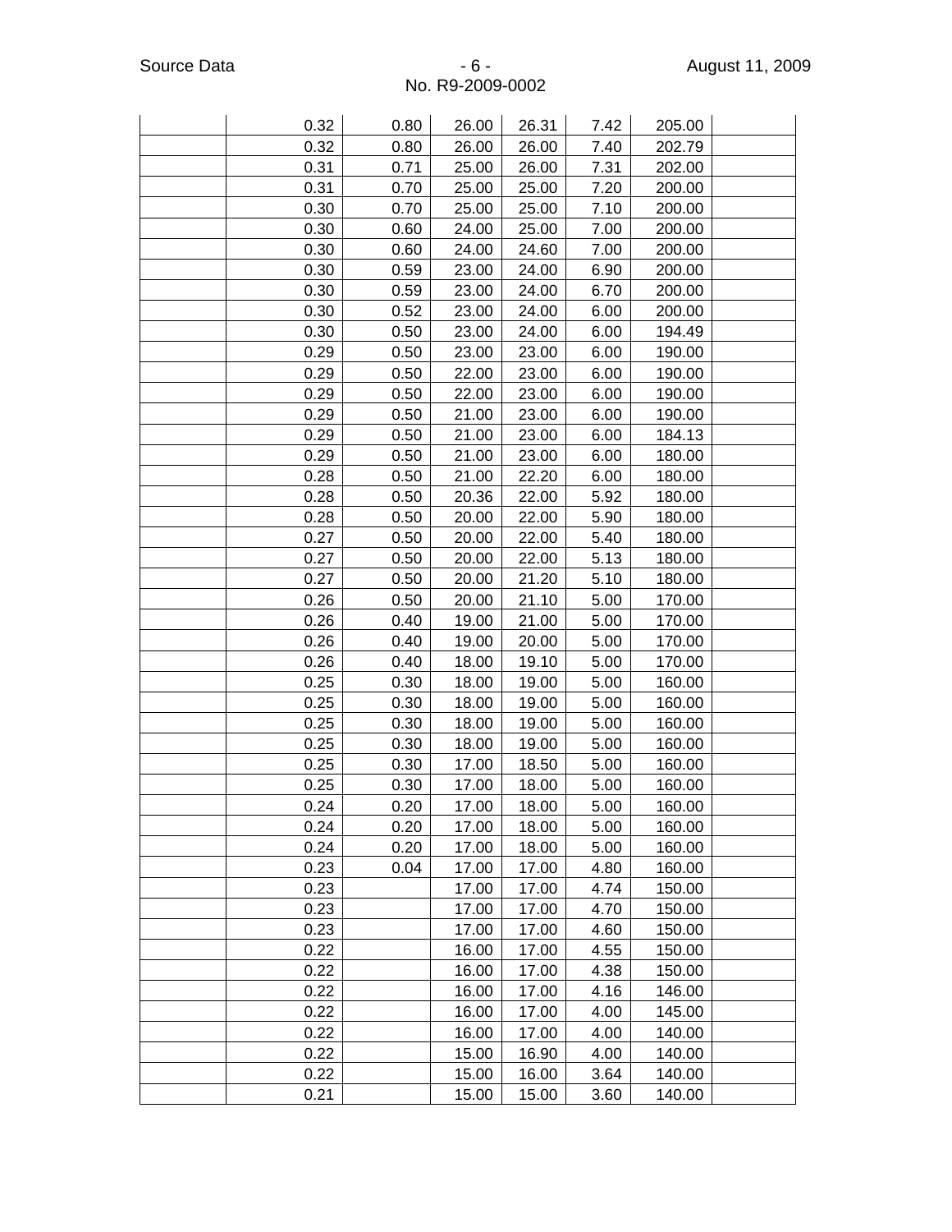| | | | | | | | |
|---|---|---|---|---|---|---|---|
| | 0.32 | 0.80 | 26.00 | 26.31 | 7.42 | 205.00 | |
| | 0.32 | 0.80 | 26.00 | 26.00 | 7.40 | 202.79 | |
| | 0.31 | 0.71 | 25.00 | 26.00 | 7.31 | 202.00 | |
| | 0.31 | 0.70 | 25.00 | 25.00 | 7.20 | 200.00 | |
| | 0.30 | 0.70 | 25.00 | 25.00 | 7.10 | 200.00 | |
| | 0.30 | 0.60 | 24.00 | 25.00 | 7.00 | 200.00 | |
| | 0.30 | 0.60 | 24.00 | 24.60 | 7.00 | 200.00 | |
| | 0.30 | 0.59 | 23.00 | 24.00 | 6.90 | 200.00 | |
| | 0.30 | 0.59 | 23.00 | 24.00 | 6.70 | 200.00 | |
| | 0.30 | 0.52 | 23.00 | 24.00 | 6.00 | 200.00 | |
| | 0.30 | 0.50 | 23.00 | 24.00 | 6.00 | 194.49 | |
| | 0.29 | 0.50 | 23.00 | 23.00 | 6.00 | 190.00 | |
| | 0.29 | 0.50 | 22.00 | 23.00 | 6.00 | 190.00 | |
| | 0.29 | 0.50 | 22.00 | 23.00 | 6.00 | 190.00 | |
| | 0.29 | 0.50 | 21.00 | 23.00 | 6.00 | 190.00 | |
| | 0.29 | 0.50 | 21.00 | 23.00 | 6.00 | 184.13 | |
| | 0.29 | 0.50 | 21.00 | 23.00 | 6.00 | 180.00 | |
| | 0.28 | 0.50 | 21.00 | 22.20 | 6.00 | 180.00 | |
| | 0.28 | 0.50 | 20.36 | 22.00 | 5.92 | 180.00 | |
| | 0.28 | 0.50 | 20.00 | 22.00 | 5.90 | 180.00 | |
| | 0.27 | 0.50 | 20.00 | 22.00 | 5.40 | 180.00 | |
| | 0.27 | 0.50 | 20.00 | 22.00 | 5.13 | 180.00 | |
| | 0.27 | 0.50 | 20.00 | 21.20 | 5.10 | 180.00 | |
| | 0.26 | 0.50 | 20.00 | 21.10 | 5.00 | 170.00 | |
| | 0.26 | 0.40 | 19.00 | 21.00 | 5.00 | 170.00 | |
| | 0.26 | 0.40 | 19.00 | 20.00 | 5.00 | 170.00 | |
| | 0.26 | 0.40 | 18.00 | 19.10 | 5.00 | 170.00 | |
| | 0.25 | 0.30 | 18.00 | 19.00 | 5.00 | 160.00 | |
| | 0.25 | 0.30 | 18.00 | 19.00 | 5.00 | 160.00 | |
| | 0.25 | 0.30 | 18.00 | 19.00 | 5.00 | 160.00 | |
| | 0.25 | 0.30 | 18.00 | 19.00 | 5.00 | 160.00 | |
| | 0.25 | 0.30 | 17.00 | 18.50 | 5.00 | 160.00 | |
| | 0.25 | 0.30 | 17.00 | 18.00 | 5.00 | 160.00 | |
| | 0.24 | 0.20 | 17.00 | 18.00 | 5.00 | 160.00 | |
| | 0.24 | 0.20 | 17.00 | 18.00 | 5.00 | 160.00 | |
| | 0.24 | 0.20 | 17.00 | 18.00 | 5.00 | 160.00 | |
| | 0.23 | 0.04 | 17.00 | 17.00 | 4.80 | 160.00 | |
| | 0.23 | | 17.00 | 17.00 | 4.74 | 150.00 | |
| | 0.23 | | 17.00 | 17.00 | 4.70 | 150.00 | |
| | 0.23 | | 17.00 | 17.00 | 4.60 | 150.00 | |
| | 0.22 | | 16.00 | 17.00 | 4.55 | 150.00 | |
| | 0.22 | | 16.00 | 17.00 | 4.38 | 150.00 | |
| | 0.22 | | 16.00 | 17.00 | 4.16 | 146.00 | |
| | 0.22 | | 16.00 | 17.00 | 4.00 | 145.00 | |
| | 0.22 | | 16.00 | 17.00 | 4.00 | 140.00 | |
| | 0.22 | | 15.00 | 16.90 | 4.00 | 140.00 | |
| | 0.22 | | 15.00 | 16.00 | 3.64 | 140.00 | |
| | 0.21 | | 15.00 | 15.00 | 3.60 | 140.00 | |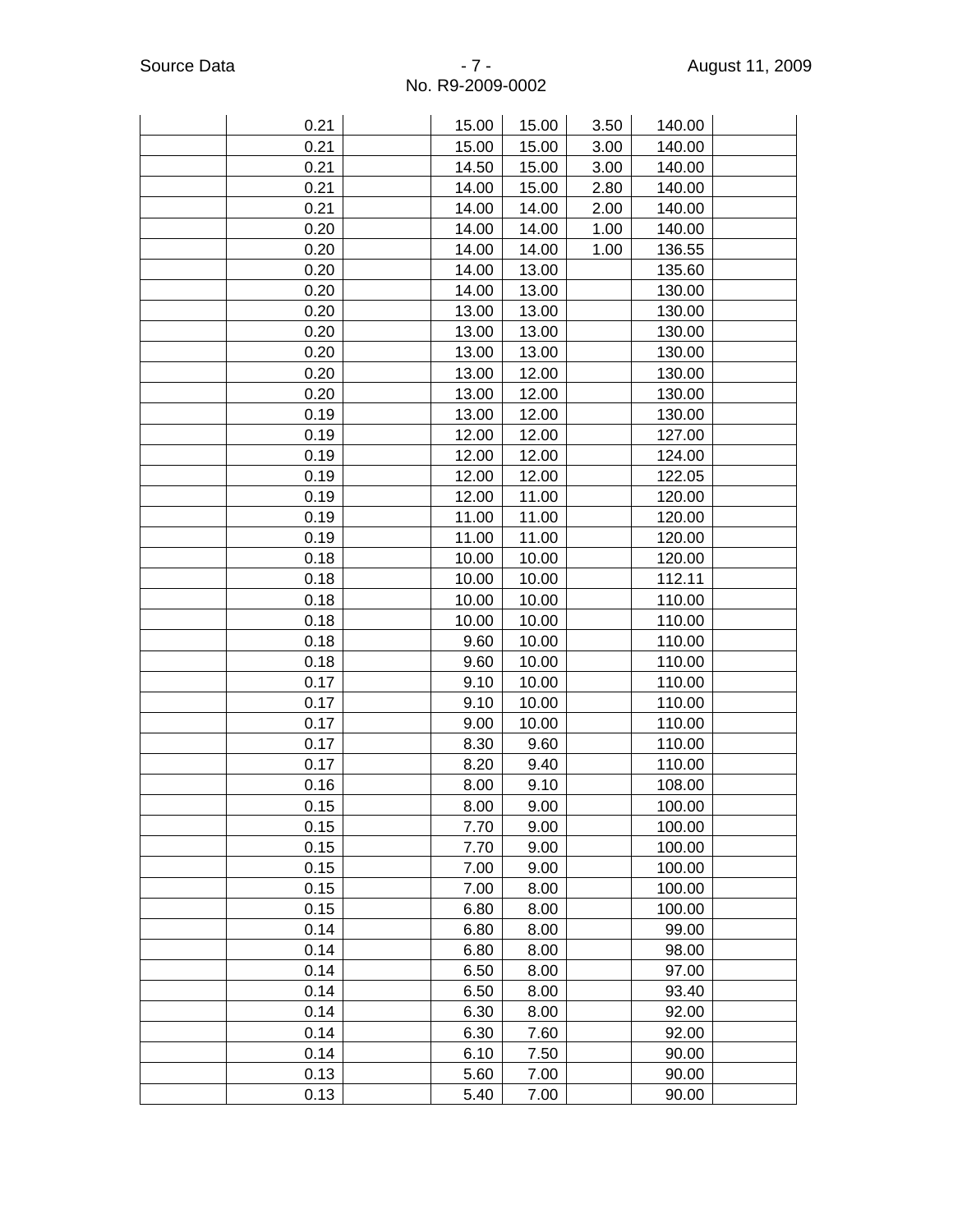| | | | | | | | |
|---|---|---|---|---|---|---|---|
| | 0.21 | | 15.00 | 15.00 | 3.50 | 140.00 | |
| | 0.21 | | 15.00 | 15.00 | 3.00 | 140.00 | |
| | 0.21 | | 14.50 | 15.00 | 3.00 | 140.00 | |
| | 0.21 | | 14.00 | 15.00 | 2.80 | 140.00 | |
| | 0.21 | | 14.00 | 14.00 | 2.00 | 140.00 | |
| | 0.20 | | 14.00 | 14.00 | 1.00 | 140.00 | |
| | 0.20 | | 14.00 | 14.00 | 1.00 | 136.55 | |
| | 0.20 | | 14.00 | 13.00 | | 135.60 | |
| | 0.20 | | 14.00 | 13.00 | | 130.00 | |
| | 0.20 | | 13.00 | 13.00 | | 130.00 | |
| | 0.20 | | 13.00 | 13.00 | | 130.00 | |
| | 0.20 | | 13.00 | 13.00 | | 130.00 | |
| | 0.20 | | 13.00 | 12.00 | | 130.00 | |
| | 0.20 | | 13.00 | 12.00 | | 130.00 | |
| | 0.19 | | 13.00 | 12.00 | | 130.00 | |
| | 0.19 | | 12.00 | 12.00 | | 127.00 | |
| | 0.19 | | 12.00 | 12.00 | | 124.00 | |
| | 0.19 | | 12.00 | 12.00 | | 122.05 | |
| | 0.19 | | 12.00 | 11.00 | | 120.00 | |
| | 0.19 | | 11.00 | 11.00 | | 120.00 | |
| | 0.19 | | 11.00 | 11.00 | | 120.00 | |
| | 0.18 | | 10.00 | 10.00 | | 120.00 | |
| | 0.18 | | 10.00 | 10.00 | | 112.11 | |
| | 0.18 | | 10.00 | 10.00 | | 110.00 | |
| | 0.18 | | 10.00 | 10.00 | | 110.00 | |
| | 0.18 | | 9.60 | 10.00 | | 110.00 | |
| | 0.18 | | 9.60 | 10.00 | | 110.00 | |
| | 0.17 | | 9.10 | 10.00 | | 110.00 | |
| | 0.17 | | 9.10 | 10.00 | | 110.00 | |
| | 0.17 | | 9.00 | 10.00 | | 110.00 | |
| | 0.17 | | 8.30 | 9.60 | | 110.00 | |
| | 0.17 | | 8.20 | 9.40 | | 110.00 | |
| | 0.16 | | 8.00 | 9.10 | | 108.00 | |
| | 0.15 | | 8.00 | 9.00 | | 100.00 | |
| | 0.15 | | 7.70 | 9.00 | | 100.00 | |
| | 0.15 | | 7.70 | 9.00 | | 100.00 | |
| | 0.15 | | 7.00 | 9.00 | | 100.00 | |
| | 0.15 | | 7.00 | 8.00 | | 100.00 | |
| | 0.15 | | 6.80 | 8.00 | | 100.00 | |
| | 0.14 | | 6.80 | 8.00 | | 99.00 | |
| | 0.14 | | 6.80 | 8.00 | | 98.00 | |
| | 0.14 | | 6.50 | 8.00 | | 97.00 | |
| | 0.14 | | 6.50 | 8.00 | | 93.40 | |
| | 0.14 | | 6.30 | 8.00 | | 92.00 | |
| | 0.14 | | 6.30 | 7.60 | | 92.00 | |
| | 0.14 | | 6.10 | 7.50 | | 90.00 | |
| | 0.13 | | 5.60 | 7.00 | | 90.00 | |
| | 0.13 | | 5.40 | 7.00 | | 90.00 | |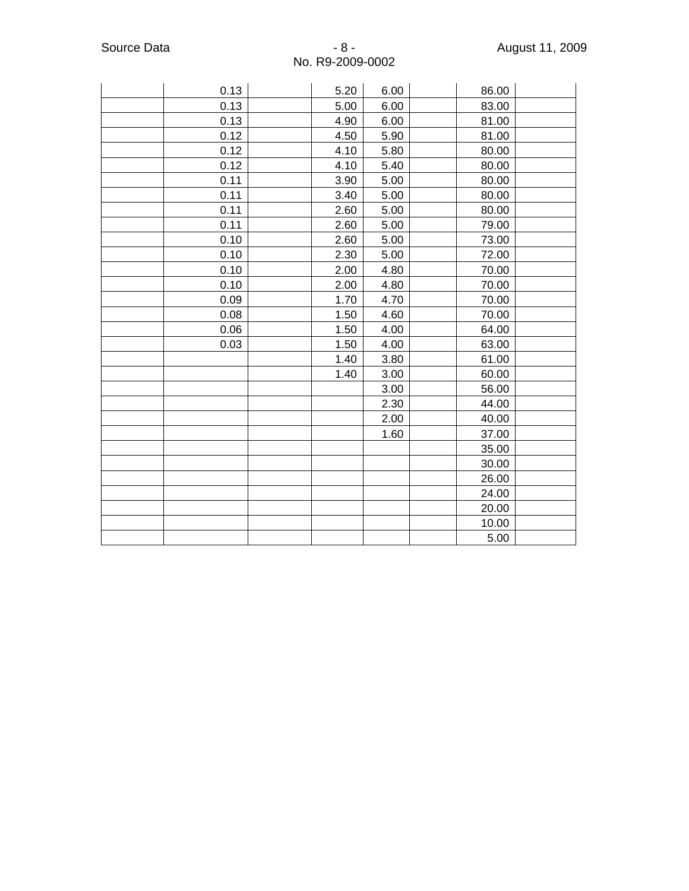| | | | | | | | |
|---|---|---|---|---|---|---|---|
| | 0.13 | | 5.20 | 6.00 | | 86.00 | |
| | 0.13 | | 5.00 | 6.00 | | 83.00 | |
| | 0.13 | | 4.90 | 6.00 | | 81.00 | |
| | 0.12 | | 4.50 | 5.90 | | 81.00 | |
| | 0.12 | | 4.10 | 5.80 | | 80.00 | |
| | 0.12 | | 4.10 | 5.40 | | 80.00 | |
| | 0.11 | | 3.90 | 5.00 | | 80.00 | |
| | 0.11 | | 3.40 | 5.00 | | 80.00 | |
| | 0.11 | | 2.60 | 5.00 | | 80.00 | |
| | 0.11 | | 2.60 | 5.00 | | 79.00 | |
| | 0.10 | | 2.60 | 5.00 | | 73.00 | |
| | 0.10 | | 2.30 | 5.00 | | 72.00 | |
| | 0.10 | | 2.00 | 4.80 | | 70.00 | |
| | 0.10 | | 2.00 | 4.80 | | 70.00 | |
| | 0.09 | | 1.70 | 4.70 | | 70.00 | |
| | 0.08 | | 1.50 | 4.60 | | 70.00 | |
| | 0.06 | | 1.50 | 4.00 | | 64.00 | |
| | 0.03 | | 1.50 | 4.00 | | 63.00 | |
| | | | 1.40 | 3.80 | | 61.00 | |
| | | | 1.40 | 3.00 | | 60.00 | |
| | | | | 3.00 | | 56.00 | |
| | | | | 2.30 | | 44.00 | |
| | | | | 2.00 | | 40.00 | |
| | | | | 1.60 | | 37.00 | |
| | | | | | | 35.00 | |
| | | | | | | 30.00 | |
| | | | | | | 26.00 | |
| | | | | | | 24.00 | |
| | | | | | | 20.00 | |
| | | | | | | 10.00 | |
| | | | | | | 5.00 | |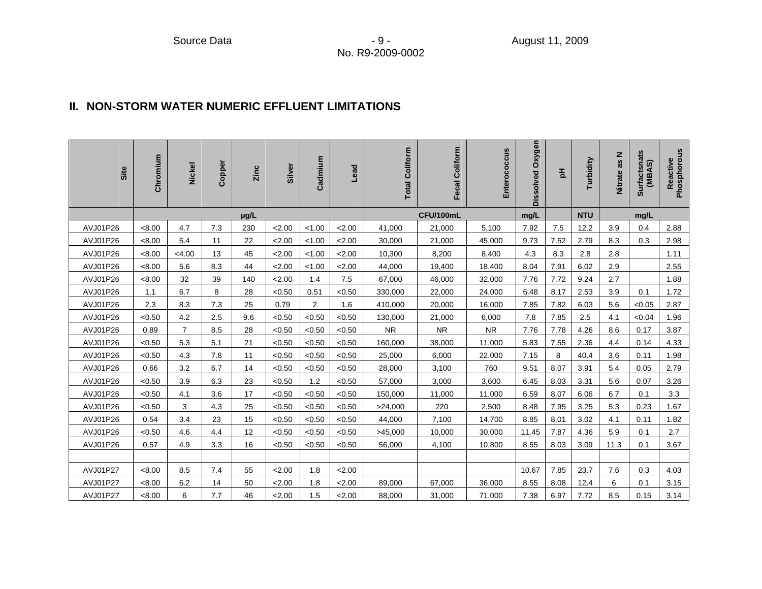## II. NON-STORM WATER NUMERIC EFFLUENT LIMITATIONS

| Site | Chromium | Nickel | Copper | Zinc | Silver | Cadmium | Lead | Total Coliform | Fecal Coliform | Enterococcus | Dissolved Oxygen | pH | Turbidity | Nitrate as N | Surfactsnats (MBAS) | Reactive Phosphorous |
|---|---|---|---|---|---|---|---|---|---|---|---|---|---|---|---|---|
| | µg/L | | | | | | | CFU/100mL | | | mg/L | | NTU | mg/L | | |
| AVJ01P26 | <8.00 | 4.7 | 7.3 | 230 | <2.00 | <1.00 | <2.00 | 41,000 | 21,000 | 5,100 | 7.92 | 7.5 | 12.2 | 3.9 | 0.4 | 2.88 |
| AVJ01P26 | <8.00 | 5.4 | 11 | 22 | <2.00 | <1.00 | <2.00 | 30,000 | 21,000 | 45,000 | 9.73 | 7.52 | 2.79 | 8.3 | 0.3 | 2.98 |
| AVJ01P26 | <8.00 | <4.00 | 13 | 45 | <2.00 | <1.00 | <2.00 | 10,300 | 8,200 | 8,400 | 4.3 | 8.3 | 2.8 | 2.8 | | 1.11 |
| AVJ01P26 | <8.00 | 5.6 | 8.3 | 44 | <2.00 | <1.00 | <2.00 | 44,000 | 19,400 | 18,400 | 8.04 | 7.91 | 6.02 | 2.9 | | 2.55 |
| AVJ01P26 | <8.00 | 32 | 39 | 140 | <2.00 | 1.4 | 7.5 | 67,000 | 46,000 | 32,000 | 7.76 | 7.72 | 9.24 | 2.7 | | 1.88 |
| AVJ01P26 | 1.1 | 6.7 | 8 | 28 | <0.50 | 0.51 | <0.50 | 330,000 | 22,000 | 24,000 | 6.48 | 8.17 | 2.53 | 3.9 | 0.1 | 1.72 |
| AVJ01P26 | 2.3 | 8.3 | 7.3 | 25 | 0.79 | 2 | 1.6 | 410,000 | 20,000 | 16,000 | 7.85 | 7.82 | 6.03 | 5.6 | <0.05 | 2.87 |
| AVJ01P26 | <0.50 | 4.2 | 2.5 | 9.6 | <0.50 | <0.50 | <0.50 | 130,000 | 21,000 | 6,000 | 7.8 | 7.85 | 2.5 | 4.1 | <0.04 | 1.96 |
| AVJ01P26 | 0.89 | 7 | 8.5 | 28 | <0.50 | <0.50 | <0.50 | NR | NR | NR | 7.76 | 7.78 | 4.26 | 8.6 | 0.17 | 3.87 |
| AVJ01P26 | <0.50 | 5.3 | 5.1 | 21 | <0.50 | <0.50 | <0.50 | 160,000 | 38,000 | 11,000 | 5.83 | 7.55 | 2.36 | 4.4 | 0.14 | 4.33 |
| AVJ01P26 | <0.50 | 4.3 | 7.8 | 11 | <0.50 | <0.50 | <0.50 | 25,000 | 6,000 | 22,000 | 7.15 | 8 | 40.4 | 3.6 | 0.11 | 1.98 |
| AVJ01P26 | 0.66 | 3.2 | 6.7 | 14 | <0.50 | <0.50 | <0.50 | 28,000 | 3,100 | 760 | 9.51 | 8.07 | 3.91 | 5.4 | 0.05 | 2.79 |
| AVJ01P26 | <0.50 | 3.9 | 6.3 | 23 | <0.50 | 1.2 | <0.50 | 57,000 | 3,000 | 3,600 | 6.45 | 8.03 | 3.31 | 5.6 | 0.07 | 3.26 |
| AVJ01P26 | <0.50 | 4.1 | 3.6 | 17 | <0.50 | <0.50 | <0.50 | 150,000 | 11,000 | 11,000 | 6.59 | 8.07 | 6.06 | 6.7 | 0.1 | 3.3 |
| AVJ01P26 | <0.50 | 3 | 4.3 | 25 | <0.50 | <0.50 | <0.50 | >24,000 | 220 | 2,500 | 8.48 | 7.95 | 3.25 | 5.3 | 0.23 | 1.67 |
| AVJ01P26 | 0.54 | 3.4 | 23 | 15 | <0.50 | <0.50 | <0.50 | 44,000 | 7,100 | 14,700 | 8.85 | 8.01 | 3.02 | 4.1 | 0.11 | 1.82 |
| AVJ01P26 | <0.50 | 4.6 | 4.4 | 12 | <0.50 | <0.50 | <0.50 | >45,000 | 10,000 | 30,000 | 11.45 | 7.87 | 4.36 | 5.9 | 0.1 | 2.7 |
| AVJ01P26 | 0.57 | 4.9 | 3.3 | 16 | <0.50 | <0.50 | <0.50 | 56,000 | 4,100 | 10,800 | 8.55 | 8.03 | 3.09 | 11.3 | 0.1 | 3.67 |
| | | | | | | | | | | | | | | | | |
| AVJ01P27 | <8.00 | 8.5 | 7.4 | 55 | <2.00 | 1.8 | <2.00 | | | | 10.67 | 7.85 | 23.7 | 7.6 | 0.3 | 4.03 |
| AVJ01P27 | <8.00 | 6.2 | 14 | 50 | <2.00 | 1.8 | <2.00 | 89,000 | 67,000 | 36,000 | 8.55 | 8.08 | 12.4 | 6 | 0.1 | 3.15 |
| AVJ01P27 | <8.00 | 6 | 7.7 | 46 | <2.00 | 1.5 | <2.00 | 88,000 | 31,000 | 71,000 | 7.38 | 6.97 | 7.72 | 8.5 | 0.15 | 3.14 |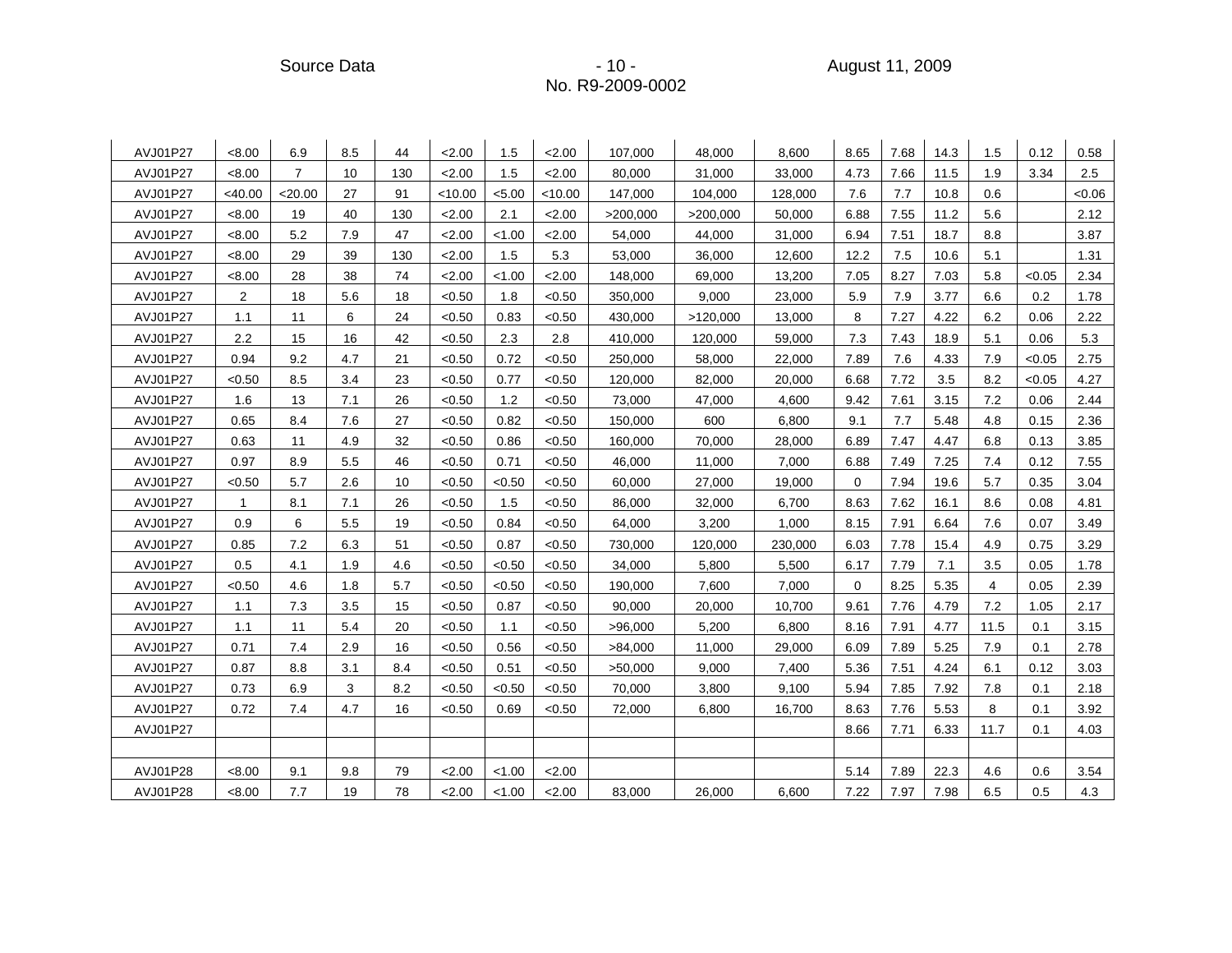| | | | | | | | | | | | | | | | | |
|---|---|---|---|---|---|---|---|---|---|---|---|---|---|---|---|---|
| AVJ01P27 | <8.00 | 6.9 | 8.5 | 44 | <2.00 | 1.5 | <2.00 | 107,000 | 48,000 | 8,600 | 8.65 | 7.68 | 14.3 | 1.5 | 0.12 | 0.58 |
| AVJ01P27 | <8.00 | 7 | 10 | 130 | <2.00 | 1.5 | <2.00 | 80,000 | 31,000 | 33,000 | 4.73 | 7.66 | 11.5 | 1.9 | 3.34 | 2.5 |
| AVJ01P27 | <40.00 | <20.00 | 27 | 91 | <10.00 | <5.00 | <10.00 | 147,000 | 104,000 | 128,000 | 7.6 | 7.7 | 10.8 | 0.6 | | <0.06 |
| AVJ01P27 | <8.00 | 19 | 40 | 130 | <2.00 | 2.1 | <2.00 | >200,000 | >200,000 | 50,000 | 6.88 | 7.55 | 11.2 | 5.6 | | 2.12 |
| AVJ01P27 | <8.00 | 5.2 | 7.9 | 47 | <2.00 | <1.00 | <2.00 | 54,000 | 44,000 | 31,000 | 6.94 | 7.51 | 18.7 | 8.8 | | 3.87 |
| AVJ01P27 | <8.00 | 29 | 39 | 130 | <2.00 | 1.5 | 5.3 | 53,000 | 36,000 | 12,600 | 12.2 | 7.5 | 10.6 | 5.1 | | 1.31 |
| AVJ01P27 | <8.00 | 28 | 38 | 74 | <2.00 | <1.00 | <2.00 | 148,000 | 69,000 | 13,200 | 7.05 | 8.27 | 7.03 | 5.8 | <0.05 | 2.34 |
| AVJ01P27 | 2 | 18 | 5.6 | 18 | <0.50 | 1.8 | <0.50 | 350,000 | 9,000 | 23,000 | 5.9 | 7.9 | 3.77 | 6.6 | 0.2 | 1.78 |
| AVJ01P27 | 1.1 | 11 | 6 | 24 | <0.50 | 0.83 | <0.50 | 430,000 | >120,000 | 13,000 | 8 | 7.27 | 4.22 | 6.2 | 0.06 | 2.22 |
| AVJ01P27 | 2.2 | 15 | 16 | 42 | <0.50 | 2.3 | 2.8 | 410,000 | 120,000 | 59,000 | 7.3 | 7.43 | 18.9 | 5.1 | 0.06 | 5.3 |
| AVJ01P27 | 0.94 | 9.2 | 4.7 | 21 | <0.50 | 0.72 | <0.50 | 250,000 | 58,000 | 22,000 | 7.89 | 7.6 | 4.33 | 7.9 | <0.05 | 2.75 |
| AVJ01P27 | <0.50 | 8.5 | 3.4 | 23 | <0.50 | 0.77 | <0.50 | 120,000 | 82,000 | 20,000 | 6.68 | 7.72 | 3.5 | 8.2 | <0.05 | 4.27 |
| AVJ01P27 | 1.6 | 13 | 7.1 | 26 | <0.50 | 1.2 | <0.50 | 73,000 | 47,000 | 4,600 | 9.42 | 7.61 | 3.15 | 7.2 | 0.06 | 2.44 |
| AVJ01P27 | 0.65 | 8.4 | 7.6 | 27 | <0.50 | 0.82 | <0.50 | 150,000 | 600 | 6,800 | 9.1 | 7.7 | 5.48 | 4.8 | 0.15 | 2.36 |
| AVJ01P27 | 0.63 | 11 | 4.9 | 32 | <0.50 | 0.86 | <0.50 | 160,000 | 70,000 | 28,000 | 6.89 | 7.47 | 4.47 | 6.8 | 0.13 | 3.85 |
| AVJ01P27 | 0.97 | 8.9 | 5.5 | 46 | <0.50 | 0.71 | <0.50 | 46,000 | 11,000 | 7,000 | 6.88 | 7.49 | 7.25 | 7.4 | 0.12 | 7.55 |
| AVJ01P27 | <0.50 | 5.7 | 2.6 | 10 | <0.50 | <0.50 | <0.50 | 60,000 | 27,000 | 19,000 | 0 | 7.94 | 19.6 | 5.7 | 0.35 | 3.04 |
| AVJ01P27 | 1 | 8.1 | 7.1 | 26 | <0.50 | 1.5 | <0.50 | 86,000 | 32,000 | 6,700 | 8.63 | 7.62 | 16.1 | 8.6 | 0.08 | 4.81 |
| AVJ01P27 | 0.9 | 6 | 5.5 | 19 | <0.50 | 0.84 | <0.50 | 64,000 | 3,200 | 1,000 | 8.15 | 7.91 | 6.64 | 7.6 | 0.07 | 3.49 |
| AVJ01P27 | 0.85 | 7.2 | 6.3 | 51 | <0.50 | 0.87 | <0.50 | 730,000 | 120,000 | 230,000 | 6.03 | 7.78 | 15.4 | 4.9 | 0.75 | 3.29 |
| AVJ01P27 | 0.5 | 4.1 | 1.9 | 4.6 | <0.50 | <0.50 | <0.50 | 34,000 | 5,800 | 5,500 | 6.17 | 7.79 | 7.1 | 3.5 | 0.05 | 1.78 |
| AVJ01P27 | <0.50 | 4.6 | 1.8 | 5.7 | <0.50 | <0.50 | <0.50 | 190,000 | 7,600 | 7,000 | 0 | 8.25 | 5.35 | 4 | 0.05 | 2.39 |
| AVJ01P27 | 1.1 | 7.3 | 3.5 | 15 | <0.50 | 0.87 | <0.50 | 90,000 | 20,000 | 10,700 | 9.61 | 7.76 | 4.79 | 7.2 | 1.05 | 2.17 |
| AVJ01P27 | 1.1 | 11 | 5.4 | 20 | <0.50 | 1.1 | <0.50 | >96,000 | 5,200 | 6,800 | 8.16 | 7.91 | 4.77 | 11.5 | 0.1 | 3.15 |
| AVJ01P27 | 0.71 | 7.4 | 2.9 | 16 | <0.50 | 0.56 | <0.50 | >84,000 | 11,000 | 29,000 | 6.09 | 7.89 | 5.25 | 7.9 | 0.1 | 2.78 |
| AVJ01P27 | 0.87 | 8.8 | 3.1 | 8.4 | <0.50 | 0.51 | <0.50 | >50,000 | 9,000 | 7,400 | 5.36 | 7.51 | 4.24 | 6.1 | 0.12 | 3.03 |
| AVJ01P27 | 0.73 | 6.9 | 3 | 8.2 | <0.50 | <0.50 | <0.50 | 70,000 | 3,800 | 9,100 | 5.94 | 7.85 | 7.92 | 7.8 | 0.1 | 2.18 |
| AVJ01P27 | 0.72 | 7.4 | 4.7 | 16 | <0.50 | 0.69 | <0.50 | 72,000 | 6,800 | 16,700 | 8.63 | 7.76 | 5.53 | 8 | 0.1 | 3.92 |
| AVJ01P27 | | | | | | | | | | | 8.66 | 7.71 | 6.33 | 11.7 | 0.1 | 4.03 |
| | | | | | | | | | | | | | | | | |
| AVJ01P28 | <8.00 | 9.1 | 9.8 | 79 | <2.00 | <1.00 | <2.00 | | | | 5.14 | 7.89 | 22.3 | 4.6 | 0.6 | 3.54 |
| AVJ01P28 | <8.00 | 7.7 | 19 | 78 | <2.00 | <1.00 | <2.00 | 83,000 | 26,000 | 6,600 | 7.22 | 7.97 | 7.98 | 6.5 | 0.5 | 4.3 |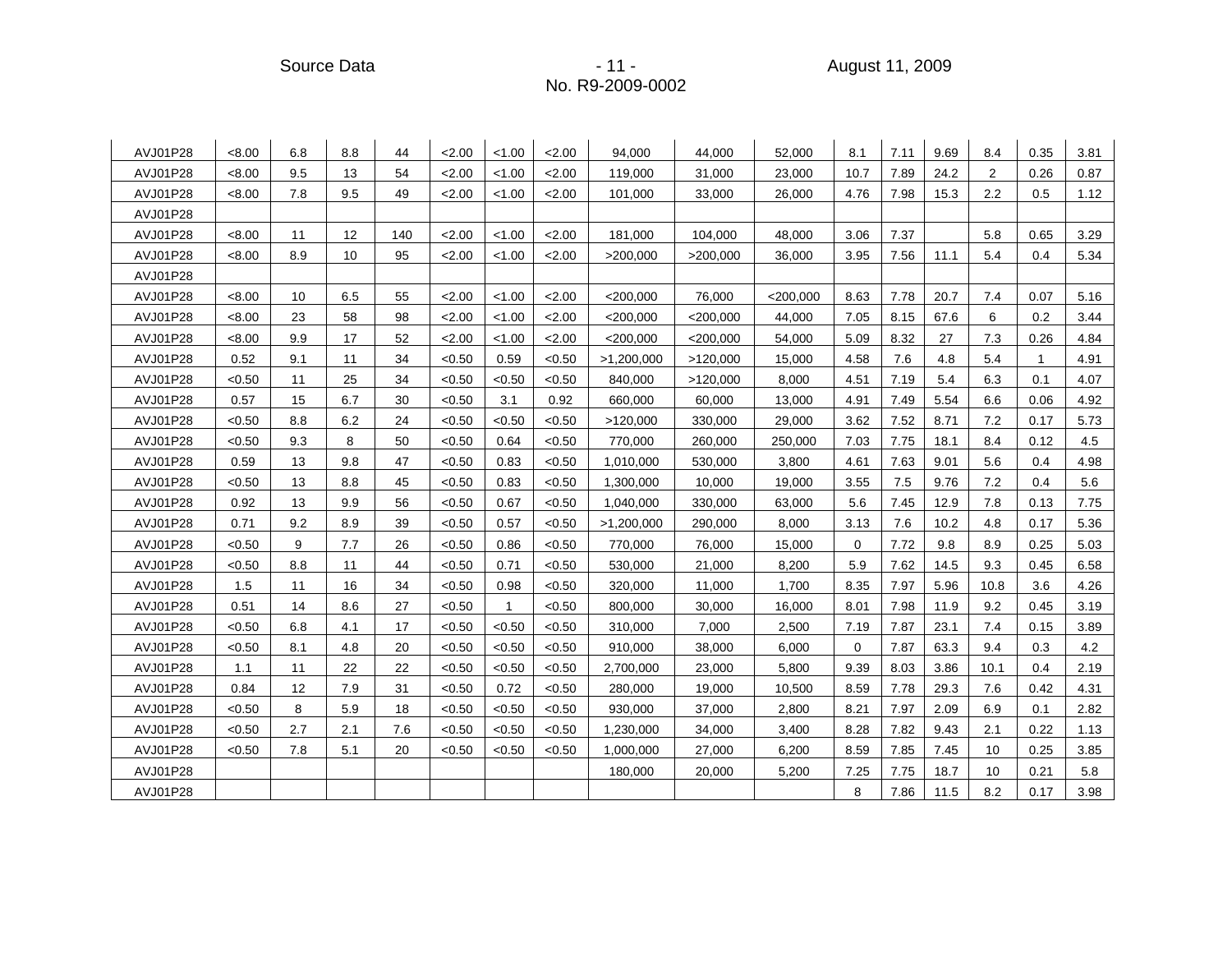| | | | | | | | | | | | | | | | | |
|---|---|---|---|---|---|---|---|---|---|---|---|---|---|---|---|---|
| AVJ01P28 | <8.00 | 6.8 | 8.8 | 44 | <2.00 | <1.00 | <2.00 | 94,000 | 44,000 | 52,000 | 8.1 | 7.11 | 9.69 | 8.4 | 0.35 | 3.81 |
| AVJ01P28 | <8.00 | 9.5 | 13 | 54 | <2.00 | <1.00 | <2.00 | 119,000 | 31,000 | 23,000 | 10.7 | 7.89 | 24.2 | 2 | 0.26 | 0.87 |
| AVJ01P28 | <8.00 | 7.8 | 9.5 | 49 | <2.00 | <1.00 | <2.00 | 101,000 | 33,000 | 26,000 | 4.76 | 7.98 | 15.3 | 2.2 | 0.5 | 1.12 |
| AVJ01P28 | | | | | | | | | | | | | | | | |
| AVJ01P28 | <8.00 | 11 | 12 | 140 | <2.00 | <1.00 | <2.00 | 181,000 | 104,000 | 48,000 | 3.06 | 7.37 | | 5.8 | 0.65 | 3.29 |
| AVJ01P28 | <8.00 | 8.9 | 10 | 95 | <2.00 | <1.00 | <2.00 | >200,000 | >200,000 | 36,000 | 3.95 | 7.56 | 11.1 | 5.4 | 0.4 | 5.34 |
| AVJ01P28 | | | | | | | | | | | | | | | | |
| AVJ01P28 | <8.00 | 10 | 6.5 | 55 | <2.00 | <1.00 | <2.00 | <200,000 | 76,000 | <200,000 | 8.63 | 7.78 | 20.7 | 7.4 | 0.07 | 5.16 |
| AVJ01P28 | <8.00 | 23 | 58 | 98 | <2.00 | <1.00 | <2.00 | <200,000 | <200,000 | 44,000 | 7.05 | 8.15 | 67.6 | 6 | 0.2 | 3.44 |
| AVJ01P28 | <8.00 | 9.9 | 17 | 52 | <2.00 | <1.00 | <2.00 | <200,000 | <200,000 | 54,000 | 5.09 | 8.32 | 27 | 7.3 | 0.26 | 4.84 |
| AVJ01P28 | 0.52 | 9.1 | 11 | 34 | <0.50 | 0.59 | <0.50 | >1,200,000 | >120,000 | 15,000 | 4.58 | 7.6 | 4.8 | 5.4 | 1 | 4.91 |
| AVJ01P28 | <0.50 | 11 | 25 | 34 | <0.50 | <0.50 | <0.50 | 840,000 | >120,000 | 8,000 | 4.51 | 7.19 | 5.4 | 6.3 | 0.1 | 4.07 |
| AVJ01P28 | 0.57 | 15 | 6.7 | 30 | <0.50 | 3.1 | 0.92 | 660,000 | 60,000 | 13,000 | 4.91 | 7.49 | 5.54 | 6.6 | 0.06 | 4.92 |
| AVJ01P28 | <0.50 | 8.8 | 6.2 | 24 | <0.50 | <0.50 | <0.50 | >120,000 | 330,000 | 29,000 | 3.62 | 7.52 | 8.71 | 7.2 | 0.17 | 5.73 |
| AVJ01P28 | <0.50 | 9.3 | 8 | 50 | <0.50 | 0.64 | <0.50 | 770,000 | 260,000 | 250,000 | 7.03 | 7.75 | 18.1 | 8.4 | 0.12 | 4.5 |
| AVJ01P28 | 0.59 | 13 | 9.8 | 47 | <0.50 | 0.83 | <0.50 | 1,010,000 | 530,000 | 3,800 | 4.61 | 7.63 | 9.01 | 5.6 | 0.4 | 4.98 |
| AVJ01P28 | <0.50 | 13 | 8.8 | 45 | <0.50 | 0.83 | <0.50 | 1,300,000 | 10,000 | 19,000 | 3.55 | 7.5 | 9.76 | 7.2 | 0.4 | 5.6 |
| AVJ01P28 | 0.92 | 13 | 9.9 | 56 | <0.50 | 0.67 | <0.50 | 1,040,000 | 330,000 | 63,000 | 5.6 | 7.45 | 12.9 | 7.8 | 0.13 | 7.75 |
| AVJ01P28 | 0.71 | 9.2 | 8.9 | 39 | <0.50 | 0.57 | <0.50 | >1,200,000 | 290,000 | 8,000 | 3.13 | 7.6 | 10.2 | 4.8 | 0.17 | 5.36 |
| AVJ01P28 | <0.50 | 9 | 7.7 | 26 | <0.50 | 0.86 | <0.50 | 770,000 | 76,000 | 15,000 | 0 | 7.72 | 9.8 | 8.9 | 0.25 | 5.03 |
| AVJ01P28 | <0.50 | 8.8 | 11 | 44 | <0.50 | 0.71 | <0.50 | 530,000 | 21,000 | 8,200 | 5.9 | 7.62 | 14.5 | 9.3 | 0.45 | 6.58 |
| AVJ01P28 | 1.5 | 11 | 16 | 34 | <0.50 | 0.98 | <0.50 | 320,000 | 11,000 | 1,700 | 8.35 | 7.97 | 5.96 | 10.8 | 3.6 | 4.26 |
| AVJ01P28 | 0.51 | 14 | 8.6 | 27 | <0.50 | 1 | <0.50 | 800,000 | 30,000 | 16,000 | 8.01 | 7.98 | 11.9 | 9.2 | 0.45 | 3.19 |
| AVJ01P28 | <0.50 | 6.8 | 4.1 | 17 | <0.50 | <0.50 | <0.50 | 310,000 | 7,000 | 2,500 | 7.19 | 7.87 | 23.1 | 7.4 | 0.15 | 3.89 |
| AVJ01P28 | <0.50 | 8.1 | 4.8 | 20 | <0.50 | <0.50 | <0.50 | 910,000 | 38,000 | 6,000 | 0 | 7.87 | 63.3 | 9.4 | 0.3 | 4.2 |
| AVJ01P28 | 1.1 | 11 | 22 | 22 | <0.50 | <0.50 | <0.50 | 2,700,000 | 23,000 | 5,800 | 9.39 | 8.03 | 3.86 | 10.1 | 0.4 | 2.19 |
| AVJ01P28 | 0.84 | 12 | 7.9 | 31 | <0.50 | 0.72 | <0.50 | 280,000 | 19,000 | 10,500 | 8.59 | 7.78 | 29.3 | 7.6 | 0.42 | 4.31 |
| AVJ01P28 | <0.50 | 8 | 5.9 | 18 | <0.50 | <0.50 | <0.50 | 930,000 | 37,000 | 2,800 | 8.21 | 7.97 | 2.09 | 6.9 | 0.1 | 2.82 |
| AVJ01P28 | <0.50 | 2.7 | 2.1 | 7.6 | <0.50 | <0.50 | <0.50 | 1,230,000 | 34,000 | 3,400 | 8.28 | 7.82 | 9.43 | 2.1 | 0.22 | 1.13 |
| AVJ01P28 | <0.50 | 7.8 | 5.1 | 20 | <0.50 | <0.50 | <0.50 | 1,000,000 | 27,000 | 6,200 | 8.59 | 7.85 | 7.45 | 10 | 0.25 | 3.85 |
| AVJ01P28 | | | | | | | | 180,000 | 20,000 | 5,200 | 7.25 | 7.75 | 18.7 | 10 | 0.21 | 5.8 |
| AVJ01P28 | | | | | | | | | | | 8 | 7.86 | 11.5 | 8.2 | 0.17 | 3.98 |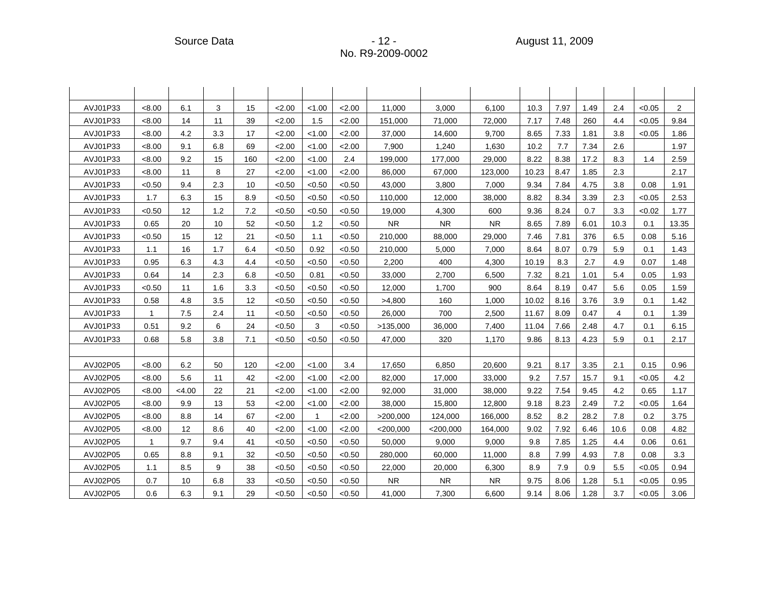| | | | | | | | | | | | | | | | | |
|---|---|---|---|---|---|---|---|---|---|---|---|---|---|---|---|---|
| AVJ01P33 | <8.00 | 6.1 | 3 | 15 | <2.00 | <1.00 | <2.00 | 11,000 | 3,000 | 6,100 | 10.3 | 7.97 | 1.49 | 2.4 | <0.05 | 2 |
| AVJ01P33 | <8.00 | 14 | 11 | 39 | <2.00 | 1.5 | <2.00 | 151,000 | 71,000 | 72,000 | 7.17 | 7.48 | 260 | 4.4 | <0.05 | 9.84 |
| AVJ01P33 | <8.00 | 4.2 | 3.3 | 17 | <2.00 | <1.00 | <2.00 | 37,000 | 14,600 | 9,700 | 8.65 | 7.33 | 1.81 | 3.8 | <0.05 | 1.86 |
| AVJ01P33 | <8.00 | 9.1 | 6.8 | 69 | <2.00 | <1.00 | <2.00 | 7,900 | 1,240 | 1,630 | 10.2 | 7.7 | 7.34 | 2.6 | | 1.97 |
| AVJ01P33 | <8.00 | 9.2 | 15 | 160 | <2.00 | <1.00 | 2.4 | 199,000 | 177,000 | 29,000 | 8.22 | 8.38 | 17.2 | 8.3 | 1.4 | 2.59 |
| AVJ01P33 | <8.00 | 11 | 8 | 27 | <2.00 | <1.00 | <2.00 | 86,000 | 67,000 | 123,000 | 10.23 | 8.47 | 1.85 | 2.3 | | 2.17 |
| AVJ01P33 | <0.50 | 9.4 | 2.3 | 10 | <0.50 | <0.50 | <0.50 | 43,000 | 3,800 | 7,000 | 9.34 | 7.84 | 4.75 | 3.8 | 0.08 | 1.91 |
| AVJ01P33 | 1.7 | 6.3 | 15 | 8.9 | <0.50 | <0.50 | <0.50 | 110,000 | 12,000 | 38,000 | 8.82 | 8.34 | 3.39 | 2.3 | <0.05 | 2.53 |
| AVJ01P33 | <0.50 | 12 | 1.2 | 7.2 | <0.50 | <0.50 | <0.50 | 19,000 | 4,300 | 600 | 9.36 | 8.24 | 0.7 | 3.3 | <0.02 | 1.77 |
| AVJ01P33 | 0.65 | 20 | 10 | 52 | <0.50 | 1.2 | <0.50 | NR | NR | NR | 8.65 | 7.89 | 6.01 | 10.3 | 0.1 | 13.35 |
| AVJ01P33 | <0.50 | 15 | 12 | 21 | <0.50 | 1.1 | <0.50 | 210,000 | 88,000 | 29,000 | 7.46 | 7.81 | 376 | 6.5 | 0.08 | 5.16 |
| AVJ01P33 | 1.1 | 16 | 1.7 | 6.4 | <0.50 | 0.92 | <0.50 | 210,000 | 5,000 | 7,000 | 8.64 | 8.07 | 0.79 | 5.9 | 0.1 | 1.43 |
| AVJ01P33 | 0.95 | 6.3 | 4.3 | 4.4 | <0.50 | <0.50 | <0.50 | 2,200 | 400 | 4,300 | 10.19 | 8.3 | 2.7 | 4.9 | 0.07 | 1.48 |
| AVJ01P33 | 0.64 | 14 | 2.3 | 6.8 | <0.50 | 0.81 | <0.50 | 33,000 | 2,700 | 6,500 | 7.32 | 8.21 | 1.01 | 5.4 | 0.05 | 1.93 |
| AVJ01P33 | <0.50 | 11 | 1.6 | 3.3 | <0.50 | <0.50 | <0.50 | 12,000 | 1,700 | 900 | 8.64 | 8.19 | 0.47 | 5.6 | 0.05 | 1.59 |
| AVJ01P33 | 0.58 | 4.8 | 3.5 | 12 | <0.50 | <0.50 | <0.50 | >4,800 | 160 | 1,000 | 10.02 | 8.16 | 3.76 | 3.9 | 0.1 | 1.42 |
| AVJ01P33 | 1 | 7.5 | 2.4 | 11 | <0.50 | <0.50 | <0.50 | 26,000 | 700 | 2,500 | 11.67 | 8.09 | 0.47 | 4 | 0.1 | 1.39 |
| AVJ01P33 | 0.51 | 9.2 | 6 | 24 | <0.50 | 3 | <0.50 | >135,000 | 36,000 | 7,400 | 11.04 | 7.66 | 2.48 | 4.7 | 0.1 | 6.15 |
| AVJ01P33 | 0.68 | 5.8 | 3.8 | 7.1 | <0.50 | <0.50 | <0.50 | 47,000 | 320 | 1,170 | 9.86 | 8.13 | 4.23 | 5.9 | 0.1 | 2.17 |
| | | | | | | | | | | | | | | | | |
| AVJ02P05 | <8.00 | 6.2 | 50 | 120 | <2.00 | <1.00 | 3.4 | 17,650 | 6,850 | 20,600 | 9.21 | 8.17 | 3.35 | 2.1 | 0.15 | 0.96 |
| AVJ02P05 | <8.00 | 5.6 | 11 | 42 | <2.00 | <1.00 | <2.00 | 82,000 | 17,000 | 33,000 | 9.2 | 7.57 | 15.7 | 9.1 | <0.05 | 4.2 |
| AVJ02P05 | <8.00 | <4.00 | 22 | 21 | <2.00 | <1.00 | <2.00 | 92,000 | 31,000 | 38,000 | 9.22 | 7.54 | 9.45 | 4.2 | 0.65 | 1.17 |
| AVJ02P05 | <8.00 | 9.9 | 13 | 53 | <2.00 | <1.00 | <2.00 | 38,000 | 15,800 | 12,800 | 9.18 | 8.23 | 2.49 | 7.2 | <0.05 | 1.64 |
| AVJ02P05 | <8.00 | 8.8 | 14 | 67 | <2.00 | 1 | <2.00 | >200,000 | 124,000 | 166,000 | 8.52 | 8.2 | 28.2 | 7.8 | 0.2 | 3.75 |
| AVJ02P05 | <8.00 | 12 | 8.6 | 40 | <2.00 | <1.00 | <2.00 | <200,000 | <200,000 | 164,000 | 9.02 | 7.92 | 6.46 | 10.6 | 0.08 | 4.82 |
| AVJ02P05 | 1 | 9.7 | 9.4 | 41 | <0.50 | <0.50 | <0.50 | 50,000 | 9,000 | 9,000 | 9.8 | 7.85 | 1.25 | 4.4 | 0.06 | 0.61 |
| AVJ02P05 | 0.65 | 8.8 | 9.1 | 32 | <0.50 | <0.50 | <0.50 | 280,000 | 60,000 | 11,000 | 8.8 | 7.99 | 4.93 | 7.8 | 0.08 | 3.3 |
| AVJ02P05 | 1.1 | 8.5 | 9 | 38 | <0.50 | <0.50 | <0.50 | 22,000 | 20,000 | 6,300 | 8.9 | 7.9 | 0.9 | 5.5 | <0.05 | 0.94 |
| AVJ02P05 | 0.7 | 10 | 6.8 | 33 | <0.50 | <0.50 | <0.50 | NR | NR | NR | 9.75 | 8.06 | 1.28 | 5.1 | <0.05 | 0.95 |
| AVJ02P05 | 0.6 | 6.3 | 9.1 | 29 | <0.50 | <0.50 | <0.50 | 41,000 | 7,300 | 6,600 | 9.14 | 8.06 | 1.28 | 3.7 | <0.05 | 3.06 |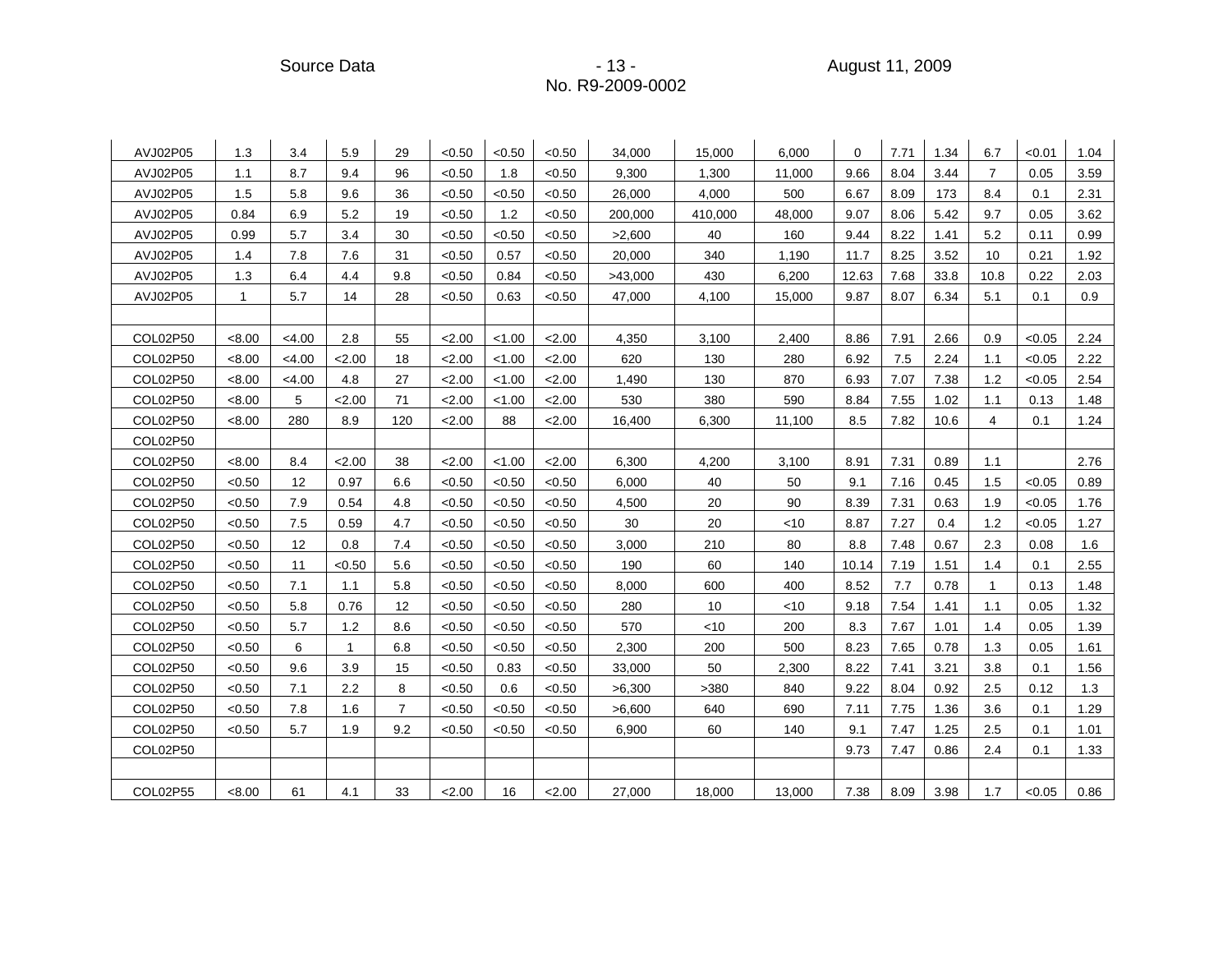| | | | | | | | | | | | | | | | | |
|---|---|---|---|---|---|---|---|---|---|---|---|---|---|---|---|---|
| AVJ02P05 | 1.3 | 3.4 | 5.9 | 29 | <0.50 | <0.50 | <0.50 | 34,000 | 15,000 | 6,000 | 0 | 7.71 | 1.34 | 6.7 | <0.01 | 1.04 |
| AVJ02P05 | 1.1 | 8.7 | 9.4 | 96 | <0.50 | 1.8 | <0.50 | 9,300 | 1,300 | 11,000 | 9.66 | 8.04 | 3.44 | 7 | 0.05 | 3.59 |
| AVJ02P05 | 1.5 | 5.8 | 9.6 | 36 | <0.50 | <0.50 | <0.50 | 26,000 | 4,000 | 500 | 6.67 | 8.09 | 173 | 8.4 | 0.1 | 2.31 |
| AVJ02P05 | 0.84 | 6.9 | 5.2 | 19 | <0.50 | 1.2 | <0.50 | 200,000 | 410,000 | 48,000 | 9.07 | 8.06 | 5.42 | 9.7 | 0.05 | 3.62 |
| AVJ02P05 | 0.99 | 5.7 | 3.4 | 30 | <0.50 | <0.50 | <0.50 | >2,600 | 40 | 160 | 9.44 | 8.22 | 1.41 | 5.2 | 0.11 | 0.99 |
| AVJ02P05 | 1.4 | 7.8 | 7.6 | 31 | <0.50 | 0.57 | <0.50 | 20,000 | 340 | 1,190 | 11.7 | 8.25 | 3.52 | 10 | 0.21 | 1.92 |
| AVJ02P05 | 1.3 | 6.4 | 4.4 | 9.8 | <0.50 | 0.84 | <0.50 | >43,000 | 430 | 6,200 | 12.63 | 7.68 | 33.8 | 10.8 | 0.22 | 2.03 |
| AVJ02P05 | 1 | 5.7 | 14 | 28 | <0.50 | 0.63 | <0.50 | 47,000 | 4,100 | 15,000 | 9.87 | 8.07 | 6.34 | 5.1 | 0.1 | 0.9 |
| | | | | | | | | | | | | | | | | |
| COL02P50 | <8.00 | <4.00 | 2.8 | 55 | <2.00 | <1.00 | <2.00 | 4,350 | 3,100 | 2,400 | 8.86 | 7.91 | 2.66 | 0.9 | <0.05 | 2.24 |
| COL02P50 | <8.00 | <4.00 | <2.00 | 18 | <2.00 | <1.00 | <2.00 | 620 | 130 | 280 | 6.92 | 7.5 | 2.24 | 1.1 | <0.05 | 2.22 |
| COL02P50 | <8.00 | <4.00 | 4.8 | 27 | <2.00 | <1.00 | <2.00 | 1,490 | 130 | 870 | 6.93 | 7.07 | 7.38 | 1.2 | <0.05 | 2.54 |
| COL02P50 | <8.00 | 5 | <2.00 | 71 | <2.00 | <1.00 | <2.00 | 530 | 380 | 590 | 8.84 | 7.55 | 1.02 | 1.1 | 0.13 | 1.48 |
| COL02P50 | <8.00 | 280 | 8.9 | 120 | <2.00 | 88 | <2.00 | 16,400 | 6,300 | 11,100 | 8.5 | 7.82 | 10.6 | 4 | 0.1 | 1.24 |
| COL02P50 | | | | | | | | | | | | | | | | |
| COL02P50 | <8.00 | 8.4 | <2.00 | 38 | <2.00 | <1.00 | <2.00 | 6,300 | 4,200 | 3,100 | 8.91 | 7.31 | 0.89 | 1.1 | | 2.76 |
| COL02P50 | <0.50 | 12 | 0.97 | 6.6 | <0.50 | <0.50 | <0.50 | 6,000 | 40 | 50 | 9.1 | 7.16 | 0.45 | 1.5 | <0.05 | 0.89 |
| COL02P50 | <0.50 | 7.9 | 0.54 | 4.8 | <0.50 | <0.50 | <0.50 | 4,500 | 20 | 90 | 8.39 | 7.31 | 0.63 | 1.9 | <0.05 | 1.76 |
| COL02P50 | <0.50 | 7.5 | 0.59 | 4.7 | <0.50 | <0.50 | <0.50 | 30 | 20 | <10 | 8.87 | 7.27 | 0.4 | 1.2 | <0.05 | 1.27 |
| COL02P50 | <0.50 | 12 | 0.8 | 7.4 | <0.50 | <0.50 | <0.50 | 3,000 | 210 | 80 | 8.8 | 7.48 | 0.67 | 2.3 | 0.08 | 1.6 |
| COL02P50 | <0.50 | 11 | <0.50 | 5.6 | <0.50 | <0.50 | <0.50 | 190 | 60 | 140 | 10.14 | 7.19 | 1.51 | 1.4 | 0.1 | 2.55 |
| COL02P50 | <0.50 | 7.1 | 1.1 | 5.8 | <0.50 | <0.50 | <0.50 | 8,000 | 600 | 400 | 8.52 | 7.7 | 0.78 | 1 | 0.13 | 1.48 |
| COL02P50 | <0.50 | 5.8 | 0.76 | 12 | <0.50 | <0.50 | <0.50 | 280 | 10 | <10 | 9.18 | 7.54 | 1.41 | 1.1 | 0.05 | 1.32 |
| COL02P50 | <0.50 | 5.7 | 1.2 | 8.6 | <0.50 | <0.50 | <0.50 | 570 | <10 | 200 | 8.3 | 7.67 | 1.01 | 1.4 | 0.05 | 1.39 |
| COL02P50 | <0.50 | 6 | 1 | 6.8 | <0.50 | <0.50 | <0.50 | 2,300 | 200 | 500 | 8.23 | 7.65 | 0.78 | 1.3 | 0.05 | 1.61 |
| COL02P50 | <0.50 | 9.6 | 3.9 | 15 | <0.50 | 0.83 | <0.50 | 33,000 | 50 | 2,300 | 8.22 | 7.41 | 3.21 | 3.8 | 0.1 | 1.56 |
| COL02P50 | <0.50 | 7.1 | 2.2 | 8 | <0.50 | 0.6 | <0.50 | >6,300 | >380 | 840 | 9.22 | 8.04 | 0.92 | 2.5 | 0.12 | 1.3 |
| COL02P50 | <0.50 | 7.8 | 1.6 | 7 | <0.50 | <0.50 | <0.50 | >6,600 | 640 | 690 | 7.11 | 7.75 | 1.36 | 3.6 | 0.1 | 1.29 |
| COL02P50 | <0.50 | 5.7 | 1.9 | 9.2 | <0.50 | <0.50 | <0.50 | 6,900 | 60 | 140 | 9.1 | 7.47 | 1.25 | 2.5 | 0.1 | 1.01 |
| COL02P50 | | | | | | | | | | | 9.73 | 7.47 | 0.86 | 2.4 | 0.1 | 1.33 |
| | | | | | | | | | | | | | | | | |
| COL02P55 | <8.00 | 61 | 4.1 | 33 | <2.00 | 16 | <2.00 | 27,000 | 18,000 | 13,000 | 7.38 | 8.09 | 3.98 | 1.7 | <0.05 | 0.86 |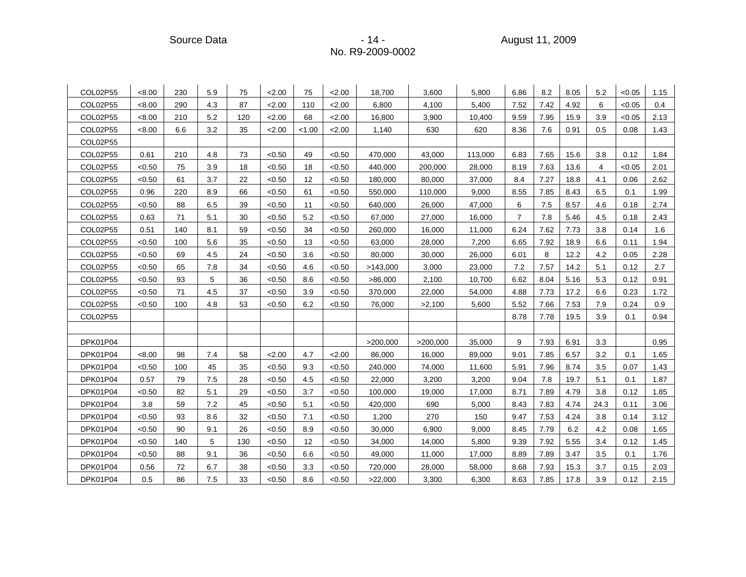| | | | | | | | | | | | | | | | | |
|---|---|---|---|---|---|---|---|---|---|---|---|---|---|---|---|---|
| COL02P55 | <8.00 | 230 | 5.9 | 75 | <2.00 | 75 | <2.00 | 18,700 | 3,600 | 5,800 | 6.86 | 8.2 | 8.05 | 5.2 | <0.05 | 1.15 |
| COL02P55 | <8.00 | 290 | 4.3 | 87 | <2.00 | 110 | <2.00 | 6,800 | 4,100 | 5,400 | 7.52 | 7.42 | 4.92 | 6 | <0.05 | 0.4 |
| COL02P55 | <8.00 | 210 | 5.2 | 120 | <2.00 | 68 | <2.00 | 16,800 | 3,900 | 10,400 | 9.59 | 7.95 | 15.9 | 3.9 | <0.05 | 2.13 |
| COL02P55 | <8.00 | 6.6 | 3.2 | 35 | <2.00 | <1.00 | <2.00 | 1,140 | 630 | 620 | 8.36 | 7.6 | 0.91 | 0.5 | 0.08 | 1.43 |
| COL02P55 | | | | | | | | | | | | | | | | |
| COL02P55 | 0.61 | 210 | 4.8 | 73 | <0.50 | 49 | <0.50 | 470,000 | 43,000 | 113,000 | 6.83 | 7.65 | 15.6 | 3.8 | 0.12 | 1.84 |
| COL02P55 | <0.50 | 75 | 3.9 | 18 | <0.50 | 18 | <0.50 | 440,000 | 200,000 | 28,000 | 8.19 | 7.63 | 13.6 | 4 | <0.05 | 2.01 |
| COL02P55 | <0.50 | 61 | 3.7 | 22 | <0.50 | 12 | <0.50 | 180,000 | 80,000 | 37,000 | 8.4 | 7.27 | 18.8 | 4.1 | 0.06 | 2.62 |
| COL02P55 | 0.96 | 220 | 8.9 | 66 | <0.50 | 61 | <0.50 | 550,000 | 110,000 | 9,000 | 8.55 | 7.85 | 8.43 | 6.5 | 0.1 | 1.99 |
| COL02P55 | <0.50 | 88 | 6.5 | 39 | <0.50 | 11 | <0.50 | 640,000 | 26,000 | 47,000 | 6 | 7.5 | 8.57 | 4.6 | 0.18 | 2.74 |
| COL02P55 | 0.63 | 71 | 5.1 | 30 | <0.50 | 5.2 | <0.50 | 67,000 | 27,000 | 16,000 | 7 | 7.8 | 5.46 | 4.5 | 0.18 | 2.43 |
| COL02P55 | 0.51 | 140 | 8.1 | 59 | <0.50 | 34 | <0.50 | 260,000 | 16,000 | 11,000 | 6.24 | 7.62 | 7.73 | 3.8 | 0.14 | 1.6 |
| COL02P55 | <0.50 | 100 | 5.6 | 35 | <0.50 | 13 | <0.50 | 63,000 | 28,000 | 7,200 | 6.65 | 7.92 | 18.9 | 6.6 | 0.11 | 1.94 |
| COL02P55 | <0.50 | 69 | 4.5 | 24 | <0.50 | 3.6 | <0.50 | 80,000 | 30,000 | 26,000 | 6.01 | 8 | 12.2 | 4.2 | 0.05 | 2.28 |
| COL02P55 | <0.50 | 65 | 7.8 | 34 | <0.50 | 4.6 | <0.50 | >143,000 | 3,000 | 23,000 | 7.2 | 7.57 | 14.2 | 5.1 | 0.12 | 2.7 |
| COL02P55 | <0.50 | 93 | 5 | 36 | <0.50 | 8.6 | <0.50 | >86,000 | 2,100 | 10,700 | 6.62 | 8.04 | 5.16 | 5.3 | 0.12 | 0.91 |
| COL02P55 | <0.50 | 71 | 4.5 | 37 | <0.50 | 3.9 | <0.50 | 370,000 | 22,000 | 54,000 | 4.88 | 7.73 | 17.2 | 6.6 | 0.23 | 1.72 |
| COL02P55 | <0.50 | 100 | 4.8 | 53 | <0.50 | 6.2 | <0.50 | 76,000 | >2,100 | 5,600 | 5.52 | 7.66 | 7.53 | 7.9 | 0.24 | 0.9 |
| COL02P55 | | | | | | | | | | | 8.78 | 7.78 | 19.5 | 3.9 | 0.1 | 0.94 |
| | | | | | | | | | | | | | | | | |
| DPK01P04 | | | | | | | | >200,000 | >200,000 | 35,000 | 9 | 7.93 | 6.91 | 3.3 | | 0.95 |
| DPK01P04 | <8.00 | 98 | 7.4 | 58 | <2.00 | 4.7 | <2.00 | 86,000 | 16,000 | 89,000 | 9.01 | 7.85 | 6.57 | 3.2 | 0.1 | 1.65 |
| DPK01P04 | <0.50 | 100 | 45 | 35 | <0.50 | 9.3 | <0.50 | 240,000 | 74,000 | 11,600 | 5.91 | 7.96 | 8.74 | 3.5 | 0.07 | 1.43 |
| DPK01P04 | 0.57 | 79 | 7.5 | 28 | <0.50 | 4.5 | <0.50 | 22,000 | 3,200 | 3,200 | 9.04 | 7.8 | 19.7 | 5.1 | 0.1 | 1.87 |
| DPK01P04 | <0.50 | 82 | 5.1 | 29 | <0.50 | 3.7 | <0.50 | 100,000 | 19,000 | 17,000 | 8.71 | 7.89 | 4.79 | 3.8 | 0.12 | 1.85 |
| DPK01P04 | 3.8 | 59 | 7.2 | 45 | <0.50 | 5.1 | <0.50 | 420,000 | 690 | 5,000 | 8.43 | 7.83 | 4.74 | 24.3 | 0.11 | 3.06 |
| DPK01P04 | <0.50 | 93 | 8.6 | 32 | <0.50 | 7.1 | <0.50 | 1,200 | 270 | 150 | 9.47 | 7.53 | 4.24 | 3.8 | 0.14 | 3.12 |
| DPK01P04 | <0.50 | 90 | 9.1 | 26 | <0.50 | 8.9 | <0.50 | 30,000 | 6,900 | 9,000 | 8.45 | 7.79 | 6.2 | 4.2 | 0.08 | 1.65 |
| DPK01P04 | <0.50 | 140 | 5 | 130 | <0.50 | 12 | <0.50 | 34,000 | 14,000 | 5,800 | 9.39 | 7.92 | 5.55 | 3.4 | 0.12 | 1.45 |
| DPK01P04 | <0.50 | 88 | 9.1 | 36 | <0.50 | 6.6 | <0.50 | 49,000 | 11,000 | 17,000 | 8.89 | 7.89 | 3.47 | 3.5 | 0.1 | 1.76 |
| DPK01P04 | 0.56 | 72 | 6.7 | 38 | <0.50 | 3.3 | <0.50 | 720,000 | 28,000 | 58,000 | 8.68 | 7.93 | 15.3 | 3.7 | 0.15 | 2.03 |
| DPK01P04 | 0.5 | 86 | 7.5 | 33 | <0.50 | 8.6 | <0.50 | >22,000 | 3,300 | 6,300 | 8.63 | 7.85 | 17.8 | 3.9 | 0.12 | 2.15 |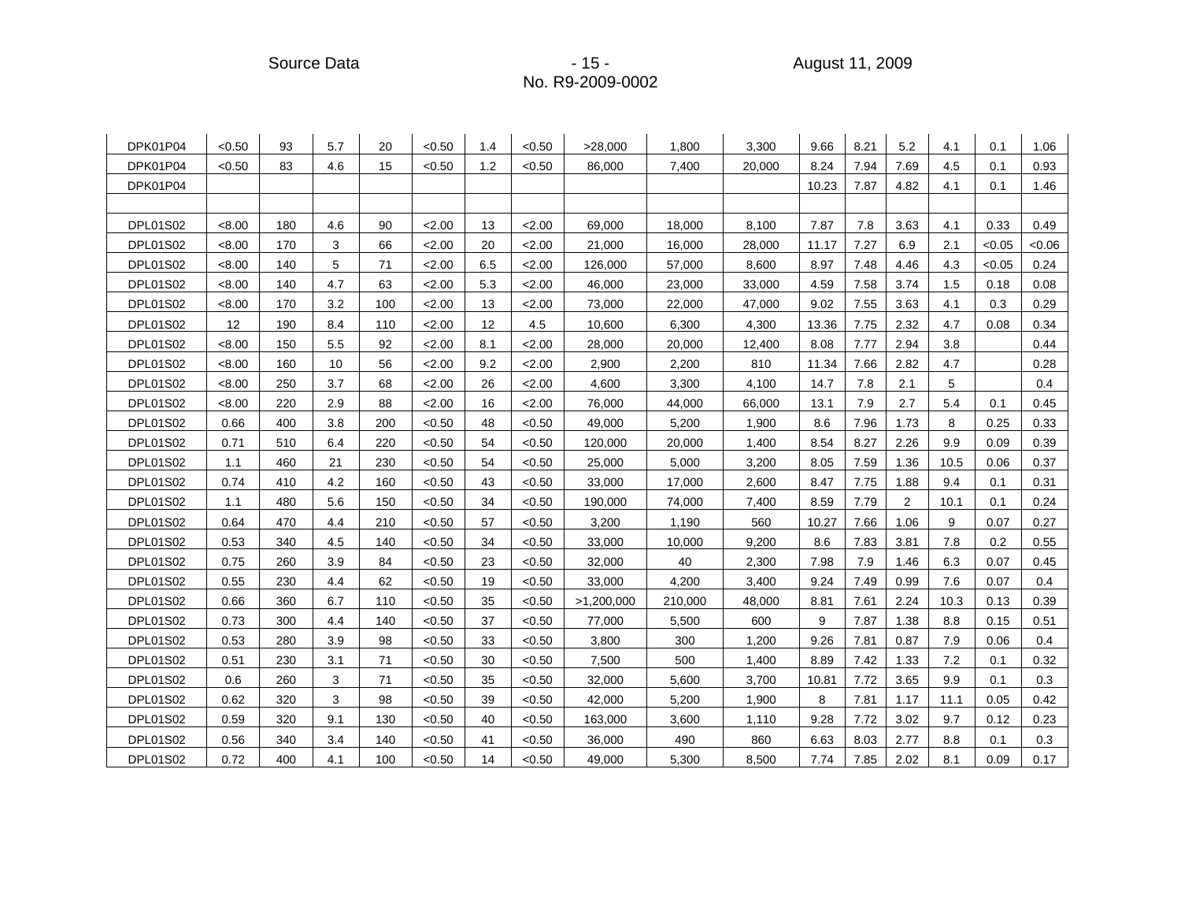| | | | | | | | | | | | | | | | | |
|---|---|---|---|---|---|---|---|---|---|---|---|---|---|---|---|---|
| DPK01P04 | <0.50 | 93 | 5.7 | 20 | <0.50 | 1.4 | <0.50 | >28,000 | 1,800 | 3,300 | 9.66 | 8.21 | 5.2 | 4.1 | 0.1 | 1.06 |
| DPK01P04 | <0.50 | 83 | 4.6 | 15 | <0.50 | 1.2 | <0.50 | 86,000 | 7,400 | 20,000 | 8.24 | 7.94 | 7.69 | 4.5 | 0.1 | 0.93 |
| DPK01P04 | | | | | | | | | | | 10.23 | 7.87 | 4.82 | 4.1 | 0.1 | 1.46 |
| | | | | | | | | | | | | | | | | |
| DPL01S02 | <8.00 | 180 | 4.6 | 90 | <2.00 | 13 | <2.00 | 69,000 | 18,000 | 8,100 | 7.87 | 7.8 | 3.63 | 4.1 | 0.33 | 0.49 |
| DPL01S02 | <8.00 | 170 | 3 | 66 | <2.00 | 20 | <2.00 | 21,000 | 16,000 | 28,000 | 11.17 | 7.27 | 6.9 | 2.1 | <0.05 | <0.06 |
| DPL01S02 | <8.00 | 140 | 5 | 71 | <2.00 | 6.5 | <2.00 | 126,000 | 57,000 | 8,600 | 8.97 | 7.48 | 4.46 | 4.3 | <0.05 | 0.24 |
| DPL01S02 | <8.00 | 140 | 4.7 | 63 | <2.00 | 5.3 | <2.00 | 46,000 | 23,000 | 33,000 | 4.59 | 7.58 | 3.74 | 1.5 | 0.18 | 0.08 |
| DPL01S02 | <8.00 | 170 | 3.2 | 100 | <2.00 | 13 | <2.00 | 73,000 | 22,000 | 47,000 | 9.02 | 7.55 | 3.63 | 4.1 | 0.3 | 0.29 |
| DPL01S02 | 12 | 190 | 8.4 | 110 | <2.00 | 12 | 4.5 | 10,600 | 6,300 | 4,300 | 13.36 | 7.75 | 2.32 | 4.7 | 0.08 | 0.34 |
| DPL01S02 | <8.00 | 150 | 5.5 | 92 | <2.00 | 8.1 | <2.00 | 28,000 | 20,000 | 12,400 | 8.08 | 7.77 | 2.94 | 3.8 | | 0.44 |
| DPL01S02 | <8.00 | 160 | 10 | 56 | <2.00 | 9.2 | <2.00 | 2,900 | 2,200 | 810 | 11.34 | 7.66 | 2.82 | 4.7 | | 0.28 |
| DPL01S02 | <8.00 | 250 | 3.7 | 68 | <2.00 | 26 | <2.00 | 4,600 | 3,300 | 4,100 | 14.7 | 7.8 | 2.1 | 5 | | 0.4 |
| DPL01S02 | <8.00 | 220 | 2.9 | 88 | <2.00 | 16 | <2.00 | 76,000 | 44,000 | 66,000 | 13.1 | 7.9 | 2.7 | 5.4 | 0.1 | 0.45 |
| DPL01S02 | 0.66 | 400 | 3.8 | 200 | <0.50 | 48 | <0.50 | 49,000 | 5,200 | 1,900 | 8.6 | 7.96 | 1.73 | 8 | 0.25 | 0.33 |
| DPL01S02 | 0.71 | 510 | 6.4 | 220 | <0.50 | 54 | <0.50 | 120,000 | 20,000 | 1,400 | 8.54 | 8.27 | 2.26 | 9.9 | 0.09 | 0.39 |
| DPL01S02 | 1.1 | 460 | 21 | 230 | <0.50 | 54 | <0.50 | 25,000 | 5,000 | 3,200 | 8.05 | 7.59 | 1.36 | 10.5 | 0.06 | 0.37 |
| DPL01S02 | 0.74 | 410 | 4.2 | 160 | <0.50 | 43 | <0.50 | 33,000 | 17,000 | 2,600 | 8.47 | 7.75 | 1.88 | 9.4 | 0.1 | 0.31 |
| DPL01S02 | 1.1 | 480 | 5.6 | 150 | <0.50 | 34 | <0.50 | 190,000 | 74,000 | 7,400 | 8.59 | 7.79 | 2 | 10.1 | 0.1 | 0.24 |
| DPL01S02 | 0.64 | 470 | 4.4 | 210 | <0.50 | 57 | <0.50 | 3,200 | 1,190 | 560 | 10.27 | 7.66 | 1.06 | 9 | 0.07 | 0.27 |
| DPL01S02 | 0.53 | 340 | 4.5 | 140 | <0.50 | 34 | <0.50 | 33,000 | 10,000 | 9,200 | 8.6 | 7.83 | 3.81 | 7.8 | 0.2 | 0.55 |
| DPL01S02 | 0.75 | 260 | 3.9 | 84 | <0.50 | 23 | <0.50 | 32,000 | 40 | 2,300 | 7.98 | 7.9 | 1.46 | 6.3 | 0.07 | 0.45 |
| DPL01S02 | 0.55 | 230 | 4.4 | 62 | <0.50 | 19 | <0.50 | 33,000 | 4,200 | 3,400 | 9.24 | 7.49 | 0.99 | 7.6 | 0.07 | 0.4 |
| DPL01S02 | 0.66 | 360 | 6.7 | 110 | <0.50 | 35 | <0.50 | >1,200,000 | 210,000 | 48,000 | 8.81 | 7.61 | 2.24 | 10.3 | 0.13 | 0.39 |
| DPL01S02 | 0.73 | 300 | 4.4 | 140 | <0.50 | 37 | <0.50 | 77,000 | 5,500 | 600 | 9 | 7.87 | 1.38 | 8.8 | 0.15 | 0.51 |
| DPL01S02 | 0.53 | 280 | 3.9 | 98 | <0.50 | 33 | <0.50 | 3,800 | 300 | 1,200 | 9.26 | 7.81 | 0.87 | 7.9 | 0.06 | 0.4 |
| DPL01S02 | 0.51 | 230 | 3.1 | 71 | <0.50 | 30 | <0.50 | 7,500 | 500 | 1,400 | 8.89 | 7.42 | 1.33 | 7.2 | 0.1 | 0.32 |
| DPL01S02 | 0.6 | 260 | 3 | 71 | <0.50 | 35 | <0.50 | 32,000 | 5,600 | 3,700 | 10.81 | 7.72 | 3.65 | 9.9 | 0.1 | 0.3 |
| DPL01S02 | 0.62 | 320 | 3 | 98 | <0.50 | 39 | <0.50 | 42,000 | 5,200 | 1,900 | 8 | 7.81 | 1.17 | 11.1 | 0.05 | 0.42 |
| DPL01S02 | 0.59 | 320 | 9.1 | 130 | <0.50 | 40 | <0.50 | 163,000 | 3,600 | 1,110 | 9.28 | 7.72 | 3.02 | 9.7 | 0.12 | 0.23 |
| DPL01S02 | 0.56 | 340 | 3.4 | 140 | <0.50 | 41 | <0.50 | 36,000 | 490 | 860 | 6.63 | 8.03 | 2.77 | 8.8 | 0.1 | 0.3 |
| DPL01S02 | 0.72 | 400 | 4.1 | 100 | <0.50 | 14 | <0.50 | 49,000 | 5,300 | 8,500 | 7.74 | 7.85 | 2.02 | 8.1 | 0.09 | 0.17 |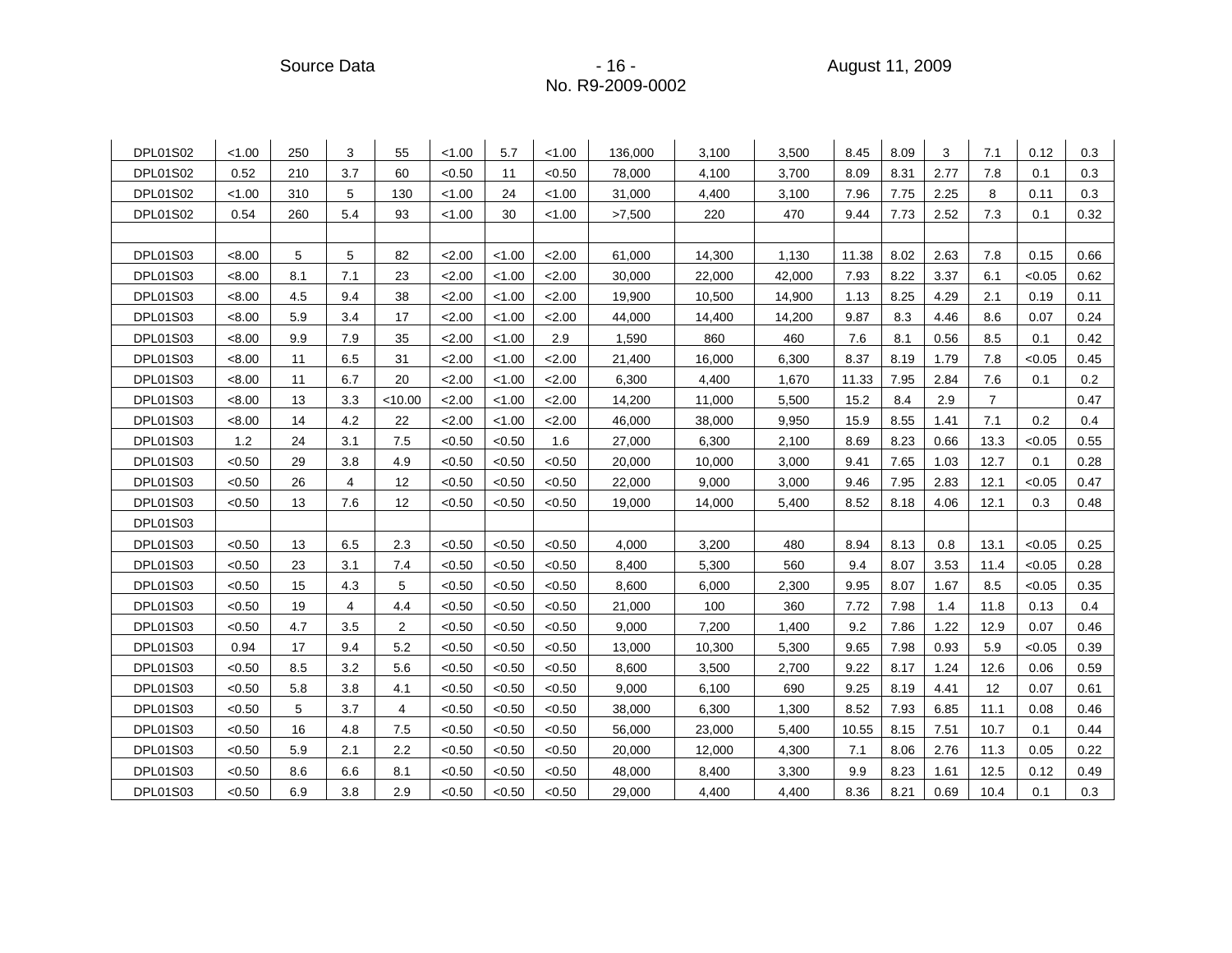| | | | | | | | | | | | | | | | | |
|---|---|---|---|---|---|---|---|---|---|---|---|---|---|---|---|---|
| DPL01S02 | <1.00 | 250 | 3 | 55 | <1.00 | 5.7 | <1.00 | 136,000 | 3,100 | 3,500 | 8.45 | 8.09 | 3 | 7.1 | 0.12 | 0.3 |
| DPL01S02 | 0.52 | 210 | 3.7 | 60 | <0.50 | 11 | <0.50 | 78,000 | 4,100 | 3,700 | 8.09 | 8.31 | 2.77 | 7.8 | 0.1 | 0.3 |
| DPL01S02 | <1.00 | 310 | 5 | 130 | <1.00 | 24 | <1.00 | 31,000 | 4,400 | 3,100 | 7.96 | 7.75 | 2.25 | 8 | 0.11 | 0.3 |
| DPL01S02 | 0.54 | 260 | 5.4 | 93 | <1.00 | 30 | <1.00 | >7,500 | 220 | 470 | 9.44 | 7.73 | 2.52 | 7.3 | 0.1 | 0.32 |
| | | | | | | | | | | | | | | | | |
| DPL01S03 | <8.00 | 5 | 5 | 82 | <2.00 | <1.00 | <2.00 | 61,000 | 14,300 | 1,130 | 11.38 | 8.02 | 2.63 | 7.8 | 0.15 | 0.66 |
| DPL01S03 | <8.00 | 8.1 | 7.1 | 23 | <2.00 | <1.00 | <2.00 | 30,000 | 22,000 | 42,000 | 7.93 | 8.22 | 3.37 | 6.1 | <0.05 | 0.62 |
| DPL01S03 | <8.00 | 4.5 | 9.4 | 38 | <2.00 | <1.00 | <2.00 | 19,900 | 10,500 | 14,900 | 1.13 | 8.25 | 4.29 | 2.1 | 0.19 | 0.11 |
| DPL01S03 | <8.00 | 5.9 | 3.4 | 17 | <2.00 | <1.00 | <2.00 | 44,000 | 14,400 | 14,200 | 9.87 | 8.3 | 4.46 | 8.6 | 0.07 | 0.24 |
| DPL01S03 | <8.00 | 9.9 | 7.9 | 35 | <2.00 | <1.00 | 2.9 | 1,590 | 860 | 460 | 7.6 | 8.1 | 0.56 | 8.5 | 0.1 | 0.42 |
| DPL01S03 | <8.00 | 11 | 6.5 | 31 | <2.00 | <1.00 | <2.00 | 21,400 | 16,000 | 6,300 | 8.37 | 8.19 | 1.79 | 7.8 | <0.05 | 0.45 |
| DPL01S03 | <8.00 | 11 | 6.7 | 20 | <2.00 | <1.00 | <2.00 | 6,300 | 4,400 | 1,670 | 11.33 | 7.95 | 2.84 | 7.6 | 0.1 | 0.2 |
| DPL01S03 | <8.00 | 13 | 3.3 | <10.00 | <2.00 | <1.00 | <2.00 | 14,200 | 11,000 | 5,500 | 15.2 | 8.4 | 2.9 | 7 | | 0.47 |
| DPL01S03 | <8.00 | 14 | 4.2 | 22 | <2.00 | <1.00 | <2.00 | 46,000 | 38,000 | 9,950 | 15.9 | 8.55 | 1.41 | 7.1 | 0.2 | 0.4 |
| DPL01S03 | 1.2 | 24 | 3.1 | 7.5 | <0.50 | <0.50 | 1.6 | 27,000 | 6,300 | 2,100 | 8.69 | 8.23 | 0.66 | 13.3 | <0.05 | 0.55 |
| DPL01S03 | <0.50 | 29 | 3.8 | 4.9 | <0.50 | <0.50 | <0.50 | 20,000 | 10,000 | 3,000 | 9.41 | 7.65 | 1.03 | 12.7 | 0.1 | 0.28 |
| DPL01S03 | <0.50 | 26 | 4 | 12 | <0.50 | <0.50 | <0.50 | 22,000 | 9,000 | 3,000 | 9.46 | 7.95 | 2.83 | 12.1 | <0.05 | 0.47 |
| DPL01S03 | <0.50 | 13 | 7.6 | 12 | <0.50 | <0.50 | <0.50 | 19,000 | 14,000 | 5,400 | 8.52 | 8.18 | 4.06 | 12.1 | 0.3 | 0.48 |
| DPL01S03 | | | | | | | | | | | | | | | | |
| DPL01S03 | <0.50 | 13 | 6.5 | 2.3 | <0.50 | <0.50 | <0.50 | 4,000 | 3,200 | 480 | 8.94 | 8.13 | 0.8 | 13.1 | <0.05 | 0.25 |
| DPL01S03 | <0.50 | 23 | 3.1 | 7.4 | <0.50 | <0.50 | <0.50 | 8,400 | 5,300 | 560 | 9.4 | 8.07 | 3.53 | 11.4 | <0.05 | 0.28 |
| DPL01S03 | <0.50 | 15 | 4.3 | 5 | <0.50 | <0.50 | <0.50 | 8,600 | 6,000 | 2,300 | 9.95 | 8.07 | 1.67 | 8.5 | <0.05 | 0.35 |
| DPL01S03 | <0.50 | 19 | 4 | 4.4 | <0.50 | <0.50 | <0.50 | 21,000 | 100 | 360 | 7.72 | 7.98 | 1.4 | 11.8 | 0.13 | 0.4 |
| DPL01S03 | <0.50 | 4.7 | 3.5 | 2 | <0.50 | <0.50 | <0.50 | 9,000 | 7,200 | 1,400 | 9.2 | 7.86 | 1.22 | 12.9 | 0.07 | 0.46 |
| DPL01S03 | 0.94 | 17 | 9.4 | 5.2 | <0.50 | <0.50 | <0.50 | 13,000 | 10,300 | 5,300 | 9.65 | 7.98 | 0.93 | 5.9 | <0.05 | 0.39 |
| DPL01S03 | <0.50 | 8.5 | 3.2 | 5.6 | <0.50 | <0.50 | <0.50 | 8,600 | 3,500 | 2,700 | 9.22 | 8.17 | 1.24 | 12.6 | 0.06 | 0.59 |
| DPL01S03 | <0.50 | 5.8 | 3.8 | 4.1 | <0.50 | <0.50 | <0.50 | 9,000 | 6,100 | 690 | 9.25 | 8.19 | 4.41 | 12 | 0.07 | 0.61 |
| DPL01S03 | <0.50 | 5 | 3.7 | 4 | <0.50 | <0.50 | <0.50 | 38,000 | 6,300 | 1,300 | 8.52 | 7.93 | 6.85 | 11.1 | 0.08 | 0.46 |
| DPL01S03 | <0.50 | 16 | 4.8 | 7.5 | <0.50 | <0.50 | <0.50 | 56,000 | 23,000 | 5,400 | 10.55 | 8.15 | 7.51 | 10.7 | 0.1 | 0.44 |
| DPL01S03 | <0.50 | 5.9 | 2.1 | 2.2 | <0.50 | <0.50 | <0.50 | 20,000 | 12,000 | 4,300 | 7.1 | 8.06 | 2.76 | 11.3 | 0.05 | 0.22 |
| DPL01S03 | <0.50 | 8.6 | 6.6 | 8.1 | <0.50 | <0.50 | <0.50 | 48,000 | 8,400 | 3,300 | 9.9 | 8.23 | 1.61 | 12.5 | 0.12 | 0.49 |
| DPL01S03 | <0.50 | 6.9 | 3.8 | 2.9 | <0.50 | <0.50 | <0.50 | 29,000 | 4,400 | 4,400 | 8.36 | 8.21 | 0.69 | 10.4 | 0.1 | 0.3 |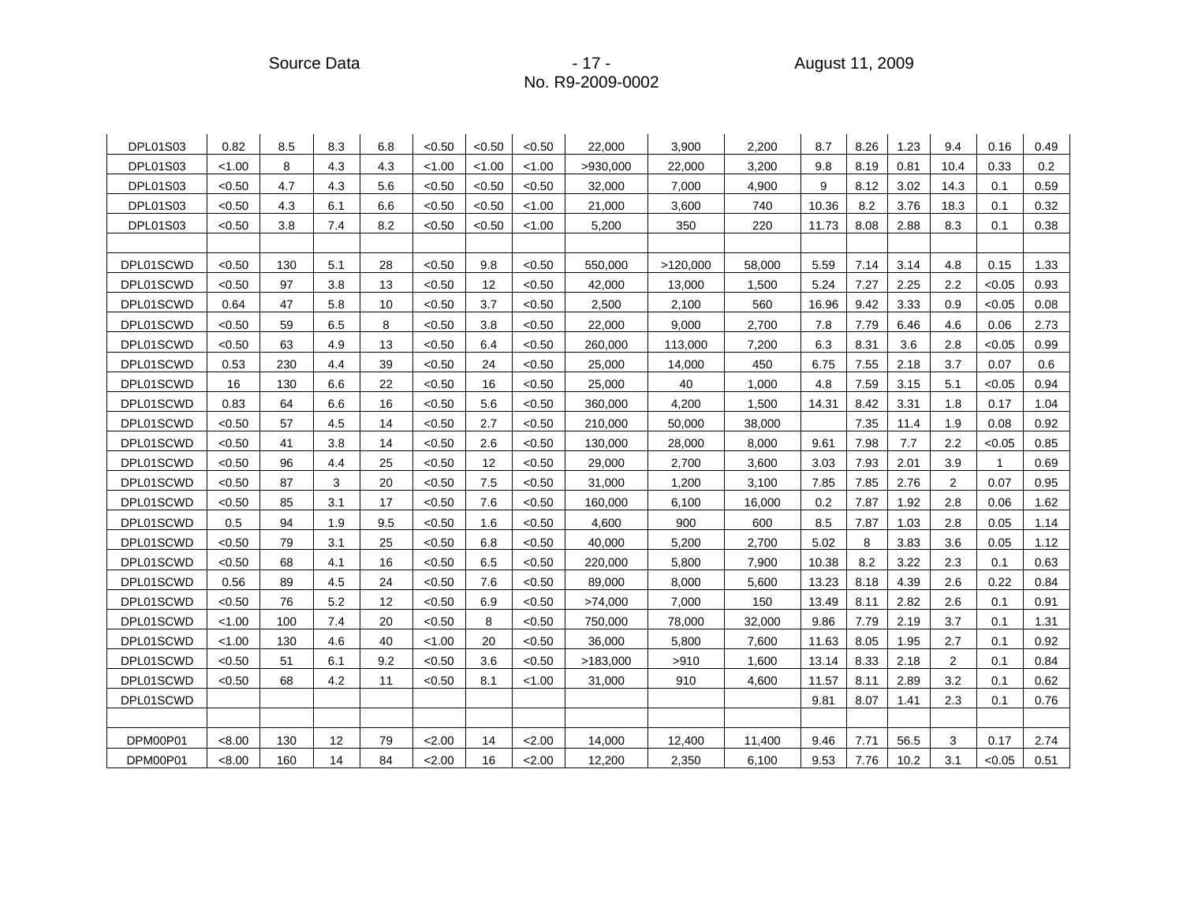| | | | | | | | | | | | | | | | | |
|---|---|---|---|---|---|---|---|---|---|---|---|---|---|---|---|---|
| DPL01S03 | 0.82 | 8.5 | 8.3 | 6.8 | <0.50 | <0.50 | <0.50 | 22,000 | 3,900 | 2,200 | 8.7 | 8.26 | 1.23 | 9.4 | 0.16 | 0.49 |
| DPL01S03 | <1.00 | 8 | 4.3 | 4.3 | <1.00 | <1.00 | <1.00 | >930,000 | 22,000 | 3,200 | 9.8 | 8.19 | 0.81 | 10.4 | 0.33 | 0.2 |
| DPL01S03 | <0.50 | 4.7 | 4.3 | 5.6 | <0.50 | <0.50 | <0.50 | 32,000 | 7,000 | 4,900 | 9 | 8.12 | 3.02 | 14.3 | 0.1 | 0.59 |
| DPL01S03 | <0.50 | 4.3 | 6.1 | 6.6 | <0.50 | <0.50 | <1.00 | 21,000 | 3,600 | 740 | 10.36 | 8.2 | 3.76 | 18.3 | 0.1 | 0.32 |
| DPL01S03 | <0.50 | 3.8 | 7.4 | 8.2 | <0.50 | <0.50 | <1.00 | 5,200 | 350 | 220 | 11.73 | 8.08 | 2.88 | 8.3 | 0.1 | 0.38 |
| | | | | | | | | | | | | | | | | |
| DPL01SCWD | <0.50 | 130 | 5.1 | 28 | <0.50 | 9.8 | <0.50 | 550,000 | >120,000 | 58,000 | 5.59 | 7.14 | 3.14 | 4.8 | 0.15 | 1.33 |
| DPL01SCWD | <0.50 | 97 | 3.8 | 13 | <0.50 | 12 | <0.50 | 42,000 | 13,000 | 1,500 | 5.24 | 7.27 | 2.25 | 2.2 | <0.05 | 0.93 |
| DPL01SCWD | 0.64 | 47 | 5.8 | 10 | <0.50 | 3.7 | <0.50 | 2,500 | 2,100 | 560 | 16.96 | 9.42 | 3.33 | 0.9 | <0.05 | 0.08 |
| DPL01SCWD | <0.50 | 59 | 6.5 | 8 | <0.50 | 3.8 | <0.50 | 22,000 | 9,000 | 2,700 | 7.8 | 7.79 | 6.46 | 4.6 | 0.06 | 2.73 |
| DPL01SCWD | <0.50 | 63 | 4.9 | 13 | <0.50 | 6.4 | <0.50 | 260,000 | 113,000 | 7,200 | 6.3 | 8.31 | 3.6 | 2.8 | <0.05 | 0.99 |
| DPL01SCWD | 0.53 | 230 | 4.4 | 39 | <0.50 | 24 | <0.50 | 25,000 | 14,000 | 450 | 6.75 | 7.55 | 2.18 | 3.7 | 0.07 | 0.6 |
| DPL01SCWD | 16 | 130 | 6.6 | 22 | <0.50 | 16 | <0.50 | 25,000 | 40 | 1,000 | 4.8 | 7.59 | 3.15 | 5.1 | <0.05 | 0.94 |
| DPL01SCWD | 0.83 | 64 | 6.6 | 16 | <0.50 | 5.6 | <0.50 | 360,000 | 4,200 | 1,500 | 14.31 | 8.42 | 3.31 | 1.8 | 0.17 | 1.04 |
| DPL01SCWD | <0.50 | 57 | 4.5 | 14 | <0.50 | 2.7 | <0.50 | 210,000 | 50,000 | 38,000 | | 7.35 | 11.4 | 1.9 | 0.08 | 0.92 |
| DPL01SCWD | <0.50 | 41 | 3.8 | 14 | <0.50 | 2.6 | <0.50 | 130,000 | 28,000 | 8,000 | 9.61 | 7.98 | 7.7 | 2.2 | <0.05 | 0.85 |
| DPL01SCWD | <0.50 | 96 | 4.4 | 25 | <0.50 | 12 | <0.50 | 29,000 | 2,700 | 3,600 | 3.03 | 7.93 | 2.01 | 3.9 | 1 | 0.69 |
| DPL01SCWD | <0.50 | 87 | 3 | 20 | <0.50 | 7.5 | <0.50 | 31,000 | 1,200 | 3,100 | 7.85 | 7.85 | 2.76 | 2 | 0.07 | 0.95 |
| DPL01SCWD | <0.50 | 85 | 3.1 | 17 | <0.50 | 7.6 | <0.50 | 160,000 | 6,100 | 16,000 | 0.2 | 7.87 | 1.92 | 2.8 | 0.06 | 1.62 |
| DPL01SCWD | 0.5 | 94 | 1.9 | 9.5 | <0.50 | 1.6 | <0.50 | 4,600 | 900 | 600 | 8.5 | 7.87 | 1.03 | 2.8 | 0.05 | 1.14 |
| DPL01SCWD | <0.50 | 79 | 3.1 | 25 | <0.50 | 6.8 | <0.50 | 40,000 | 5,200 | 2,700 | 5.02 | 8 | 3.83 | 3.6 | 0.05 | 1.12 |
| DPL01SCWD | <0.50 | 68 | 4.1 | 16 | <0.50 | 6.5 | <0.50 | 220,000 | 5,800 | 7,900 | 10.38 | 8.2 | 3.22 | 2.3 | 0.1 | 0.63 |
| DPL01SCWD | 0.56 | 89 | 4.5 | 24 | <0.50 | 7.6 | <0.50 | 89,000 | 8,000 | 5,600 | 13.23 | 8.18 | 4.39 | 2.6 | 0.22 | 0.84 |
| DPL01SCWD | <0.50 | 76 | 5.2 | 12 | <0.50 | 6.9 | <0.50 | >74,000 | 7,000 | 150 | 13.49 | 8.11 | 2.82 | 2.6 | 0.1 | 0.91 |
| DPL01SCWD | <1.00 | 100 | 7.4 | 20 | <0.50 | 8 | <0.50 | 750,000 | 78,000 | 32,000 | 9.86 | 7.79 | 2.19 | 3.7 | 0.1 | 1.31 |
| DPL01SCWD | <1.00 | 130 | 4.6 | 40 | <1.00 | 20 | <0.50 | 36,000 | 5,800 | 7,600 | 11.63 | 8.05 | 1.95 | 2.7 | 0.1 | 0.92 |
| DPL01SCWD | <0.50 | 51 | 6.1 | 9.2 | <0.50 | 3.6 | <0.50 | >183,000 | >910 | 1,600 | 13.14 | 8.33 | 2.18 | 2 | 0.1 | 0.84 |
| DPL01SCWD | <0.50 | 68 | 4.2 | 11 | <0.50 | 8.1 | <1.00 | 31,000 | 910 | 4,600 | 11.57 | 8.11 | 2.89 | 3.2 | 0.1 | 0.62 |
| DPL01SCWD | | | | | | | | | | | 9.81 | 8.07 | 1.41 | 2.3 | 0.1 | 0.76 |
| | | | | | | | | | | | | | | | | |
| DPM00P01 | <8.00 | 130 | 12 | 79 | <2.00 | 14 | <2.00 | 14,000 | 12,400 | 11,400 | 9.46 | 7.71 | 56.5 | 3 | 0.17 | 2.74 |
| DPM00P01 | <8.00 | 160 | 14 | 84 | <2.00 | 16 | <2.00 | 12,200 | 2,350 | 6,100 | 9.53 | 7.76 | 10.2 | 3.1 | <0.05 | 0.51 |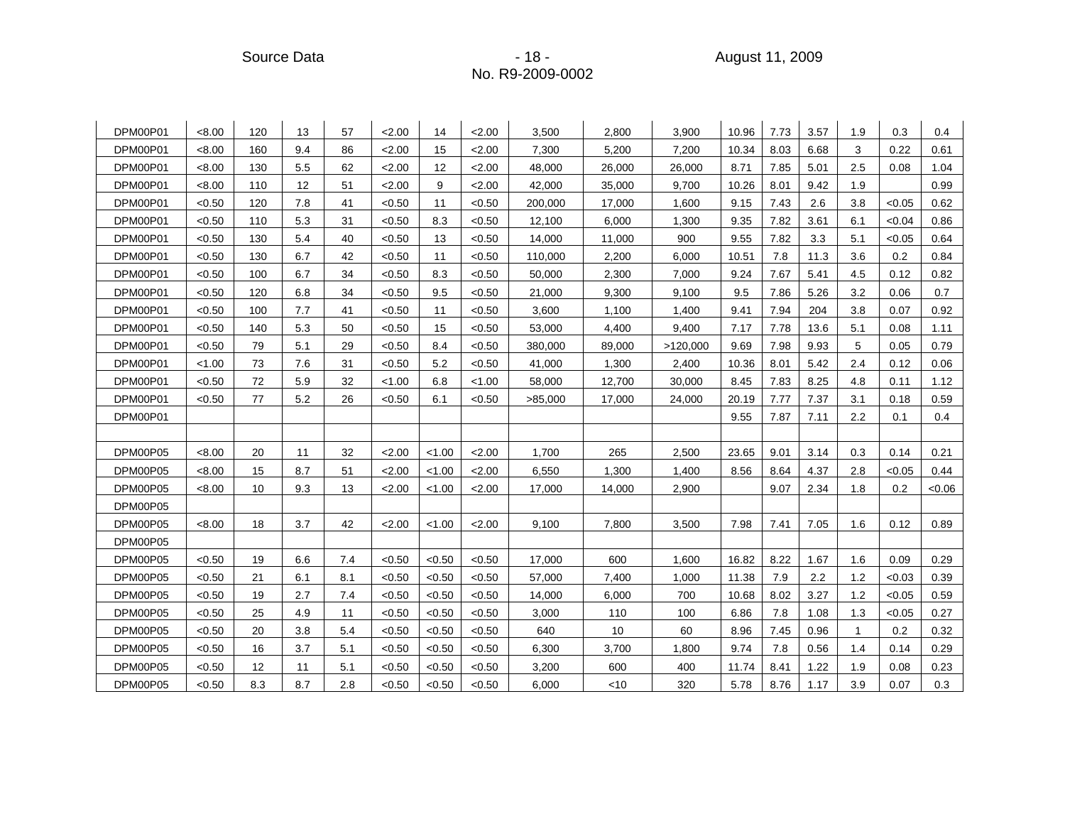| | | | | | | | | | | | | | | | | |
|---|---|---|---|---|---|---|---|---|---|---|---|---|---|---|---|---|
| DPM00P01 | <8.00 | 120 | 13 | 57 | <2.00 | 14 | <2.00 | 3,500 | 2,800 | 3,900 | 10.96 | 7.73 | 3.57 | 1.9 | 0.3 | 0.4 |
| DPM00P01 | <8.00 | 160 | 9.4 | 86 | <2.00 | 15 | <2.00 | 7,300 | 5,200 | 7,200 | 10.34 | 8.03 | 6.68 | 3 | 0.22 | 0.61 |
| DPM00P01 | <8.00 | 130 | 5.5 | 62 | <2.00 | 12 | <2.00 | 48,000 | 26,000 | 26,000 | 8.71 | 7.85 | 5.01 | 2.5 | 0.08 | 1.04 |
| DPM00P01 | <8.00 | 110 | 12 | 51 | <2.00 | 9 | <2.00 | 42,000 | 35,000 | 9,700 | 10.26 | 8.01 | 9.42 | 1.9 | | 0.99 |
| DPM00P01 | <0.50 | 120 | 7.8 | 41 | <0.50 | 11 | <0.50 | 200,000 | 17,000 | 1,600 | 9.15 | 7.43 | 2.6 | 3.8 | <0.05 | 0.62 |
| DPM00P01 | <0.50 | 110 | 5.3 | 31 | <0.50 | 8.3 | <0.50 | 12,100 | 6,000 | 1,300 | 9.35 | 7.82 | 3.61 | 6.1 | <0.04 | 0.86 |
| DPM00P01 | <0.50 | 130 | 5.4 | 40 | <0.50 | 13 | <0.50 | 14,000 | 11,000 | 900 | 9.55 | 7.82 | 3.3 | 5.1 | <0.05 | 0.64 |
| DPM00P01 | <0.50 | 130 | 6.7 | 42 | <0.50 | 11 | <0.50 | 110,000 | 2,200 | 6,000 | 10.51 | 7.8 | 11.3 | 3.6 | 0.2 | 0.84 |
| DPM00P01 | <0.50 | 100 | 6.7 | 34 | <0.50 | 8.3 | <0.50 | 50,000 | 2,300 | 7,000 | 9.24 | 7.67 | 5.41 | 4.5 | 0.12 | 0.82 |
| DPM00P01 | <0.50 | 120 | 6.8 | 34 | <0.50 | 9.5 | <0.50 | 21,000 | 9,300 | 9,100 | 9.5 | 7.86 | 5.26 | 3.2 | 0.06 | 0.7 |
| DPM00P01 | <0.50 | 100 | 7.7 | 41 | <0.50 | 11 | <0.50 | 3,600 | 1,100 | 1,400 | 9.41 | 7.94 | 204 | 3.8 | 0.07 | 0.92 |
| DPM00P01 | <0.50 | 140 | 5.3 | 50 | <0.50 | 15 | <0.50 | 53,000 | 4,400 | 9,400 | 7.17 | 7.78 | 13.6 | 5.1 | 0.08 | 1.11 |
| DPM00P01 | <0.50 | 79 | 5.1 | 29 | <0.50 | 8.4 | <0.50 | 380,000 | 89,000 | >120,000 | 9.69 | 7.98 | 9.93 | 5 | 0.05 | 0.79 |
| DPM00P01 | <1.00 | 73 | 7.6 | 31 | <0.50 | 5.2 | <0.50 | 41,000 | 1,300 | 2,400 | 10.36 | 8.01 | 5.42 | 2.4 | 0.12 | 0.06 |
| DPM00P01 | <0.50 | 72 | 5.9 | 32 | <1.00 | 6.8 | <1.00 | 58,000 | 12,700 | 30,000 | 8.45 | 7.83 | 8.25 | 4.8 | 0.11 | 1.12 |
| DPM00P01 | <0.50 | 77 | 5.2 | 26 | <0.50 | 6.1 | <0.50 | >85,000 | 17,000 | 24,000 | 20.19 | 7.77 | 7.37 | 3.1 | 0.18 | 0.59 |
| DPM00P01 | | | | | | | | | | | 9.55 | 7.87 | 7.11 | 2.2 | 0.1 | 0.4 |
| | | | | | | | | | | | | | | | | |
| DPM00P05 | <8.00 | 20 | 11 | 32 | <2.00 | <1.00 | <2.00 | 1,700 | 265 | 2,500 | 23.65 | 9.01 | 3.14 | 0.3 | 0.14 | 0.21 |
| DPM00P05 | <8.00 | 15 | 8.7 | 51 | <2.00 | <1.00 | <2.00 | 6,550 | 1,300 | 1,400 | 8.56 | 8.64 | 4.37 | 2.8 | <0.05 | 0.44 |
| DPM00P05 | <8.00 | 10 | 9.3 | 13 | <2.00 | <1.00 | <2.00 | 17,000 | 14,000 | 2,900 | | 9.07 | 2.34 | 1.8 | 0.2 | <0.06 |
| DPM00P05 | | | | | | | | | | | | | | | | |
| DPM00P05 | <8.00 | 18 | 3.7 | 42 | <2.00 | <1.00 | <2.00 | 9,100 | 7,800 | 3,500 | 7.98 | 7.41 | 7.05 | 1.6 | 0.12 | 0.89 |
| DPM00P05 | | | | | | | | | | | | | | | | |
| DPM00P05 | <0.50 | 19 | 6.6 | 7.4 | <0.50 | <0.50 | <0.50 | 17,000 | 600 | 1,600 | 16.82 | 8.22 | 1.67 | 1.6 | 0.09 | 0.29 |
| DPM00P05 | <0.50 | 21 | 6.1 | 8.1 | <0.50 | <0.50 | <0.50 | 57,000 | 7,400 | 1,000 | 11.38 | 7.9 | 2.2 | 1.2 | <0.03 | 0.39 |
| DPM00P05 | <0.50 | 19 | 2.7 | 7.4 | <0.50 | <0.50 | <0.50 | 14,000 | 6,000 | 700 | 10.68 | 8.02 | 3.27 | 1.2 | <0.05 | 0.59 |
| DPM00P05 | <0.50 | 25 | 4.9 | 11 | <0.50 | <0.50 | <0.50 | 3,000 | 110 | 100 | 6.86 | 7.8 | 1.08 | 1.3 | <0.05 | 0.27 |
| DPM00P05 | <0.50 | 20 | 3.8 | 5.4 | <0.50 | <0.50 | <0.50 | 640 | 10 | 60 | 8.96 | 7.45 | 0.96 | 1 | 0.2 | 0.32 |
| DPM00P05 | <0.50 | 16 | 3.7 | 5.1 | <0.50 | <0.50 | <0.50 | 6,300 | 3,700 | 1,800 | 9.74 | 7.8 | 0.56 | 1.4 | 0.14 | 0.29 |
| DPM00P05 | <0.50 | 12 | 11 | 5.1 | <0.50 | <0.50 | <0.50 | 3,200 | 600 | 400 | 11.74 | 8.41 | 1.22 | 1.9 | 0.08 | 0.23 |
| DPM00P05 | <0.50 | 8.3 | 8.7 | 2.8 | <0.50 | <0.50 | <0.50 | 6,000 | <10 | 320 | 5.78 | 8.76 | 1.17 | 3.9 | 0.07 | 0.3 |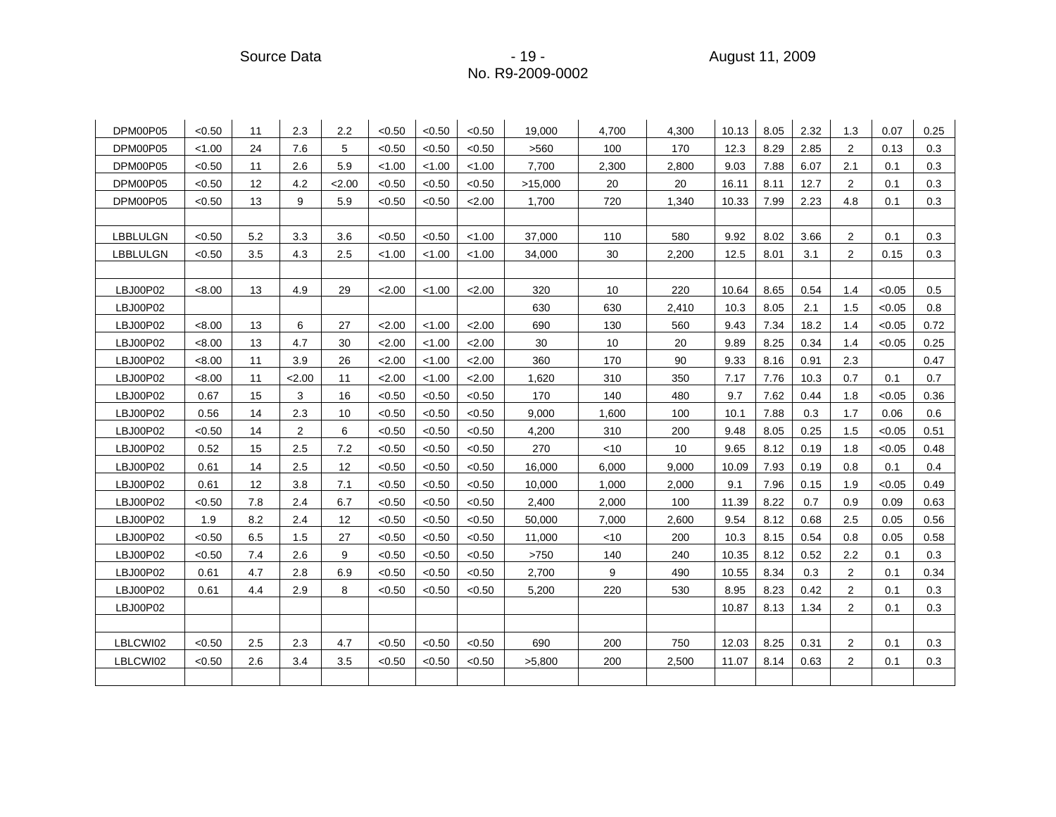| | | | | | | | | | | | | | | | | |
|---|---|---|---|---|---|---|---|---|---|---|---|---|---|---|---|---|
| DPM00P05 | <0.50 | 11 | 2.3 | 2.2 | <0.50 | <0.50 | <0.50 | 19,000 | 4,700 | 4,300 | 10.13 | 8.05 | 2.32 | 1.3 | 0.07 | 0.25 |
| DPM00P05 | <1.00 | 24 | 7.6 | 5 | <0.50 | <0.50 | <0.50 | >560 | 100 | 170 | 12.3 | 8.29 | 2.85 | 2 | 0.13 | 0.3 |
| DPM00P05 | <0.50 | 11 | 2.6 | 5.9 | <1.00 | <1.00 | <1.00 | 7,700 | 2,300 | 2,800 | 9.03 | 7.88 | 6.07 | 2.1 | 0.1 | 0.3 |
| DPM00P05 | <0.50 | 12 | 4.2 | <2.00 | <0.50 | <0.50 | <0.50 | >15,000 | 20 | 20 | 16.11 | 8.11 | 12.7 | 2 | 0.1 | 0.3 |
| DPM00P05 | <0.50 | 13 | 9 | 5.9 | <0.50 | <0.50 | <2.00 | 1,700 | 720 | 1,340 | 10.33 | 7.99 | 2.23 | 4.8 | 0.1 | 0.3 |
| | | | | | | | | | | | | | | | | |
| LBBLULGN | <0.50 | 5.2 | 3.3 | 3.6 | <0.50 | <0.50 | <1.00 | 37,000 | 110 | 580 | 9.92 | 8.02 | 3.66 | 2 | 0.1 | 0.3 |
| LBBLULGN | <0.50 | 3.5 | 4.3 | 2.5 | <1.00 | <1.00 | <1.00 | 34,000 | 30 | 2,200 | 12.5 | 8.01 | 3.1 | 2 | 0.15 | 0.3 |
| | | | | | | | | | | | | | | | | |
| LBJ00P02 | <8.00 | 13 | 4.9 | 29 | <2.00 | <1.00 | <2.00 | 320 | 10 | 220 | 10.64 | 8.65 | 0.54 | 1.4 | <0.05 | 0.5 |
| LBJ00P02 | | | | | | | | 630 | 630 | 2,410 | 10.3 | 8.05 | 2.1 | 1.5 | <0.05 | 0.8 |
| LBJ00P02 | <8.00 | 13 | 6 | 27 | <2.00 | <1.00 | <2.00 | 690 | 130 | 560 | 9.43 | 7.34 | 18.2 | 1.4 | <0.05 | 0.72 |
| LBJ00P02 | <8.00 | 13 | 4.7 | 30 | <2.00 | <1.00 | <2.00 | 30 | 10 | 20 | 9.89 | 8.25 | 0.34 | 1.4 | <0.05 | 0.25 |
| LBJ00P02 | <8.00 | 11 | 3.9 | 26 | <2.00 | <1.00 | <2.00 | 360 | 170 | 90 | 9.33 | 8.16 | 0.91 | 2.3 | | 0.47 |
| LBJ00P02 | <8.00 | 11 | <2.00 | 11 | <2.00 | <1.00 | <2.00 | 1,620 | 310 | 350 | 7.17 | 7.76 | 10.3 | 0.7 | 0.1 | 0.7 |
| LBJ00P02 | 0.67 | 15 | 3 | 16 | <0.50 | <0.50 | <0.50 | 170 | 140 | 480 | 9.7 | 7.62 | 0.44 | 1.8 | <0.05 | 0.36 |
| LBJ00P02 | 0.56 | 14 | 2.3 | 10 | <0.50 | <0.50 | <0.50 | 9,000 | 1,600 | 100 | 10.1 | 7.88 | 0.3 | 1.7 | 0.06 | 0.6 |
| LBJ00P02 | <0.50 | 14 | 2 | 6 | <0.50 | <0.50 | <0.50 | 4,200 | 310 | 200 | 9.48 | 8.05 | 0.25 | 1.5 | <0.05 | 0.51 |
| LBJ00P02 | 0.52 | 15 | 2.5 | 7.2 | <0.50 | <0.50 | <0.50 | 270 | <10 | 10 | 9.65 | 8.12 | 0.19 | 1.8 | <0.05 | 0.48 |
| LBJ00P02 | 0.61 | 14 | 2.5 | 12 | <0.50 | <0.50 | <0.50 | 16,000 | 6,000 | 9,000 | 10.09 | 7.93 | 0.19 | 0.8 | 0.1 | 0.4 |
| LBJ00P02 | 0.61 | 12 | 3.8 | 7.1 | <0.50 | <0.50 | <0.50 | 10,000 | 1,000 | 2,000 | 9.1 | 7.96 | 0.15 | 1.9 | <0.05 | 0.49 |
| LBJ00P02 | <0.50 | 7.8 | 2.4 | 6.7 | <0.50 | <0.50 | <0.50 | 2,400 | 2,000 | 100 | 11.39 | 8.22 | 0.7 | 0.9 | 0.09 | 0.63 |
| LBJ00P02 | 1.9 | 8.2 | 2.4 | 12 | <0.50 | <0.50 | <0.50 | 50,000 | 7,000 | 2,600 | 9.54 | 8.12 | 0.68 | 2.5 | 0.05 | 0.56 |
| LBJ00P02 | <0.50 | 6.5 | 1.5 | 27 | <0.50 | <0.50 | <0.50 | 11,000 | <10 | 200 | 10.3 | 8.15 | 0.54 | 0.8 | 0.05 | 0.58 |
| LBJ00P02 | <0.50 | 7.4 | 2.6 | 9 | <0.50 | <0.50 | <0.50 | >750 | 140 | 240 | 10.35 | 8.12 | 0.52 | 2.2 | 0.1 | 0.3 |
| LBJ00P02 | 0.61 | 4.7 | 2.8 | 6.9 | <0.50 | <0.50 | <0.50 | 2,700 | 9 | 490 | 10.55 | 8.34 | 0.3 | 2 | 0.1 | 0.34 |
| LBJ00P02 | 0.61 | 4.4 | 2.9 | 8 | <0.50 | <0.50 | <0.50 | 5,200 | 220 | 530 | 8.95 | 8.23 | 0.42 | 2 | 0.1 | 0.3 |
| LBJ00P02 | | | | | | | | | | | 10.87 | 8.13 | 1.34 | 2 | 0.1 | 0.3 |
| | | | | | | | | | | | | | | | | |
| LBLCWI02 | <0.50 | 2.5 | 2.3 | 4.7 | <0.50 | <0.50 | <0.50 | 690 | 200 | 750 | 12.03 | 8.25 | 0.31 | 2 | 0.1 | 0.3 |
| LBLCWI02 | <0.50 | 2.6 | 3.4 | 3.5 | <0.50 | <0.50 | <0.50 | >5,800 | 200 | 2,500 | 11.07 | 8.14 | 0.63 | 2 | 0.1 | 0.3 |
| | | | | | | | | | | | | | | | | |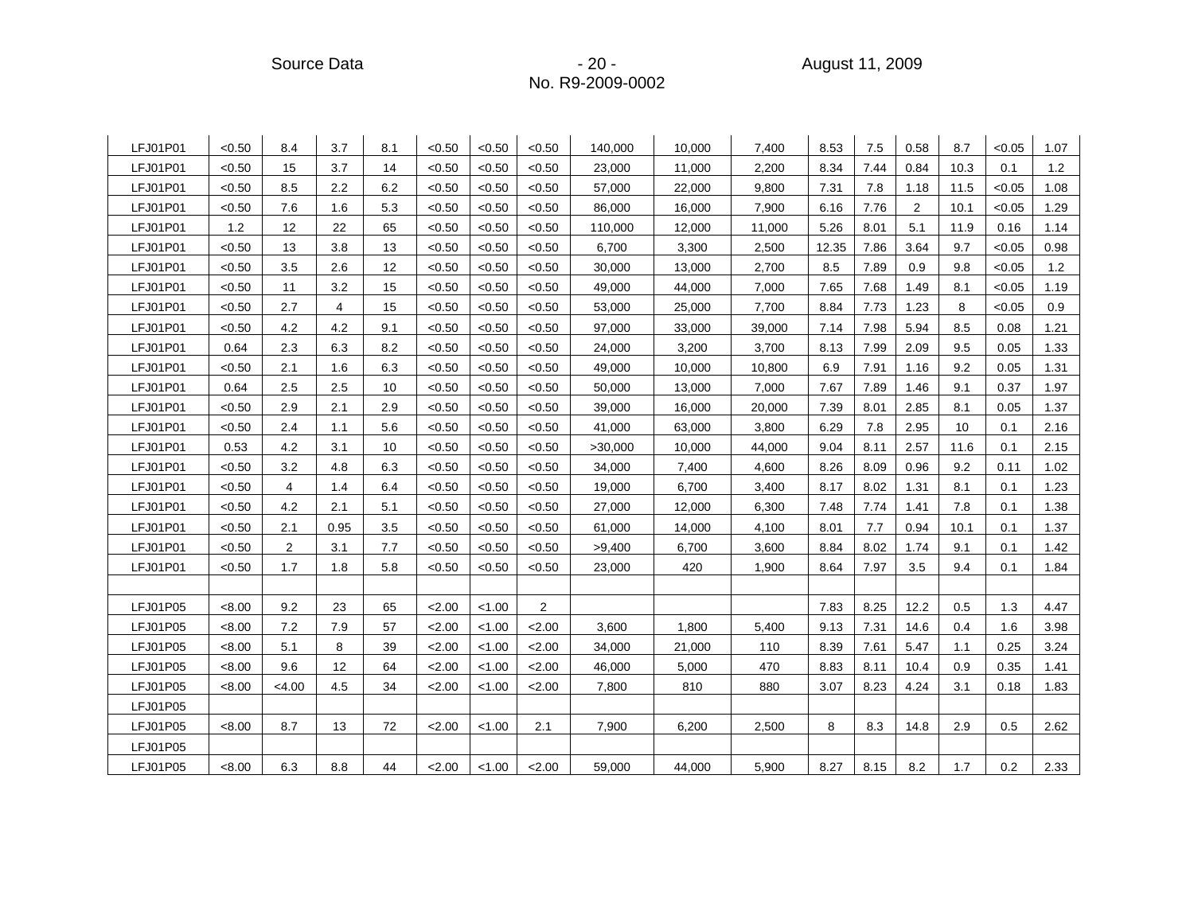| LFJ01P01 | <0.50 | 8.4 | 3.7 | 8.1 | <0.50 | <0.50 | <0.50 | 140,000 | 10,000 | 7,400 | 8.53 | 7.5 | 0.58 | 8.7 | <0.05 | 1.07 |
|---|---|---|---|---|---|---|---|---|---|---|---|---|---|---|---|---|
| LFJ01P01 | <0.50 | 15 | 3.7 | 14 | <0.50 | <0.50 | <0.50 | 23,000 | 11,000 | 2,200 | 8.34 | 7.44 | 0.84 | 10.3 | 0.1 | 1.2 |
| LFJ01P01 | <0.50 | 8.5 | 2.2 | 6.2 | <0.50 | <0.50 | <0.50 | 57,000 | 22,000 | 9,800 | 7.31 | 7.8 | 1.18 | 11.5 | <0.05 | 1.08 |
| LFJ01P01 | <0.50 | 7.6 | 1.6 | 5.3 | <0.50 | <0.50 | <0.50 | 86,000 | 16,000 | 7,900 | 6.16 | 7.76 | 2 | 10.1 | <0.05 | 1.29 |
| LFJ01P01 | 1.2 | 12 | 22 | 65 | <0.50 | <0.50 | <0.50 | 110,000 | 12,000 | 11,000 | 5.26 | 8.01 | 5.1 | 11.9 | 0.16 | 1.14 |
| LFJ01P01 | <0.50 | 13 | 3.8 | 13 | <0.50 | <0.50 | <0.50 | 6,700 | 3,300 | 2,500 | 12.35 | 7.86 | 3.64 | 9.7 | <0.05 | 0.98 |
| LFJ01P01 | <0.50 | 3.5 | 2.6 | 12 | <0.50 | <0.50 | <0.50 | 30,000 | 13,000 | 2,700 | 8.5 | 7.89 | 0.9 | 9.8 | <0.05 | 1.2 |
| LFJ01P01 | <0.50 | 11 | 3.2 | 15 | <0.50 | <0.50 | <0.50 | 49,000 | 44,000 | 7,000 | 7.65 | 7.68 | 1.49 | 8.1 | <0.05 | 1.19 |
| LFJ01P01 | <0.50 | 2.7 | 4 | 15 | <0.50 | <0.50 | <0.50 | 53,000 | 25,000 | 7,700 | 8.84 | 7.73 | 1.23 | 8 | <0.05 | 0.9 |
| LFJ01P01 | <0.50 | 4.2 | 4.2 | 9.1 | <0.50 | <0.50 | <0.50 | 97,000 | 33,000 | 39,000 | 7.14 | 7.98 | 5.94 | 8.5 | 0.08 | 1.21 |
| LFJ01P01 | 0.64 | 2.3 | 6.3 | 8.2 | <0.50 | <0.50 | <0.50 | 24,000 | 3,200 | 3,700 | 8.13 | 7.99 | 2.09 | 9.5 | 0.05 | 1.33 |
| LFJ01P01 | <0.50 | 2.1 | 1.6 | 6.3 | <0.50 | <0.50 | <0.50 | 49,000 | 10,000 | 10,800 | 6.9 | 7.91 | 1.16 | 9.2 | 0.05 | 1.31 |
| LFJ01P01 | 0.64 | 2.5 | 2.5 | 10 | <0.50 | <0.50 | <0.50 | 50,000 | 13,000 | 7,000 | 7.67 | 7.89 | 1.46 | 9.1 | 0.37 | 1.97 |
| LFJ01P01 | <0.50 | 2.9 | 2.1 | 2.9 | <0.50 | <0.50 | <0.50 | 39,000 | 16,000 | 20,000 | 7.39 | 8.01 | 2.85 | 8.1 | 0.05 | 1.37 |
| LFJ01P01 | <0.50 | 2.4 | 1.1 | 5.6 | <0.50 | <0.50 | <0.50 | 41,000 | 63,000 | 3,800 | 6.29 | 7.8 | 2.95 | 10 | 0.1 | 2.16 |
| LFJ01P01 | 0.53 | 4.2 | 3.1 | 10 | <0.50 | <0.50 | <0.50 | >30,000 | 10,000 | 44,000 | 9.04 | 8.11 | 2.57 | 11.6 | 0.1 | 2.15 |
| LFJ01P01 | <0.50 | 3.2 | 4.8 | 6.3 | <0.50 | <0.50 | <0.50 | 34,000 | 7,400 | 4,600 | 8.26 | 8.09 | 0.96 | 9.2 | 0.11 | 1.02 |
| LFJ01P01 | <0.50 | 4 | 1.4 | 6.4 | <0.50 | <0.50 | <0.50 | 19,000 | 6,700 | 3,400 | 8.17 | 8.02 | 1.31 | 8.1 | 0.1 | 1.23 |
| LFJ01P01 | <0.50 | 4.2 | 2.1 | 5.1 | <0.50 | <0.50 | <0.50 | 27,000 | 12,000 | 6,300 | 7.48 | 7.74 | 1.41 | 7.8 | 0.1 | 1.38 |
| LFJ01P01 | <0.50 | 2.1 | 0.95 | 3.5 | <0.50 | <0.50 | <0.50 | 61,000 | 14,000 | 4,100 | 8.01 | 7.7 | 0.94 | 10.1 | 0.1 | 1.37 |
| LFJ01P01 | <0.50 | 2 | 3.1 | 7.7 | <0.50 | <0.50 | <0.50 | >9,400 | 6,700 | 3,600 | 8.84 | 8.02 | 1.74 | 9.1 | 0.1 | 1.42 |
| LFJ01P01 | <0.50 | 1.7 | 1.8 | 5.8 | <0.50 | <0.50 | <0.50 | 23,000 | 420 | 1,900 | 8.64 | 7.97 | 3.5 | 9.4 | 0.1 | 1.84 |
| | | | | | | | | | | | | | | | | |
| LFJ01P05 | <8.00 | 9.2 | 23 | 65 | <2.00 | <1.00 | 2 | | | | 7.83 | 8.25 | 12.2 | 0.5 | 1.3 | 4.47 |
| LFJ01P05 | <8.00 | 7.2 | 7.9 | 57 | <2.00 | <1.00 | <2.00 | 3,600 | 1,800 | 5,400 | 9.13 | 7.31 | 14.6 | 0.4 | 1.6 | 3.98 |
| LFJ01P05 | <8.00 | 5.1 | 8 | 39 | <2.00 | <1.00 | <2.00 | 34,000 | 21,000 | 110 | 8.39 | 7.61 | 5.47 | 1.1 | 0.25 | 3.24 |
| LFJ01P05 | <8.00 | 9.6 | 12 | 64 | <2.00 | <1.00 | <2.00 | 46,000 | 5,000 | 470 | 8.83 | 8.11 | 10.4 | 0.9 | 0.35 | 1.41 |
| LFJ01P05 | <8.00 | <4.00 | 4.5 | 34 | <2.00 | <1.00 | <2.00 | 7,800 | 810 | 880 | 3.07 | 8.23 | 4.24 | 3.1 | 0.18 | 1.83 |
| LFJ01P05 | | | | | | | | | | | | | | | | |
| LFJ01P05 | <8.00 | 8.7 | 13 | 72 | <2.00 | <1.00 | 2.1 | 7,900 | 6,200 | 2,500 | 8 | 8.3 | 14.8 | 2.9 | 0.5 | 2.62 |
| LFJ01P05 | | | | | | | | | | | | | | | | |
| LFJ01P05 | <8.00 | 6.3 | 8.8 | 44 | <2.00 | <1.00 | <2.00 | 59,000 | 44,000 | 5,900 | 8.27 | 8.15 | 8.2 | 1.7 | 0.2 | 2.33 |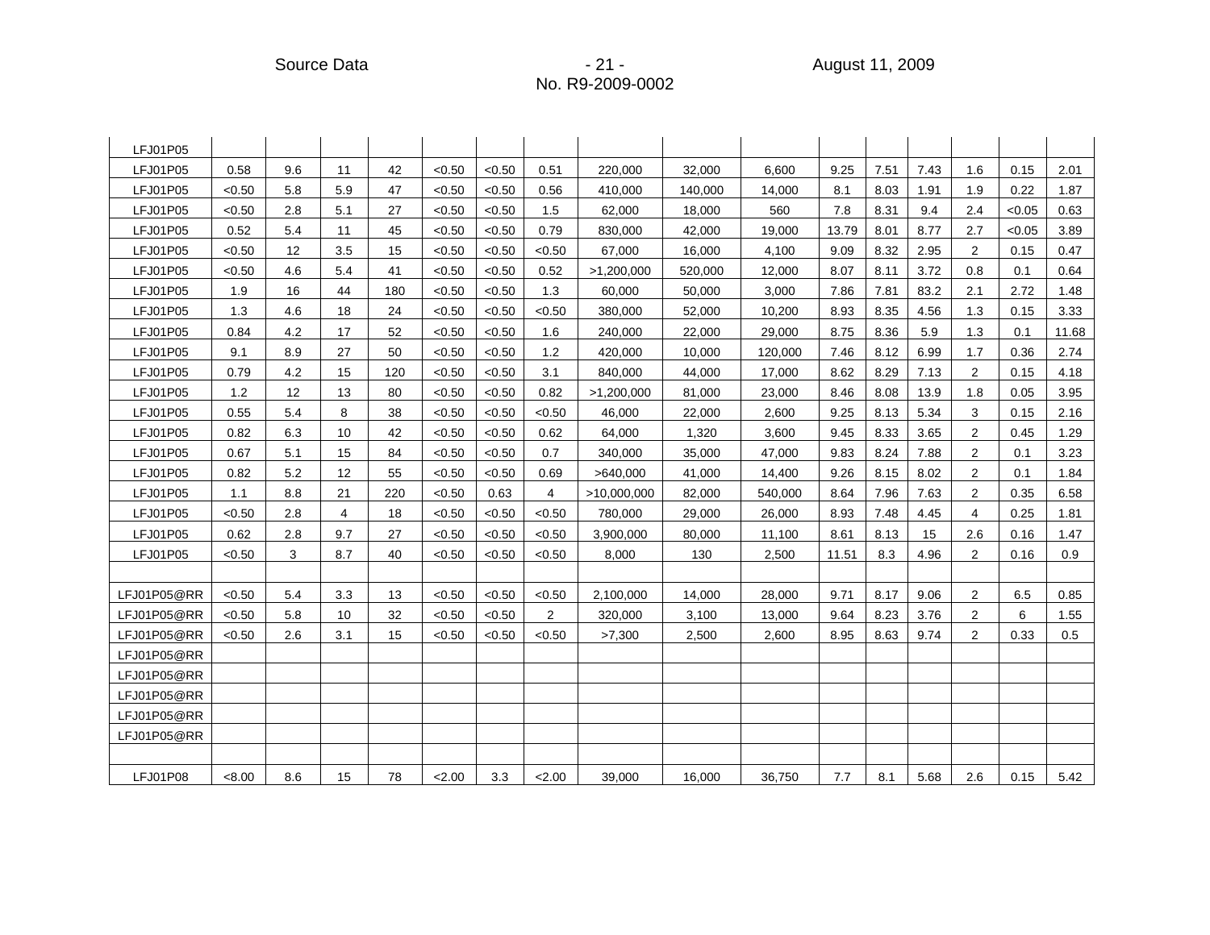| | | | | | | | | | | | | | | | | |
|---|---|---|---|---|---|---|---|---|---|---|---|---|---|---|---|---|
| LFJ01P05 | | | | | | | | | | | | | | | | |
| LFJ01P05 | 0.58 | 9.6 | 11 | 42 | <0.50 | <0.50 | 0.51 | 220,000 | 32,000 | 6,600 | 9.25 | 7.51 | 7.43 | 1.6 | 0.15 | 2.01 |
| LFJ01P05 | <0.50 | 5.8 | 5.9 | 47 | <0.50 | <0.50 | 0.56 | 410,000 | 140,000 | 14,000 | 8.1 | 8.03 | 1.91 | 1.9 | 0.22 | 1.87 |
| LFJ01P05 | <0.50 | 2.8 | 5.1 | 27 | <0.50 | <0.50 | 1.5 | 62,000 | 18,000 | 560 | 7.8 | 8.31 | 9.4 | 2.4 | <0.05 | 0.63 |
| LFJ01P05 | 0.52 | 5.4 | 11 | 45 | <0.50 | <0.50 | 0.79 | 830,000 | 42,000 | 19,000 | 13.79 | 8.01 | 8.77 | 2.7 | <0.05 | 3.89 |
| LFJ01P05 | <0.50 | 12 | 3.5 | 15 | <0.50 | <0.50 | <0.50 | 67,000 | 16,000 | 4,100 | 9.09 | 8.32 | 2.95 | 2 | 0.15 | 0.47 |
| LFJ01P05 | <0.50 | 4.6 | 5.4 | 41 | <0.50 | <0.50 | 0.52 | >1,200,000 | 520,000 | 12,000 | 8.07 | 8.11 | 3.72 | 0.8 | 0.1 | 0.64 |
| LFJ01P05 | 1.9 | 16 | 44 | 180 | <0.50 | <0.50 | 1.3 | 60,000 | 50,000 | 3,000 | 7.86 | 7.81 | 83.2 | 2.1 | 2.72 | 1.48 |
| LFJ01P05 | 1.3 | 4.6 | 18 | 24 | <0.50 | <0.50 | <0.50 | 380,000 | 52,000 | 10,200 | 8.93 | 8.35 | 4.56 | 1.3 | 0.15 | 3.33 |
| LFJ01P05 | 0.84 | 4.2 | 17 | 52 | <0.50 | <0.50 | 1.6 | 240,000 | 22,000 | 29,000 | 8.75 | 8.36 | 5.9 | 1.3 | 0.1 | 11.68 |
| LFJ01P05 | 9.1 | 8.9 | 27 | 50 | <0.50 | <0.50 | 1.2 | 420,000 | 10,000 | 120,000 | 7.46 | 8.12 | 6.99 | 1.7 | 0.36 | 2.74 |
| LFJ01P05 | 0.79 | 4.2 | 15 | 120 | <0.50 | <0.50 | 3.1 | 840,000 | 44,000 | 17,000 | 8.62 | 8.29 | 7.13 | 2 | 0.15 | 4.18 |
| LFJ01P05 | 1.2 | 12 | 13 | 80 | <0.50 | <0.50 | 0.82 | >1,200,000 | 81,000 | 23,000 | 8.46 | 8.08 | 13.9 | 1.8 | 0.05 | 3.95 |
| LFJ01P05 | 0.55 | 5.4 | 8 | 38 | <0.50 | <0.50 | <0.50 | 46,000 | 22,000 | 2,600 | 9.25 | 8.13 | 5.34 | 3 | 0.15 | 2.16 |
| LFJ01P05 | 0.82 | 6.3 | 10 | 42 | <0.50 | <0.50 | 0.62 | 64,000 | 1,320 | 3,600 | 9.45 | 8.33 | 3.65 | 2 | 0.45 | 1.29 |
| LFJ01P05 | 0.67 | 5.1 | 15 | 84 | <0.50 | <0.50 | 0.7 | 340,000 | 35,000 | 47,000 | 9.83 | 8.24 | 7.88 | 2 | 0.1 | 3.23 |
| LFJ01P05 | 0.82 | 5.2 | 12 | 55 | <0.50 | <0.50 | 0.69 | >640,000 | 41,000 | 14,400 | 9.26 | 8.15 | 8.02 | 2 | 0.1 | 1.84 |
| LFJ01P05 | 1.1 | 8.8 | 21 | 220 | <0.50 | 0.63 | 4 | >10,000,000 | 82,000 | 540,000 | 8.64 | 7.96 | 7.63 | 2 | 0.35 | 6.58 |
| LFJ01P05 | <0.50 | 2.8 | 4 | 18 | <0.50 | <0.50 | <0.50 | 780,000 | 29,000 | 26,000 | 8.93 | 7.48 | 4.45 | 4 | 0.25 | 1.81 |
| LFJ01P05 | 0.62 | 2.8 | 9.7 | 27 | <0.50 | <0.50 | <0.50 | 3,900,000 | 80,000 | 11,100 | 8.61 | 8.13 | 15 | 2.6 | 0.16 | 1.47 |
| LFJ01P05 | <0.50 | 3 | 8.7 | 40 | <0.50 | <0.50 | <0.50 | 8,000 | 130 | 2,500 | 11.51 | 8.3 | 4.96 | 2 | 0.16 | 0.9 |
| | | | | | | | | | | | | | | | | |
| LFJ01P05@RR | <0.50 | 5.4 | 3.3 | 13 | <0.50 | <0.50 | <0.50 | 2,100,000 | 14,000 | 28,000 | 9.71 | 8.17 | 9.06 | 2 | 6.5 | 0.85 |
| LFJ01P05@RR | <0.50 | 5.8 | 10 | 32 | <0.50 | <0.50 | 2 | 320,000 | 3,100 | 13,000 | 9.64 | 8.23 | 3.76 | 2 | 6 | 1.55 |
| LFJ01P05@RR | <0.50 | 2.6 | 3.1 | 15 | <0.50 | <0.50 | <0.50 | >7,300 | 2,500 | 2,600 | 8.95 | 8.63 | 9.74 | 2 | 0.33 | 0.5 |
| LFJ01P05@RR | | | | | | | | | | | | | | | | |
| LFJ01P05@RR | | | | | | | | | | | | | | | | |
| LFJ01P05@RR | | | | | | | | | | | | | | | | |
| LFJ01P05@RR | | | | | | | | | | | | | | | | |
| LFJ01P05@RR | | | | | | | | | | | | | | | | |
| | | | | | | | | | | | | | | | | |
| LFJ01P08 | <8.00 | 8.6 | 15 | 78 | <2.00 | 3.3 | <2.00 | 39,000 | 16,000 | 36,750 | 7.7 | 8.1 | 5.68 | 2.6 | 0.15 | 5.42 |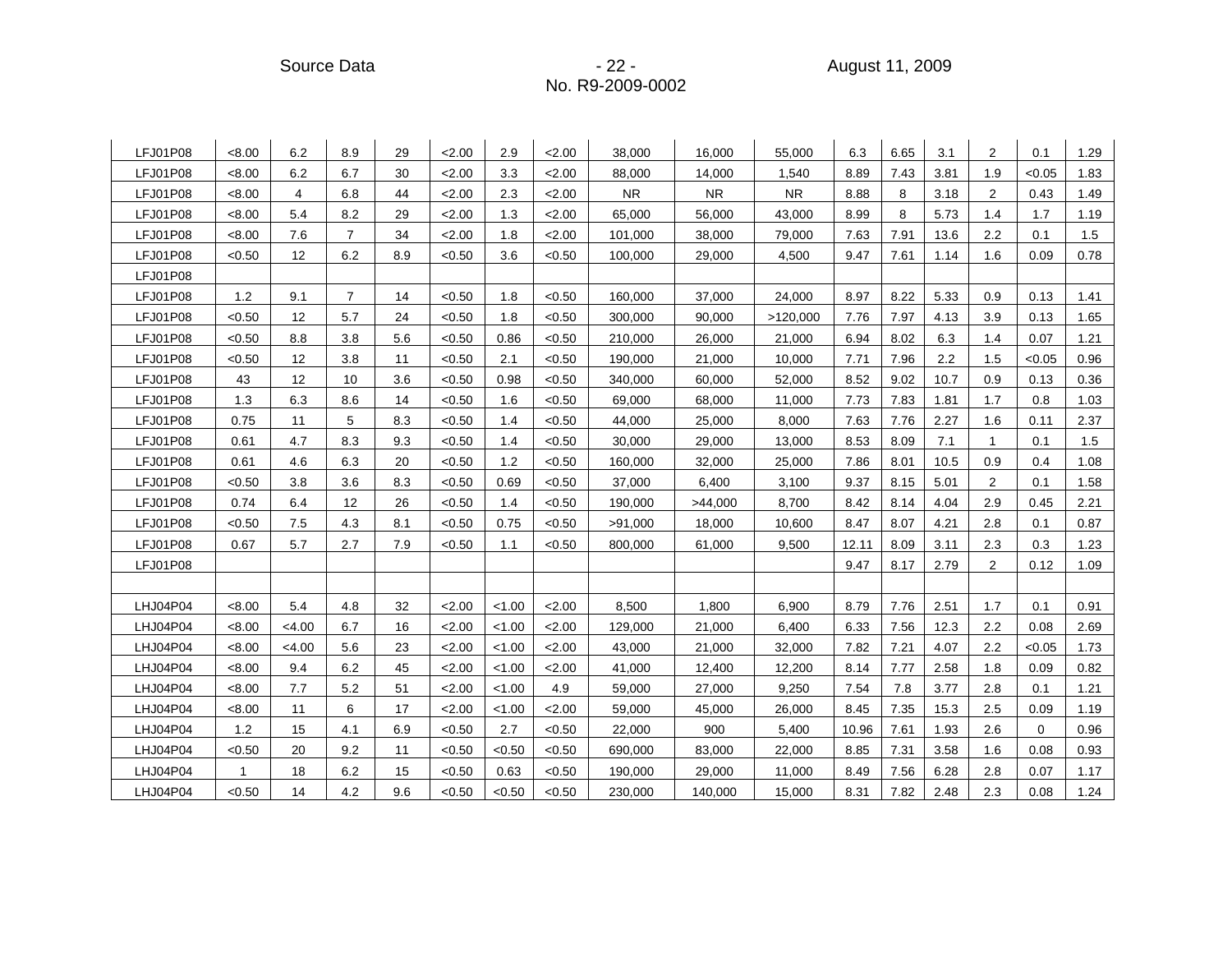| | | | | | | | | | | | | | | | | |
|---|---|---|---|---|---|---|---|---|---|---|---|---|---|---|---|---|
| LFJ01P08 | <8.00 | 6.2 | 8.9 | 29 | <2.00 | 2.9 | <2.00 | 38,000 | 16,000 | 55,000 | 6.3 | 6.65 | 3.1 | 2 | 0.1 | 1.29 |
| LFJ01P08 | <8.00 | 6.2 | 6.7 | 30 | <2.00 | 3.3 | <2.00 | 88,000 | 14,000 | 1,540 | 8.89 | 7.43 | 3.81 | 1.9 | <0.05 | 1.83 |
| LFJ01P08 | <8.00 | 4 | 6.8 | 44 | <2.00 | 2.3 | <2.00 | NR | NR | NR | 8.88 | 8 | 3.18 | 2 | 0.43 | 1.49 |
| LFJ01P08 | <8.00 | 5.4 | 8.2 | 29 | <2.00 | 1.3 | <2.00 | 65,000 | 56,000 | 43,000 | 8.99 | 8 | 5.73 | 1.4 | 1.7 | 1.19 |
| LFJ01P08 | <8.00 | 7.6 | 7 | 34 | <2.00 | 1.8 | <2.00 | 101,000 | 38,000 | 79,000 | 7.63 | 7.91 | 13.6 | 2.2 | 0.1 | 1.5 |
| LFJ01P08 | <0.50 | 12 | 6.2 | 8.9 | <0.50 | 3.6 | <0.50 | 100,000 | 29,000 | 4,500 | 9.47 | 7.61 | 1.14 | 1.6 | 0.09 | 0.78 |
| LFJ01P08 | | | | | | | | | | | | | | | | |
| LFJ01P08 | 1.2 | 9.1 | 7 | 14 | <0.50 | 1.8 | <0.50 | 160,000 | 37,000 | 24,000 | 8.97 | 8.22 | 5.33 | 0.9 | 0.13 | 1.41 |
| LFJ01P08 | <0.50 | 12 | 5.7 | 24 | <0.50 | 1.8 | <0.50 | 300,000 | 90,000 | >120,000 | 7.76 | 7.97 | 4.13 | 3.9 | 0.13 | 1.65 |
| LFJ01P08 | <0.50 | 8.8 | 3.8 | 5.6 | <0.50 | 0.86 | <0.50 | 210,000 | 26,000 | 21,000 | 6.94 | 8.02 | 6.3 | 1.4 | 0.07 | 1.21 |
| LFJ01P08 | <0.50 | 12 | 3.8 | 11 | <0.50 | 2.1 | <0.50 | 190,000 | 21,000 | 10,000 | 7.71 | 7.96 | 2.2 | 1.5 | <0.05 | 0.96 |
| LFJ01P08 | 43 | 12 | 10 | 3.6 | <0.50 | 0.98 | <0.50 | 340,000 | 60,000 | 52,000 | 8.52 | 9.02 | 10.7 | 0.9 | 0.13 | 0.36 |
| LFJ01P08 | 1.3 | 6.3 | 8.6 | 14 | <0.50 | 1.6 | <0.50 | 69,000 | 68,000 | 11,000 | 7.73 | 7.83 | 1.81 | 1.7 | 0.8 | 1.03 |
| LFJ01P08 | 0.75 | 11 | 5 | 8.3 | <0.50 | 1.4 | <0.50 | 44,000 | 25,000 | 8,000 | 7.63 | 7.76 | 2.27 | 1.6 | 0.11 | 2.37 |
| LFJ01P08 | 0.61 | 4.7 | 8.3 | 9.3 | <0.50 | 1.4 | <0.50 | 30,000 | 29,000 | 13,000 | 8.53 | 8.09 | 7.1 | 1 | 0.1 | 1.5 |
| LFJ01P08 | 0.61 | 4.6 | 6.3 | 20 | <0.50 | 1.2 | <0.50 | 160,000 | 32,000 | 25,000 | 7.86 | 8.01 | 10.5 | 0.9 | 0.4 | 1.08 |
| LFJ01P08 | <0.50 | 3.8 | 3.6 | 8.3 | <0.50 | 0.69 | <0.50 | 37,000 | 6,400 | 3,100 | 9.37 | 8.15 | 5.01 | 2 | 0.1 | 1.58 |
| LFJ01P08 | 0.74 | 6.4 | 12 | 26 | <0.50 | 1.4 | <0.50 | 190,000 | >44,000 | 8,700 | 8.42 | 8.14 | 4.04 | 2.9 | 0.45 | 2.21 |
| LFJ01P08 | <0.50 | 7.5 | 4.3 | 8.1 | <0.50 | 0.75 | <0.50 | >91,000 | 18,000 | 10,600 | 8.47 | 8.07 | 4.21 | 2.8 | 0.1 | 0.87 |
| LFJ01P08 | 0.67 | 5.7 | 2.7 | 7.9 | <0.50 | 1.1 | <0.50 | 800,000 | 61,000 | 9,500 | 12.11 | 8.09 | 3.11 | 2.3 | 0.3 | 1.23 |
| LFJ01P08 | | | | | | | | | | | 9.47 | 8.17 | 2.79 | 2 | 0.12 | 1.09 |
| | | | | | | | | | | | | | | | | |
| LHJ04P04 | <8.00 | 5.4 | 4.8 | 32 | <2.00 | <1.00 | <2.00 | 8,500 | 1,800 | 6,900 | 8.79 | 7.76 | 2.51 | 1.7 | 0.1 | 0.91 |
| LHJ04P04 | <8.00 | <4.00 | 6.7 | 16 | <2.00 | <1.00 | <2.00 | 129,000 | 21,000 | 6,400 | 6.33 | 7.56 | 12.3 | 2.2 | 0.08 | 2.69 |
| LHJ04P04 | <8.00 | <4.00 | 5.6 | 23 | <2.00 | <1.00 | <2.00 | 43,000 | 21,000 | 32,000 | 7.82 | 7.21 | 4.07 | 2.2 | <0.05 | 1.73 |
| LHJ04P04 | <8.00 | 9.4 | 6.2 | 45 | <2.00 | <1.00 | <2.00 | 41,000 | 12,400 | 12,200 | 8.14 | 7.77 | 2.58 | 1.8 | 0.09 | 0.82 |
| LHJ04P04 | <8.00 | 7.7 | 5.2 | 51 | <2.00 | <1.00 | 4.9 | 59,000 | 27,000 | 9,250 | 7.54 | 7.8 | 3.77 | 2.8 | 0.1 | 1.21 |
| LHJ04P04 | <8.00 | 11 | 6 | 17 | <2.00 | <1.00 | <2.00 | 59,000 | 45,000 | 26,000 | 8.45 | 7.35 | 15.3 | 2.5 | 0.09 | 1.19 |
| LHJ04P04 | 1.2 | 15 | 4.1 | 6.9 | <0.50 | 2.7 | <0.50 | 22,000 | 900 | 5,400 | 10.96 | 7.61 | 1.93 | 2.6 | 0 | 0.96 |
| LHJ04P04 | <0.50 | 20 | 9.2 | 11 | <0.50 | <0.50 | <0.50 | 690,000 | 83,000 | 22,000 | 8.85 | 7.31 | 3.58 | 1.6 | 0.08 | 0.93 |
| LHJ04P04 | 1 | 18 | 6.2 | 15 | <0.50 | 0.63 | <0.50 | 190,000 | 29,000 | 11,000 | 8.49 | 7.56 | 6.28 | 2.8 | 0.07 | 1.17 |
| LHJ04P04 | <0.50 | 14 | 4.2 | 9.6 | <0.50 | <0.50 | <0.50 | 230,000 | 140,000 | 15,000 | 8.31 | 7.82 | 2.48 | 2.3 | 0.08 | 1.24 |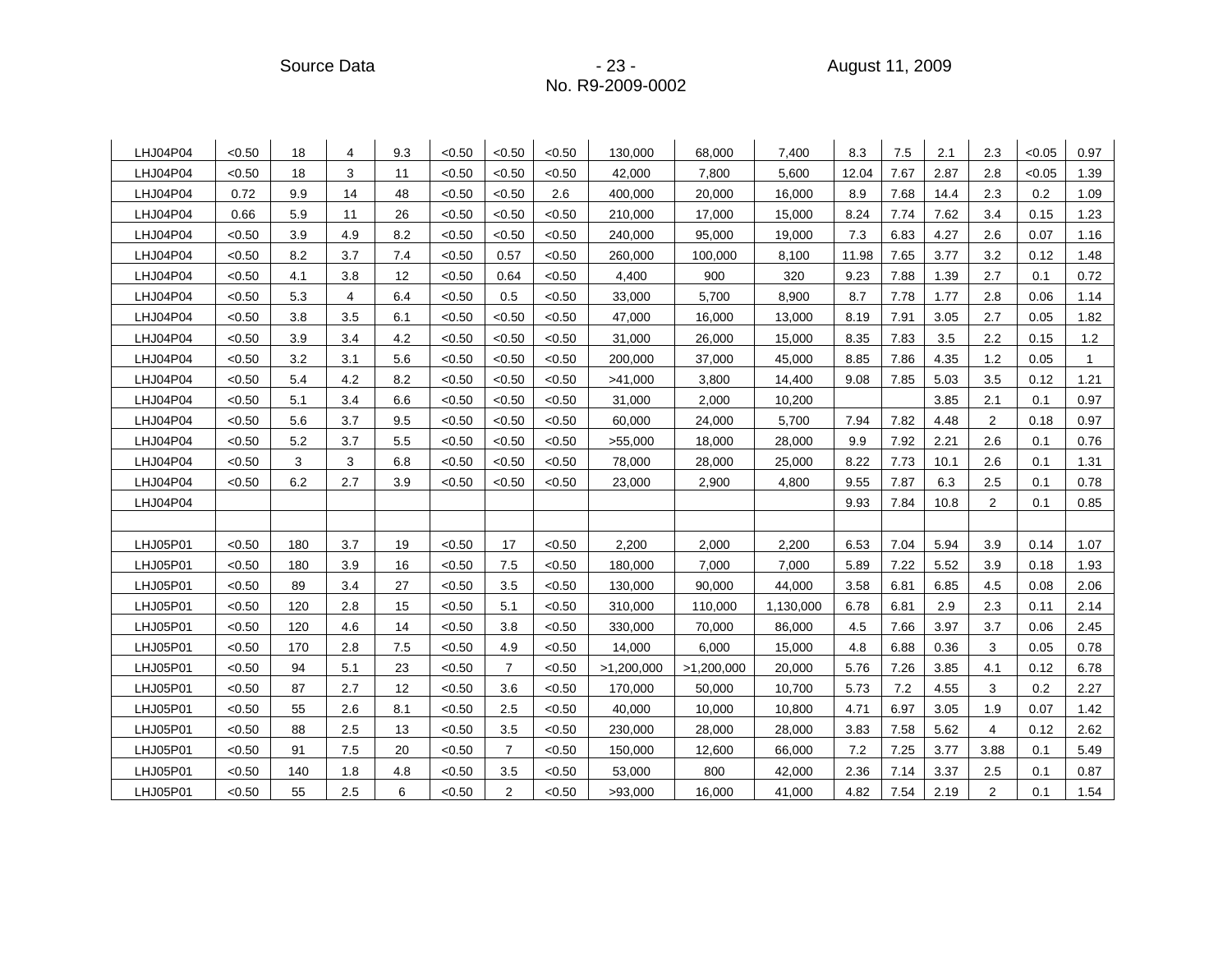| | | | | | | | | | | | | | | | | |
|---|---|---|---|---|---|---|---|---|---|---|---|---|---|---|---|---|
| LHJ04P04 | <0.50 | 18 | 4 | 9.3 | <0.50 | <0.50 | <0.50 | 130,000 | 68,000 | 7,400 | 8.3 | 7.5 | 2.1 | 2.3 | <0.05 | 0.97 |
| LHJ04P04 | <0.50 | 18 | 3 | 11 | <0.50 | <0.50 | <0.50 | 42,000 | 7,800 | 5,600 | 12.04 | 7.67 | 2.87 | 2.8 | <0.05 | 1.39 |
| LHJ04P04 | 0.72 | 9.9 | 14 | 48 | <0.50 | <0.50 | 2.6 | 400,000 | 20,000 | 16,000 | 8.9 | 7.68 | 14.4 | 2.3 | 0.2 | 1.09 |
| LHJ04P04 | 0.66 | 5.9 | 11 | 26 | <0.50 | <0.50 | <0.50 | 210,000 | 17,000 | 15,000 | 8.24 | 7.74 | 7.62 | 3.4 | 0.15 | 1.23 |
| LHJ04P04 | <0.50 | 3.9 | 4.9 | 8.2 | <0.50 | <0.50 | <0.50 | 240,000 | 95,000 | 19,000 | 7.3 | 6.83 | 4.27 | 2.6 | 0.07 | 1.16 |
| LHJ04P04 | <0.50 | 8.2 | 3.7 | 7.4 | <0.50 | 0.57 | <0.50 | 260,000 | 100,000 | 8,100 | 11.98 | 7.65 | 3.77 | 3.2 | 0.12 | 1.48 |
| LHJ04P04 | <0.50 | 4.1 | 3.8 | 12 | <0.50 | 0.64 | <0.50 | 4,400 | 900 | 320 | 9.23 | 7.88 | 1.39 | 2.7 | 0.1 | 0.72 |
| LHJ04P04 | <0.50 | 5.3 | 4 | 6.4 | <0.50 | 0.5 | <0.50 | 33,000 | 5,700 | 8,900 | 8.7 | 7.78 | 1.77 | 2.8 | 0.06 | 1.14 |
| LHJ04P04 | <0.50 | 3.8 | 3.5 | 6.1 | <0.50 | <0.50 | <0.50 | 47,000 | 16,000 | 13,000 | 8.19 | 7.91 | 3.05 | 2.7 | 0.05 | 1.82 |
| LHJ04P04 | <0.50 | 3.9 | 3.4 | 4.2 | <0.50 | <0.50 | <0.50 | 31,000 | 26,000 | 15,000 | 8.35 | 7.83 | 3.5 | 2.2 | 0.15 | 1.2 |
| LHJ04P04 | <0.50 | 3.2 | 3.1 | 5.6 | <0.50 | <0.50 | <0.50 | 200,000 | 37,000 | 45,000 | 8.85 | 7.86 | 4.35 | 1.2 | 0.05 | 1 |
| LHJ04P04 | <0.50 | 5.4 | 4.2 | 8.2 | <0.50 | <0.50 | <0.50 | >41,000 | 3,800 | 14,400 | 9.08 | 7.85 | 5.03 | 3.5 | 0.12 | 1.21 |
| LHJ04P04 | <0.50 | 5.1 | 3.4 | 6.6 | <0.50 | <0.50 | <0.50 | 31,000 | 2,000 | 10,200 | | | 3.85 | 2.1 | 0.1 | 0.97 |
| LHJ04P04 | <0.50 | 5.6 | 3.7 | 9.5 | <0.50 | <0.50 | <0.50 | 60,000 | 24,000 | 5,700 | 7.94 | 7.82 | 4.48 | 2 | 0.18 | 0.97 |
| LHJ04P04 | <0.50 | 5.2 | 3.7 | 5.5 | <0.50 | <0.50 | <0.50 | >55,000 | 18,000 | 28,000 | 9.9 | 7.92 | 2.21 | 2.6 | 0.1 | 0.76 |
| LHJ04P04 | <0.50 | 3 | 3 | 6.8 | <0.50 | <0.50 | <0.50 | 78,000 | 28,000 | 25,000 | 8.22 | 7.73 | 10.1 | 2.6 | 0.1 | 1.31 |
| LHJ04P04 | <0.50 | 6.2 | 2.7 | 3.9 | <0.50 | <0.50 | <0.50 | 23,000 | 2,900 | 4,800 | 9.55 | 7.87 | 6.3 | 2.5 | 0.1 | 0.78 |
| LHJ04P04 | | | | | | | | | | | 9.93 | 7.84 | 10.8 | 2 | 0.1 | 0.85 |
| | | | | | | | | | | | | | | | | |
| LHJ05P01 | <0.50 | 180 | 3.7 | 19 | <0.50 | 17 | <0.50 | 2,200 | 2,000 | 2,200 | 6.53 | 7.04 | 5.94 | 3.9 | 0.14 | 1.07 |
| LHJ05P01 | <0.50 | 180 | 3.9 | 16 | <0.50 | 7.5 | <0.50 | 180,000 | 7,000 | 7,000 | 5.89 | 7.22 | 5.52 | 3.9 | 0.18 | 1.93 |
| LHJ05P01 | <0.50 | 89 | 3.4 | 27 | <0.50 | 3.5 | <0.50 | 130,000 | 90,000 | 44,000 | 3.58 | 6.81 | 6.85 | 4.5 | 0.08 | 2.06 |
| LHJ05P01 | <0.50 | 120 | 2.8 | 15 | <0.50 | 5.1 | <0.50 | 310,000 | 110,000 | 1,130,000 | 6.78 | 6.81 | 2.9 | 2.3 | 0.11 | 2.14 |
| LHJ05P01 | <0.50 | 120 | 4.6 | 14 | <0.50 | 3.8 | <0.50 | 330,000 | 70,000 | 86,000 | 4.5 | 7.66 | 3.97 | 3.7 | 0.06 | 2.45 |
| LHJ05P01 | <0.50 | 170 | 2.8 | 7.5 | <0.50 | 4.9 | <0.50 | 14,000 | 6,000 | 15,000 | 4.8 | 6.88 | 0.36 | 3 | 0.05 | 0.78 |
| LHJ05P01 | <0.50 | 94 | 5.1 | 23 | <0.50 | 7 | <0.50 | >1,200,000 | >1,200,000 | 20,000 | 5.76 | 7.26 | 3.85 | 4.1 | 0.12 | 6.78 |
| LHJ05P01 | <0.50 | 87 | 2.7 | 12 | <0.50 | 3.6 | <0.50 | 170,000 | 50,000 | 10,700 | 5.73 | 7.2 | 4.55 | 3 | 0.2 | 2.27 |
| LHJ05P01 | <0.50 | 55 | 2.6 | 8.1 | <0.50 | 2.5 | <0.50 | 40,000 | 10,000 | 10,800 | 4.71 | 6.97 | 3.05 | 1.9 | 0.07 | 1.42 |
| LHJ05P01 | <0.50 | 88 | 2.5 | 13 | <0.50 | 3.5 | <0.50 | 230,000 | 28,000 | 28,000 | 3.83 | 7.58 | 5.62 | 4 | 0.12 | 2.62 |
| LHJ05P01 | <0.50 | 91 | 7.5 | 20 | <0.50 | 7 | <0.50 | 150,000 | 12,600 | 66,000 | 7.2 | 7.25 | 3.77 | 3.88 | 0.1 | 5.49 |
| LHJ05P01 | <0.50 | 140 | 1.8 | 4.8 | <0.50 | 3.5 | <0.50 | 53,000 | 800 | 42,000 | 2.36 | 7.14 | 3.37 | 2.5 | 0.1 | 0.87 |
| LHJ05P01 | <0.50 | 55 | 2.5 | 6 | <0.50 | 2 | <0.50 | >93,000 | 16,000 | 41,000 | 4.82 | 7.54 | 2.19 | 2 | 0.1 | 1.54 |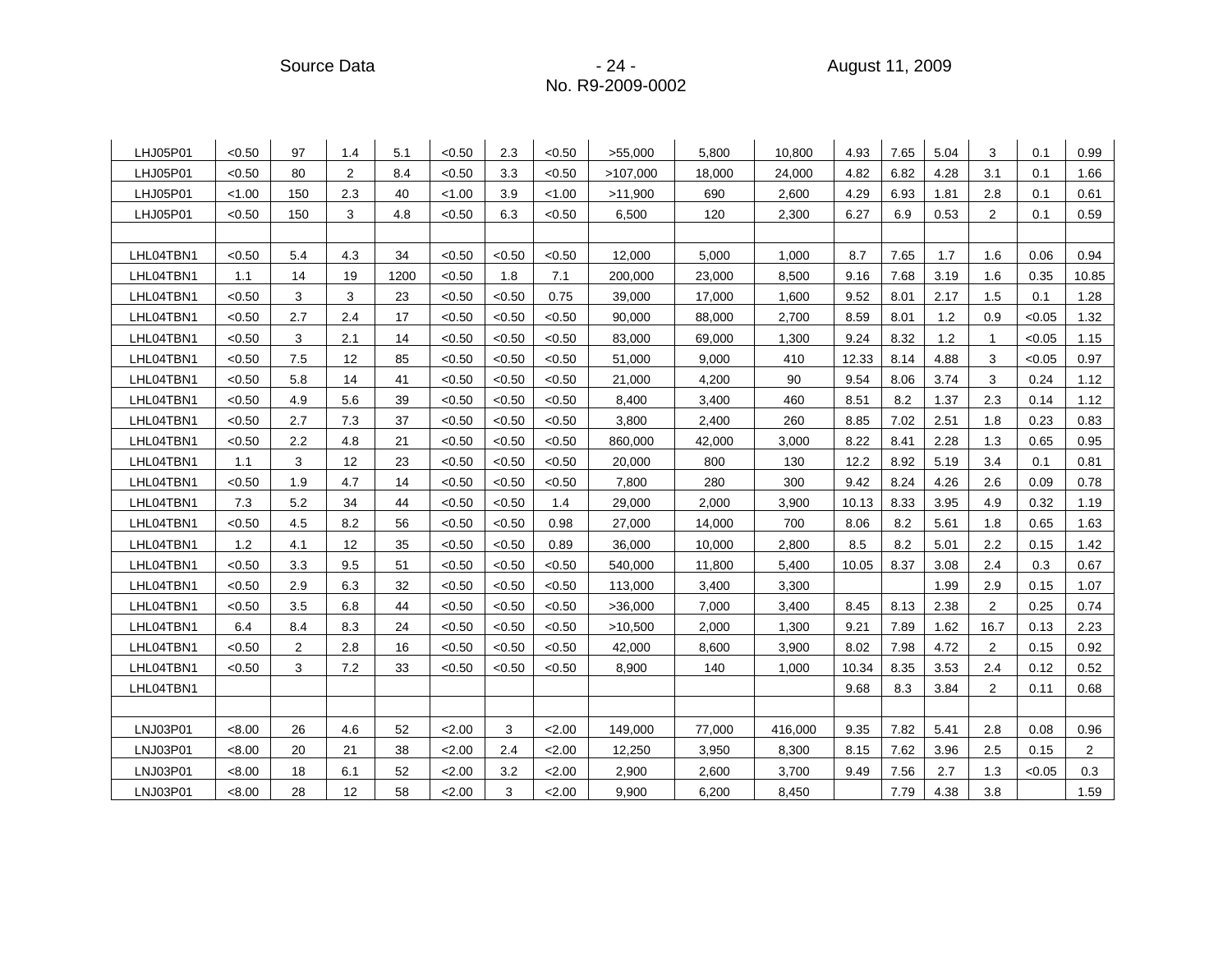| | | | | | | | | | | | | | | | | |
|---|---|---|---|---|---|---|---|---|---|---|---|---|---|---|---|---|
| LHJ05P01 | <0.50 | 97 | 1.4 | 5.1 | <0.50 | 2.3 | <0.50 | >55,000 | 5,800 | 10,800 | 4.93 | 7.65 | 5.04 | 3 | 0.1 | 0.99 |
| LHJ05P01 | <0.50 | 80 | 2 | 8.4 | <0.50 | 3.3 | <0.50 | >107,000 | 18,000 | 24,000 | 4.82 | 6.82 | 4.28 | 3.1 | 0.1 | 1.66 |
| LHJ05P01 | <1.00 | 150 | 2.3 | 40 | <1.00 | 3.9 | <1.00 | >11,900 | 690 | 2,600 | 4.29 | 6.93 | 1.81 | 2.8 | 0.1 | 0.61 |
| LHJ05P01 | <0.50 | 150 | 3 | 4.8 | <0.50 | 6.3 | <0.50 | 6,500 | 120 | 2,300 | 6.27 | 6.9 | 0.53 | 2 | 0.1 | 0.59 |
| | | | | | | | | | | | | | | | | |
| LHL04TBN1 | <0.50 | 5.4 | 4.3 | 34 | <0.50 | <0.50 | <0.50 | 12,000 | 5,000 | 1,000 | 8.7 | 7.65 | 1.7 | 1.6 | 0.06 | 0.94 |
| LHL04TBN1 | 1.1 | 14 | 19 | 1200 | <0.50 | 1.8 | 7.1 | 200,000 | 23,000 | 8,500 | 9.16 | 7.68 | 3.19 | 1.6 | 0.35 | 10.85 |
| LHL04TBN1 | <0.50 | 3 | 3 | 23 | <0.50 | <0.50 | 0.75 | 39,000 | 17,000 | 1,600 | 9.52 | 8.01 | 2.17 | 1.5 | 0.1 | 1.28 |
| LHL04TBN1 | <0.50 | 2.7 | 2.4 | 17 | <0.50 | <0.50 | <0.50 | 90,000 | 88,000 | 2,700 | 8.59 | 8.01 | 1.2 | 0.9 | <0.05 | 1.32 |
| LHL04TBN1 | <0.50 | 3 | 2.1 | 14 | <0.50 | <0.50 | <0.50 | 83,000 | 69,000 | 1,300 | 9.24 | 8.32 | 1.2 | 1 | <0.05 | 1.15 |
| LHL04TBN1 | <0.50 | 7.5 | 12 | 85 | <0.50 | <0.50 | <0.50 | 51,000 | 9,000 | 410 | 12.33 | 8.14 | 4.88 | 3 | <0.05 | 0.97 |
| LHL04TBN1 | <0.50 | 5.8 | 14 | 41 | <0.50 | <0.50 | <0.50 | 21,000 | 4,200 | 90 | 9.54 | 8.06 | 3.74 | 3 | 0.24 | 1.12 |
| LHL04TBN1 | <0.50 | 4.9 | 5.6 | 39 | <0.50 | <0.50 | <0.50 | 8,400 | 3,400 | 460 | 8.51 | 8.2 | 1.37 | 2.3 | 0.14 | 1.12 |
| LHL04TBN1 | <0.50 | 2.7 | 7.3 | 37 | <0.50 | <0.50 | <0.50 | 3,800 | 2,400 | 260 | 8.85 | 7.02 | 2.51 | 1.8 | 0.23 | 0.83 |
| LHL04TBN1 | <0.50 | 2.2 | 4.8 | 21 | <0.50 | <0.50 | <0.50 | 860,000 | 42,000 | 3,000 | 8.22 | 8.41 | 2.28 | 1.3 | 0.65 | 0.95 |
| LHL04TBN1 | 1.1 | 3 | 12 | 23 | <0.50 | <0.50 | <0.50 | 20,000 | 800 | 130 | 12.2 | 8.92 | 5.19 | 3.4 | 0.1 | 0.81 |
| LHL04TBN1 | <0.50 | 1.9 | 4.7 | 14 | <0.50 | <0.50 | <0.50 | 7,800 | 280 | 300 | 9.42 | 8.24 | 4.26 | 2.6 | 0.09 | 0.78 |
| LHL04TBN1 | 7.3 | 5.2 | 34 | 44 | <0.50 | <0.50 | 1.4 | 29,000 | 2,000 | 3,900 | 10.13 | 8.33 | 3.95 | 4.9 | 0.32 | 1.19 |
| LHL04TBN1 | <0.50 | 4.5 | 8.2 | 56 | <0.50 | <0.50 | 0.98 | 27,000 | 14,000 | 700 | 8.06 | 8.2 | 5.61 | 1.8 | 0.65 | 1.63 |
| LHL04TBN1 | 1.2 | 4.1 | 12 | 35 | <0.50 | <0.50 | 0.89 | 36,000 | 10,000 | 2,800 | 8.5 | 8.2 | 5.01 | 2.2 | 0.15 | 1.42 |
| LHL04TBN1 | <0.50 | 3.3 | 9.5 | 51 | <0.50 | <0.50 | <0.50 | 540,000 | 11,800 | 5,400 | 10.05 | 8.37 | 3.08 | 2.4 | 0.3 | 0.67 |
| LHL04TBN1 | <0.50 | 2.9 | 6.3 | 32 | <0.50 | <0.50 | <0.50 | 113,000 | 3,400 | 3,300 | | | 1.99 | 2.9 | 0.15 | 1.07 |
| LHL04TBN1 | <0.50 | 3.5 | 6.8 | 44 | <0.50 | <0.50 | <0.50 | >36,000 | 7,000 | 3,400 | 8.45 | 8.13 | 2.38 | 2 | 0.25 | 0.74 |
| LHL04TBN1 | 6.4 | 8.4 | 8.3 | 24 | <0.50 | <0.50 | <0.50 | >10,500 | 2,000 | 1,300 | 9.21 | 7.89 | 1.62 | 16.7 | 0.13 | 2.23 |
| LHL04TBN1 | <0.50 | 2 | 2.8 | 16 | <0.50 | <0.50 | <0.50 | 42,000 | 8,600 | 3,900 | 8.02 | 7.98 | 4.72 | 2 | 0.15 | 0.92 |
| LHL04TBN1 | <0.50 | 3 | 7.2 | 33 | <0.50 | <0.50 | <0.50 | 8,900 | 140 | 1,000 | 10.34 | 8.35 | 3.53 | 2.4 | 0.12 | 0.52 |
| LHL04TBN1 | | | | | | | | | | | 9.68 | 8.3 | 3.84 | 2 | 0.11 | 0.68 |
| | | | | | | | | | | | | | | | | |
| LNJ03P01 | <8.00 | 26 | 4.6 | 52 | <2.00 | 3 | <2.00 | 149,000 | 77,000 | 416,000 | 9.35 | 7.82 | 5.41 | 2.8 | 0.08 | 0.96 |
| LNJ03P01 | <8.00 | 20 | 21 | 38 | <2.00 | 2.4 | <2.00 | 12,250 | 3,950 | 8,300 | 8.15 | 7.62 | 3.96 | 2.5 | 0.15 | 2 |
| LNJ03P01 | <8.00 | 18 | 6.1 | 52 | <2.00 | 3.2 | <2.00 | 2,900 | 2,600 | 3,700 | 9.49 | 7.56 | 2.7 | 1.3 | <0.05 | 0.3 |
| LNJ03P01 | <8.00 | 28 | 12 | 58 | <2.00 | 3 | <2.00 | 9,900 | 6,200 | 8,450 | | 7.79 | 4.38 | 3.8 | | 1.59 |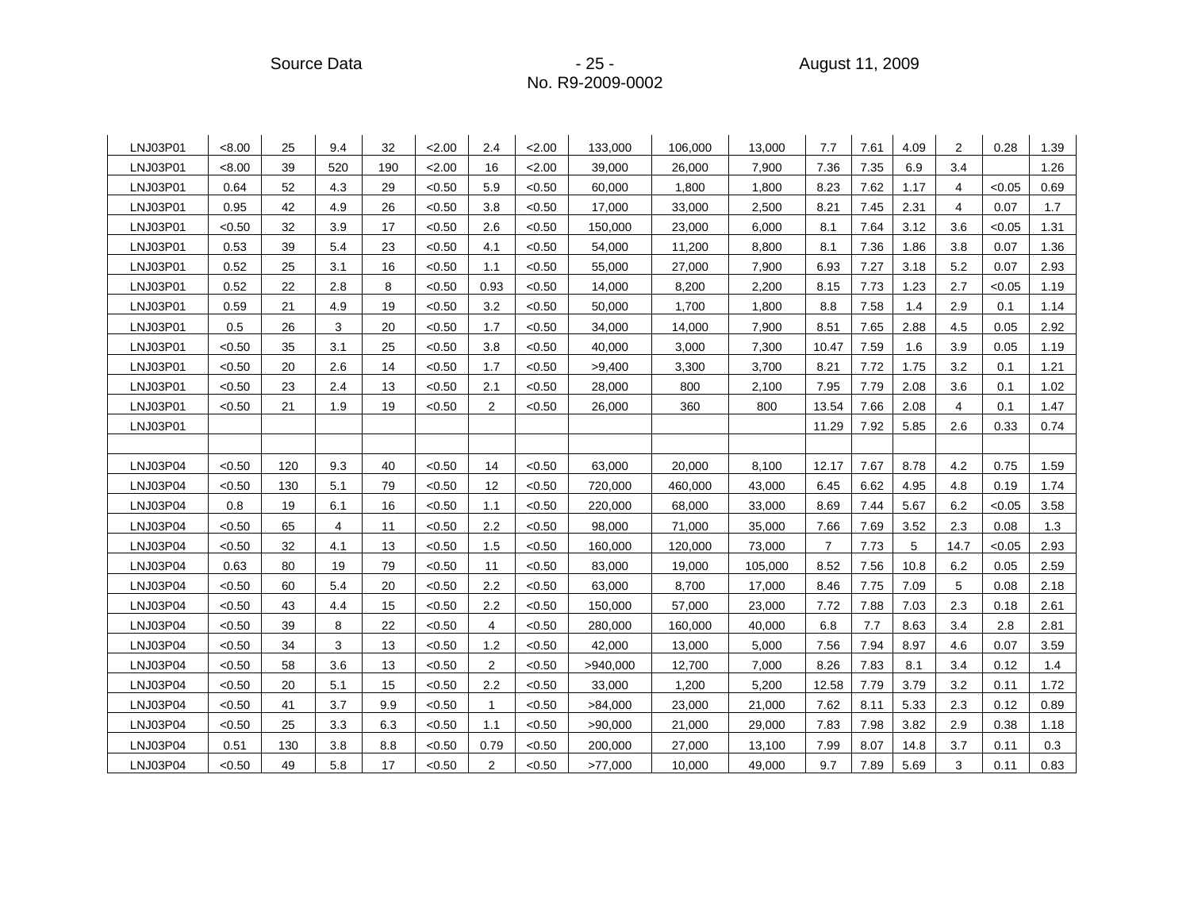| | | | | | | | | | | | | | | | | |
|---|---|---|---|---|---|---|---|---|---|---|---|---|---|---|---|---|
| LNJ03P01 | <8.00 | 25 | 9.4 | 32 | <2.00 | 2.4 | <2.00 | 133,000 | 106,000 | 13,000 | 7.7 | 7.61 | 4.09 | 2 | 0.28 | 1.39 |
| LNJ03P01 | <8.00 | 39 | 520 | 190 | <2.00 | 16 | <2.00 | 39,000 | 26,000 | 7,900 | 7.36 | 7.35 | 6.9 | 3.4 | | 1.26 |
| LNJ03P01 | 0.64 | 52 | 4.3 | 29 | <0.50 | 5.9 | <0.50 | 60,000 | 1,800 | 1,800 | 8.23 | 7.62 | 1.17 | 4 | <0.05 | 0.69 |
| LNJ03P01 | 0.95 | 42 | 4.9 | 26 | <0.50 | 3.8 | <0.50 | 17,000 | 33,000 | 2,500 | 8.21 | 7.45 | 2.31 | 4 | 0.07 | 1.7 |
| LNJ03P01 | <0.50 | 32 | 3.9 | 17 | <0.50 | 2.6 | <0.50 | 150,000 | 23,000 | 6,000 | 8.1 | 7.64 | 3.12 | 3.6 | <0.05 | 1.31 |
| LNJ03P01 | 0.53 | 39 | 5.4 | 23 | <0.50 | 4.1 | <0.50 | 54,000 | 11,200 | 8,800 | 8.1 | 7.36 | 1.86 | 3.8 | 0.07 | 1.36 |
| LNJ03P01 | 0.52 | 25 | 3.1 | 16 | <0.50 | 1.1 | <0.50 | 55,000 | 27,000 | 7,900 | 6.93 | 7.27 | 3.18 | 5.2 | 0.07 | 2.93 |
| LNJ03P01 | 0.52 | 22 | 2.8 | 8 | <0.50 | 0.93 | <0.50 | 14,000 | 8,200 | 2,200 | 8.15 | 7.73 | 1.23 | 2.7 | <0.05 | 1.19 |
| LNJ03P01 | 0.59 | 21 | 4.9 | 19 | <0.50 | 3.2 | <0.50 | 50,000 | 1,700 | 1,800 | 8.8 | 7.58 | 1.4 | 2.9 | 0.1 | 1.14 |
| LNJ03P01 | 0.5 | 26 | 3 | 20 | <0.50 | 1.7 | <0.50 | 34,000 | 14,000 | 7,900 | 8.51 | 7.65 | 2.88 | 4.5 | 0.05 | 2.92 |
| LNJ03P01 | <0.50 | 35 | 3.1 | 25 | <0.50 | 3.8 | <0.50 | 40,000 | 3,000 | 7,300 | 10.47 | 7.59 | 1.6 | 3.9 | 0.05 | 1.19 |
| LNJ03P01 | <0.50 | 20 | 2.6 | 14 | <0.50 | 1.7 | <0.50 | >9,400 | 3,300 | 3,700 | 8.21 | 7.72 | 1.75 | 3.2 | 0.1 | 1.21 |
| LNJ03P01 | <0.50 | 23 | 2.4 | 13 | <0.50 | 2.1 | <0.50 | 28,000 | 800 | 2,100 | 7.95 | 7.79 | 2.08 | 3.6 | 0.1 | 1.02 |
| LNJ03P01 | <0.50 | 21 | 1.9 | 19 | <0.50 | 2 | <0.50 | 26,000 | 360 | 800 | 13.54 | 7.66 | 2.08 | 4 | 0.1 | 1.47 |
| LNJ03P01 | | | | | | | | | | | 11.29 | 7.92 | 5.85 | 2.6 | 0.33 | 0.74 |
| | | | | | | | | | | | | | | | | |
| LNJ03P04 | <0.50 | 120 | 9.3 | 40 | <0.50 | 14 | <0.50 | 63,000 | 20,000 | 8,100 | 12.17 | 7.67 | 8.78 | 4.2 | 0.75 | 1.59 |
| LNJ03P04 | <0.50 | 130 | 5.1 | 79 | <0.50 | 12 | <0.50 | 720,000 | 460,000 | 43,000 | 6.45 | 6.62 | 4.95 | 4.8 | 0.19 | 1.74 |
| LNJ03P04 | 0.8 | 19 | 6.1 | 16 | <0.50 | 1.1 | <0.50 | 220,000 | 68,000 | 33,000 | 8.69 | 7.44 | 5.67 | 6.2 | <0.05 | 3.58 |
| LNJ03P04 | <0.50 | 65 | 4 | 11 | <0.50 | 2.2 | <0.50 | 98,000 | 71,000 | 35,000 | 7.66 | 7.69 | 3.52 | 2.3 | 0.08 | 1.3 |
| LNJ03P04 | <0.50 | 32 | 4.1 | 13 | <0.50 | 1.5 | <0.50 | 160,000 | 120,000 | 73,000 | 7 | 7.73 | 5 | 14.7 | <0.05 | 2.93 |
| LNJ03P04 | 0.63 | 80 | 19 | 79 | <0.50 | 11 | <0.50 | 83,000 | 19,000 | 105,000 | 8.52 | 7.56 | 10.8 | 6.2 | 0.05 | 2.59 |
| LNJ03P04 | <0.50 | 60 | 5.4 | 20 | <0.50 | 2.2 | <0.50 | 63,000 | 8,700 | 17,000 | 8.46 | 7.75 | 7.09 | 5 | 0.08 | 2.18 |
| LNJ03P04 | <0.50 | 43 | 4.4 | 15 | <0.50 | 2.2 | <0.50 | 150,000 | 57,000 | 23,000 | 7.72 | 7.88 | 7.03 | 2.3 | 0.18 | 2.61 |
| LNJ03P04 | <0.50 | 39 | 8 | 22 | <0.50 | 4 | <0.50 | 280,000 | 160,000 | 40,000 | 6.8 | 7.7 | 8.63 | 3.4 | 2.8 | 2.81 |
| LNJ03P04 | <0.50 | 34 | 3 | 13 | <0.50 | 1.2 | <0.50 | 42,000 | 13,000 | 5,000 | 7.56 | 7.94 | 8.97 | 4.6 | 0.07 | 3.59 |
| LNJ03P04 | <0.50 | 58 | 3.6 | 13 | <0.50 | 2 | <0.50 | >940,000 | 12,700 | 7,000 | 8.26 | 7.83 | 8.1 | 3.4 | 0.12 | 1.4 |
| LNJ03P04 | <0.50 | 20 | 5.1 | 15 | <0.50 | 2.2 | <0.50 | 33,000 | 1,200 | 5,200 | 12.58 | 7.79 | 3.79 | 3.2 | 0.11 | 1.72 |
| LNJ03P04 | <0.50 | 41 | 3.7 | 9.9 | <0.50 | 1 | <0.50 | >84,000 | 23,000 | 21,000 | 7.62 | 8.11 | 5.33 | 2.3 | 0.12 | 0.89 |
| LNJ03P04 | <0.50 | 25 | 3.3 | 6.3 | <0.50 | 1.1 | <0.50 | >90,000 | 21,000 | 29,000 | 7.83 | 7.98 | 3.82 | 2.9 | 0.38 | 1.18 |
| LNJ03P04 | 0.51 | 130 | 3.8 | 8.8 | <0.50 | 0.79 | <0.50 | 200,000 | 27,000 | 13,100 | 7.99 | 8.07 | 14.8 | 3.7 | 0.11 | 0.3 |
| LNJ03P04 | <0.50 | 49 | 5.8 | 17 | <0.50 | 2 | <0.50 | >77,000 | 10,000 | 49,000 | 9.7 | 7.89 | 5.69 | 3 | 0.11 | 0.83 |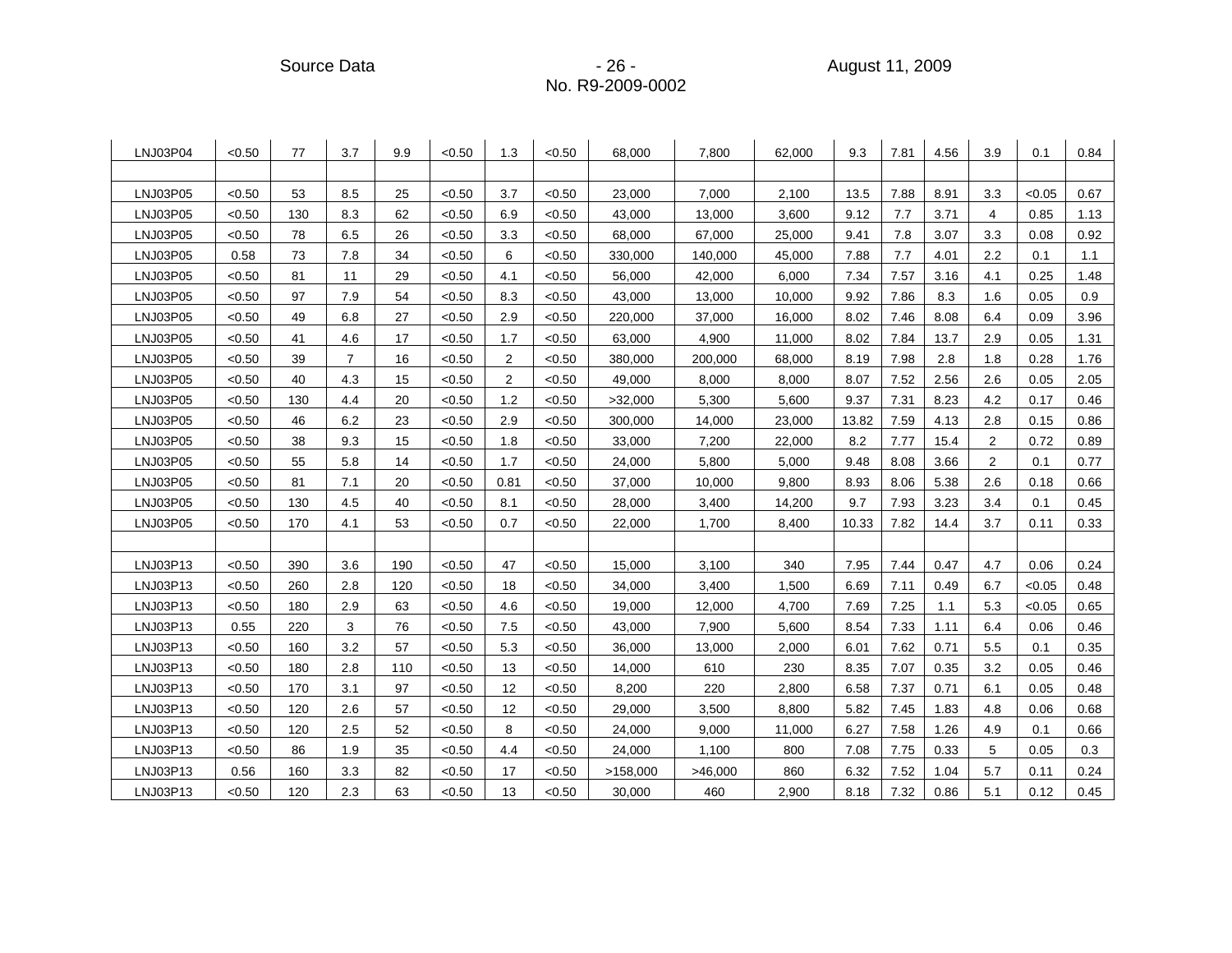| | | | | | | | | | | | | | | | | |
|---|---|---|---|---|---|---|---|---|---|---|---|---|---|---|---|---|
| LNJ03P04 | <0.50 | 77 | 3.7 | 9.9 | <0.50 | 1.3 | <0.50 | 68,000 | 7,800 | 62,000 | 9.3 | 7.81 | 4.56 | 3.9 | 0.1 | 0.84 |
| | | | | | | | | | | | | | | | | |
| LNJ03P05 | <0.50 | 53 | 8.5 | 25 | <0.50 | 3.7 | <0.50 | 23,000 | 7,000 | 2,100 | 13.5 | 7.88 | 8.91 | 3.3 | <0.05 | 0.67 |
| LNJ03P05 | <0.50 | 130 | 8.3 | 62 | <0.50 | 6.9 | <0.50 | 43,000 | 13,000 | 3,600 | 9.12 | 7.7 | 3.71 | 4 | 0.85 | 1.13 |
| LNJ03P05 | <0.50 | 78 | 6.5 | 26 | <0.50 | 3.3 | <0.50 | 68,000 | 67,000 | 25,000 | 9.41 | 7.8 | 3.07 | 3.3 | 0.08 | 0.92 |
| LNJ03P05 | 0.58 | 73 | 7.8 | 34 | <0.50 | 6 | <0.50 | 330,000 | 140,000 | 45,000 | 7.88 | 7.7 | 4.01 | 2.2 | 0.1 | 1.1 |
| LNJ03P05 | <0.50 | 81 | 11 | 29 | <0.50 | 4.1 | <0.50 | 56,000 | 42,000 | 6,000 | 7.34 | 7.57 | 3.16 | 4.1 | 0.25 | 1.48 |
| LNJ03P05 | <0.50 | 97 | 7.9 | 54 | <0.50 | 8.3 | <0.50 | 43,000 | 13,000 | 10,000 | 9.92 | 7.86 | 8.3 | 1.6 | 0.05 | 0.9 |
| LNJ03P05 | <0.50 | 49 | 6.8 | 27 | <0.50 | 2.9 | <0.50 | 220,000 | 37,000 | 16,000 | 8.02 | 7.46 | 8.08 | 6.4 | 0.09 | 3.96 |
| LNJ03P05 | <0.50 | 41 | 4.6 | 17 | <0.50 | 1.7 | <0.50 | 63,000 | 4,900 | 11,000 | 8.02 | 7.84 | 13.7 | 2.9 | 0.05 | 1.31 |
| LNJ03P05 | <0.50 | 39 | 7 | 16 | <0.50 | 2 | <0.50 | 380,000 | 200,000 | 68,000 | 8.19 | 7.98 | 2.8 | 1.8 | 0.28 | 1.76 |
| LNJ03P05 | <0.50 | 40 | 4.3 | 15 | <0.50 | 2 | <0.50 | 49,000 | 8,000 | 8,000 | 8.07 | 7.52 | 2.56 | 2.6 | 0.05 | 2.05 |
| LNJ03P05 | <0.50 | 130 | 4.4 | 20 | <0.50 | 1.2 | <0.50 | >32,000 | 5,300 | 5,600 | 9.37 | 7.31 | 8.23 | 4.2 | 0.17 | 0.46 |
| LNJ03P05 | <0.50 | 46 | 6.2 | 23 | <0.50 | 2.9 | <0.50 | 300,000 | 14,000 | 23,000 | 13.82 | 7.59 | 4.13 | 2.8 | 0.15 | 0.86 |
| LNJ03P05 | <0.50 | 38 | 9.3 | 15 | <0.50 | 1.8 | <0.50 | 33,000 | 7,200 | 22,000 | 8.2 | 7.77 | 15.4 | 2 | 0.72 | 0.89 |
| LNJ03P05 | <0.50 | 55 | 5.8 | 14 | <0.50 | 1.7 | <0.50 | 24,000 | 5,800 | 5,000 | 9.48 | 8.08 | 3.66 | 2 | 0.1 | 0.77 |
| LNJ03P05 | <0.50 | 81 | 7.1 | 20 | <0.50 | 0.81 | <0.50 | 37,000 | 10,000 | 9,800 | 8.93 | 8.06 | 5.38 | 2.6 | 0.18 | 0.66 |
| LNJ03P05 | <0.50 | 130 | 4.5 | 40 | <0.50 | 8.1 | <0.50 | 28,000 | 3,400 | 14,200 | 9.7 | 7.93 | 3.23 | 3.4 | 0.1 | 0.45 |
| LNJ03P05 | <0.50 | 170 | 4.1 | 53 | <0.50 | 0.7 | <0.50 | 22,000 | 1,700 | 8,400 | 10.33 | 7.82 | 14.4 | 3.7 | 0.11 | 0.33 |
| | | | | | | | | | | | | | | | | |
| LNJ03P13 | <0.50 | 390 | 3.6 | 190 | <0.50 | 47 | <0.50 | 15,000 | 3,100 | 340 | 7.95 | 7.44 | 0.47 | 4.7 | 0.06 | 0.24 |
| LNJ03P13 | <0.50 | 260 | 2.8 | 120 | <0.50 | 18 | <0.50 | 34,000 | 3,400 | 1,500 | 6.69 | 7.11 | 0.49 | 6.7 | <0.05 | 0.48 |
| LNJ03P13 | <0.50 | 180 | 2.9 | 63 | <0.50 | 4.6 | <0.50 | 19,000 | 12,000 | 4,700 | 7.69 | 7.25 | 1.1 | 5.3 | <0.05 | 0.65 |
| LNJ03P13 | 0.55 | 220 | 3 | 76 | <0.50 | 7.5 | <0.50 | 43,000 | 7,900 | 5,600 | 8.54 | 7.33 | 1.11 | 6.4 | 0.06 | 0.46 |
| LNJ03P13 | <0.50 | 160 | 3.2 | 57 | <0.50 | 5.3 | <0.50 | 36,000 | 13,000 | 2,000 | 6.01 | 7.62 | 0.71 | 5.5 | 0.1 | 0.35 |
| LNJ03P13 | <0.50 | 180 | 2.8 | 110 | <0.50 | 13 | <0.50 | 14,000 | 610 | 230 | 8.35 | 7.07 | 0.35 | 3.2 | 0.05 | 0.46 |
| LNJ03P13 | <0.50 | 170 | 3.1 | 97 | <0.50 | 12 | <0.50 | 8,200 | 220 | 2,800 | 6.58 | 7.37 | 0.71 | 6.1 | 0.05 | 0.48 |
| LNJ03P13 | <0.50 | 120 | 2.6 | 57 | <0.50 | 12 | <0.50 | 29,000 | 3,500 | 8,800 | 5.82 | 7.45 | 1.83 | 4.8 | 0.06 | 0.68 |
| LNJ03P13 | <0.50 | 120 | 2.5 | 52 | <0.50 | 8 | <0.50 | 24,000 | 9,000 | 11,000 | 6.27 | 7.58 | 1.26 | 4.9 | 0.1 | 0.66 |
| LNJ03P13 | <0.50 | 86 | 1.9 | 35 | <0.50 | 4.4 | <0.50 | 24,000 | 1,100 | 800 | 7.08 | 7.75 | 0.33 | 5 | 0.05 | 0.3 |
| LNJ03P13 | 0.56 | 160 | 3.3 | 82 | <0.50 | 17 | <0.50 | >158,000 | >46,000 | 860 | 6.32 | 7.52 | 1.04 | 5.7 | 0.11 | 0.24 |
| LNJ03P13 | <0.50 | 120 | 2.3 | 63 | <0.50 | 13 | <0.50 | 30,000 | 460 | 2,900 | 8.18 | 7.32 | 0.86 | 5.1 | 0.12 | 0.45 |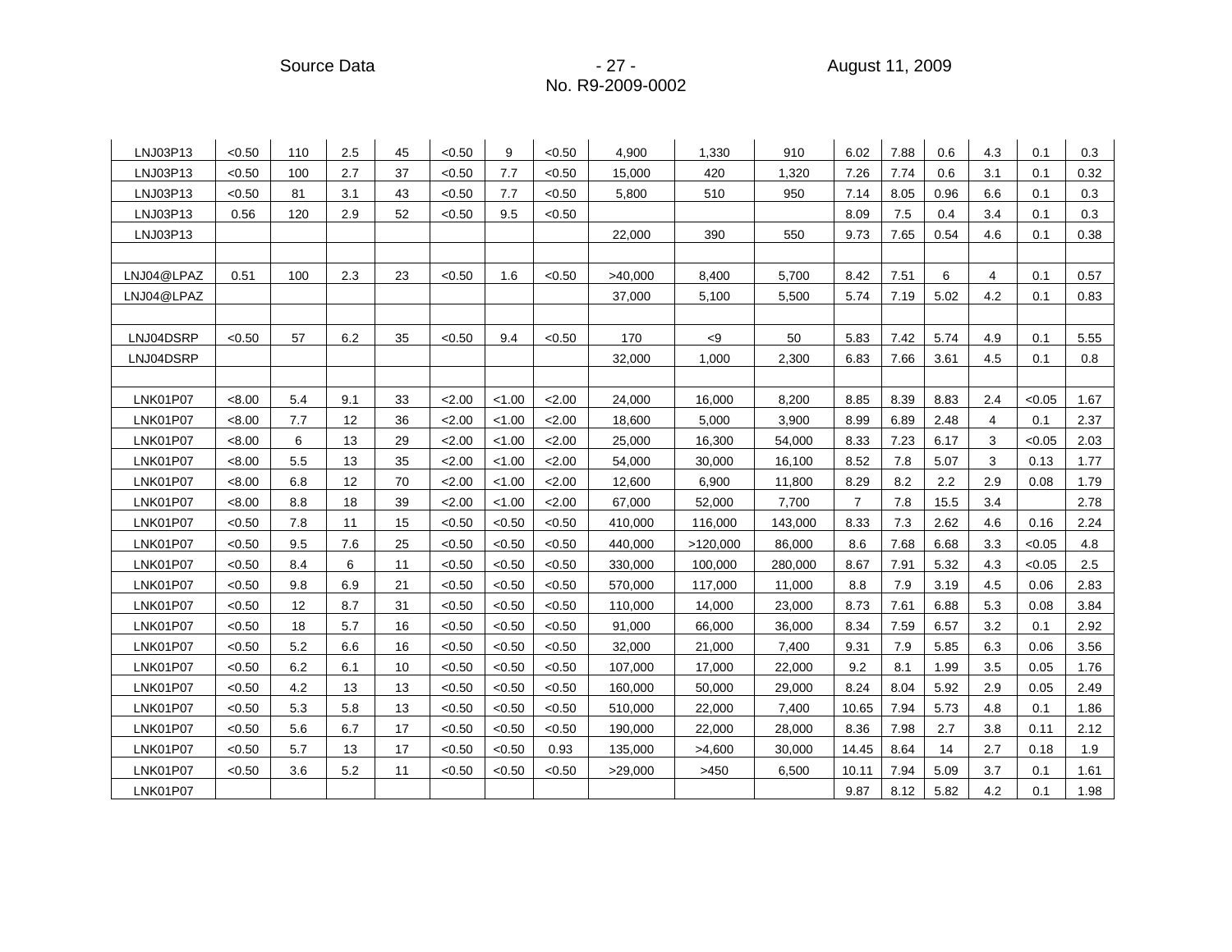| | | | | | | | | | | | | | | | | |
|---|---|---|---|---|---|---|---|---|---|---|---|---|---|---|---|---|
| LNJ03P13 | <0.50 | 110 | 2.5 | 45 | <0.50 | 9 | <0.50 | 4,900 | 1,330 | 910 | 6.02 | 7.88 | 0.6 | 4.3 | 0.1 | 0.3 |
| LNJ03P13 | <0.50 | 100 | 2.7 | 37 | <0.50 | 7.7 | <0.50 | 15,000 | 420 | 1,320 | 7.26 | 7.74 | 0.6 | 3.1 | 0.1 | 0.32 |
| LNJ03P13 | <0.50 | 81 | 3.1 | 43 | <0.50 | 7.7 | <0.50 | 5,800 | 510 | 950 | 7.14 | 8.05 | 0.96 | 6.6 | 0.1 | 0.3 |
| LNJ03P13 | 0.56 | 120 | 2.9 | 52 | <0.50 | 9.5 | <0.50 | | | | 8.09 | 7.5 | 0.4 | 3.4 | 0.1 | 0.3 |
| LNJ03P13 | | | | | | | | 22,000 | 390 | 550 | 9.73 | 7.65 | 0.54 | 4.6 | 0.1 | 0.38 |
| | | | | | | | | | | | | | | | | |
| LNJ04@LPAZ | 0.51 | 100 | 2.3 | 23 | <0.50 | 1.6 | <0.50 | >40,000 | 8,400 | 5,700 | 8.42 | 7.51 | 6 | 4 | 0.1 | 0.57 |
| LNJ04@LPAZ | | | | | | | | 37,000 | 5,100 | 5,500 | 5.74 | 7.19 | 5.02 | 4.2 | 0.1 | 0.83 |
| | | | | | | | | | | | | | | | | |
| LNJ04DSRP | <0.50 | 57 | 6.2 | 35 | <0.50 | 9.4 | <0.50 | 170 | <9 | 50 | 5.83 | 7.42 | 5.74 | 4.9 | 0.1 | 5.55 |
| LNJ04DSRP | | | | | | | | 32,000 | 1,000 | 2,300 | 6.83 | 7.66 | 3.61 | 4.5 | 0.1 | 0.8 |
| | | | | | | | | | | | | | | | | |
| LNK01P07 | <8.00 | 5.4 | 9.1 | 33 | <2.00 | <1.00 | <2.00 | 24,000 | 16,000 | 8,200 | 8.85 | 8.39 | 8.83 | 2.4 | <0.05 | 1.67 |
| LNK01P07 | <8.00 | 7.7 | 12 | 36 | <2.00 | <1.00 | <2.00 | 18,600 | 5,000 | 3,900 | 8.99 | 6.89 | 2.48 | 4 | 0.1 | 2.37 |
| LNK01P07 | <8.00 | 6 | 13 | 29 | <2.00 | <1.00 | <2.00 | 25,000 | 16,300 | 54,000 | 8.33 | 7.23 | 6.17 | 3 | <0.05 | 2.03 |
| LNK01P07 | <8.00 | 5.5 | 13 | 35 | <2.00 | <1.00 | <2.00 | 54,000 | 30,000 | 16,100 | 8.52 | 7.8 | 5.07 | 3 | 0.13 | 1.77 |
| LNK01P07 | <8.00 | 6.8 | 12 | 70 | <2.00 | <1.00 | <2.00 | 12,600 | 6,900 | 11,800 | 8.29 | 8.2 | 2.2 | 2.9 | 0.08 | 1.79 |
| LNK01P07 | <8.00 | 8.8 | 18 | 39 | <2.00 | <1.00 | <2.00 | 67,000 | 52,000 | 7,700 | 7 | 7.8 | 15.5 | 3.4 | | 2.78 |
| LNK01P07 | <0.50 | 7.8 | 11 | 15 | <0.50 | <0.50 | <0.50 | 410,000 | 116,000 | 143,000 | 8.33 | 7.3 | 2.62 | 4.6 | 0.16 | 2.24 |
| LNK01P07 | <0.50 | 9.5 | 7.6 | 25 | <0.50 | <0.50 | <0.50 | 440,000 | >120,000 | 86,000 | 8.6 | 7.68 | 6.68 | 3.3 | <0.05 | 4.8 |
| LNK01P07 | <0.50 | 8.4 | 6 | 11 | <0.50 | <0.50 | <0.50 | 330,000 | 100,000 | 280,000 | 8.67 | 7.91 | 5.32 | 4.3 | <0.05 | 2.5 |
| LNK01P07 | <0.50 | 9.8 | 6.9 | 21 | <0.50 | <0.50 | <0.50 | 570,000 | 117,000 | 11,000 | 8.8 | 7.9 | 3.19 | 4.5 | 0.06 | 2.83 |
| LNK01P07 | <0.50 | 12 | 8.7 | 31 | <0.50 | <0.50 | <0.50 | 110,000 | 14,000 | 23,000 | 8.73 | 7.61 | 6.88 | 5.3 | 0.08 | 3.84 |
| LNK01P07 | <0.50 | 18 | 5.7 | 16 | <0.50 | <0.50 | <0.50 | 91,000 | 66,000 | 36,000 | 8.34 | 7.59 | 6.57 | 3.2 | 0.1 | 2.92 |
| LNK01P07 | <0.50 | 5.2 | 6.6 | 16 | <0.50 | <0.50 | <0.50 | 32,000 | 21,000 | 7,400 | 9.31 | 7.9 | 5.85 | 6.3 | 0.06 | 3.56 |
| LNK01P07 | <0.50 | 6.2 | 6.1 | 10 | <0.50 | <0.50 | <0.50 | 107,000 | 17,000 | 22,000 | 9.2 | 8.1 | 1.99 | 3.5 | 0.05 | 1.76 |
| LNK01P07 | <0.50 | 4.2 | 13 | 13 | <0.50 | <0.50 | <0.50 | 160,000 | 50,000 | 29,000 | 8.24 | 8.04 | 5.92 | 2.9 | 0.05 | 2.49 |
| LNK01P07 | <0.50 | 5.3 | 5.8 | 13 | <0.50 | <0.50 | <0.50 | 510,000 | 22,000 | 7,400 | 10.65 | 7.94 | 5.73 | 4.8 | 0.1 | 1.86 |
| LNK01P07 | <0.50 | 5.6 | 6.7 | 17 | <0.50 | <0.50 | <0.50 | 190,000 | 22,000 | 28,000 | 8.36 | 7.98 | 2.7 | 3.8 | 0.11 | 2.12 |
| LNK01P07 | <0.50 | 5.7 | 13 | 17 | <0.50 | <0.50 | 0.93 | 135,000 | >4,600 | 30,000 | 14.45 | 8.64 | 14 | 2.7 | 0.18 | 1.9 |
| LNK01P07 | <0.50 | 3.6 | 5.2 | 11 | <0.50 | <0.50 | <0.50 | >29,000 | >450 | 6,500 | 10.11 | 7.94 | 5.09 | 3.7 | 0.1 | 1.61 |
| LNK01P07 | | | | | | | | | | | 9.87 | 8.12 | 5.82 | 4.2 | 0.1 | 1.98 |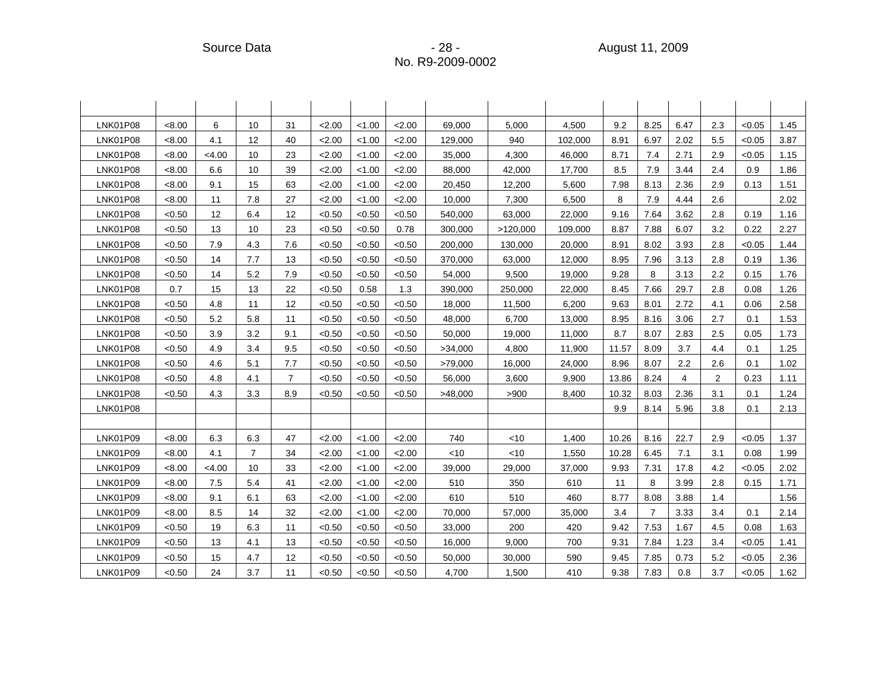| | | | | | | | | | | | | | | | | |
|---|---|---|---|---|---|---|---|---|---|---|---|---|---|---|---|---|
| LNK01P08 | <8.00 | 6 | 10 | 31 | <2.00 | <1.00 | <2.00 | 69,000 | 5,000 | 4,500 | 9.2 | 8.25 | 6.47 | 2.3 | <0.05 | 1.45 |
| LNK01P08 | <8.00 | 4.1 | 12 | 40 | <2.00 | <1.00 | <2.00 | 129,000 | 940 | 102,000 | 8.91 | 6.97 | 2.02 | 5.5 | <0.05 | 3.87 |
| LNK01P08 | <8.00 | <4.00 | 10 | 23 | <2.00 | <1.00 | <2.00 | 35,000 | 4,300 | 46,000 | 8.71 | 7.4 | 2.71 | 2.9 | <0.05 | 1.15 |
| LNK01P08 | <8.00 | 6.6 | 10 | 39 | <2.00 | <1.00 | <2.00 | 88,000 | 42,000 | 17,700 | 8.5 | 7.9 | 3.44 | 2.4 | 0.9 | 1.86 |
| LNK01P08 | <8.00 | 9.1 | 15 | 63 | <2.00 | <1.00 | <2.00 | 20,450 | 12,200 | 5,600 | 7.98 | 8.13 | 2.36 | 2.9 | 0.13 | 1.51 |
| LNK01P08 | <8.00 | 11 | 7.8 | 27 | <2.00 | <1.00 | <2.00 | 10,000 | 7,300 | 6,500 | 8 | 7.9 | 4.44 | 2.6 | | 2.02 |
| LNK01P08 | <0.50 | 12 | 6.4 | 12 | <0.50 | <0.50 | <0.50 | 540,000 | 63,000 | 22,000 | 9.16 | 7.64 | 3.62 | 2.8 | 0.19 | 1.16 |
| LNK01P08 | <0.50 | 13 | 10 | 23 | <0.50 | <0.50 | 0.78 | 300,000 | >120,000 | 109,000 | 8.87 | 7.88 | 6.07 | 3.2 | 0.22 | 2.27 |
| LNK01P08 | <0.50 | 7.9 | 4.3 | 7.6 | <0.50 | <0.50 | <0.50 | 200,000 | 130,000 | 20,000 | 8.91 | 8.02 | 3.93 | 2.8 | <0.05 | 1.44 |
| LNK01P08 | <0.50 | 14 | 7.7 | 13 | <0.50 | <0.50 | <0.50 | 370,000 | 63,000 | 12,000 | 8.95 | 7.96 | 3.13 | 2.8 | 0.19 | 1.36 |
| LNK01P08 | <0.50 | 14 | 5.2 | 7.9 | <0.50 | <0.50 | <0.50 | 54,000 | 9,500 | 19,000 | 9.28 | 8 | 3.13 | 2.2 | 0.15 | 1.76 |
| LNK01P08 | 0.7 | 15 | 13 | 22 | <0.50 | 0.58 | 1.3 | 390,000 | 250,000 | 22,000 | 8.45 | 7.66 | 29.7 | 2.8 | 0.08 | 1.26 |
| LNK01P08 | <0.50 | 4.8 | 11 | 12 | <0.50 | <0.50 | <0.50 | 18,000 | 11,500 | 6,200 | 9.63 | 8.01 | 2.72 | 4.1 | 0.06 | 2.58 |
| LNK01P08 | <0.50 | 5.2 | 5.8 | 11 | <0.50 | <0.50 | <0.50 | 48,000 | 6,700 | 13,000 | 8.95 | 8.16 | 3.06 | 2.7 | 0.1 | 1.53 |
| LNK01P08 | <0.50 | 3.9 | 3.2 | 9.1 | <0.50 | <0.50 | <0.50 | 50,000 | 19,000 | 11,000 | 8.7 | 8.07 | 2.83 | 2.5 | 0.05 | 1.73 |
| LNK01P08 | <0.50 | 4.9 | 3.4 | 9.5 | <0.50 | <0.50 | <0.50 | >34,000 | 4,800 | 11,900 | 11.57 | 8.09 | 3.7 | 4.4 | 0.1 | 1.25 |
| LNK01P08 | <0.50 | 4.6 | 5.1 | 7.7 | <0.50 | <0.50 | <0.50 | >79,000 | 16,000 | 24,000 | 8.96 | 8.07 | 2.2 | 2.6 | 0.1 | 1.02 |
| LNK01P08 | <0.50 | 4.8 | 4.1 | 7 | <0.50 | <0.50 | <0.50 | 56,000 | 3,600 | 9,900 | 13.86 | 8.24 | 4 | 2 | 0.23 | 1.11 |
| LNK01P08 | <0.50 | 4.3 | 3.3 | 8.9 | <0.50 | <0.50 | <0.50 | >48,000 | >900 | 8,400 | 10.32 | 8.03 | 2.36 | 3.1 | 0.1 | 1.24 |
| LNK01P08 | | | | | | | | | | | 9.9 | 8.14 | 5.96 | 3.8 | 0.1 | 2.13 |
| | | | | | | | | | | | | | | | | |
| LNK01P09 | <8.00 | 6.3 | 6.3 | 47 | <2.00 | <1.00 | <2.00 | 740 | <10 | 1,400 | 10.26 | 8.16 | 22.7 | 2.9 | <0.05 | 1.37 |
| LNK01P09 | <8.00 | 4.1 | 7 | 34 | <2.00 | <1.00 | <2.00 | <10 | <10 | 1,550 | 10.28 | 6.45 | 7.1 | 3.1 | 0.08 | 1.99 |
| LNK01P09 | <8.00 | <4.00 | 10 | 33 | <2.00 | <1.00 | <2.00 | 39,000 | 29,000 | 37,000 | 9.93 | 7.31 | 17.8 | 4.2 | <0.05 | 2.02 |
| LNK01P09 | <8.00 | 7.5 | 5.4 | 41 | <2.00 | <1.00 | <2.00 | 510 | 350 | 610 | 11 | 8 | 3.99 | 2.8 | 0.15 | 1.71 |
| LNK01P09 | <8.00 | 9.1 | 6.1 | 63 | <2.00 | <1.00 | <2.00 | 610 | 510 | 460 | 8.77 | 8.08 | 3.88 | 1.4 | | 1.56 |
| LNK01P09 | <8.00 | 8.5 | 14 | 32 | <2.00 | <1.00 | <2.00 | 70,000 | 57,000 | 35,000 | 3.4 | 7 | 3.33 | 3.4 | 0.1 | 2.14 |
| LNK01P09 | <0.50 | 19 | 6.3 | 11 | <0.50 | <0.50 | <0.50 | 33,000 | 200 | 420 | 9.42 | 7.53 | 1.67 | 4.5 | 0.08 | 1.63 |
| LNK01P09 | <0.50 | 13 | 4.1 | 13 | <0.50 | <0.50 | <0.50 | 16,000 | 9,000 | 700 | 9.31 | 7.84 | 1.23 | 3.4 | <0.05 | 1.41 |
| LNK01P09 | <0.50 | 15 | 4.7 | 12 | <0.50 | <0.50 | <0.50 | 50,000 | 30,000 | 590 | 9.45 | 7.85 | 0.73 | 5.2 | <0.05 | 2.36 |
| LNK01P09 | <0.50 | 24 | 3.7 | 11 | <0.50 | <0.50 | <0.50 | 4,700 | 1,500 | 410 | 9.38 | 7.83 | 0.8 | 3.7 | <0.05 | 1.62 |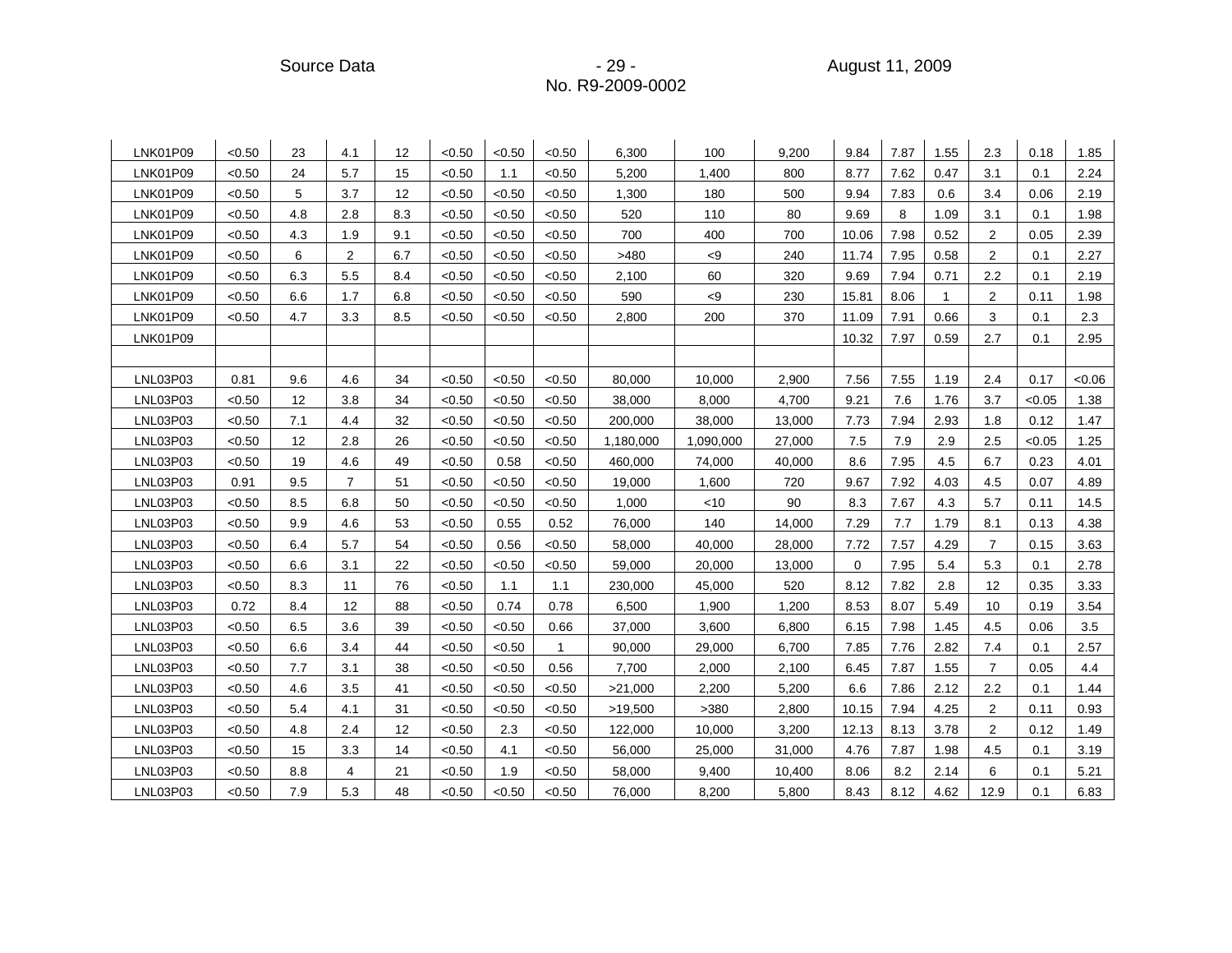| | | | | | | | | | | | | | | | | |
|---|---|---|---|---|---|---|---|---|---|---|---|---|---|---|---|---|
| LNK01P09 | <0.50 | 23 | 4.1 | 12 | <0.50 | <0.50 | <0.50 | 6,300 | 100 | 9,200 | 9.84 | 7.87 | 1.55 | 2.3 | 0.18 | 1.85 |
| LNK01P09 | <0.50 | 24 | 5.7 | 15 | <0.50 | 1.1 | <0.50 | 5,200 | 1,400 | 800 | 8.77 | 7.62 | 0.47 | 3.1 | 0.1 | 2.24 |
| LNK01P09 | <0.50 | 5 | 3.7 | 12 | <0.50 | <0.50 | <0.50 | 1,300 | 180 | 500 | 9.94 | 7.83 | 0.6 | 3.4 | 0.06 | 2.19 |
| LNK01P09 | <0.50 | 4.8 | 2.8 | 8.3 | <0.50 | <0.50 | <0.50 | 520 | 110 | 80 | 9.69 | 8 | 1.09 | 3.1 | 0.1 | 1.98 |
| LNK01P09 | <0.50 | 4.3 | 1.9 | 9.1 | <0.50 | <0.50 | <0.50 | 700 | 400 | 700 | 10.06 | 7.98 | 0.52 | 2 | 0.05 | 2.39 |
| LNK01P09 | <0.50 | 6 | 2 | 6.7 | <0.50 | <0.50 | <0.50 | >480 | <9 | 240 | 11.74 | 7.95 | 0.58 | 2 | 0.1 | 2.27 |
| LNK01P09 | <0.50 | 6.3 | 5.5 | 8.4 | <0.50 | <0.50 | <0.50 | 2,100 | 60 | 320 | 9.69 | 7.94 | 0.71 | 2.2 | 0.1 | 2.19 |
| LNK01P09 | <0.50 | 6.6 | 1.7 | 6.8 | <0.50 | <0.50 | <0.50 | 590 | <9 | 230 | 15.81 | 8.06 | 1 | 2 | 0.11 | 1.98 |
| LNK01P09 | <0.50 | 4.7 | 3.3 | 8.5 | <0.50 | <0.50 | <0.50 | 2,800 | 200 | 370 | 11.09 | 7.91 | 0.66 | 3 | 0.1 | 2.3 |
| LNK01P09 | | | | | | | | | | | 10.32 | 7.97 | 0.59 | 2.7 | 0.1 | 2.95 |
| | | | | | | | | | | | | | | | | |
| LNL03P03 | 0.81 | 9.6 | 4.6 | 34 | <0.50 | <0.50 | <0.50 | 80,000 | 10,000 | 2,900 | 7.56 | 7.55 | 1.19 | 2.4 | 0.17 | <0.06 |
| LNL03P03 | <0.50 | 12 | 3.8 | 34 | <0.50 | <0.50 | <0.50 | 38,000 | 8,000 | 4,700 | 9.21 | 7.6 | 1.76 | 3.7 | <0.05 | 1.38 |
| LNL03P03 | <0.50 | 7.1 | 4.4 | 32 | <0.50 | <0.50 | <0.50 | 200,000 | 38,000 | 13,000 | 7.73 | 7.94 | 2.93 | 1.8 | 0.12 | 1.47 |
| LNL03P03 | <0.50 | 12 | 2.8 | 26 | <0.50 | <0.50 | <0.50 | 1,180,000 | 1,090,000 | 27,000 | 7.5 | 7.9 | 2.9 | 2.5 | <0.05 | 1.25 |
| LNL03P03 | <0.50 | 19 | 4.6 | 49 | <0.50 | 0.58 | <0.50 | 460,000 | 74,000 | 40,000 | 8.6 | 7.95 | 4.5 | 6.7 | 0.23 | 4.01 |
| LNL03P03 | 0.91 | 9.5 | 7 | 51 | <0.50 | <0.50 | <0.50 | 19,000 | 1,600 | 720 | 9.67 | 7.92 | 4.03 | 4.5 | 0.07 | 4.89 |
| LNL03P03 | <0.50 | 8.5 | 6.8 | 50 | <0.50 | <0.50 | <0.50 | 1,000 | <10 | 90 | 8.3 | 7.67 | 4.3 | 5.7 | 0.11 | 14.5 |
| LNL03P03 | <0.50 | 9.9 | 4.6 | 53 | <0.50 | 0.55 | 0.52 | 76,000 | 140 | 14,000 | 7.29 | 7.7 | 1.79 | 8.1 | 0.13 | 4.38 |
| LNL03P03 | <0.50 | 6.4 | 5.7 | 54 | <0.50 | 0.56 | <0.50 | 58,000 | 40,000 | 28,000 | 7.72 | 7.57 | 4.29 | 7 | 0.15 | 3.63 |
| LNL03P03 | <0.50 | 6.6 | 3.1 | 22 | <0.50 | <0.50 | <0.50 | 59,000 | 20,000 | 13,000 | 0 | 7.95 | 5.4 | 5.3 | 0.1 | 2.78 |
| LNL03P03 | <0.50 | 8.3 | 11 | 76 | <0.50 | 1.1 | 1.1 | 230,000 | 45,000 | 520 | 8.12 | 7.82 | 2.8 | 12 | 0.35 | 3.33 |
| LNL03P03 | 0.72 | 8.4 | 12 | 88 | <0.50 | 0.74 | 0.78 | 6,500 | 1,900 | 1,200 | 8.53 | 8.07 | 5.49 | 10 | 0.19 | 3.54 |
| LNL03P03 | <0.50 | 6.5 | 3.6 | 39 | <0.50 | <0.50 | 0.66 | 37,000 | 3,600 | 6,800 | 6.15 | 7.98 | 1.45 | 4.5 | 0.06 | 3.5 |
| LNL03P03 | <0.50 | 6.6 | 3.4 | 44 | <0.50 | <0.50 | 1 | 90,000 | 29,000 | 6,700 | 7.85 | 7.76 | 2.82 | 7.4 | 0.1 | 2.57 |
| LNL03P03 | <0.50 | 7.7 | 3.1 | 38 | <0.50 | <0.50 | 0.56 | 7,700 | 2,000 | 2,100 | 6.45 | 7.87 | 1.55 | 7 | 0.05 | 4.4 |
| LNL03P03 | <0.50 | 4.6 | 3.5 | 41 | <0.50 | <0.50 | <0.50 | >21,000 | 2,200 | 5,200 | 6.6 | 7.86 | 2.12 | 2.2 | 0.1 | 1.44 |
| LNL03P03 | <0.50 | 5.4 | 4.1 | 31 | <0.50 | <0.50 | <0.50 | >19,500 | >380 | 2,800 | 10.15 | 7.94 | 4.25 | 2 | 0.11 | 0.93 |
| LNL03P03 | <0.50 | 4.8 | 2.4 | 12 | <0.50 | 2.3 | <0.50 | 122,000 | 10,000 | 3,200 | 12.13 | 8.13 | 3.78 | 2 | 0.12 | 1.49 |
| LNL03P03 | <0.50 | 15 | 3.3 | 14 | <0.50 | 4.1 | <0.50 | 56,000 | 25,000 | 31,000 | 4.76 | 7.87 | 1.98 | 4.5 | 0.1 | 3.19 |
| LNL03P03 | <0.50 | 8.8 | 4 | 21 | <0.50 | 1.9 | <0.50 | 58,000 | 9,400 | 10,400 | 8.06 | 8.2 | 2.14 | 6 | 0.1 | 5.21 |
| LNL03P03 | <0.50 | 7.9 | 5.3 | 48 | <0.50 | <0.50 | <0.50 | 76,000 | 8,200 | 5,800 | 8.43 | 8.12 | 4.62 | 12.9 | 0.1 | 6.83 |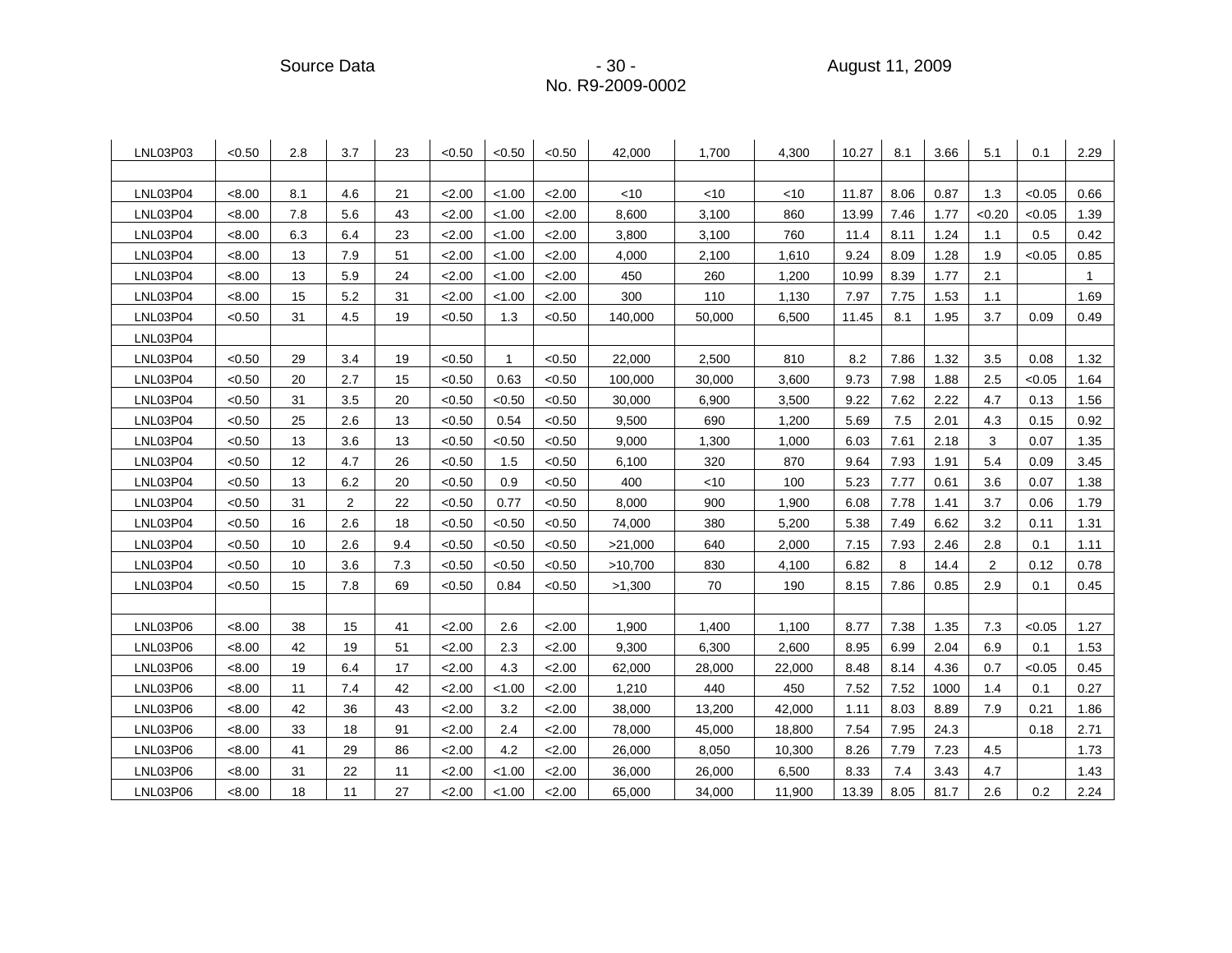| | | | | | | | | | | | | | | | | | |
|---|---|---|---|---|---|---|---|---|---|---|---|---|---|---|---|---|---|
| LNL03P03 | <0.50 | 2.8 | 3.7 | 23 | <0.50 | <0.50 | <0.50 | 42,000 | 1,700 | 4,300 | 10.27 | 8.1 | 3.66 | 5.1 | 0.1 | 2.29 |
| | | | | | | | | | | | | | | | | |
| LNL03P04 | <8.00 | 8.1 | 4.6 | 21 | <2.00 | <1.00 | <2.00 | <10 | <10 | <10 | 11.87 | 8.06 | 0.87 | 1.3 | <0.05 | 0.66 |
| LNL03P04 | <8.00 | 7.8 | 5.6 | 43 | <2.00 | <1.00 | <2.00 | 8,600 | 3,100 | 860 | 13.99 | 7.46 | 1.77 | <0.20 | <0.05 | 1.39 |
| LNL03P04 | <8.00 | 6.3 | 6.4 | 23 | <2.00 | <1.00 | <2.00 | 3,800 | 3,100 | 760 | 11.4 | 8.11 | 1.24 | 1.1 | 0.5 | 0.42 |
| LNL03P04 | <8.00 | 13 | 7.9 | 51 | <2.00 | <1.00 | <2.00 | 4,000 | 2,100 | 1,610 | 9.24 | 8.09 | 1.28 | 1.9 | <0.05 | 0.85 |
| LNL03P04 | <8.00 | 13 | 5.9 | 24 | <2.00 | <1.00 | <2.00 | 450 | 260 | 1,200 | 10.99 | 8.39 | 1.77 | 2.1 | | 1 |
| LNL03P04 | <8.00 | 15 | 5.2 | 31 | <2.00 | <1.00 | <2.00 | 300 | 110 | 1,130 | 7.97 | 7.75 | 1.53 | 1.1 | | 1.69 |
| LNL03P04 | <0.50 | 31 | 4.5 | 19 | <0.50 | 1.3 | <0.50 | 140,000 | 50,000 | 6,500 | 11.45 | 8.1 | 1.95 | 3.7 | 0.09 | 0.49 |
| LNL03P04 | | | | | | | | | | | | | | | | |
| LNL03P04 | <0.50 | 29 | 3.4 | 19 | <0.50 | 1 | <0.50 | 22,000 | 2,500 | 810 | 8.2 | 7.86 | 1.32 | 3.5 | 0.08 | 1.32 |
| LNL03P04 | <0.50 | 20 | 2.7 | 15 | <0.50 | 0.63 | <0.50 | 100,000 | 30,000 | 3,600 | 9.73 | 7.98 | 1.88 | 2.5 | <0.05 | 1.64 |
| LNL03P04 | <0.50 | 31 | 3.5 | 20 | <0.50 | <0.50 | <0.50 | 30,000 | 6,900 | 3,500 | 9.22 | 7.62 | 2.22 | 4.7 | 0.13 | 1.56 |
| LNL03P04 | <0.50 | 25 | 2.6 | 13 | <0.50 | 0.54 | <0.50 | 9,500 | 690 | 1,200 | 5.69 | 7.5 | 2.01 | 4.3 | 0.15 | 0.92 |
| LNL03P04 | <0.50 | 13 | 3.6 | 13 | <0.50 | <0.50 | <0.50 | 9,000 | 1,300 | 1,000 | 6.03 | 7.61 | 2.18 | 3 | 0.07 | 1.35 |
| LNL03P04 | <0.50 | 12 | 4.7 | 26 | <0.50 | 1.5 | <0.50 | 6,100 | 320 | 870 | 9.64 | 7.93 | 1.91 | 5.4 | 0.09 | 3.45 |
| LNL03P04 | <0.50 | 13 | 6.2 | 20 | <0.50 | 0.9 | <0.50 | 400 | <10 | 100 | 5.23 | 7.77 | 0.61 | 3.6 | 0.07 | 1.38 |
| LNL03P04 | <0.50 | 31 | 2 | 22 | <0.50 | 0.77 | <0.50 | 8,000 | 900 | 1,900 | 6.08 | 7.78 | 1.41 | 3.7 | 0.06 | 1.79 |
| LNL03P04 | <0.50 | 16 | 2.6 | 18 | <0.50 | <0.50 | <0.50 | 74,000 | 380 | 5,200 | 5.38 | 7.49 | 6.62 | 3.2 | 0.11 | 1.31 |
| LNL03P04 | <0.50 | 10 | 2.6 | 9.4 | <0.50 | <0.50 | <0.50 | >21,000 | 640 | 2,000 | 7.15 | 7.93 | 2.46 | 2.8 | 0.1 | 1.11 |
| LNL03P04 | <0.50 | 10 | 3.6 | 7.3 | <0.50 | <0.50 | <0.50 | >10,700 | 830 | 4,100 | 6.82 | 8 | 14.4 | 2 | 0.12 | 0.78 |
| LNL03P04 | <0.50 | 15 | 7.8 | 69 | <0.50 | 0.84 | <0.50 | >1,300 | 70 | 190 | 8.15 | 7.86 | 0.85 | 2.9 | 0.1 | 0.45 |
| | | | | | | | | | | | | | | | | |
| LNL03P06 | <8.00 | 38 | 15 | 41 | <2.00 | 2.6 | <2.00 | 1,900 | 1,400 | 1,100 | 8.77 | 7.38 | 1.35 | 7.3 | <0.05 | 1.27 |
| LNL03P06 | <8.00 | 42 | 19 | 51 | <2.00 | 2.3 | <2.00 | 9,300 | 6,300 | 2,600 | 8.95 | 6.99 | 2.04 | 6.9 | 0.1 | 1.53 |
| LNL03P06 | <8.00 | 19 | 6.4 | 17 | <2.00 | 4.3 | <2.00 | 62,000 | 28,000 | 22,000 | 8.48 | 8.14 | 4.36 | 0.7 | <0.05 | 0.45 |
| LNL03P06 | <8.00 | 11 | 7.4 | 42 | <2.00 | <1.00 | <2.00 | 1,210 | 440 | 450 | 7.52 | 7.52 | 1000 | 1.4 | 0.1 | 0.27 |
| LNL03P06 | <8.00 | 42 | 36 | 43 | <2.00 | 3.2 | <2.00 | 38,000 | 13,200 | 42,000 | 1.11 | 8.03 | 8.89 | 7.9 | 0.21 | 1.86 |
| LNL03P06 | <8.00 | 33 | 18 | 91 | <2.00 | 2.4 | <2.00 | 78,000 | 45,000 | 18,800 | 7.54 | 7.95 | 24.3 | | 0.18 | 2.71 |
| LNL03P06 | <8.00 | 41 | 29 | 86 | <2.00 | 4.2 | <2.00 | 26,000 | 8,050 | 10,300 | 8.26 | 7.79 | 7.23 | 4.5 | | 1.73 |
| LNL03P06 | <8.00 | 31 | 22 | 11 | <2.00 | <1.00 | <2.00 | 36,000 | 26,000 | 6,500 | 8.33 | 7.4 | 3.43 | 4.7 | | 1.43 |
| LNL03P06 | <8.00 | 18 | 11 | 27 | <2.00 | <1.00 | <2.00 | 65,000 | 34,000 | 11,900 | 13.39 | 8.05 | 81.7 | 2.6 | 0.2 | 2.24 |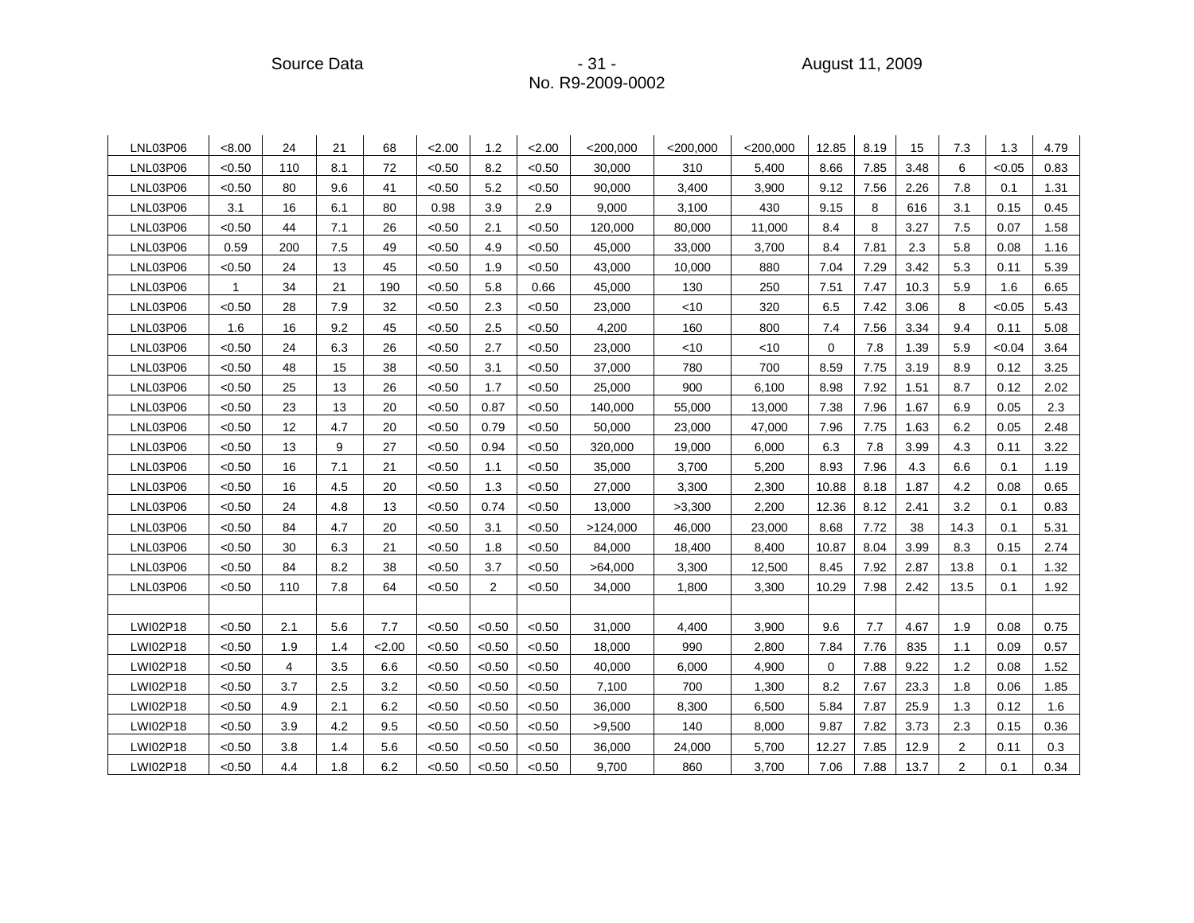| LNL03P06 | <8.00 | 24 | 21 | 68 | <2.00 | 1.2 | <2.00 | <200,000 | <200,000 | <200,000 | 12.85 | 8.19 | 15 | 7.3 | 1.3 | 4.79 |
|---|---|---|---|---|---|---|---|---|---|---|---|---|---|---|---|---|
| LNL03P06 | <0.50 | 110 | 8.1 | 72 | <0.50 | 8.2 | <0.50 | 30,000 | 310 | 5,400 | 8.66 | 7.85 | 3.48 | 6 | <0.05 | 0.83 |
| LNL03P06 | <0.50 | 80 | 9.6 | 41 | <0.50 | 5.2 | <0.50 | 90,000 | 3,400 | 3,900 | 9.12 | 7.56 | 2.26 | 7.8 | 0.1 | 1.31 |
| LNL03P06 | 3.1 | 16 | 6.1 | 80 | 0.98 | 3.9 | 2.9 | 9,000 | 3,100 | 430 | 9.15 | 8 | 616 | 3.1 | 0.15 | 0.45 |
| LNL03P06 | <0.50 | 44 | 7.1 | 26 | <0.50 | 2.1 | <0.50 | 120,000 | 80,000 | 11,000 | 8.4 | 8 | 3.27 | 7.5 | 0.07 | 1.58 |
| LNL03P06 | 0.59 | 200 | 7.5 | 49 | <0.50 | 4.9 | <0.50 | 45,000 | 33,000 | 3,700 | 8.4 | 7.81 | 2.3 | 5.8 | 0.08 | 1.16 |
| LNL03P06 | <0.50 | 24 | 13 | 45 | <0.50 | 1.9 | <0.50 | 43,000 | 10,000 | 880 | 7.04 | 7.29 | 3.42 | 5.3 | 0.11 | 5.39 |
| LNL03P06 | 1 | 34 | 21 | 190 | <0.50 | 5.8 | 0.66 | 45,000 | 130 | 250 | 7.51 | 7.47 | 10.3 | 5.9 | 1.6 | 6.65 |
| LNL03P06 | <0.50 | 28 | 7.9 | 32 | <0.50 | 2.3 | <0.50 | 23,000 | <10 | 320 | 6.5 | 7.42 | 3.06 | 8 | <0.05 | 5.43 |
| LNL03P06 | 1.6 | 16 | 9.2 | 45 | <0.50 | 2.5 | <0.50 | 4,200 | 160 | 800 | 7.4 | 7.56 | 3.34 | 9.4 | 0.11 | 5.08 |
| LNL03P06 | <0.50 | 24 | 6.3 | 26 | <0.50 | 2.7 | <0.50 | 23,000 | <10 | <10 | 0 | 7.8 | 1.39 | 5.9 | <0.04 | 3.64 |
| LNL03P06 | <0.50 | 48 | 15 | 38 | <0.50 | 3.1 | <0.50 | 37,000 | 780 | 700 | 8.59 | 7.75 | 3.19 | 8.9 | 0.12 | 3.25 |
| LNL03P06 | <0.50 | 25 | 13 | 26 | <0.50 | 1.7 | <0.50 | 25,000 | 900 | 6,100 | 8.98 | 7.92 | 1.51 | 8.7 | 0.12 | 2.02 |
| LNL03P06 | <0.50 | 23 | 13 | 20 | <0.50 | 0.87 | <0.50 | 140,000 | 55,000 | 13,000 | 7.38 | 7.96 | 1.67 | 6.9 | 0.05 | 2.3 |
| LNL03P06 | <0.50 | 12 | 4.7 | 20 | <0.50 | 0.79 | <0.50 | 50,000 | 23,000 | 47,000 | 7.96 | 7.75 | 1.63 | 6.2 | 0.05 | 2.48 |
| LNL03P06 | <0.50 | 13 | 9 | 27 | <0.50 | 0.94 | <0.50 | 320,000 | 19,000 | 6,000 | 6.3 | 7.8 | 3.99 | 4.3 | 0.11 | 3.22 |
| LNL03P06 | <0.50 | 16 | 7.1 | 21 | <0.50 | 1.1 | <0.50 | 35,000 | 3,700 | 5,200 | 8.93 | 7.96 | 4.3 | 6.6 | 0.1 | 1.19 |
| LNL03P06 | <0.50 | 16 | 4.5 | 20 | <0.50 | 1.3 | <0.50 | 27,000 | 3,300 | 2,300 | 10.88 | 8.18 | 1.87 | 4.2 | 0.08 | 0.65 |
| LNL03P06 | <0.50 | 24 | 4.8 | 13 | <0.50 | 0.74 | <0.50 | 13,000 | >3,300 | 2,200 | 12.36 | 8.12 | 2.41 | 3.2 | 0.1 | 0.83 |
| LNL03P06 | <0.50 | 84 | 4.7 | 20 | <0.50 | 3.1 | <0.50 | >124,000 | 46,000 | 23,000 | 8.68 | 7.72 | 38 | 14.3 | 0.1 | 5.31 |
| LNL03P06 | <0.50 | 30 | 6.3 | 21 | <0.50 | 1.8 | <0.50 | 84,000 | 18,400 | 8,400 | 10.87 | 8.04 | 3.99 | 8.3 | 0.15 | 2.74 |
| LNL03P06 | <0.50 | 84 | 8.2 | 38 | <0.50 | 3.7 | <0.50 | >64,000 | 3,300 | 12,500 | 8.45 | 7.92 | 2.87 | 13.8 | 0.1 | 1.32 |
| LNL03P06 | <0.50 | 110 | 7.8 | 64 | <0.50 | 2 | <0.50 | 34,000 | 1,800 | 3,300 | 10.29 | 7.98 | 2.42 | 13.5 | 0.1 | 1.92 |
| | | | | | | | | | | | | | | | | |
| LWI02P18 | <0.50 | 2.1 | 5.6 | 7.7 | <0.50 | <0.50 | <0.50 | 31,000 | 4,400 | 3,900 | 9.6 | 7.7 | 4.67 | 1.9 | 0.08 | 0.75 |
| LWI02P18 | <0.50 | 1.9 | 1.4 | <2.00 | <0.50 | <0.50 | <0.50 | 18,000 | 990 | 2,800 | 7.84 | 7.76 | 835 | 1.1 | 0.09 | 0.57 |
| LWI02P18 | <0.50 | 4 | 3.5 | 6.6 | <0.50 | <0.50 | <0.50 | 40,000 | 6,000 | 4,900 | 0 | 7.88 | 9.22 | 1.2 | 0.08 | 1.52 |
| LWI02P18 | <0.50 | 3.7 | 2.5 | 3.2 | <0.50 | <0.50 | <0.50 | 7,100 | 700 | 1,300 | 8.2 | 7.67 | 23.3 | 1.8 | 0.06 | 1.85 |
| LWI02P18 | <0.50 | 4.9 | 2.1 | 6.2 | <0.50 | <0.50 | <0.50 | 36,000 | 8,300 | 6,500 | 5.84 | 7.87 | 25.9 | 1.3 | 0.12 | 1.6 |
| LWI02P18 | <0.50 | 3.9 | 4.2 | 9.5 | <0.50 | <0.50 | <0.50 | >9,500 | 140 | 8,000 | 9.87 | 7.82 | 3.73 | 2.3 | 0.15 | 0.36 |
| LWI02P18 | <0.50 | 3.8 | 1.4 | 5.6 | <0.50 | <0.50 | <0.50 | 36,000 | 24,000 | 5,700 | 12.27 | 7.85 | 12.9 | 2 | 0.11 | 0.3 |
| LWI02P18 | <0.50 | 4.4 | 1.8 | 6.2 | <0.50 | <0.50 | <0.50 | 9,700 | 860 | 3,700 | 7.06 | 7.88 | 13.7 | 2 | 0.1 | 0.34 |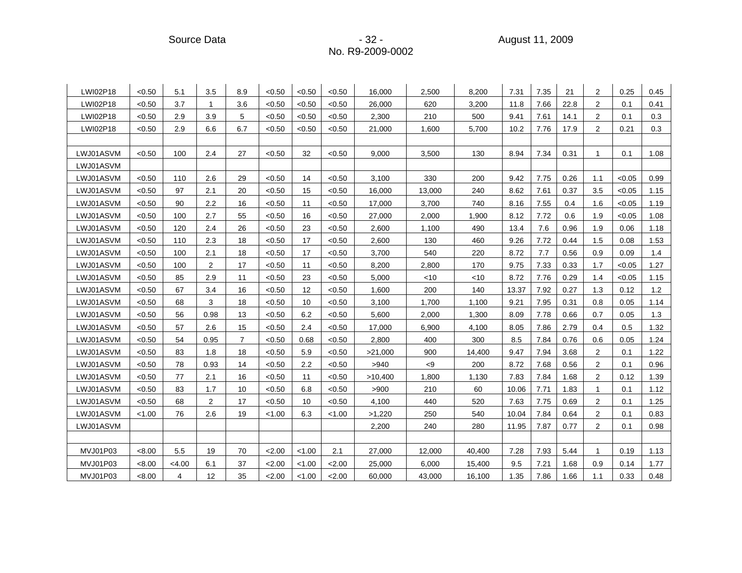| | | | | | | | | | | | | | | | | |
|---|---|---|---|---|---|---|---|---|---|---|---|---|---|---|---|---|
| LWI02P18 | <0.50 | 5.1 | 3.5 | 8.9 | <0.50 | <0.50 | <0.50 | 16,000 | 2,500 | 8,200 | 7.31 | 7.35 | 21 | 2 | 0.25 | 0.45 |
| LWI02P18 | <0.50 | 3.7 | 1 | 3.6 | <0.50 | <0.50 | <0.50 | 26,000 | 620 | 3,200 | 11.8 | 7.66 | 22.8 | 2 | 0.1 | 0.41 |
| LWI02P18 | <0.50 | 2.9 | 3.9 | 5 | <0.50 | <0.50 | <0.50 | 2,300 | 210 | 500 | 9.41 | 7.61 | 14.1 | 2 | 0.1 | 0.3 |
| LWI02P18 | <0.50 | 2.9 | 6.6 | 6.7 | <0.50 | <0.50 | <0.50 | 21,000 | 1,600 | 5,700 | 10.2 | 7.76 | 17.9 | 2 | 0.21 | 0.3 |
| | | | | | | | | | | | | | | | | |
| LWJ01ASVM | <0.50 | 100 | 2.4 | 27 | <0.50 | 32 | <0.50 | 9,000 | 3,500 | 130 | 8.94 | 7.34 | 0.31 | 1 | 0.1 | 1.08 |
| LWJ01ASVM | | | | | | | | | | | | | | | | |
| LWJ01ASVM | <0.50 | 110 | 2.6 | 29 | <0.50 | 14 | <0.50 | 3,100 | 330 | 200 | 9.42 | 7.75 | 0.26 | 1.1 | <0.05 | 0.99 |
| LWJ01ASVM | <0.50 | 97 | 2.1 | 20 | <0.50 | 15 | <0.50 | 16,000 | 13,000 | 240 | 8.62 | 7.61 | 0.37 | 3.5 | <0.05 | 1.15 |
| LWJ01ASVM | <0.50 | 90 | 2.2 | 16 | <0.50 | 11 | <0.50 | 17,000 | 3,700 | 740 | 8.16 | 7.55 | 0.4 | 1.6 | <0.05 | 1.19 |
| LWJ01ASVM | <0.50 | 100 | 2.7 | 55 | <0.50 | 16 | <0.50 | 27,000 | 2,000 | 1,900 | 8.12 | 7.72 | 0.6 | 1.9 | <0.05 | 1.08 |
| LWJ01ASVM | <0.50 | 120 | 2.4 | 26 | <0.50 | 23 | <0.50 | 2,600 | 1,100 | 490 | 13.4 | 7.6 | 0.96 | 1.9 | 0.06 | 1.18 |
| LWJ01ASVM | <0.50 | 110 | 2.3 | 18 | <0.50 | 17 | <0.50 | 2,600 | 130 | 460 | 9.26 | 7.72 | 0.44 | 1.5 | 0.08 | 1.53 |
| LWJ01ASVM | <0.50 | 100 | 2.1 | 18 | <0.50 | 17 | <0.50 | 3,700 | 540 | 220 | 8.72 | 7.7 | 0.56 | 0.9 | 0.09 | 1.4 |
| LWJ01ASVM | <0.50 | 100 | 2 | 17 | <0.50 | 11 | <0.50 | 8,200 | 2,800 | 170 | 9.75 | 7.33 | 0.33 | 1.7 | <0.05 | 1.27 |
| LWJ01ASVM | <0.50 | 85 | 2.9 | 11 | <0.50 | 23 | <0.50 | 5,000 | <10 | <10 | 8.72 | 7.76 | 0.29 | 1.4 | <0.05 | 1.15 |
| LWJ01ASVM | <0.50 | 67 | 3.4 | 16 | <0.50 | 12 | <0.50 | 1,600 | 200 | 140 | 13.37 | 7.92 | 0.27 | 1.3 | 0.12 | 1.2 |
| LWJ01ASVM | <0.50 | 68 | 3 | 18 | <0.50 | 10 | <0.50 | 3,100 | 1,700 | 1,100 | 9.21 | 7.95 | 0.31 | 0.8 | 0.05 | 1.14 |
| LWJ01ASVM | <0.50 | 56 | 0.98 | 13 | <0.50 | 6.2 | <0.50 | 5,600 | 2,000 | 1,300 | 8.09 | 7.78 | 0.66 | 0.7 | 0.05 | 1.3 |
| LWJ01ASVM | <0.50 | 57 | 2.6 | 15 | <0.50 | 2.4 | <0.50 | 17,000 | 6,900 | 4,100 | 8.05 | 7.86 | 2.79 | 0.4 | 0.5 | 1.32 |
| LWJ01ASVM | <0.50 | 54 | 0.95 | 7 | <0.50 | 0.68 | <0.50 | 2,800 | 400 | 300 | 8.5 | 7.84 | 0.76 | 0.6 | 0.05 | 1.24 |
| LWJ01ASVM | <0.50 | 83 | 1.8 | 18 | <0.50 | 5.9 | <0.50 | >21,000 | 900 | 14,400 | 9.47 | 7.94 | 3.68 | 2 | 0.1 | 1.22 |
| LWJ01ASVM | <0.50 | 78 | 0.93 | 14 | <0.50 | 2.2 | <0.50 | >940 | <9 | 200 | 8.72 | 7.68 | 0.56 | 2 | 0.1 | 0.96 |
| LWJ01ASVM | <0.50 | 77 | 2.1 | 16 | <0.50 | 11 | <0.50 | >10,400 | 1,800 | 1,130 | 7.83 | 7.84 | 1.68 | 2 | 0.12 | 1.39 |
| LWJ01ASVM | <0.50 | 83 | 1.7 | 10 | <0.50 | 6.8 | <0.50 | >900 | 210 | 60 | 10.06 | 7.71 | 1.83 | 1 | 0.1 | 1.12 |
| LWJ01ASVM | <0.50 | 68 | 2 | 17 | <0.50 | 10 | <0.50 | 4,100 | 440 | 520 | 7.63 | 7.75 | 0.69 | 2 | 0.1 | 1.25 |
| LWJ01ASVM | <1.00 | 76 | 2.6 | 19 | <1.00 | 6.3 | <1.00 | >1,220 | 250 | 540 | 10.04 | 7.84 | 0.64 | 2 | 0.1 | 0.83 |
| LWJ01ASVM | | | | | | | | 2,200 | 240 | 280 | 11.95 | 7.87 | 0.77 | 2 | 0.1 | 0.98 |
| | | | | | | | | | | | | | | | | |
| MVJ01P03 | <8.00 | 5.5 | 19 | 70 | <2.00 | <1.00 | 2.1 | 27,000 | 12,000 | 40,400 | 7.28 | 7.93 | 5.44 | 1 | 0.19 | 1.13 |
| MVJ01P03 | <8.00 | <4.00 | 6.1 | 37 | <2.00 | <1.00 | <2.00 | 25,000 | 6,000 | 15,400 | 9.5 | 7.21 | 1.68 | 0.9 | 0.14 | 1.77 |
| MVJ01P03 | <8.00 | 4 | 12 | 35 | <2.00 | <1.00 | <2.00 | 60,000 | 43,000 | 16,100 | 1.35 | 7.86 | 1.66 | 1.1 | 0.33 | 0.48 |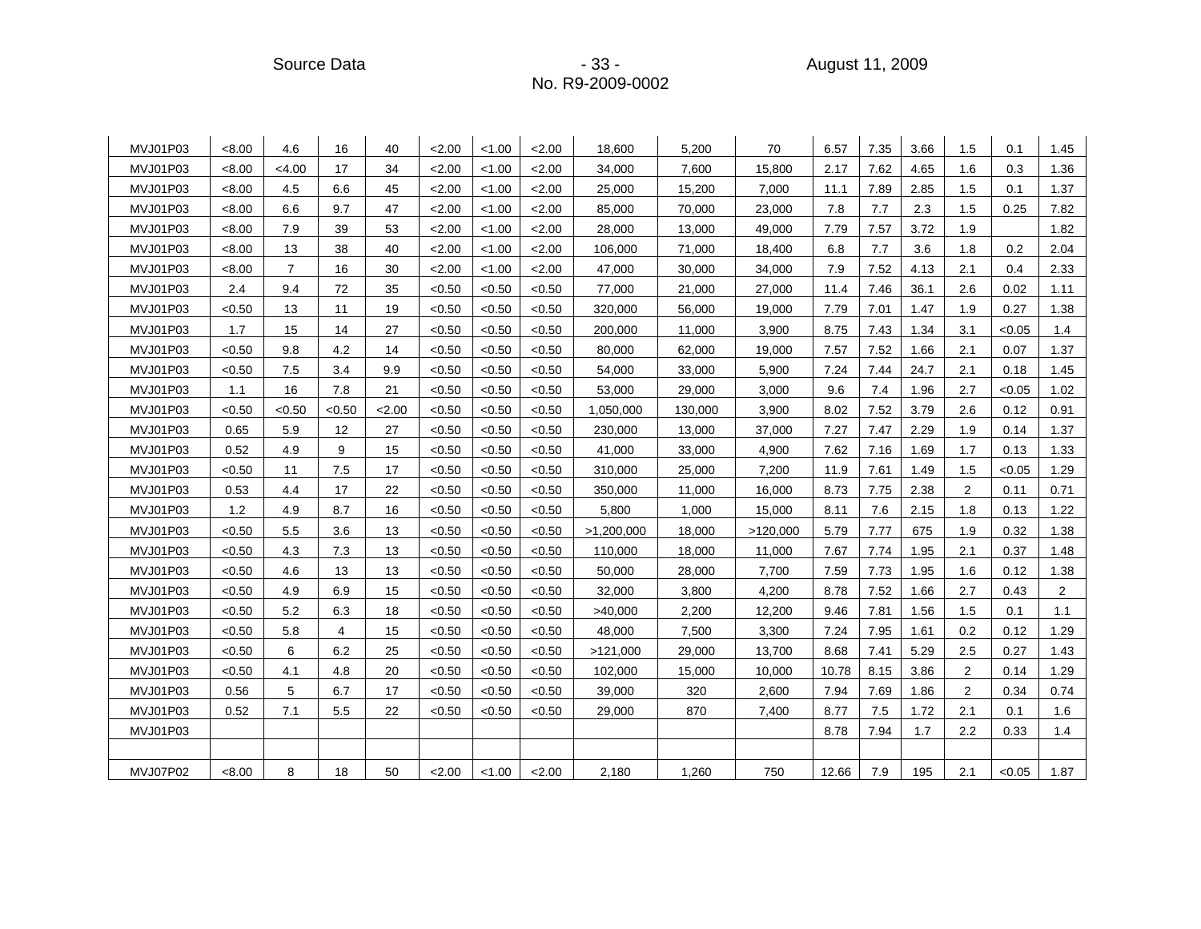| | | | | | | | | | | | | | | | | |
|---|---|---|---|---|---|---|---|---|---|---|---|---|---|---|---|---|
| MVJ01P03 | <8.00 | 4.6 | 16 | 40 | <2.00 | <1.00 | <2.00 | 18,600 | 5,200 | 70 | 6.57 | 7.35 | 3.66 | 1.5 | 0.1 | 1.45 |
| MVJ01P03 | <8.00 | <4.00 | 17 | 34 | <2.00 | <1.00 | <2.00 | 34,000 | 7,600 | 15,800 | 2.17 | 7.62 | 4.65 | 1.6 | 0.3 | 1.36 |
| MVJ01P03 | <8.00 | 4.5 | 6.6 | 45 | <2.00 | <1.00 | <2.00 | 25,000 | 15,200 | 7,000 | 11.1 | 7.89 | 2.85 | 1.5 | 0.1 | 1.37 |
| MVJ01P03 | <8.00 | 6.6 | 9.7 | 47 | <2.00 | <1.00 | <2.00 | 85,000 | 70,000 | 23,000 | 7.8 | 7.7 | 2.3 | 1.5 | 0.25 | 7.82 |
| MVJ01P03 | <8.00 | 7.9 | 39 | 53 | <2.00 | <1.00 | <2.00 | 28,000 | 13,000 | 49,000 | 7.79 | 7.57 | 3.72 | 1.9 | | 1.82 |
| MVJ01P03 | <8.00 | 13 | 38 | 40 | <2.00 | <1.00 | <2.00 | 106,000 | 71,000 | 18,400 | 6.8 | 7.7 | 3.6 | 1.8 | 0.2 | 2.04 |
| MVJ01P03 | <8.00 | 7 | 16 | 30 | <2.00 | <1.00 | <2.00 | 47,000 | 30,000 | 34,000 | 7.9 | 7.52 | 4.13 | 2.1 | 0.4 | 2.33 |
| MVJ01P03 | 2.4 | 9.4 | 72 | 35 | <0.50 | <0.50 | <0.50 | 77,000 | 21,000 | 27,000 | 11.4 | 7.46 | 36.1 | 2.6 | 0.02 | 1.11 |
| MVJ01P03 | <0.50 | 13 | 11 | 19 | <0.50 | <0.50 | <0.50 | 320,000 | 56,000 | 19,000 | 7.79 | 7.01 | 1.47 | 1.9 | 0.27 | 1.38 |
| MVJ01P03 | 1.7 | 15 | 14 | 27 | <0.50 | <0.50 | <0.50 | 200,000 | 11,000 | 3,900 | 8.75 | 7.43 | 1.34 | 3.1 | <0.05 | 1.4 |
| MVJ01P03 | <0.50 | 9.8 | 4.2 | 14 | <0.50 | <0.50 | <0.50 | 80,000 | 62,000 | 19,000 | 7.57 | 7.52 | 1.66 | 2.1 | 0.07 | 1.37 |
| MVJ01P03 | <0.50 | 7.5 | 3.4 | 9.9 | <0.50 | <0.50 | <0.50 | 54,000 | 33,000 | 5,900 | 7.24 | 7.44 | 24.7 | 2.1 | 0.18 | 1.45 |
| MVJ01P03 | 1.1 | 16 | 7.8 | 21 | <0.50 | <0.50 | <0.50 | 53,000 | 29,000 | 3,000 | 9.6 | 7.4 | 1.96 | 2.7 | <0.05 | 1.02 |
| MVJ01P03 | <0.50 | <0.50 | <0.50 | <2.00 | <0.50 | <0.50 | <0.50 | 1,050,000 | 130,000 | 3,900 | 8.02 | 7.52 | 3.79 | 2.6 | 0.12 | 0.91 |
| MVJ01P03 | 0.65 | 5.9 | 12 | 27 | <0.50 | <0.50 | <0.50 | 230,000 | 13,000 | 37,000 | 7.27 | 7.47 | 2.29 | 1.9 | 0.14 | 1.37 |
| MVJ01P03 | 0.52 | 4.9 | 9 | 15 | <0.50 | <0.50 | <0.50 | 41,000 | 33,000 | 4,900 | 7.62 | 7.16 | 1.69 | 1.7 | 0.13 | 1.33 |
| MVJ01P03 | <0.50 | 11 | 7.5 | 17 | <0.50 | <0.50 | <0.50 | 310,000 | 25,000 | 7,200 | 11.9 | 7.61 | 1.49 | 1.5 | <0.05 | 1.29 |
| MVJ01P03 | 0.53 | 4.4 | 17 | 22 | <0.50 | <0.50 | <0.50 | 350,000 | 11,000 | 16,000 | 8.73 | 7.75 | 2.38 | 2 | 0.11 | 0.71 |
| MVJ01P03 | 1.2 | 4.9 | 8.7 | 16 | <0.50 | <0.50 | <0.50 | 5,800 | 1,000 | 15,000 | 8.11 | 7.6 | 2.15 | 1.8 | 0.13 | 1.22 |
| MVJ01P03 | <0.50 | 5.5 | 3.6 | 13 | <0.50 | <0.50 | <0.50 | >1,200,000 | 18,000 | >120,000 | 5.79 | 7.77 | 675 | 1.9 | 0.32 | 1.38 |
| MVJ01P03 | <0.50 | 4.3 | 7.3 | 13 | <0.50 | <0.50 | <0.50 | 110,000 | 18,000 | 11,000 | 7.67 | 7.74 | 1.95 | 2.1 | 0.37 | 1.48 |
| MVJ01P03 | <0.50 | 4.6 | 13 | 13 | <0.50 | <0.50 | <0.50 | 50,000 | 28,000 | 7,700 | 7.59 | 7.73 | 1.95 | 1.6 | 0.12 | 1.38 |
| MVJ01P03 | <0.50 | 4.9 | 6.9 | 15 | <0.50 | <0.50 | <0.50 | 32,000 | 3,800 | 4,200 | 8.78 | 7.52 | 1.66 | 2.7 | 0.43 | 2 |
| MVJ01P03 | <0.50 | 5.2 | 6.3 | 18 | <0.50 | <0.50 | <0.50 | >40,000 | 2,200 | 12,200 | 9.46 | 7.81 | 1.56 | 1.5 | 0.1 | 1.1 |
| MVJ01P03 | <0.50 | 5.8 | 4 | 15 | <0.50 | <0.50 | <0.50 | 48,000 | 7,500 | 3,300 | 7.24 | 7.95 | 1.61 | 0.2 | 0.12 | 1.29 |
| MVJ01P03 | <0.50 | 6 | 6.2 | 25 | <0.50 | <0.50 | <0.50 | >121,000 | 29,000 | 13,700 | 8.68 | 7.41 | 5.29 | 2.5 | 0.27 | 1.43 |
| MVJ01P03 | <0.50 | 4.1 | 4.8 | 20 | <0.50 | <0.50 | <0.50 | 102,000 | 15,000 | 10,000 | 10.78 | 8.15 | 3.86 | 2 | 0.14 | 1.29 |
| MVJ01P03 | 0.56 | 5 | 6.7 | 17 | <0.50 | <0.50 | <0.50 | 39,000 | 320 | 2,600 | 7.94 | 7.69 | 1.86 | 2 | 0.34 | 0.74 |
| MVJ01P03 | 0.52 | 7.1 | 5.5 | 22 | <0.50 | <0.50 | <0.50 | 29,000 | 870 | 7,400 | 8.77 | 7.5 | 1.72 | 2.1 | 0.1 | 1.6 |
| MVJ01P03 | | | | | | | | | | | 8.78 | 7.94 | 1.7 | 2.2 | 0.33 | 1.4 |
| | | | | | | | | | | | | | | | | |
| MVJ07P02 | <8.00 | 8 | 18 | 50 | <2.00 | <1.00 | <2.00 | 2,180 | 1,260 | 750 | 12.66 | 7.9 | 195 | 2.1 | <0.05 | 1.87 |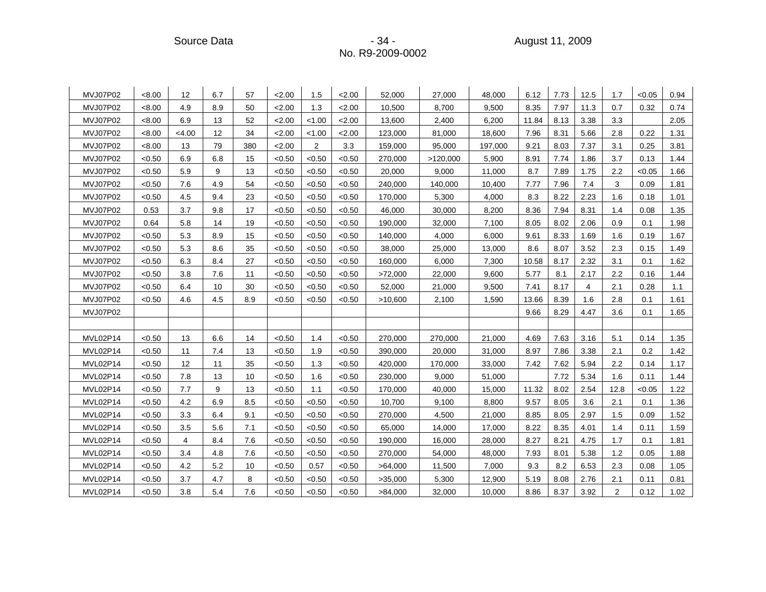| | | | | | | | | | | | | | | | | |
|---|---|---|---|---|---|---|---|---|---|---|---|---|---|---|---|---|
| MVJ07P02 | <8.00 | 12 | 6.7 | 57 | <2.00 | 1.5 | <2.00 | 52,000 | 27,000 | 48,000 | 6.12 | 7.73 | 12.5 | 1.7 | <0.05 | 0.94 |
| MVJ07P02 | <8.00 | 4.9 | 8.9 | 50 | <2.00 | 1.3 | <2.00 | 10,500 | 8,700 | 9,500 | 8.35 | 7.97 | 11.3 | 0.7 | 0.32 | 0.74 |
| MVJ07P02 | <8.00 | 6.9 | 13 | 52 | <2.00 | <1.00 | <2.00 | 13,600 | 2,400 | 6,200 | 11.84 | 8.13 | 3.38 | 3.3 | | 2.05 |
| MVJ07P02 | <8.00 | <4.00 | 12 | 34 | <2.00 | <1.00 | <2.00 | 123,000 | 81,000 | 18,600 | 7.96 | 8.31 | 5.66 | 2.8 | 0.22 | 1.31 |
| MVJ07P02 | <8.00 | 13 | 79 | 380 | <2.00 | 2 | 3.3 | 159,000 | 95,000 | 197,000 | 9.21 | 8.03 | 7.37 | 3.1 | 0.25 | 3.81 |
| MVJ07P02 | <0.50 | 6.9 | 6.8 | 15 | <0.50 | <0.50 | <0.50 | 270,000 | >120,000 | 5,900 | 8.91 | 7.74 | 1.86 | 3.7 | 0.13 | 1.44 |
| MVJ07P02 | <0.50 | 5.9 | 9 | 13 | <0.50 | <0.50 | <0.50 | 20,000 | 9,000 | 11,000 | 8.7 | 7.89 | 1.75 | 2.2 | <0.05 | 1.66 |
| MVJ07P02 | <0.50 | 7.6 | 4.9 | 54 | <0.50 | <0.50 | <0.50 | 240,000 | 140,000 | 10,400 | 7.77 | 7.96 | 7.4 | 3 | 0.09 | 1.81 |
| MVJ07P02 | <0.50 | 4.5 | 9.4 | 23 | <0.50 | <0.50 | <0.50 | 170,000 | 5,300 | 4,000 | 8.3 | 8.22 | 2.23 | 1.6 | 0.18 | 1.01 |
| MVJ07P02 | 0.53 | 3.7 | 9.8 | 17 | <0.50 | <0.50 | <0.50 | 46,000 | 30,000 | 8,200 | 8.36 | 7.94 | 8.31 | 1.4 | 0.08 | 1.35 |
| MVJ07P02 | 0.64 | 5.8 | 14 | 19 | <0.50 | <0.50 | <0.50 | 190,000 | 32,000 | 7,100 | 8.05 | 8.02 | 2.06 | 0.9 | 0.1 | 1.98 |
| MVJ07P02 | <0.50 | 5.3 | 8.9 | 15 | <0.50 | <0.50 | <0.50 | 140,000 | 4,000 | 6,000 | 9.61 | 8.33 | 1.69 | 1.6 | 0.19 | 1.67 |
| MVJ07P02 | <0.50 | 5.3 | 8.6 | 35 | <0.50 | <0.50 | <0.50 | 38,000 | 25,000 | 13,000 | 8.6 | 8.07 | 3.52 | 2.3 | 0.15 | 1.49 |
| MVJ07P02 | <0.50 | 6.3 | 8.4 | 27 | <0.50 | <0.50 | <0.50 | 160,000 | 6,000 | 7,300 | 10.58 | 8.17 | 2.32 | 3.1 | 0.1 | 1.62 |
| MVJ07P02 | <0.50 | 3.8 | 7.6 | 11 | <0.50 | <0.50 | <0.50 | >72,000 | 22,000 | 9,600 | 5.77 | 8.1 | 2.17 | 2.2 | 0.16 | 1.44 |
| MVJ07P02 | <0.50 | 6.4 | 10 | 30 | <0.50 | <0.50 | <0.50 | 52,000 | 21,000 | 9,500 | 7.41 | 8.17 | 4 | 2.1 | 0.28 | 1.1 |
| MVJ07P02 | <0.50 | 4.6 | 4.5 | 8.9 | <0.50 | <0.50 | <0.50 | >10,600 | 2,100 | 1,590 | 13.66 | 8.39 | 1.6 | 2.8 | 0.1 | 1.61 |
| MVJ07P02 | | | | | | | | | | | 9.66 | 8.29 | 4.47 | 3.6 | 0.1 | 1.65 |
| | | | | | | | | | | | | | | | | |
| MVL02P14 | <0.50 | 13 | 6.6 | 14 | <0.50 | 1.4 | <0.50 | 270,000 | 270,000 | 21,000 | 4.69 | 7.63 | 3.16 | 5.1 | 0.14 | 1.35 |
| MVL02P14 | <0.50 | 11 | 7.4 | 13 | <0.50 | 1.9 | <0.50 | 390,000 | 20,000 | 31,000 | 8.97 | 7.86 | 3.38 | 2.1 | 0.2 | 1.42 |
| MVL02P14 | <0.50 | 12 | 11 | 35 | <0.50 | 1.3 | <0.50 | 420,000 | 170,000 | 33,000 | 7.42 | 7.62 | 5.94 | 2.2 | 0.14 | 1.17 |
| MVL02P14 | <0.50 | 7.8 | 13 | 10 | <0.50 | 1.6 | <0.50 | 230,000 | 9,000 | 51,000 | | 7.72 | 5.34 | 1.6 | 0.11 | 1.44 |
| MVL02P14 | <0.50 | 7.7 | 9 | 13 | <0.50 | 1.1 | <0.50 | 170,000 | 40,000 | 15,000 | 11.32 | 8.02 | 2.54 | 12.8 | <0.05 | 1.22 |
| MVL02P14 | <0.50 | 4.2 | 6.9 | 8.5 | <0.50 | <0.50 | <0.50 | 10,700 | 9,100 | 8,800 | 9.57 | 8.05 | 3.6 | 2.1 | 0.1 | 1.36 |
| MVL02P14 | <0.50 | 3.3 | 6.4 | 9.1 | <0.50 | <0.50 | <0.50 | 270,000 | 4,500 | 21,000 | 8.85 | 8.05 | 2.97 | 1.5 | 0.09 | 1.52 |
| MVL02P14 | <0.50 | 3.5 | 5.6 | 7.1 | <0.50 | <0.50 | <0.50 | 65,000 | 14,000 | 17,000 | 8.22 | 8.35 | 4.01 | 1.4 | 0.11 | 1.59 |
| MVL02P14 | <0.50 | 4 | 8.4 | 7.6 | <0.50 | <0.50 | <0.50 | 190,000 | 16,000 | 28,000 | 8.27 | 8.21 | 4.75 | 1.7 | 0.1 | 1.81 |
| MVL02P14 | <0.50 | 3.4 | 4.8 | 7.6 | <0.50 | <0.50 | <0.50 | 270,000 | 54,000 | 48,000 | 7.93 | 8.01 | 5.38 | 1.2 | 0.05 | 1.88 |
| MVL02P14 | <0.50 | 4.2 | 5.2 | 10 | <0.50 | 0.57 | <0.50 | >64,000 | 11,500 | 7,000 | 9.3 | 8.2 | 6.53 | 2.3 | 0.08 | 1.05 |
| MVL02P14 | <0.50 | 3.7 | 4.7 | 8 | <0.50 | <0.50 | <0.50 | >35,000 | 5,300 | 12,900 | 5.19 | 8.08 | 2.76 | 2.1 | 0.11 | 0.81 |
| MVL02P14 | <0.50 | 3.8 | 5.4 | 7.6 | <0.50 | <0.50 | <0.50 | >84,000 | 32,000 | 10,000 | 8.86 | 8.37 | 3.92 | 2 | 0.12 | 1.02 |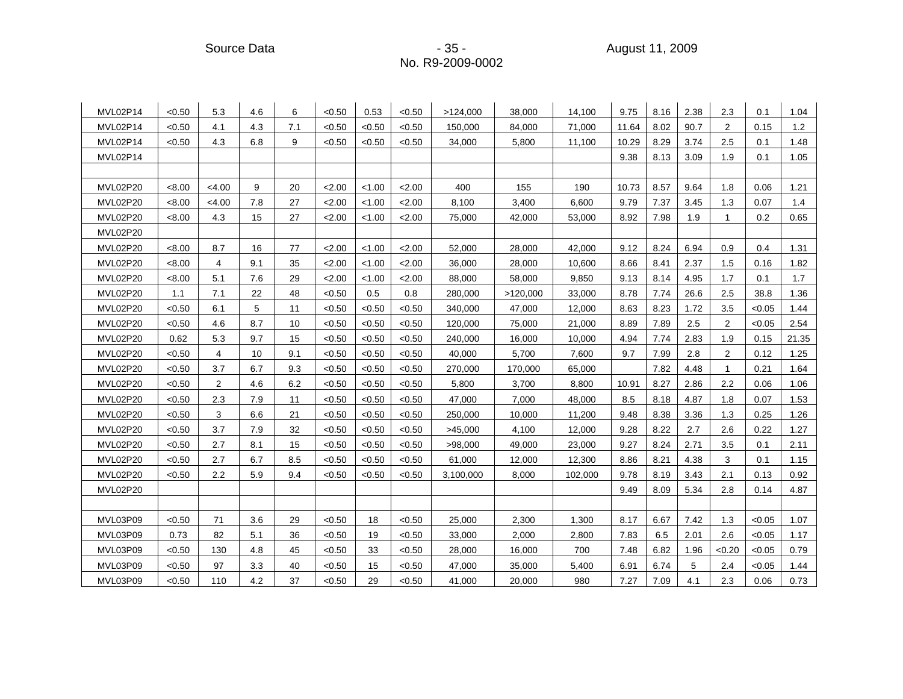| | | | | | | | | | | | | | | | | |
|---|---|---|---|---|---|---|---|---|---|---|---|---|---|---|---|---|
| MVL02P14 | <0.50 | 5.3 | 4.6 | 6 | <0.50 | 0.53 | <0.50 | >124,000 | 38,000 | 14,100 | 9.75 | 8.16 | 2.38 | 2.3 | 0.1 | 1.04 |
| MVL02P14 | <0.50 | 4.1 | 4.3 | 7.1 | <0.50 | <0.50 | <0.50 | 150,000 | 84,000 | 71,000 | 11.64 | 8.02 | 90.7 | 2 | 0.15 | 1.2 |
| MVL02P14 | <0.50 | 4.3 | 6.8 | 9 | <0.50 | <0.50 | <0.50 | 34,000 | 5,800 | 11,100 | 10.29 | 8.29 | 3.74 | 2.5 | 0.1 | 1.48 |
| MVL02P14 | | | | | | | | | | | 9.38 | 8.13 | 3.09 | 1.9 | 0.1 | 1.05 |
| | | | | | | | | | | | | | | | | |
| MVL02P20 | <8.00 | <4.00 | 9 | 20 | <2.00 | <1.00 | <2.00 | 400 | 155 | 190 | 10.73 | 8.57 | 9.64 | 1.8 | 0.06 | 1.21 |
| MVL02P20 | <8.00 | <4.00 | 7.8 | 27 | <2.00 | <1.00 | <2.00 | 8,100 | 3,400 | 6,600 | 9.79 | 7.37 | 3.45 | 1.3 | 0.07 | 1.4 |
| MVL02P20 | <8.00 | 4.3 | 15 | 27 | <2.00 | <1.00 | <2.00 | 75,000 | 42,000 | 53,000 | 8.92 | 7.98 | 1.9 | 1 | 0.2 | 0.65 |
| MVL02P20 | | | | | | | | | | | | | | | | |
| MVL02P20 | <8.00 | 8.7 | 16 | 77 | <2.00 | <1.00 | <2.00 | 52,000 | 28,000 | 42,000 | 9.12 | 8.24 | 6.94 | 0.9 | 0.4 | 1.31 |
| MVL02P20 | <8.00 | 4 | 9.1 | 35 | <2.00 | <1.00 | <2.00 | 36,000 | 28,000 | 10,600 | 8.66 | 8.41 | 2.37 | 1.5 | 0.16 | 1.82 |
| MVL02P20 | <8.00 | 5.1 | 7.6 | 29 | <2.00 | <1.00 | <2.00 | 88,000 | 58,000 | 9,850 | 9.13 | 8.14 | 4.95 | 1.7 | 0.1 | 1.7 |
| MVL02P20 | 1.1 | 7.1 | 22 | 48 | <0.50 | 0.5 | 0.8 | 280,000 | >120,000 | 33,000 | 8.78 | 7.74 | 26.6 | 2.5 | 38.8 | 1.36 |
| MVL02P20 | <0.50 | 6.1 | 5 | 11 | <0.50 | <0.50 | <0.50 | 340,000 | 47,000 | 12,000 | 8.63 | 8.23 | 1.72 | 3.5 | <0.05 | 1.44 |
| MVL02P20 | <0.50 | 4.6 | 8.7 | 10 | <0.50 | <0.50 | <0.50 | 120,000 | 75,000 | 21,000 | 8.89 | 7.89 | 2.5 | 2 | <0.05 | 2.54 |
| MVL02P20 | 0.62 | 5.3 | 9.7 | 15 | <0.50 | <0.50 | <0.50 | 240,000 | 16,000 | 10,000 | 4.94 | 7.74 | 2.83 | 1.9 | 0.15 | 21.35 |
| MVL02P20 | <0.50 | 4 | 10 | 9.1 | <0.50 | <0.50 | <0.50 | 40,000 | 5,700 | 7,600 | 9.7 | 7.99 | 2.8 | 2 | 0.12 | 1.25 |
| MVL02P20 | <0.50 | 3.7 | 6.7 | 9.3 | <0.50 | <0.50 | <0.50 | 270,000 | 170,000 | 65,000 | | 7.82 | 4.48 | 1 | 0.21 | 1.64 |
| MVL02P20 | <0.50 | 2 | 4.6 | 6.2 | <0.50 | <0.50 | <0.50 | 5,800 | 3,700 | 8,800 | 10.91 | 8.27 | 2.86 | 2.2 | 0.06 | 1.06 |
| MVL02P20 | <0.50 | 2.3 | 7.9 | 11 | <0.50 | <0.50 | <0.50 | 47,000 | 7,000 | 48,000 | 8.5 | 8.18 | 4.87 | 1.8 | 0.07 | 1.53 |
| MVL02P20 | <0.50 | 3 | 6.6 | 21 | <0.50 | <0.50 | <0.50 | 250,000 | 10,000 | 11,200 | 9.48 | 8.38 | 3.36 | 1.3 | 0.25 | 1.26 |
| MVL02P20 | <0.50 | 3.7 | 7.9 | 32 | <0.50 | <0.50 | <0.50 | >45,000 | 4,100 | 12,000 | 9.28 | 8.22 | 2.7 | 2.6 | 0.22 | 1.27 |
| MVL02P20 | <0.50 | 2.7 | 8.1 | 15 | <0.50 | <0.50 | <0.50 | >98,000 | 49,000 | 23,000 | 9.27 | 8.24 | 2.71 | 3.5 | 0.1 | 2.11 |
| MVL02P20 | <0.50 | 2.7 | 6.7 | 8.5 | <0.50 | <0.50 | <0.50 | 61,000 | 12,000 | 12,300 | 8.86 | 8.21 | 4.38 | 3 | 0.1 | 1.15 |
| MVL02P20 | <0.50 | 2.2 | 5.9 | 9.4 | <0.50 | <0.50 | <0.50 | 3,100,000 | 8,000 | 102,000 | 9.78 | 8.19 | 3.43 | 2.1 | 0.13 | 0.92 |
| MVL02P20 | | | | | | | | | | | 9.49 | 8.09 | 5.34 | 2.8 | 0.14 | 4.87 |
| | | | | | | | | | | | | | | | | |
| MVL03P09 | <0.50 | 71 | 3.6 | 29 | <0.50 | 18 | <0.50 | 25,000 | 2,300 | 1,300 | 8.17 | 6.67 | 7.42 | 1.3 | <0.05 | 1.07 |
| MVL03P09 | 0.73 | 82 | 5.1 | 36 | <0.50 | 19 | <0.50 | 33,000 | 2,000 | 2,800 | 7.83 | 6.5 | 2.01 | 2.6 | <0.05 | 1.17 |
| MVL03P09 | <0.50 | 130 | 4.8 | 45 | <0.50 | 33 | <0.50 | 28,000 | 16,000 | 700 | 7.48 | 6.82 | 1.96 | <0.20 | <0.05 | 0.79 |
| MVL03P09 | <0.50 | 97 | 3.3 | 40 | <0.50 | 15 | <0.50 | 47,000 | 35,000 | 5,400 | 6.91 | 6.74 | 5 | 2.4 | <0.05 | 1.44 |
| MVL03P09 | <0.50 | 110 | 4.2 | 37 | <0.50 | 29 | <0.50 | 41,000 | 20,000 | 980 | 7.27 | 7.09 | 4.1 | 2.3 | 0.06 | 0.73 |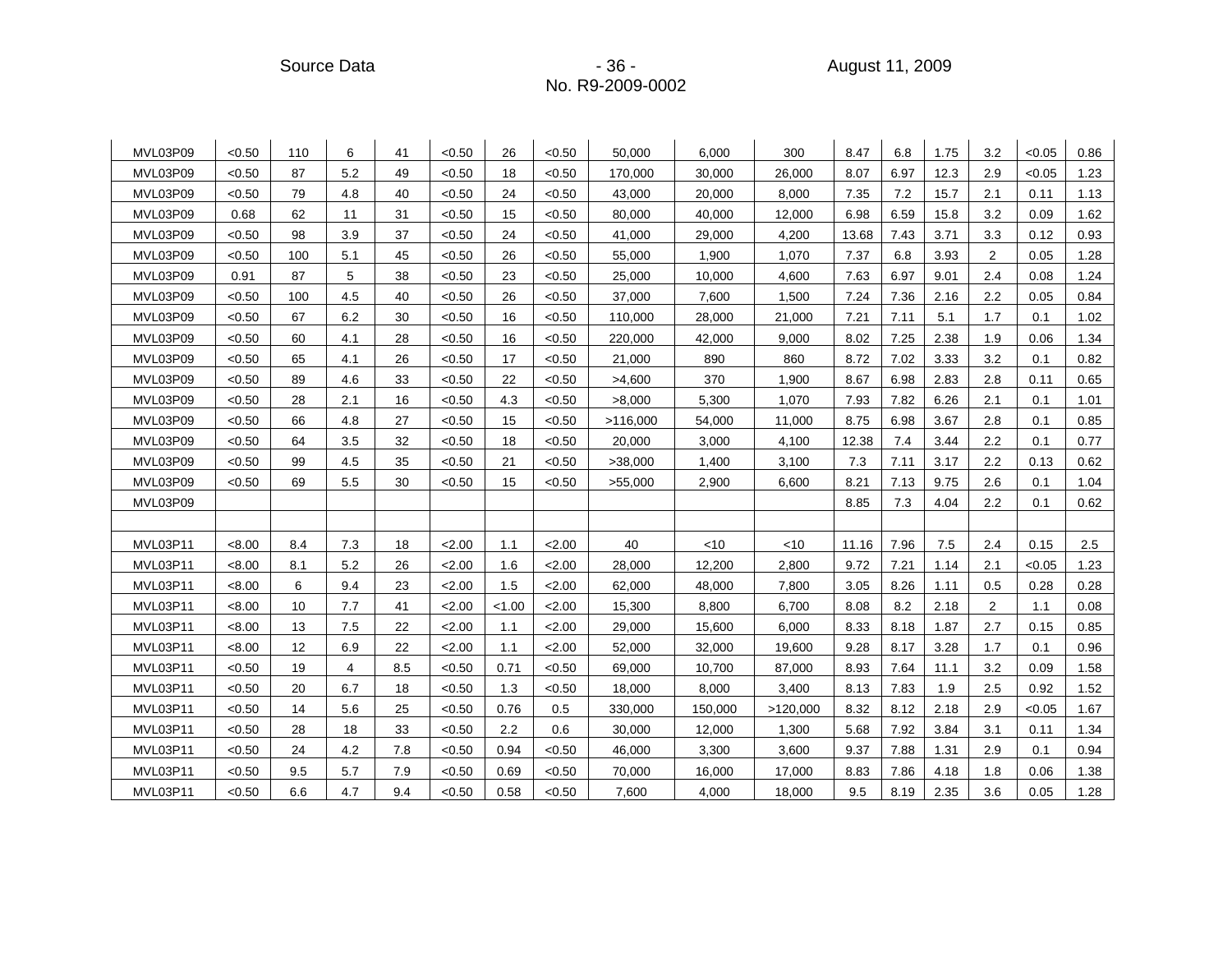| | | | | | | | | | | | | | | | | |
|---|---|---|---|---|---|---|---|---|---|---|---|---|---|---|---|---|
| MVL03P09 | <0.50 | 110 | 6 | 41 | <0.50 | 26 | <0.50 | 50,000 | 6,000 | 300 | 8.47 | 6.8 | 1.75 | 3.2 | <0.05 | 0.86 |
| MVL03P09 | <0.50 | 87 | 5.2 | 49 | <0.50 | 18 | <0.50 | 170,000 | 30,000 | 26,000 | 8.07 | 6.97 | 12.3 | 2.9 | <0.05 | 1.23 |
| MVL03P09 | <0.50 | 79 | 4.8 | 40 | <0.50 | 24 | <0.50 | 43,000 | 20,000 | 8,000 | 7.35 | 7.2 | 15.7 | 2.1 | 0.11 | 1.13 |
| MVL03P09 | 0.68 | 62 | 11 | 31 | <0.50 | 15 | <0.50 | 80,000 | 40,000 | 12,000 | 6.98 | 6.59 | 15.8 | 3.2 | 0.09 | 1.62 |
| MVL03P09 | <0.50 | 98 | 3.9 | 37 | <0.50 | 24 | <0.50 | 41,000 | 29,000 | 4,200 | 13.68 | 7.43 | 3.71 | 3.3 | 0.12 | 0.93 |
| MVL03P09 | <0.50 | 100 | 5.1 | 45 | <0.50 | 26 | <0.50 | 55,000 | 1,900 | 1,070 | 7.37 | 6.8 | 3.93 | 2 | 0.05 | 1.28 |
| MVL03P09 | 0.91 | 87 | 5 | 38 | <0.50 | 23 | <0.50 | 25,000 | 10,000 | 4,600 | 7.63 | 6.97 | 9.01 | 2.4 | 0.08 | 1.24 |
| MVL03P09 | <0.50 | 100 | 4.5 | 40 | <0.50 | 26 | <0.50 | 37,000 | 7,600 | 1,500 | 7.24 | 7.36 | 2.16 | 2.2 | 0.05 | 0.84 |
| MVL03P09 | <0.50 | 67 | 6.2 | 30 | <0.50 | 16 | <0.50 | 110,000 | 28,000 | 21,000 | 7.21 | 7.11 | 5.1 | 1.7 | 0.1 | 1.02 |
| MVL03P09 | <0.50 | 60 | 4.1 | 28 | <0.50 | 16 | <0.50 | 220,000 | 42,000 | 9,000 | 8.02 | 7.25 | 2.38 | 1.9 | 0.06 | 1.34 |
| MVL03P09 | <0.50 | 65 | 4.1 | 26 | <0.50 | 17 | <0.50 | 21,000 | 890 | 860 | 8.72 | 7.02 | 3.33 | 3.2 | 0.1 | 0.82 |
| MVL03P09 | <0.50 | 89 | 4.6 | 33 | <0.50 | 22 | <0.50 | >4,600 | 370 | 1,900 | 8.67 | 6.98 | 2.83 | 2.8 | 0.11 | 0.65 |
| MVL03P09 | <0.50 | 28 | 2.1 | 16 | <0.50 | 4.3 | <0.50 | >8,000 | 5,300 | 1,070 | 7.93 | 7.82 | 6.26 | 2.1 | 0.1 | 1.01 |
| MVL03P09 | <0.50 | 66 | 4.8 | 27 | <0.50 | 15 | <0.50 | >116,000 | 54,000 | 11,000 | 8.75 | 6.98 | 3.67 | 2.8 | 0.1 | 0.85 |
| MVL03P09 | <0.50 | 64 | 3.5 | 32 | <0.50 | 18 | <0.50 | 20,000 | 3,000 | 4,100 | 12.38 | 7.4 | 3.44 | 2.2 | 0.1 | 0.77 |
| MVL03P09 | <0.50 | 99 | 4.5 | 35 | <0.50 | 21 | <0.50 | >38,000 | 1,400 | 3,100 | 7.3 | 7.11 | 3.17 | 2.2 | 0.13 | 0.62 |
| MVL03P09 | <0.50 | 69 | 5.5 | 30 | <0.50 | 15 | <0.50 | >55,000 | 2,900 | 6,600 | 8.21 | 7.13 | 9.75 | 2.6 | 0.1 | 1.04 |
| MVL03P09 | | | | | | | | | | | 8.85 | 7.3 | 4.04 | 2.2 | 0.1 | 0.62 |
| | | | | | | | | | | | | | | | | |
| MVL03P11 | <8.00 | 8.4 | 7.3 | 18 | <2.00 | 1.1 | <2.00 | 40 | <10 | <10 | 11.16 | 7.96 | 7.5 | 2.4 | 0.15 | 2.5 |
| MVL03P11 | <8.00 | 8.1 | 5.2 | 26 | <2.00 | 1.6 | <2.00 | 28,000 | 12,200 | 2,800 | 9.72 | 7.21 | 1.14 | 2.1 | <0.05 | 1.23 |
| MVL03P11 | <8.00 | 6 | 9.4 | 23 | <2.00 | 1.5 | <2.00 | 62,000 | 48,000 | 7,800 | 3.05 | 8.26 | 1.11 | 0.5 | 0.28 | 0.28 |
| MVL03P11 | <8.00 | 10 | 7.7 | 41 | <2.00 | <1.00 | <2.00 | 15,300 | 8,800 | 6,700 | 8.08 | 8.2 | 2.18 | 2 | 1.1 | 0.08 |
| MVL03P11 | <8.00 | 13 | 7.5 | 22 | <2.00 | 1.1 | <2.00 | 29,000 | 15,600 | 6,000 | 8.33 | 8.18 | 1.87 | 2.7 | 0.15 | 0.85 |
| MVL03P11 | <8.00 | 12 | 6.9 | 22 | <2.00 | 1.1 | <2.00 | 52,000 | 32,000 | 19,600 | 9.28 | 8.17 | 3.28 | 1.7 | 0.1 | 0.96 |
| MVL03P11 | <0.50 | 19 | 4 | 8.5 | <0.50 | 0.71 | <0.50 | 69,000 | 10,700 | 87,000 | 8.93 | 7.64 | 11.1 | 3.2 | 0.09 | 1.58 |
| MVL03P11 | <0.50 | 20 | 6.7 | 18 | <0.50 | 1.3 | <0.50 | 18,000 | 8,000 | 3,400 | 8.13 | 7.83 | 1.9 | 2.5 | 0.92 | 1.52 |
| MVL03P11 | <0.50 | 14 | 5.6 | 25 | <0.50 | 0.76 | 0.5 | 330,000 | 150,000 | >120,000 | 8.32 | 8.12 | 2.18 | 2.9 | <0.05 | 1.67 |
| MVL03P11 | <0.50 | 28 | 18 | 33 | <0.50 | 2.2 | 0.6 | 30,000 | 12,000 | 1,300 | 5.68 | 7.92 | 3.84 | 3.1 | 0.11 | 1.34 |
| MVL03P11 | <0.50 | 24 | 4.2 | 7.8 | <0.50 | 0.94 | <0.50 | 46,000 | 3,300 | 3,600 | 9.37 | 7.88 | 1.31 | 2.9 | 0.1 | 0.94 |
| MVL03P11 | <0.50 | 9.5 | 5.7 | 7.9 | <0.50 | 0.69 | <0.50 | 70,000 | 16,000 | 17,000 | 8.83 | 7.86 | 4.18 | 1.8 | 0.06 | 1.38 |
| MVL03P11 | <0.50 | 6.6 | 4.7 | 9.4 | <0.50 | 0.58 | <0.50 | 7,600 | 4,000 | 18,000 | 9.5 | 8.19 | 2.35 | 3.6 | 0.05 | 1.28 |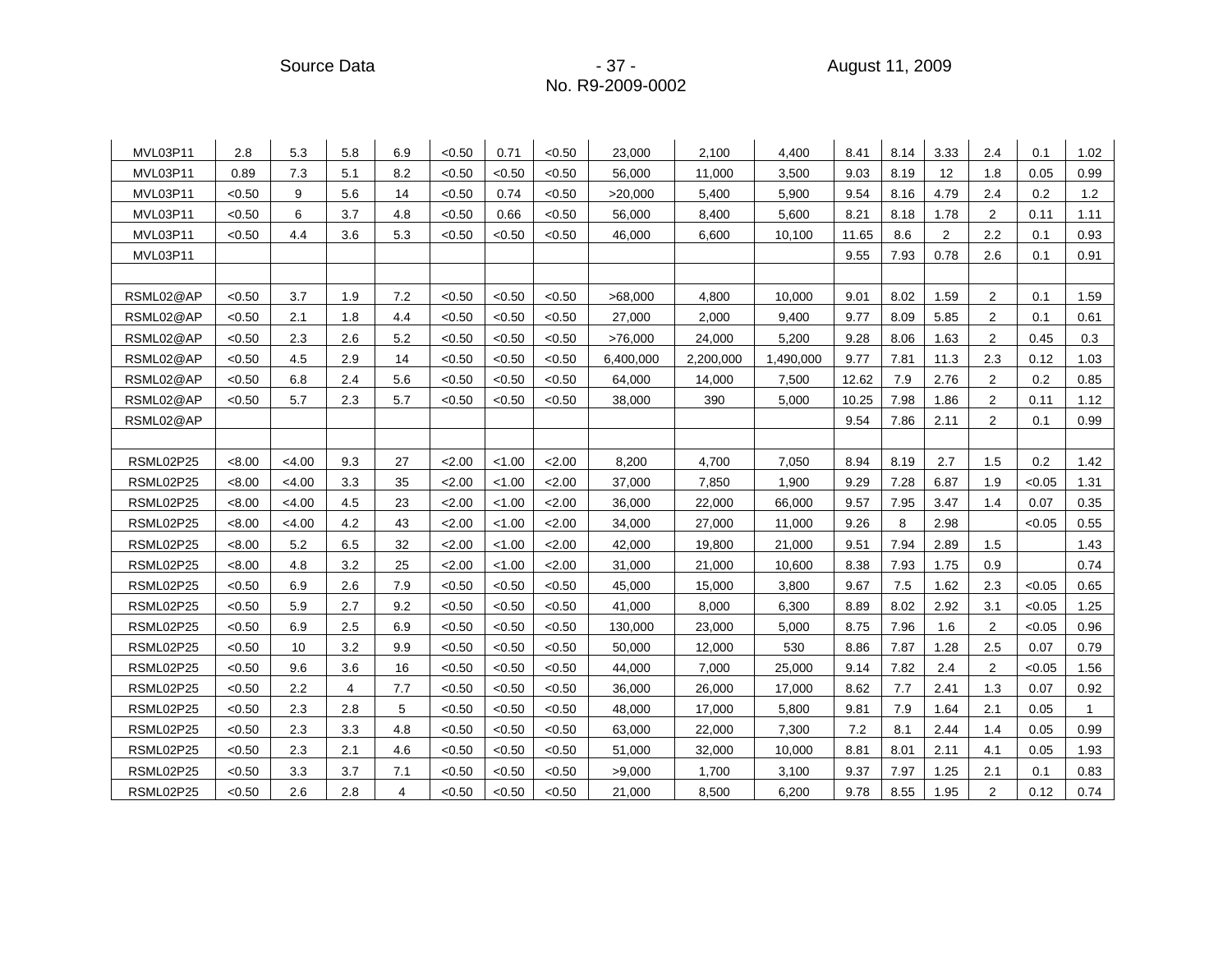| | | | | | | | | | | | | | | | | |
|---|---|---|---|---|---|---|---|---|---|---|---|---|---|---|---|---|
| MVL03P11 | 2.8 | 5.3 | 5.8 | 6.9 | <0.50 | 0.71 | <0.50 | 23,000 | 2,100 | 4,400 | 8.41 | 8.14 | 3.33 | 2.4 | 0.1 | 1.02 |
| MVL03P11 | 0.89 | 7.3 | 5.1 | 8.2 | <0.50 | <0.50 | <0.50 | 56,000 | 11,000 | 3,500 | 9.03 | 8.19 | 12 | 1.8 | 0.05 | 0.99 |
| MVL03P11 | <0.50 | 9 | 5.6 | 14 | <0.50 | 0.74 | <0.50 | >20,000 | 5,400 | 5,900 | 9.54 | 8.16 | 4.79 | 2.4 | 0.2 | 1.2 |
| MVL03P11 | <0.50 | 6 | 3.7 | 4.8 | <0.50 | 0.66 | <0.50 | 56,000 | 8,400 | 5,600 | 8.21 | 8.18 | 1.78 | 2 | 0.11 | 1.11 |
| MVL03P11 | <0.50 | 4.4 | 3.6 | 5.3 | <0.50 | <0.50 | <0.50 | 46,000 | 6,600 | 10,100 | 11.65 | 8.6 | 2 | 2.2 | 0.1 | 0.93 |
| MVL03P11 | | | | | | | | | | | 9.55 | 7.93 | 0.78 | 2.6 | 0.1 | 0.91 |
| | | | | | | | | | | | | | | | | |
| RSML02@AP | <0.50 | 3.7 | 1.9 | 7.2 | <0.50 | <0.50 | <0.50 | >68,000 | 4,800 | 10,000 | 9.01 | 8.02 | 1.59 | 2 | 0.1 | 1.59 |
| RSML02@AP | <0.50 | 2.1 | 1.8 | 4.4 | <0.50 | <0.50 | <0.50 | 27,000 | 2,000 | 9,400 | 9.77 | 8.09 | 5.85 | 2 | 0.1 | 0.61 |
| RSML02@AP | <0.50 | 2.3 | 2.6 | 5.2 | <0.50 | <0.50 | <0.50 | >76,000 | 24,000 | 5,200 | 9.28 | 8.06 | 1.63 | 2 | 0.45 | 0.3 |
| RSML02@AP | <0.50 | 4.5 | 2.9 | 14 | <0.50 | <0.50 | <0.50 | 6,400,000 | 2,200,000 | 1,490,000 | 9.77 | 7.81 | 11.3 | 2.3 | 0.12 | 1.03 |
| RSML02@AP | <0.50 | 6.8 | 2.4 | 5.6 | <0.50 | <0.50 | <0.50 | 64,000 | 14,000 | 7,500 | 12.62 | 7.9 | 2.76 | 2 | 0.2 | 0.85 |
| RSML02@AP | <0.50 | 5.7 | 2.3 | 5.7 | <0.50 | <0.50 | <0.50 | 38,000 | 390 | 5,000 | 10.25 | 7.98 | 1.86 | 2 | 0.11 | 1.12 |
| RSML02@AP | | | | | | | | | | | 9.54 | 7.86 | 2.11 | 2 | 0.1 | 0.99 |
| | | | | | | | | | | | | | | | | |
| RSML02P25 | <8.00 | <4.00 | 9.3 | 27 | <2.00 | <1.00 | <2.00 | 8,200 | 4,700 | 7,050 | 8.94 | 8.19 | 2.7 | 1.5 | 0.2 | 1.42 |
| RSML02P25 | <8.00 | <4.00 | 3.3 | 35 | <2.00 | <1.00 | <2.00 | 37,000 | 7,850 | 1,900 | 9.29 | 7.28 | 6.87 | 1.9 | <0.05 | 1.31 |
| RSML02P25 | <8.00 | <4.00 | 4.5 | 23 | <2.00 | <1.00 | <2.00 | 36,000 | 22,000 | 66,000 | 9.57 | 7.95 | 3.47 | 1.4 | 0.07 | 0.35 |
| RSML02P25 | <8.00 | <4.00 | 4.2 | 43 | <2.00 | <1.00 | <2.00 | 34,000 | 27,000 | 11,000 | 9.26 | 8 | 2.98 | | <0.05 | 0.55 |
| RSML02P25 | <8.00 | 5.2 | 6.5 | 32 | <2.00 | <1.00 | <2.00 | 42,000 | 19,800 | 21,000 | 9.51 | 7.94 | 2.89 | 1.5 | | 1.43 |
| RSML02P25 | <8.00 | 4.8 | 3.2 | 25 | <2.00 | <1.00 | <2.00 | 31,000 | 21,000 | 10,600 | 8.38 | 7.93 | 1.75 | 0.9 | | 0.74 |
| RSML02P25 | <0.50 | 6.9 | 2.6 | 7.9 | <0.50 | <0.50 | <0.50 | 45,000 | 15,000 | 3,800 | 9.67 | 7.5 | 1.62 | 2.3 | <0.05 | 0.65 |
| RSML02P25 | <0.50 | 5.9 | 2.7 | 9.2 | <0.50 | <0.50 | <0.50 | 41,000 | 8,000 | 6,300 | 8.89 | 8.02 | 2.92 | 3.1 | <0.05 | 1.25 |
| RSML02P25 | <0.50 | 6.9 | 2.5 | 6.9 | <0.50 | <0.50 | <0.50 | 130,000 | 23,000 | 5,000 | 8.75 | 7.96 | 1.6 | 2 | <0.05 | 0.96 |
| RSML02P25 | <0.50 | 10 | 3.2 | 9.9 | <0.50 | <0.50 | <0.50 | 50,000 | 12,000 | 530 | 8.86 | 7.87 | 1.28 | 2.5 | 0.07 | 0.79 |
| RSML02P25 | <0.50 | 9.6 | 3.6 | 16 | <0.50 | <0.50 | <0.50 | 44,000 | 7,000 | 25,000 | 9.14 | 7.82 | 2.4 | 2 | <0.05 | 1.56 |
| RSML02P25 | <0.50 | 2.2 | 4 | 7.7 | <0.50 | <0.50 | <0.50 | 36,000 | 26,000 | 17,000 | 8.62 | 7.7 | 2.41 | 1.3 | 0.07 | 0.92 |
| RSML02P25 | <0.50 | 2.3 | 2.8 | 5 | <0.50 | <0.50 | <0.50 | 48,000 | 17,000 | 5,800 | 9.81 | 7.9 | 1.64 | 2.1 | 0.05 | 1 |
| RSML02P25 | <0.50 | 2.3 | 3.3 | 4.8 | <0.50 | <0.50 | <0.50 | 63,000 | 22,000 | 7,300 | 7.2 | 8.1 | 2.44 | 1.4 | 0.05 | 0.99 |
| RSML02P25 | <0.50 | 2.3 | 2.1 | 4.6 | <0.50 | <0.50 | <0.50 | 51,000 | 32,000 | 10,000 | 8.81 | 8.01 | 2.11 | 4.1 | 0.05 | 1.93 |
| RSML02P25 | <0.50 | 3.3 | 3.7 | 7.1 | <0.50 | <0.50 | <0.50 | >9,000 | 1,700 | 3,100 | 9.37 | 7.97 | 1.25 | 2.1 | 0.1 | 0.83 |
| RSML02P25 | <0.50 | 2.6 | 2.8 | 4 | <0.50 | <0.50 | <0.50 | 21,000 | 8,500 | 6,200 | 9.78 | 8.55 | 1.95 | 2 | 0.12 | 0.74 |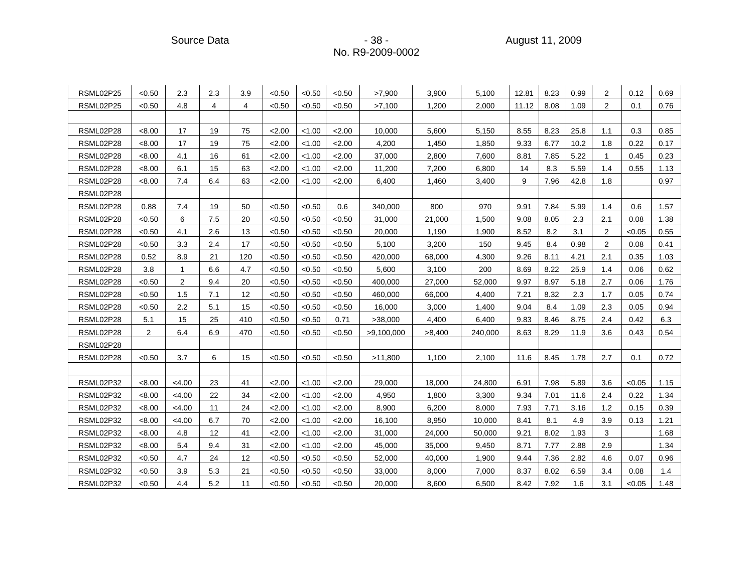| | | | | | | | | | | | | | | | | |
|---|---|---|---|---|---|---|---|---|---|---|---|---|---|---|---|---|
| RSML02P25 | <0.50 | 2.3 | 2.3 | 3.9 | <0.50 | <0.50 | <0.50 | >7,900 | 3,900 | 5,100 | 12.81 | 8.23 | 0.99 | 2 | 0.12 | 0.69 |
| RSML02P25 | <0.50 | 4.8 | 4 | 4 | <0.50 | <0.50 | <0.50 | >7,100 | 1,200 | 2,000 | 11.12 | 8.08 | 1.09 | 2 | 0.1 | 0.76 |
| | | | | | | | | | | | | | | | | |
| RSML02P28 | <8.00 | 17 | 19 | 75 | <2.00 | <1.00 | <2.00 | 10,000 | 5,600 | 5,150 | 8.55 | 8.23 | 25.8 | 1.1 | 0.3 | 0.85 |
| RSML02P28 | <8.00 | 17 | 19 | 75 | <2.00 | <1.00 | <2.00 | 4,200 | 1,450 | 1,850 | 9.33 | 6.77 | 10.2 | 1.8 | 0.22 | 0.17 |
| RSML02P28 | <8.00 | 4.1 | 16 | 61 | <2.00 | <1.00 | <2.00 | 37,000 | 2,800 | 7,600 | 8.81 | 7.85 | 5.22 | 1 | 0.45 | 0.23 |
| RSML02P28 | <8.00 | 6.1 | 15 | 63 | <2.00 | <1.00 | <2.00 | 11,200 | 7,200 | 6,800 | 14 | 8.3 | 5.59 | 1.4 | 0.55 | 1.13 |
| RSML02P28 | <8.00 | 7.4 | 6.4 | 63 | <2.00 | <1.00 | <2.00 | 6,400 | 1,460 | 3,400 | 9 | 7.96 | 42.8 | 1.8 | | 0.97 |
| RSML02P28 | | | | | | | | | | | | | | | | |
| RSML02P28 | 0.88 | 7.4 | 19 | 50 | <0.50 | <0.50 | 0.6 | 340,000 | 800 | 970 | 9.91 | 7.84 | 5.99 | 1.4 | 0.6 | 1.57 |
| RSML02P28 | <0.50 | 6 | 7.5 | 20 | <0.50 | <0.50 | <0.50 | 31,000 | 21,000 | 1,500 | 9.08 | 8.05 | 2.3 | 2.1 | 0.08 | 1.38 |
| RSML02P28 | <0.50 | 4.1 | 2.6 | 13 | <0.50 | <0.50 | <0.50 | 20,000 | 1,190 | 1,900 | 8.52 | 8.2 | 3.1 | 2 | <0.05 | 0.55 |
| RSML02P28 | <0.50 | 3.3 | 2.4 | 17 | <0.50 | <0.50 | <0.50 | 5,100 | 3,200 | 150 | 9.45 | 8.4 | 0.98 | 2 | 0.08 | 0.41 |
| RSML02P28 | 0.52 | 8.9 | 21 | 120 | <0.50 | <0.50 | <0.50 | 420,000 | 68,000 | 4,300 | 9.26 | 8.11 | 4.21 | 2.1 | 0.35 | 1.03 |
| RSML02P28 | 3.8 | 1 | 6.6 | 4.7 | <0.50 | <0.50 | <0.50 | 5,600 | 3,100 | 200 | 8.69 | 8.22 | 25.9 | 1.4 | 0.06 | 0.62 |
| RSML02P28 | <0.50 | 2 | 9.4 | 20 | <0.50 | <0.50 | <0.50 | 400,000 | 27,000 | 52,000 | 9.97 | 8.97 | 5.18 | 2.7 | 0.06 | 1.76 |
| RSML02P28 | <0.50 | 1.5 | 7.1 | 12 | <0.50 | <0.50 | <0.50 | 460,000 | 66,000 | 4,400 | 7.21 | 8.32 | 2.3 | 1.7 | 0.05 | 0.74 |
| RSML02P28 | <0.50 | 2.2 | 5.1 | 15 | <0.50 | <0.50 | <0.50 | 16,000 | 3,000 | 1,400 | 9.04 | 8.4 | 1.09 | 2.3 | 0.05 | 0.94 |
| RSML02P28 | 5.1 | 15 | 25 | 410 | <0.50 | <0.50 | 0.71 | >38,000 | 4,400 | 6,400 | 9.83 | 8.46 | 8.75 | 2.4 | 0.42 | 6.3 |
| RSML02P28 | 2 | 6.4 | 6.9 | 470 | <0.50 | <0.50 | <0.50 | >9,100,000 | >8,400 | 240,000 | 8.63 | 8.29 | 11.9 | 3.6 | 0.43 | 0.54 |
| RSML02P28 | | | | | | | | | | | | | | | | |
| RSML02P28 | <0.50 | 3.7 | 6 | 15 | <0.50 | <0.50 | <0.50 | >11,800 | 1,100 | 2,100 | 11.6 | 8.45 | 1.78 | 2.7 | 0.1 | 0.72 |
| | | | | | | | | | | | | | | | | |
| RSML02P32 | <8.00 | <4.00 | 23 | 41 | <2.00 | <1.00 | <2.00 | 29,000 | 18,000 | 24,800 | 6.91 | 7.98 | 5.89 | 3.6 | <0.05 | 1.15 |
| RSML02P32 | <8.00 | <4.00 | 22 | 34 | <2.00 | <1.00 | <2.00 | 4,950 | 1,800 | 3,300 | 9.34 | 7.01 | 11.6 | 2.4 | 0.22 | 1.34 |
| RSML02P32 | <8.00 | <4.00 | 11 | 24 | <2.00 | <1.00 | <2.00 | 8,900 | 6,200 | 8,000 | 7.93 | 7.71 | 3.16 | 1.2 | 0.15 | 0.39 |
| RSML02P32 | <8.00 | <4.00 | 6.7 | 70 | <2.00 | <1.00 | <2.00 | 16,100 | 8,950 | 10,000 | 8.41 | 8.1 | 4.9 | 3.9 | 0.13 | 1.21 |
| RSML02P32 | <8.00 | 4.8 | 12 | 41 | <2.00 | <1.00 | <2.00 | 31,000 | 24,000 | 50,000 | 9.21 | 8.02 | 1.93 | 3 | | 1.68 |
| RSML02P32 | <8.00 | 5.4 | 9.4 | 31 | <2.00 | <1.00 | <2.00 | 45,000 | 35,000 | 9,450 | 8.71 | 7.77 | 2.88 | 2.9 | | 1.34 |
| RSML02P32 | <0.50 | 4.7 | 24 | 12 | <0.50 | <0.50 | <0.50 | 52,000 | 40,000 | 1,900 | 9.44 | 7.36 | 2.82 | 4.6 | 0.07 | 0.96 |
| RSML02P32 | <0.50 | 3.9 | 5.3 | 21 | <0.50 | <0.50 | <0.50 | 33,000 | 8,000 | 7,000 | 8.37 | 8.02 | 6.59 | 3.4 | 0.08 | 1.4 |
| RSML02P32 | <0.50 | 4.4 | 5.2 | 11 | <0.50 | <0.50 | <0.50 | 20,000 | 8,600 | 6,500 | 8.42 | 7.92 | 1.6 | 3.1 | <0.05 | 1.48 |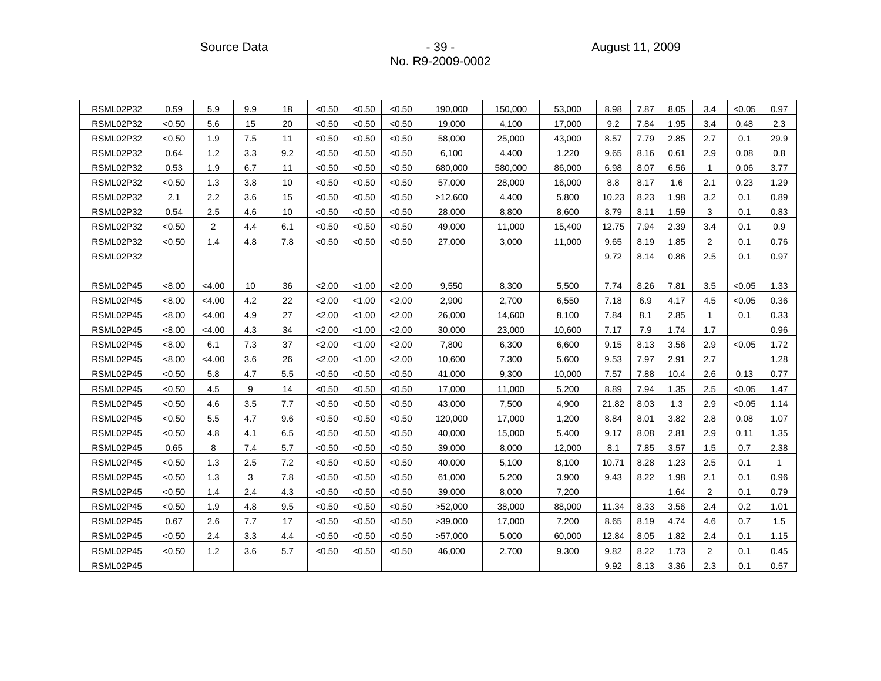| | | | | | | | | | | | | | | | | | |
|---|---|---|---|---|---|---|---|---|---|---|---|---|---|---|---|---|---|
| RSML02P32 | 0.59 | 5.9 | 9.9 | 18 | <0.50 | <0.50 | <0.50 | 190,000 | 150,000 | 53,000 | 8.98 | 7.87 | 8.05 | 3.4 | <0.05 | 0.97 |
| RSML02P32 | <0.50 | 5.6 | 15 | 20 | <0.50 | <0.50 | <0.50 | 19,000 | 4,100 | 17,000 | 9.2 | 7.84 | 1.95 | 3.4 | 0.48 | 2.3 |
| RSML02P32 | <0.50 | 1.9 | 7.5 | 11 | <0.50 | <0.50 | <0.50 | 58,000 | 25,000 | 43,000 | 8.57 | 7.79 | 2.85 | 2.7 | 0.1 | 29.9 |
| RSML02P32 | 0.64 | 1.2 | 3.3 | 9.2 | <0.50 | <0.50 | <0.50 | 6,100 | 4,400 | 1,220 | 9.65 | 8.16 | 0.61 | 2.9 | 0.08 | 0.8 |
| RSML02P32 | 0.53 | 1.9 | 6.7 | 11 | <0.50 | <0.50 | <0.50 | 680,000 | 580,000 | 86,000 | 6.98 | 8.07 | 6.56 | 1 | 0.06 | 3.77 |
| RSML02P32 | <0.50 | 1.3 | 3.8 | 10 | <0.50 | <0.50 | <0.50 | 57,000 | 28,000 | 16,000 | 8.8 | 8.17 | 1.6 | 2.1 | 0.23 | 1.29 |
| RSML02P32 | 2.1 | 2.2 | 3.6 | 15 | <0.50 | <0.50 | <0.50 | >12,600 | 4,400 | 5,800 | 10.23 | 8.23 | 1.98 | 3.2 | 0.1 | 0.89 |
| RSML02P32 | 0.54 | 2.5 | 4.6 | 10 | <0.50 | <0.50 | <0.50 | 28,000 | 8,800 | 8,600 | 8.79 | 8.11 | 1.59 | 3 | 0.1 | 0.83 |
| RSML02P32 | <0.50 | 2 | 4.4 | 6.1 | <0.50 | <0.50 | <0.50 | 49,000 | 11,000 | 15,400 | 12.75 | 7.94 | 2.39 | 3.4 | 0.1 | 0.9 |
| RSML02P32 | <0.50 | 1.4 | 4.8 | 7.8 | <0.50 | <0.50 | <0.50 | 27,000 | 3,000 | 11,000 | 9.65 | 8.19 | 1.85 | 2 | 0.1 | 0.76 |
| RSML02P32 | | | | | | | | | | | 9.72 | 8.14 | 0.86 | 2.5 | 0.1 | 0.97 |
| | | | | | | | | | | | | | | | | |
| RSML02P45 | <8.00 | <4.00 | 10 | 36 | <2.00 | <1.00 | <2.00 | 9,550 | 8,300 | 5,500 | 7.74 | 8.26 | 7.81 | 3.5 | <0.05 | 1.33 |
| RSML02P45 | <8.00 | <4.00 | 4.2 | 22 | <2.00 | <1.00 | <2.00 | 2,900 | 2,700 | 6,550 | 7.18 | 6.9 | 4.17 | 4.5 | <0.05 | 0.36 |
| RSML02P45 | <8.00 | <4.00 | 4.9 | 27 | <2.00 | <1.00 | <2.00 | 26,000 | 14,600 | 8,100 | 7.84 | 8.1 | 2.85 | 1 | 0.1 | 0.33 |
| RSML02P45 | <8.00 | <4.00 | 4.3 | 34 | <2.00 | <1.00 | <2.00 | 30,000 | 23,000 | 10,600 | 7.17 | 7.9 | 1.74 | 1.7 | | 0.96 |
| RSML02P45 | <8.00 | 6.1 | 7.3 | 37 | <2.00 | <1.00 | <2.00 | 7,800 | 6,300 | 6,600 | 9.15 | 8.13 | 3.56 | 2.9 | <0.05 | 1.72 |
| RSML02P45 | <8.00 | <4.00 | 3.6 | 26 | <2.00 | <1.00 | <2.00 | 10,600 | 7,300 | 5,600 | 9.53 | 7.97 | 2.91 | 2.7 | | 1.28 |
| RSML02P45 | <0.50 | 5.8 | 4.7 | 5.5 | <0.50 | <0.50 | <0.50 | 41,000 | 9,300 | 10,000 | 7.57 | 7.88 | 10.4 | 2.6 | 0.13 | 0.77 |
| RSML02P45 | <0.50 | 4.5 | 9 | 14 | <0.50 | <0.50 | <0.50 | 17,000 | 11,000 | 5,200 | 8.89 | 7.94 | 1.35 | 2.5 | <0.05 | 1.47 |
| RSML02P45 | <0.50 | 4.6 | 3.5 | 7.7 | <0.50 | <0.50 | <0.50 | 43,000 | 7,500 | 4,900 | 21.82 | 8.03 | 1.3 | 2.9 | <0.05 | 1.14 |
| RSML02P45 | <0.50 | 5.5 | 4.7 | 9.6 | <0.50 | <0.50 | <0.50 | 120,000 | 17,000 | 1,200 | 8.84 | 8.01 | 3.82 | 2.8 | 0.08 | 1.07 |
| RSML02P45 | <0.50 | 4.8 | 4.1 | 6.5 | <0.50 | <0.50 | <0.50 | 40,000 | 15,000 | 5,400 | 9.17 | 8.08 | 2.81 | 2.9 | 0.11 | 1.35 |
| RSML02P45 | 0.65 | 8 | 7.4 | 5.7 | <0.50 | <0.50 | <0.50 | 39,000 | 8,000 | 12,000 | 8.1 | 7.85 | 3.57 | 1.5 | 0.7 | 2.38 |
| RSML02P45 | <0.50 | 1.3 | 2.5 | 7.2 | <0.50 | <0.50 | <0.50 | 40,000 | 5,100 | 8,100 | 10.71 | 8.28 | 1.23 | 2.5 | 0.1 | 1 |
| RSML02P45 | <0.50 | 1.3 | 3 | 7.8 | <0.50 | <0.50 | <0.50 | 61,000 | 5,200 | 3,900 | 9.43 | 8.22 | 1.98 | 2.1 | 0.1 | 0.96 |
| RSML02P45 | <0.50 | 1.4 | 2.4 | 4.3 | <0.50 | <0.50 | <0.50 | 39,000 | 8,000 | 7,200 | | | 1.64 | 2 | 0.1 | 0.79 |
| RSML02P45 | <0.50 | 1.9 | 4.8 | 9.5 | <0.50 | <0.50 | <0.50 | >52,000 | 38,000 | 88,000 | 11.34 | 8.33 | 3.56 | 2.4 | 0.2 | 1.01 |
| RSML02P45 | 0.67 | 2.6 | 7.7 | 17 | <0.50 | <0.50 | <0.50 | >39,000 | 17,000 | 7,200 | 8.65 | 8.19 | 4.74 | 4.6 | 0.7 | 1.5 |
| RSML02P45 | <0.50 | 2.4 | 3.3 | 4.4 | <0.50 | <0.50 | <0.50 | >57,000 | 5,000 | 60,000 | 12.84 | 8.05 | 1.82 | 2.4 | 0.1 | 1.15 |
| RSML02P45 | <0.50 | 1.2 | 3.6 | 5.7 | <0.50 | <0.50 | <0.50 | 46,000 | 2,700 | 9,300 | 9.82 | 8.22 | 1.73 | 2 | 0.1 | 0.45 |
| RSML02P45 | | | | | | | | | | | 9.92 | 8.13 | 3.36 | 2.3 | 0.1 | 0.57 |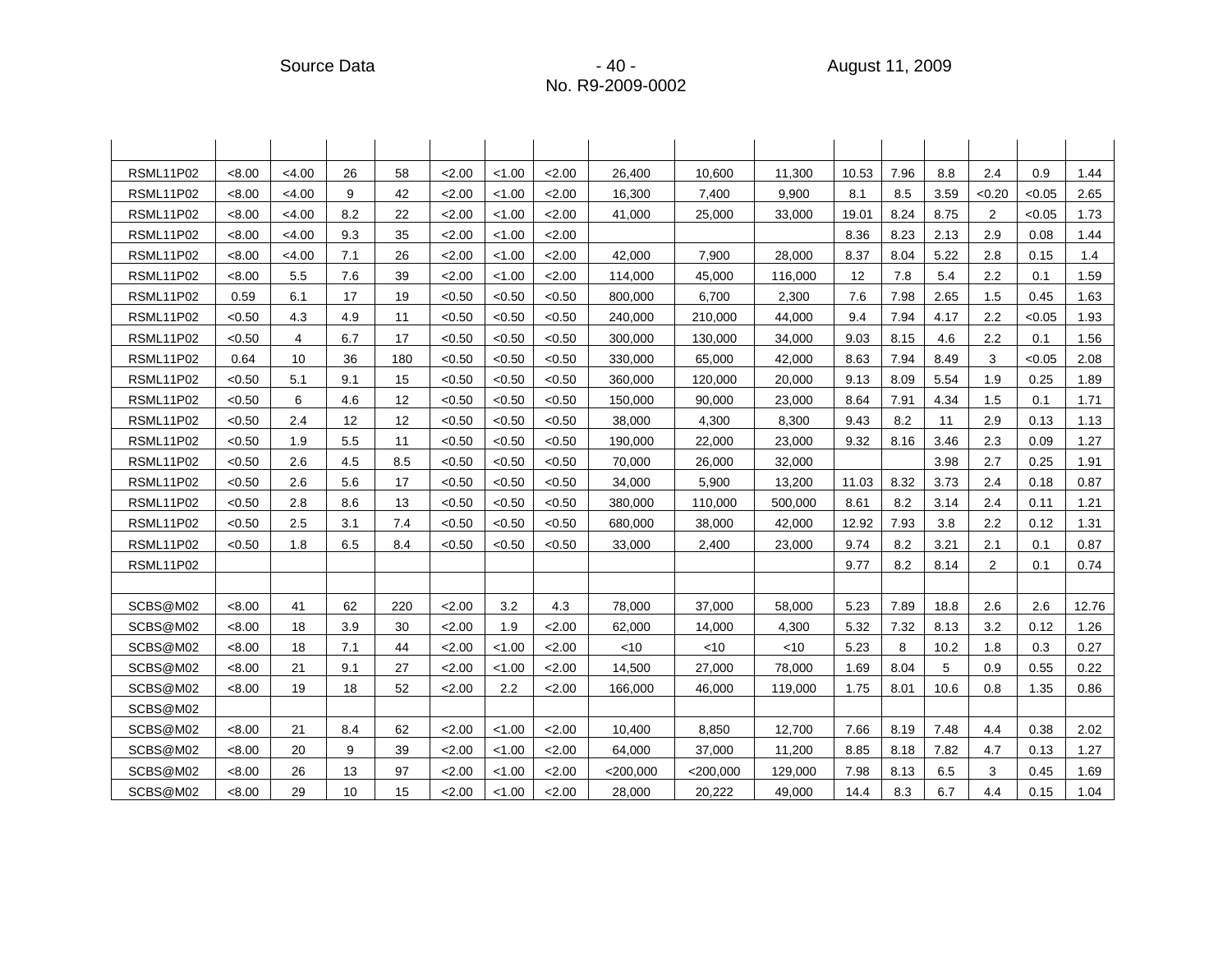| | | | | | | | | | | | | | | | | |
|---|---|---|---|---|---|---|---|---|---|---|---|---|---|---|---|---|
| RSML11P02 | <8.00 | <4.00 | 26 | 58 | <2.00 | <1.00 | <2.00 | 26,400 | 10,600 | 11,300 | 10.53 | 7.96 | 8.8 | 2.4 | 0.9 | 1.44 |
| RSML11P02 | <8.00 | <4.00 | 9 | 42 | <2.00 | <1.00 | <2.00 | 16,300 | 7,400 | 9,900 | 8.1 | 8.5 | 3.59 | <0.20 | <0.05 | 2.65 |
| RSML11P02 | <8.00 | <4.00 | 8.2 | 22 | <2.00 | <1.00 | <2.00 | 41,000 | 25,000 | 33,000 | 19.01 | 8.24 | 8.75 | 2 | <0.05 | 1.73 |
| RSML11P02 | <8.00 | <4.00 | 9.3 | 35 | <2.00 | <1.00 | <2.00 | | | | 8.36 | 8.23 | 2.13 | 2.9 | 0.08 | 1.44 |
| RSML11P02 | <8.00 | <4.00 | 7.1 | 26 | <2.00 | <1.00 | <2.00 | 42,000 | 7,900 | 28,000 | 8.37 | 8.04 | 5.22 | 2.8 | 0.15 | 1.4 |
| RSML11P02 | <8.00 | 5.5 | 7.6 | 39 | <2.00 | <1.00 | <2.00 | 114,000 | 45,000 | 116,000 | 12 | 7.8 | 5.4 | 2.2 | 0.1 | 1.59 |
| RSML11P02 | 0.59 | 6.1 | 17 | 19 | <0.50 | <0.50 | <0.50 | 800,000 | 6,700 | 2,300 | 7.6 | 7.98 | 2.65 | 1.5 | 0.45 | 1.63 |
| RSML11P02 | <0.50 | 4.3 | 4.9 | 11 | <0.50 | <0.50 | <0.50 | 240,000 | 210,000 | 44,000 | 9.4 | 7.94 | 4.17 | 2.2 | <0.05 | 1.93 |
| RSML11P02 | <0.50 | 4 | 6.7 | 17 | <0.50 | <0.50 | <0.50 | 300,000 | 130,000 | 34,000 | 9.03 | 8.15 | 4.6 | 2.2 | 0.1 | 1.56 |
| RSML11P02 | 0.64 | 10 | 36 | 180 | <0.50 | <0.50 | <0.50 | 330,000 | 65,000 | 42,000 | 8.63 | 7.94 | 8.49 | 3 | <0.05 | 2.08 |
| RSML11P02 | <0.50 | 5.1 | 9.1 | 15 | <0.50 | <0.50 | <0.50 | 360,000 | 120,000 | 20,000 | 9.13 | 8.09 | 5.54 | 1.9 | 0.25 | 1.89 |
| RSML11P02 | <0.50 | 6 | 4.6 | 12 | <0.50 | <0.50 | <0.50 | 150,000 | 90,000 | 23,000 | 8.64 | 7.91 | 4.34 | 1.5 | 0.1 | 1.71 |
| RSML11P02 | <0.50 | 2.4 | 12 | 12 | <0.50 | <0.50 | <0.50 | 38,000 | 4,300 | 8,300 | 9.43 | 8.2 | 11 | 2.9 | 0.13 | 1.13 |
| RSML11P02 | <0.50 | 1.9 | 5.5 | 11 | <0.50 | <0.50 | <0.50 | 190,000 | 22,000 | 23,000 | 9.32 | 8.16 | 3.46 | 2.3 | 0.09 | 1.27 |
| RSML11P02 | <0.50 | 2.6 | 4.5 | 8.5 | <0.50 | <0.50 | <0.50 | 70,000 | 26,000 | 32,000 | | | 3.98 | 2.7 | 0.25 | 1.91 |
| RSML11P02 | <0.50 | 2.6 | 5.6 | 17 | <0.50 | <0.50 | <0.50 | 34,000 | 5,900 | 13,200 | 11.03 | 8.32 | 3.73 | 2.4 | 0.18 | 0.87 |
| RSML11P02 | <0.50 | 2.8 | 8.6 | 13 | <0.50 | <0.50 | <0.50 | 380,000 | 110,000 | 500,000 | 8.61 | 8.2 | 3.14 | 2.4 | 0.11 | 1.21 |
| RSML11P02 | <0.50 | 2.5 | 3.1 | 7.4 | <0.50 | <0.50 | <0.50 | 680,000 | 38,000 | 42,000 | 12.92 | 7.93 | 3.8 | 2.2 | 0.12 | 1.31 |
| RSML11P02 | <0.50 | 1.8 | 6.5 | 8.4 | <0.50 | <0.50 | <0.50 | 33,000 | 2,400 | 23,000 | 9.74 | 8.2 | 3.21 | 2.1 | 0.1 | 0.87 |
| RSML11P02 | | | | | | | | | | | 9.77 | 8.2 | 8.14 | 2 | 0.1 | 0.74 |
| | | | | | | | | | | | | | | | | |
| SCBS@M02 | <8.00 | 41 | 62 | 220 | <2.00 | 3.2 | 4.3 | 78,000 | 37,000 | 58,000 | 5.23 | 7.89 | 18.8 | 2.6 | 2.6 | 12.76 |
| SCBS@M02 | <8.00 | 18 | 3.9 | 30 | <2.00 | 1.9 | <2.00 | 62,000 | 14,000 | 4,300 | 5.32 | 7.32 | 8.13 | 3.2 | 0.12 | 1.26 |
| SCBS@M02 | <8.00 | 18 | 7.1 | 44 | <2.00 | <1.00 | <2.00 | <10 | <10 | <10 | 5.23 | 8 | 10.2 | 1.8 | 0.3 | 0.27 |
| SCBS@M02 | <8.00 | 21 | 9.1 | 27 | <2.00 | <1.00 | <2.00 | 14,500 | 27,000 | 78,000 | 1.69 | 8.04 | 5 | 0.9 | 0.55 | 0.22 |
| SCBS@M02 | <8.00 | 19 | 18 | 52 | <2.00 | 2.2 | <2.00 | 166,000 | 46,000 | 119,000 | 1.75 | 8.01 | 10.6 | 0.8 | 1.35 | 0.86 |
| SCBS@M02 | | | | | | | | | | | | | | | | |
| SCBS@M02 | <8.00 | 21 | 8.4 | 62 | <2.00 | <1.00 | <2.00 | 10,400 | 8,850 | 12,700 | 7.66 | 8.19 | 7.48 | 4.4 | 0.38 | 2.02 |
| SCBS@M02 | <8.00 | 20 | 9 | 39 | <2.00 | <1.00 | <2.00 | 64,000 | 37,000 | 11,200 | 8.85 | 8.18 | 7.82 | 4.7 | 0.13 | 1.27 |
| SCBS@M02 | <8.00 | 26 | 13 | 97 | <2.00 | <1.00 | <2.00 | <200,000 | <200,000 | 129,000 | 7.98 | 8.13 | 6.5 | 3 | 0.45 | 1.69 |
| SCBS@M02 | <8.00 | 29 | 10 | 15 | <2.00 | <1.00 | <2.00 | 28,000 | 20,222 | 49,000 | 14.4 | 8.3 | 6.7 | 4.4 | 0.15 | 1.04 |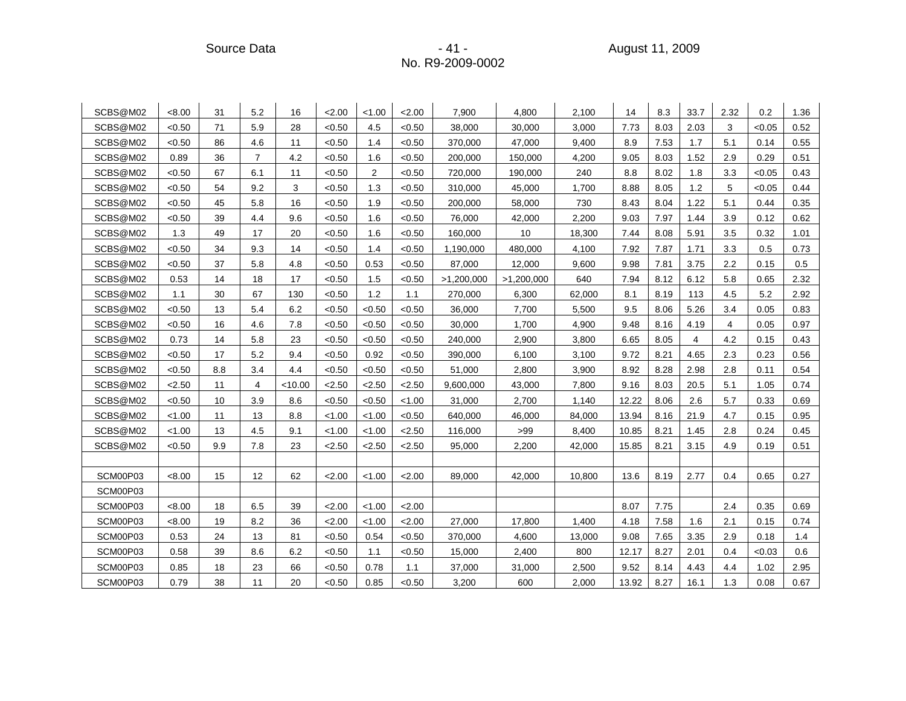| | | | | | | | | | | | | | | | | |
|---|---|---|---|---|---|---|---|---|---|---|---|---|---|---|---|---|
| SCBS@M02 | <8.00 | 31 | 5.2 | 16 | <2.00 | <1.00 | <2.00 | 7,900 | 4,800 | 2,100 | 14 | 8.3 | 33.7 | 2.32 | 0.2 | 1.36 |
| SCBS@M02 | <0.50 | 71 | 5.9 | 28 | <0.50 | 4.5 | <0.50 | 38,000 | 30,000 | 3,000 | 7.73 | 8.03 | 2.03 | 3 | <0.05 | 0.52 |
| SCBS@M02 | <0.50 | 86 | 4.6 | 11 | <0.50 | 1.4 | <0.50 | 370,000 | 47,000 | 9,400 | 8.9 | 7.53 | 1.7 | 5.1 | 0.14 | 0.55 |
| SCBS@M02 | 0.89 | 36 | 7 | 4.2 | <0.50 | 1.6 | <0.50 | 200,000 | 150,000 | 4,200 | 9.05 | 8.03 | 1.52 | 2.9 | 0.29 | 0.51 |
| SCBS@M02 | <0.50 | 67 | 6.1 | 11 | <0.50 | 2 | <0.50 | 720,000 | 190,000 | 240 | 8.8 | 8.02 | 1.8 | 3.3 | <0.05 | 0.43 |
| SCBS@M02 | <0.50 | 54 | 9.2 | 3 | <0.50 | 1.3 | <0.50 | 310,000 | 45,000 | 1,700 | 8.88 | 8.05 | 1.2 | 5 | <0.05 | 0.44 |
| SCBS@M02 | <0.50 | 45 | 5.8 | 16 | <0.50 | 1.9 | <0.50 | 200,000 | 58,000 | 730 | 8.43 | 8.04 | 1.22 | 5.1 | 0.44 | 0.35 |
| SCBS@M02 | <0.50 | 39 | 4.4 | 9.6 | <0.50 | 1.6 | <0.50 | 76,000 | 42,000 | 2,200 | 9.03 | 7.97 | 1.44 | 3.9 | 0.12 | 0.62 |
| SCBS@M02 | 1.3 | 49 | 17 | 20 | <0.50 | 1.6 | <0.50 | 160,000 | 10 | 18,300 | 7.44 | 8.08 | 5.91 | 3.5 | 0.32 | 1.01 |
| SCBS@M02 | <0.50 | 34 | 9.3 | 14 | <0.50 | 1.4 | <0.50 | 1,190,000 | 480,000 | 4,100 | 7.92 | 7.87 | 1.71 | 3.3 | 0.5 | 0.73 |
| SCBS@M02 | <0.50 | 37 | 5.8 | 4.8 | <0.50 | 0.53 | <0.50 | 87,000 | 12,000 | 9,600 | 9.98 | 7.81 | 3.75 | 2.2 | 0.15 | 0.5 |
| SCBS@M02 | 0.53 | 14 | 18 | 17 | <0.50 | 1.5 | <0.50 | >1,200,000 | >1,200,000 | 640 | 7.94 | 8.12 | 6.12 | 5.8 | 0.65 | 2.32 |
| SCBS@M02 | 1.1 | 30 | 67 | 130 | <0.50 | 1.2 | 1.1 | 270,000 | 6,300 | 62,000 | 8.1 | 8.19 | 113 | 4.5 | 5.2 | 2.92 |
| SCBS@M02 | <0.50 | 13 | 5.4 | 6.2 | <0.50 | <0.50 | <0.50 | 36,000 | 7,700 | 5,500 | 9.5 | 8.06 | 5.26 | 3.4 | 0.05 | 0.83 |
| SCBS@M02 | <0.50 | 16 | 4.6 | 7.8 | <0.50 | <0.50 | <0.50 | 30,000 | 1,700 | 4,900 | 9.48 | 8.16 | 4.19 | 4 | 0.05 | 0.97 |
| SCBS@M02 | 0.73 | 14 | 5.8 | 23 | <0.50 | <0.50 | <0.50 | 240,000 | 2,900 | 3,800 | 6.65 | 8.05 | 4 | 4.2 | 0.15 | 0.43 |
| SCBS@M02 | <0.50 | 17 | 5.2 | 9.4 | <0.50 | 0.92 | <0.50 | 390,000 | 6,100 | 3,100 | 9.72 | 8.21 | 4.65 | 2.3 | 0.23 | 0.56 |
| SCBS@M02 | <0.50 | 8.8 | 3.4 | 4.4 | <0.50 | <0.50 | <0.50 | 51,000 | 2,800 | 3,900 | 8.92 | 8.28 | 2.98 | 2.8 | 0.11 | 0.54 |
| SCBS@M02 | <2.50 | 11 | 4 | <10.00 | <2.50 | <2.50 | <2.50 | 9,600,000 | 43,000 | 7,800 | 9.16 | 8.03 | 20.5 | 5.1 | 1.05 | 0.74 |
| SCBS@M02 | <0.50 | 10 | 3.9 | 8.6 | <0.50 | <0.50 | <1.00 | 31,000 | 2,700 | 1,140 | 12.22 | 8.06 | 2.6 | 5.7 | 0.33 | 0.69 |
| SCBS@M02 | <1.00 | 11 | 13 | 8.8 | <1.00 | <1.00 | <0.50 | 640,000 | 46,000 | 84,000 | 13.94 | 8.16 | 21.9 | 4.7 | 0.15 | 0.95 |
| SCBS@M02 | <1.00 | 13 | 4.5 | 9.1 | <1.00 | <1.00 | <2.50 | 116,000 | >99 | 8,400 | 10.85 | 8.21 | 1.45 | 2.8 | 0.24 | 0.45 |
| SCBS@M02 | <0.50 | 9.9 | 7.8 | 23 | <2.50 | <2.50 | <2.50 | 95,000 | 2,200 | 42,000 | 15.85 | 8.21 | 3.15 | 4.9 | 0.19 | 0.51 |
| | | | | | | | | | | | | | | | | |
| SCM00P03 | <8.00 | 15 | 12 | 62 | <2.00 | <1.00 | <2.00 | 89,000 | 42,000 | 10,800 | 13.6 | 8.19 | 2.77 | 0.4 | 0.65 | 0.27 |
| SCM00P03 | | | | | | | | | | | | | | | | |
| SCM00P03 | <8.00 | 18 | 6.5 | 39 | <2.00 | <1.00 | <2.00 | | | | 8.07 | 7.75 | | 2.4 | 0.35 | 0.69 |
| SCM00P03 | <8.00 | 19 | 8.2 | 36 | <2.00 | <1.00 | <2.00 | 27,000 | 17,800 | 1,400 | 4.18 | 7.58 | 1.6 | 2.1 | 0.15 | 0.74 |
| SCM00P03 | 0.53 | 24 | 13 | 81 | <0.50 | 0.54 | <0.50 | 370,000 | 4,600 | 13,000 | 9.08 | 7.65 | 3.35 | 2.9 | 0.18 | 1.4 |
| SCM00P03 | 0.58 | 39 | 8.6 | 6.2 | <0.50 | 1.1 | <0.50 | 15,000 | 2,400 | 800 | 12.17 | 8.27 | 2.01 | 0.4 | <0.03 | 0.6 |
| SCM00P03 | 0.85 | 18 | 23 | 66 | <0.50 | 0.78 | 1.1 | 37,000 | 31,000 | 2,500 | 9.52 | 8.14 | 4.43 | 4.4 | 1.02 | 2.95 |
| SCM00P03 | 0.79 | 38 | 11 | 20 | <0.50 | 0.85 | <0.50 | 3,200 | 600 | 2,000 | 13.92 | 8.27 | 16.1 | 1.3 | 0.08 | 0.67 |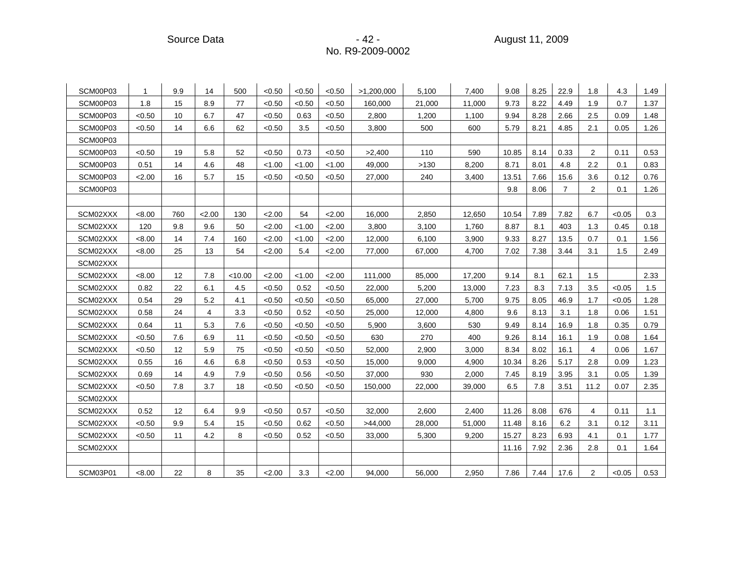| | | | | | | | | | | | | | | | | |
|---|---|---|---|---|---|---|---|---|---|---|---|---|---|---|---|---|
| SCM00P03 | 1 | 9.9 | 14 | 500 | <0.50 | <0.50 | <0.50 | >1,200,000 | 5,100 | 7,400 | 9.08 | 8.25 | 22.9 | 1.8 | 4.3 | 1.49 |
| SCM00P03 | 1.8 | 15 | 8.9 | 77 | <0.50 | <0.50 | <0.50 | 160,000 | 21,000 | 11,000 | 9.73 | 8.22 | 4.49 | 1.9 | 0.7 | 1.37 |
| SCM00P03 | <0.50 | 10 | 6.7 | 47 | <0.50 | 0.63 | <0.50 | 2,800 | 1,200 | 1,100 | 9.94 | 8.28 | 2.66 | 2.5 | 0.09 | 1.48 |
| SCM00P03 | <0.50 | 14 | 6.6 | 62 | <0.50 | 3.5 | <0.50 | 3,800 | 500 | 600 | 5.79 | 8.21 | 4.85 | 2.1 | 0.05 | 1.26 |
| SCM00P03 | | | | | | | | | | | | | | | | |
| SCM00P03 | <0.50 | 19 | 5.8 | 52 | <0.50 | 0.73 | <0.50 | >2,400 | 110 | 590 | 10.85 | 8.14 | 0.33 | 2 | 0.11 | 0.53 |
| SCM00P03 | 0.51 | 14 | 4.6 | 48 | <1.00 | <1.00 | <1.00 | 49,000 | >130 | 8,200 | 8.71 | 8.01 | 4.8 | 2.2 | 0.1 | 0.83 |
| SCM00P03 | <2.00 | 16 | 5.7 | 15 | <0.50 | <0.50 | <0.50 | 27,000 | 240 | 3,400 | 13.51 | 7.66 | 15.6 | 3.6 | 0.12 | 0.76 |
| SCM00P03 | | | | | | | | | | | 9.8 | 8.06 | 7 | 2 | 0.1 | 1.26 |
| | | | | | | | | | | | | | | | | |
| SCM02XXX | <8.00 | 760 | <2.00 | 130 | <2.00 | 54 | <2.00 | 16,000 | 2,850 | 12,650 | 10.54 | 7.89 | 7.82 | 6.7 | <0.05 | 0.3 |
| SCM02XXX | 120 | 9.8 | 9.6 | 50 | <2.00 | <1.00 | <2.00 | 3,800 | 3,100 | 1,760 | 8.87 | 8.1 | 403 | 1.3 | 0.45 | 0.18 |
| SCM02XXX | <8.00 | 14 | 7.4 | 160 | <2.00 | <1.00 | <2.00 | 12,000 | 6,100 | 3,900 | 9.33 | 8.27 | 13.5 | 0.7 | 0.1 | 1.56 |
| SCM02XXX | <8.00 | 25 | 13 | 54 | <2.00 | 5.4 | <2.00 | 77,000 | 67,000 | 4,700 | 7.02 | 7.38 | 3.44 | 3.1 | 1.5 | 2.49 |
| SCM02XXX | | | | | | | | | | | | | | | | |
| SCM02XXX | <8.00 | 12 | 7.8 | <10.00 | <2.00 | <1.00 | <2.00 | 111,000 | 85,000 | 17,200 | 9.14 | 8.1 | 62.1 | 1.5 | | 2.33 |
| SCM02XXX | 0.82 | 22 | 6.1 | 4.5 | <0.50 | 0.52 | <0.50 | 22,000 | 5,200 | 13,000 | 7.23 | 8.3 | 7.13 | 3.5 | <0.05 | 1.5 |
| SCM02XXX | 0.54 | 29 | 5.2 | 4.1 | <0.50 | <0.50 | <0.50 | 65,000 | 27,000 | 5,700 | 9.75 | 8.05 | 46.9 | 1.7 | <0.05 | 1.28 |
| SCM02XXX | 0.58 | 24 | 4 | 3.3 | <0.50 | 0.52 | <0.50 | 25,000 | 12,000 | 4,800 | 9.6 | 8.13 | 3.1 | 1.8 | 0.06 | 1.51 |
| SCM02XXX | 0.64 | 11 | 5.3 | 7.6 | <0.50 | <0.50 | <0.50 | 5,900 | 3,600 | 530 | 9.49 | 8.14 | 16.9 | 1.8 | 0.35 | 0.79 |
| SCM02XXX | <0.50 | 7.6 | 6.9 | 11 | <0.50 | <0.50 | <0.50 | 630 | 270 | 400 | 9.26 | 8.14 | 16.1 | 1.9 | 0.08 | 1.64 |
| SCM02XXX | <0.50 | 12 | 5.9 | 75 | <0.50 | <0.50 | <0.50 | 52,000 | 2,900 | 3,000 | 8.34 | 8.02 | 16.1 | 4 | 0.06 | 1.67 |
| SCM02XXX | 0.55 | 16 | 4.6 | 6.8 | <0.50 | 0.53 | <0.50 | 15,000 | 9,000 | 4,900 | 10.34 | 8.26 | 5.17 | 2.8 | 0.09 | 1.23 |
| SCM02XXX | 0.69 | 14 | 4.9 | 7.9 | <0.50 | 0.56 | <0.50 | 37,000 | 930 | 2,000 | 7.45 | 8.19 | 3.95 | 3.1 | 0.05 | 1.39 |
| SCM02XXX | <0.50 | 7.8 | 3.7 | 18 | <0.50 | <0.50 | <0.50 | 150,000 | 22,000 | 39,000 | 6.5 | 7.8 | 3.51 | 11.2 | 0.07 | 2.35 |
| SCM02XXX | | | | | | | | | | | | | | | | |
| SCM02XXX | 0.52 | 12 | 6.4 | 9.9 | <0.50 | 0.57 | <0.50 | 32,000 | 2,600 | 2,400 | 11.26 | 8.08 | 676 | 4 | 0.11 | 1.1 |
| SCM02XXX | <0.50 | 9.9 | 5.4 | 15 | <0.50 | 0.62 | <0.50 | >44,000 | 28,000 | 51,000 | 11.48 | 8.16 | 6.2 | 3.1 | 0.12 | 3.11 |
| SCM02XXX | <0.50 | 11 | 4.2 | 8 | <0.50 | 0.52 | <0.50 | 33,000 | 5,300 | 9,200 | 15.27 | 8.23 | 6.93 | 4.1 | 0.1 | 1.77 |
| SCM02XXX | | | | | | | | | | | 11.16 | 7.92 | 2.36 | 2.8 | 0.1 | 1.64 |
| | | | | | | | | | | | | | | | | |
| SCM03P01 | <8.00 | 22 | 8 | 35 | <2.00 | 3.3 | <2.00 | 94,000 | 56,000 | 2,950 | 7.86 | 7.44 | 17.6 | 2 | <0.05 | 0.53 |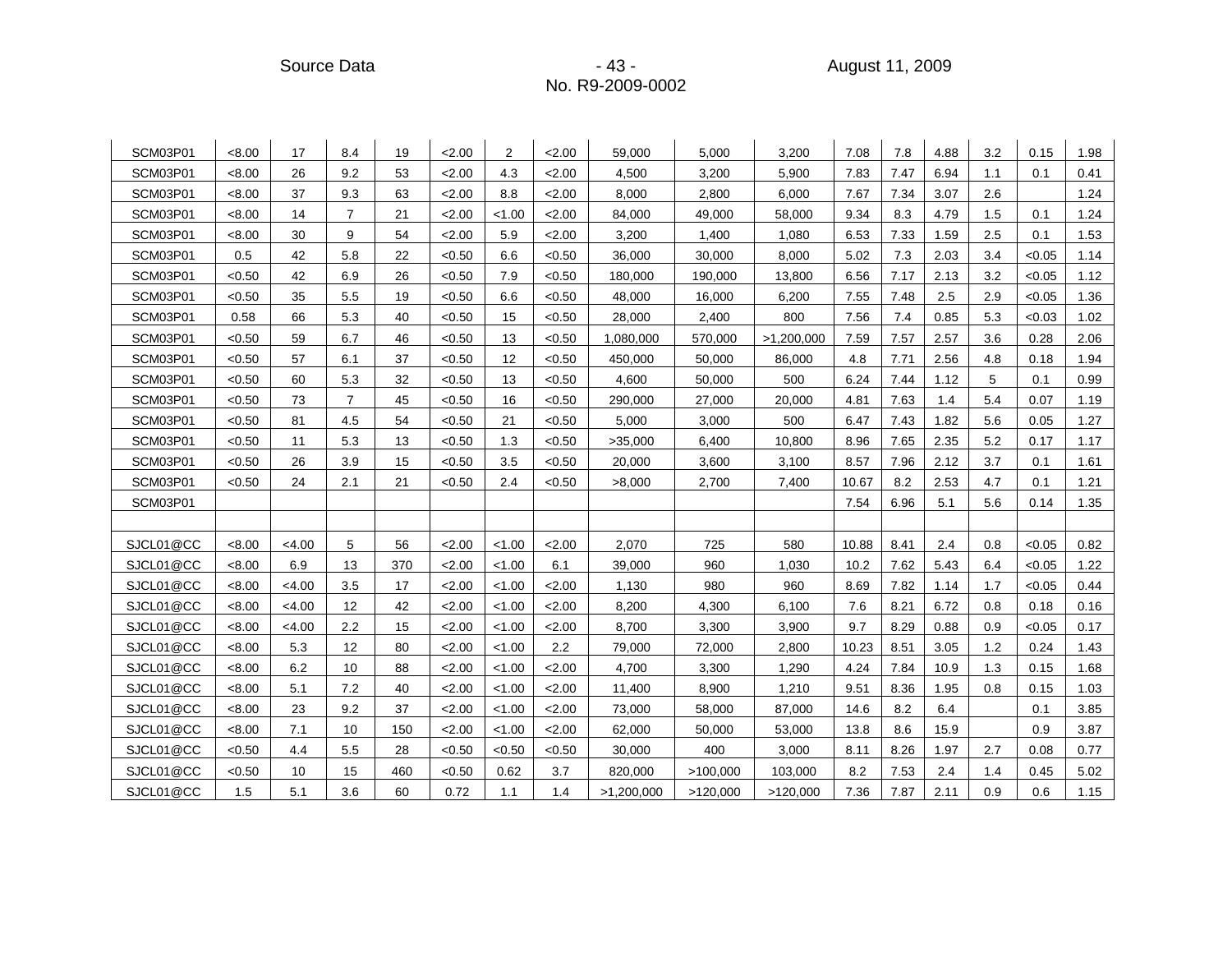| | | | | | | | | | | | | | | | | |
|---|---|---|---|---|---|---|---|---|---|---|---|---|---|---|---|---|
| SCM03P01 | <8.00 | 17 | 8.4 | 19 | <2.00 | 2 | <2.00 | 59,000 | 5,000 | 3,200 | 7.08 | 7.8 | 4.88 | 3.2 | 0.15 | 1.98 |
| SCM03P01 | <8.00 | 26 | 9.2 | 53 | <2.00 | 4.3 | <2.00 | 4,500 | 3,200 | 5,900 | 7.83 | 7.47 | 6.94 | 1.1 | 0.1 | 0.41 |
| SCM03P01 | <8.00 | 37 | 9.3 | 63 | <2.00 | 8.8 | <2.00 | 8,000 | 2,800 | 6,000 | 7.67 | 7.34 | 3.07 | 2.6 | | 1.24 |
| SCM03P01 | <8.00 | 14 | 7 | 21 | <2.00 | <1.00 | <2.00 | 84,000 | 49,000 | 58,000 | 9.34 | 8.3 | 4.79 | 1.5 | 0.1 | 1.24 |
| SCM03P01 | <8.00 | 30 | 9 | 54 | <2.00 | 5.9 | <2.00 | 3,200 | 1,400 | 1,080 | 6.53 | 7.33 | 1.59 | 2.5 | 0.1 | 1.53 |
| SCM03P01 | 0.5 | 42 | 5.8 | 22 | <0.50 | 6.6 | <0.50 | 36,000 | 30,000 | 8,000 | 5.02 | 7.3 | 2.03 | 3.4 | <0.05 | 1.14 |
| SCM03P01 | <0.50 | 42 | 6.9 | 26 | <0.50 | 7.9 | <0.50 | 180,000 | 190,000 | 13,800 | 6.56 | 7.17 | 2.13 | 3.2 | <0.05 | 1.12 |
| SCM03P01 | <0.50 | 35 | 5.5 | 19 | <0.50 | 6.6 | <0.50 | 48,000 | 16,000 | 6,200 | 7.55 | 7.48 | 2.5 | 2.9 | <0.05 | 1.36 |
| SCM03P01 | 0.58 | 66 | 5.3 | 40 | <0.50 | 15 | <0.50 | 28,000 | 2,400 | 800 | 7.56 | 7.4 | 0.85 | 5.3 | <0.03 | 1.02 |
| SCM03P01 | <0.50 | 59 | 6.7 | 46 | <0.50 | 13 | <0.50 | 1,080,000 | 570,000 | >1,200,000 | 7.59 | 7.57 | 2.57 | 3.6 | 0.28 | 2.06 |
| SCM03P01 | <0.50 | 57 | 6.1 | 37 | <0.50 | 12 | <0.50 | 450,000 | 50,000 | 86,000 | 4.8 | 7.71 | 2.56 | 4.8 | 0.18 | 1.94 |
| SCM03P01 | <0.50 | 60 | 5.3 | 32 | <0.50 | 13 | <0.50 | 4,600 | 50,000 | 500 | 6.24 | 7.44 | 1.12 | 5 | 0.1 | 0.99 |
| SCM03P01 | <0.50 | 73 | 7 | 45 | <0.50 | 16 | <0.50 | 290,000 | 27,000 | 20,000 | 4.81 | 7.63 | 1.4 | 5.4 | 0.07 | 1.19 |
| SCM03P01 | <0.50 | 81 | 4.5 | 54 | <0.50 | 21 | <0.50 | 5,000 | 3,000 | 500 | 6.47 | 7.43 | 1.82 | 5.6 | 0.05 | 1.27 |
| SCM03P01 | <0.50 | 11 | 5.3 | 13 | <0.50 | 1.3 | <0.50 | >35,000 | 6,400 | 10,800 | 8.96 | 7.65 | 2.35 | 5.2 | 0.17 | 1.17 |
| SCM03P01 | <0.50 | 26 | 3.9 | 15 | <0.50 | 3.5 | <0.50 | 20,000 | 3,600 | 3,100 | 8.57 | 7.96 | 2.12 | 3.7 | 0.1 | 1.61 |
| SCM03P01 | <0.50 | 24 | 2.1 | 21 | <0.50 | 2.4 | <0.50 | >8,000 | 2,700 | 7,400 | 10.67 | 8.2 | 2.53 | 4.7 | 0.1 | 1.21 |
| SCM03P01 | | | | | | | | | | | 7.54 | 6.96 | 5.1 | 5.6 | 0.14 | 1.35 |
| | | | | | | | | | | | | | | | | |
| SJCL01@CC | <8.00 | <4.00 | 5 | 56 | <2.00 | <1.00 | <2.00 | 2,070 | 725 | 580 | 10.88 | 8.41 | 2.4 | 0.8 | <0.05 | 0.82 |
| SJCL01@CC | <8.00 | 6.9 | 13 | 370 | <2.00 | <1.00 | 6.1 | 39,000 | 960 | 1,030 | 10.2 | 7.62 | 5.43 | 6.4 | <0.05 | 1.22 |
| SJCL01@CC | <8.00 | <4.00 | 3.5 | 17 | <2.00 | <1.00 | <2.00 | 1,130 | 980 | 960 | 8.69 | 7.82 | 1.14 | 1.7 | <0.05 | 0.44 |
| SJCL01@CC | <8.00 | <4.00 | 12 | 42 | <2.00 | <1.00 | <2.00 | 8,200 | 4,300 | 6,100 | 7.6 | 8.21 | 6.72 | 0.8 | 0.18 | 0.16 |
| SJCL01@CC | <8.00 | <4.00 | 2.2 | 15 | <2.00 | <1.00 | <2.00 | 8,700 | 3,300 | 3,900 | 9.7 | 8.29 | 0.88 | 0.9 | <0.05 | 0.17 |
| SJCL01@CC | <8.00 | 5.3 | 12 | 80 | <2.00 | <1.00 | 2.2 | 79,000 | 72,000 | 2,800 | 10.23 | 8.51 | 3.05 | 1.2 | 0.24 | 1.43 |
| SJCL01@CC | <8.00 | 6.2 | 10 | 88 | <2.00 | <1.00 | <2.00 | 4,700 | 3,300 | 1,290 | 4.24 | 7.84 | 10.9 | 1.3 | 0.15 | 1.68 |
| SJCL01@CC | <8.00 | 5.1 | 7.2 | 40 | <2.00 | <1.00 | <2.00 | 11,400 | 8,900 | 1,210 | 9.51 | 8.36 | 1.95 | 0.8 | 0.15 | 1.03 |
| SJCL01@CC | <8.00 | 23 | 9.2 | 37 | <2.00 | <1.00 | <2.00 | 73,000 | 58,000 | 87,000 | 14.6 | 8.2 | 6.4 | | 0.1 | 3.85 |
| SJCL01@CC | <8.00 | 7.1 | 10 | 150 | <2.00 | <1.00 | <2.00 | 62,000 | 50,000 | 53,000 | 13.8 | 8.6 | 15.9 | | 0.9 | 3.87 |
| SJCL01@CC | <0.50 | 4.4 | 5.5 | 28 | <0.50 | <0.50 | <0.50 | 30,000 | 400 | 3,000 | 8.11 | 8.26 | 1.97 | 2.7 | 0.08 | 0.77 |
| SJCL01@CC | <0.50 | 10 | 15 | 460 | <0.50 | 0.62 | 3.7 | 820,000 | >100,000 | 103,000 | 8.2 | 7.53 | 2.4 | 1.4 | 0.45 | 5.02 |
| SJCL01@CC | 1.5 | 5.1 | 3.6 | 60 | 0.72 | 1.1 | 1.4 | >1,200,000 | >120,000 | >120,000 | 7.36 | 7.87 | 2.11 | 0.9 | 0.6 | 1.15 |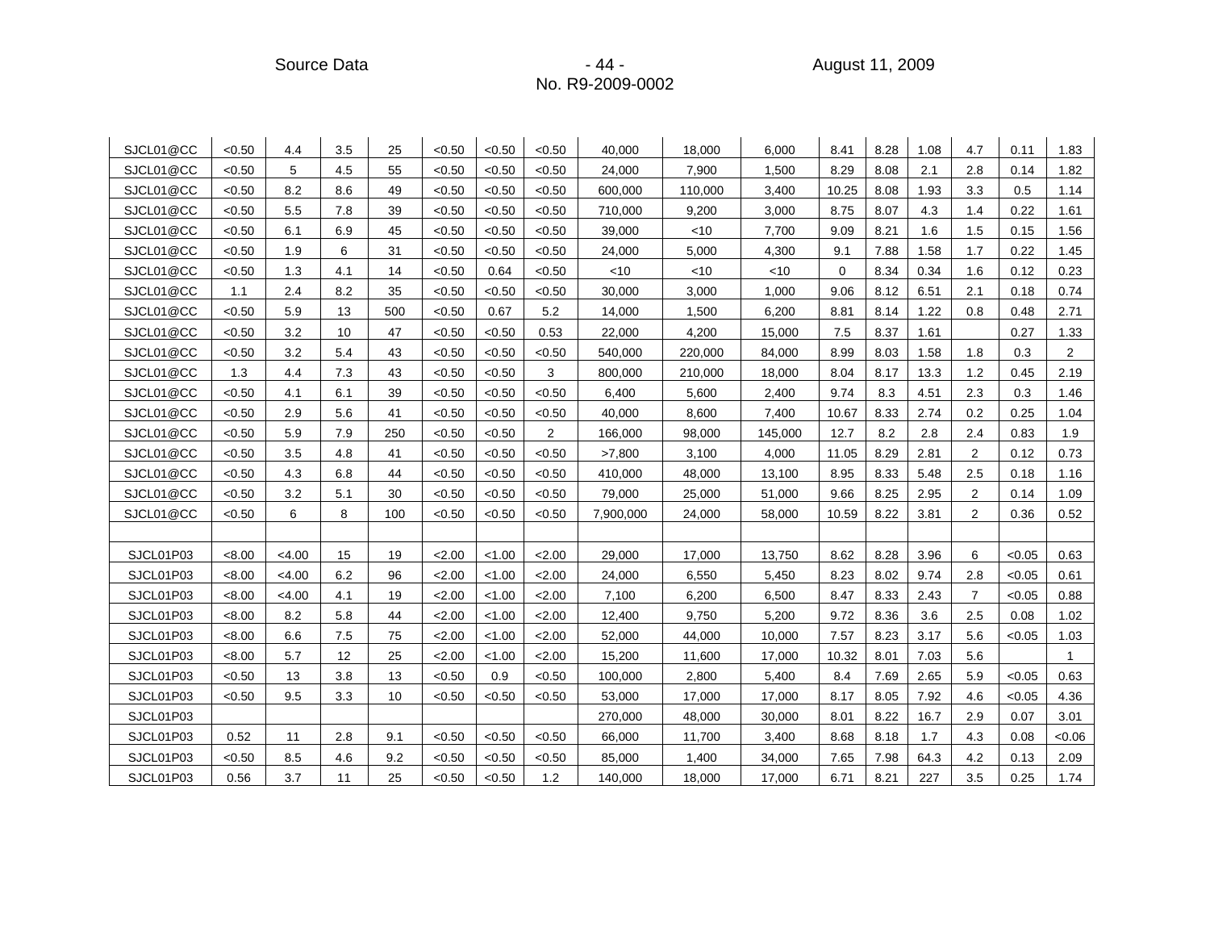| | | | | | | | | | | | | | | | | |
|---|---|---|---|---|---|---|---|---|---|---|---|---|---|---|---|---|
| SJCL01@CC | <0.50 | 4.4 | 3.5 | 25 | <0.50 | <0.50 | <0.50 | 40,000 | 18,000 | 6,000 | 8.41 | 8.28 | 1.08 | 4.7 | 0.11 | 1.83 |
| SJCL01@CC | <0.50 | 5 | 4.5 | 55 | <0.50 | <0.50 | <0.50 | 24,000 | 7,900 | 1,500 | 8.29 | 8.08 | 2.1 | 2.8 | 0.14 | 1.82 |
| SJCL01@CC | <0.50 | 8.2 | 8.6 | 49 | <0.50 | <0.50 | <0.50 | 600,000 | 110,000 | 3,400 | 10.25 | 8.08 | 1.93 | 3.3 | 0.5 | 1.14 |
| SJCL01@CC | <0.50 | 5.5 | 7.8 | 39 | <0.50 | <0.50 | <0.50 | 710,000 | 9,200 | 3,000 | 8.75 | 8.07 | 4.3 | 1.4 | 0.22 | 1.61 |
| SJCL01@CC | <0.50 | 6.1 | 6.9 | 45 | <0.50 | <0.50 | <0.50 | 39,000 | <10 | 7,700 | 9.09 | 8.21 | 1.6 | 1.5 | 0.15 | 1.56 |
| SJCL01@CC | <0.50 | 1.9 | 6 | 31 | <0.50 | <0.50 | <0.50 | 24,000 | 5,000 | 4,300 | 9.1 | 7.88 | 1.58 | 1.7 | 0.22 | 1.45 |
| SJCL01@CC | <0.50 | 1.3 | 4.1 | 14 | <0.50 | 0.64 | <0.50 | <10 | <10 | <10 | 0 | 8.34 | 0.34 | 1.6 | 0.12 | 0.23 |
| SJCL01@CC | 1.1 | 2.4 | 8.2 | 35 | <0.50 | <0.50 | <0.50 | 30,000 | 3,000 | 1,000 | 9.06 | 8.12 | 6.51 | 2.1 | 0.18 | 0.74 |
| SJCL01@CC | <0.50 | 5.9 | 13 | 500 | <0.50 | 0.67 | 5.2 | 14,000 | 1,500 | 6,200 | 8.81 | 8.14 | 1.22 | 0.8 | 0.48 | 2.71 |
| SJCL01@CC | <0.50 | 3.2 | 10 | 47 | <0.50 | <0.50 | 0.53 | 22,000 | 4,200 | 15,000 | 7.5 | 8.37 | 1.61 | | 0.27 | 1.33 |
| SJCL01@CC | <0.50 | 3.2 | 5.4 | 43 | <0.50 | <0.50 | <0.50 | 540,000 | 220,000 | 84,000 | 8.99 | 8.03 | 1.58 | 1.8 | 0.3 | 2 |
| SJCL01@CC | 1.3 | 4.4 | 7.3 | 43 | <0.50 | <0.50 | 3 | 800,000 | 210,000 | 18,000 | 8.04 | 8.17 | 13.3 | 1.2 | 0.45 | 2.19 |
| SJCL01@CC | <0.50 | 4.1 | 6.1 | 39 | <0.50 | <0.50 | <0.50 | 6,400 | 5,600 | 2,400 | 9.74 | 8.3 | 4.51 | 2.3 | 0.3 | 1.46 |
| SJCL01@CC | <0.50 | 2.9 | 5.6 | 41 | <0.50 | <0.50 | <0.50 | 40,000 | 8,600 | 7,400 | 10.67 | 8.33 | 2.74 | 0.2 | 0.25 | 1.04 |
| SJCL01@CC | <0.50 | 5.9 | 7.9 | 250 | <0.50 | <0.50 | 2 | 166,000 | 98,000 | 145,000 | 12.7 | 8.2 | 2.8 | 2.4 | 0.83 | 1.9 |
| SJCL01@CC | <0.50 | 3.5 | 4.8 | 41 | <0.50 | <0.50 | <0.50 | >7,800 | 3,100 | 4,000 | 11.05 | 8.29 | 2.81 | 2 | 0.12 | 0.73 |
| SJCL01@CC | <0.50 | 4.3 | 6.8 | 44 | <0.50 | <0.50 | <0.50 | 410,000 | 48,000 | 13,100 | 8.95 | 8.33 | 5.48 | 2.5 | 0.18 | 1.16 |
| SJCL01@CC | <0.50 | 3.2 | 5.1 | 30 | <0.50 | <0.50 | <0.50 | 79,000 | 25,000 | 51,000 | 9.66 | 8.25 | 2.95 | 2 | 0.14 | 1.09 |
| SJCL01@CC | <0.50 | 6 | 8 | 100 | <0.50 | <0.50 | <0.50 | 7,900,000 | 24,000 | 58,000 | 10.59 | 8.22 | 3.81 | 2 | 0.36 | 0.52 |
| | | | | | | | | | | | | | | | | |
| SJCL01P03 | <8.00 | <4.00 | 15 | 19 | <2.00 | <1.00 | <2.00 | 29,000 | 17,000 | 13,750 | 8.62 | 8.28 | 3.96 | 6 | <0.05 | 0.63 |
| SJCL01P03 | <8.00 | <4.00 | 6.2 | 96 | <2.00 | <1.00 | <2.00 | 24,000 | 6,550 | 5,450 | 8.23 | 8.02 | 9.74 | 2.8 | <0.05 | 0.61 |
| SJCL01P03 | <8.00 | <4.00 | 4.1 | 19 | <2.00 | <1.00 | <2.00 | 7,100 | 6,200 | 6,500 | 8.47 | 8.33 | 2.43 | 7 | <0.05 | 0.88 |
| SJCL01P03 | <8.00 | 8.2 | 5.8 | 44 | <2.00 | <1.00 | <2.00 | 12,400 | 9,750 | 5,200 | 9.72 | 8.36 | 3.6 | 2.5 | 0.08 | 1.02 |
| SJCL01P03 | <8.00 | 6.6 | 7.5 | 75 | <2.00 | <1.00 | <2.00 | 52,000 | 44,000 | 10,000 | 7.57 | 8.23 | 3.17 | 5.6 | <0.05 | 1.03 |
| SJCL01P03 | <8.00 | 5.7 | 12 | 25 | <2.00 | <1.00 | <2.00 | 15,200 | 11,600 | 17,000 | 10.32 | 8.01 | 7.03 | 5.6 | | 1 |
| SJCL01P03 | <0.50 | 13 | 3.8 | 13 | <0.50 | 0.9 | <0.50 | 100,000 | 2,800 | 5,400 | 8.4 | 7.69 | 2.65 | 5.9 | <0.05 | 0.63 |
| SJCL01P03 | <0.50 | 9.5 | 3.3 | 10 | <0.50 | <0.50 | <0.50 | 53,000 | 17,000 | 17,000 | 8.17 | 8.05 | 7.92 | 4.6 | <0.05 | 4.36 |
| SJCL01P03 | | | | | | | | 270,000 | 48,000 | 30,000 | 8.01 | 8.22 | 16.7 | 2.9 | 0.07 | 3.01 |
| SJCL01P03 | 0.52 | 11 | 2.8 | 9.1 | <0.50 | <0.50 | <0.50 | 66,000 | 11,700 | 3,400 | 8.68 | 8.18 | 1.7 | 4.3 | 0.08 | <0.06 |
| SJCL01P03 | <0.50 | 8.5 | 4.6 | 9.2 | <0.50 | <0.50 | <0.50 | 85,000 | 1,400 | 34,000 | 7.65 | 7.98 | 64.3 | 4.2 | 0.13 | 2.09 |
| SJCL01P03 | 0.56 | 3.7 | 11 | 25 | <0.50 | <0.50 | 1.2 | 140,000 | 18,000 | 17,000 | 6.71 | 8.21 | 227 | 3.5 | 0.25 | 1.74 |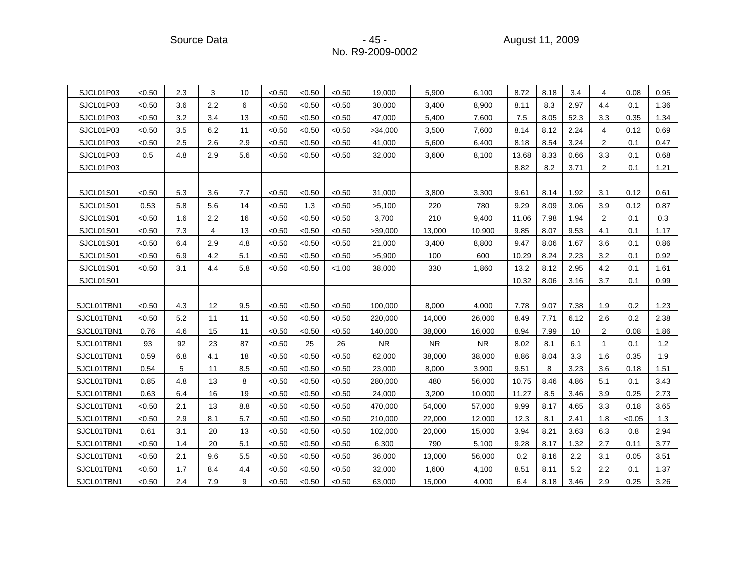| | | | | | | | | | | | | | | | | |
|---|---|---|---|---|---|---|---|---|---|---|---|---|---|---|---|---|
| SJCL01P03 | <0.50 | 2.3 | 3 | 10 | <0.50 | <0.50 | <0.50 | 19,000 | 5,900 | 6,100 | 8.72 | 8.18 | 3.4 | 4 | 0.08 | 0.95 |
| SJCL01P03 | <0.50 | 3.6 | 2.2 | 6 | <0.50 | <0.50 | <0.50 | 30,000 | 3,400 | 8,900 | 8.11 | 8.3 | 2.97 | 4.4 | 0.1 | 1.36 |
| SJCL01P03 | <0.50 | 3.2 | 3.4 | 13 | <0.50 | <0.50 | <0.50 | 47,000 | 5,400 | 7,600 | 7.5 | 8.05 | 52.3 | 3.3 | 0.35 | 1.34 |
| SJCL01P03 | <0.50 | 3.5 | 6.2 | 11 | <0.50 | <0.50 | <0.50 | >34,000 | 3,500 | 7,600 | 8.14 | 8.12 | 2.24 | 4 | 0.12 | 0.69 |
| SJCL01P03 | <0.50 | 2.5 | 2.6 | 2.9 | <0.50 | <0.50 | <0.50 | 41,000 | 5,600 | 6,400 | 8.18 | 8.54 | 3.24 | 2 | 0.1 | 0.47 |
| SJCL01P03 | 0.5 | 4.8 | 2.9 | 5.6 | <0.50 | <0.50 | <0.50 | 32,000 | 3,600 | 8,100 | 13.68 | 8.33 | 0.66 | 3.3 | 0.1 | 0.68 |
| SJCL01P03 | | | | | | | | | | | 8.82 | 8.2 | 3.71 | 2 | 0.1 | 1.21 |
| | | | | | | | | | | | | | | | | |
| SJCL01S01 | <0.50 | 5.3 | 3.6 | 7.7 | <0.50 | <0.50 | <0.50 | 31,000 | 3,800 | 3,300 | 9.61 | 8.14 | 1.92 | 3.1 | 0.12 | 0.61 |
| SJCL01S01 | 0.53 | 5.8 | 5.6 | 14 | <0.50 | 1.3 | <0.50 | >5,100 | 220 | 780 | 9.29 | 8.09 | 3.06 | 3.9 | 0.12 | 0.87 |
| SJCL01S01 | <0.50 | 1.6 | 2.2 | 16 | <0.50 | <0.50 | <0.50 | 3,700 | 210 | 9,400 | 11.06 | 7.98 | 1.94 | 2 | 0.1 | 0.3 |
| SJCL01S01 | <0.50 | 7.3 | 4 | 13 | <0.50 | <0.50 | <0.50 | >39,000 | 13,000 | 10,900 | 9.85 | 8.07 | 9.53 | 4.1 | 0.1 | 1.17 |
| SJCL01S01 | <0.50 | 6.4 | 2.9 | 4.8 | <0.50 | <0.50 | <0.50 | 21,000 | 3,400 | 8,800 | 9.47 | 8.06 | 1.67 | 3.6 | 0.1 | 0.86 |
| SJCL01S01 | <0.50 | 6.9 | 4.2 | 5.1 | <0.50 | <0.50 | <0.50 | >5,900 | 100 | 600 | 10.29 | 8.24 | 2.23 | 3.2 | 0.1 | 0.92 |
| SJCL01S01 | <0.50 | 3.1 | 4.4 | 5.8 | <0.50 | <0.50 | <1.00 | 38,000 | 330 | 1,860 | 13.2 | 8.12 | 2.95 | 4.2 | 0.1 | 1.61 |
| SJCL01S01 | | | | | | | | | | | 10.32 | 8.06 | 3.16 | 3.7 | 0.1 | 0.99 |
| | | | | | | | | | | | | | | | | |
| SJCL01TBN1 | <0.50 | 4.3 | 12 | 9.5 | <0.50 | <0.50 | <0.50 | 100,000 | 8,000 | 4,000 | 7.78 | 9.07 | 7.38 | 1.9 | 0.2 | 1.23 |
| SJCL01TBN1 | <0.50 | 5.2 | 11 | 11 | <0.50 | <0.50 | <0.50 | 220,000 | 14,000 | 26,000 | 8.49 | 7.71 | 6.12 | 2.6 | 0.2 | 2.38 |
| SJCL01TBN1 | 0.76 | 4.6 | 15 | 11 | <0.50 | <0.50 | <0.50 | 140,000 | 38,000 | 16,000 | 8.94 | 7.99 | 10 | 2 | 0.08 | 1.86 |
| SJCL01TBN1 | 93 | 92 | 23 | 87 | <0.50 | 25 | 26 | NR | NR | NR | 8.02 | 8.1 | 6.1 | 1 | 0.1 | 1.2 |
| SJCL01TBN1 | 0.59 | 6.8 | 4.1 | 18 | <0.50 | <0.50 | <0.50 | 62,000 | 38,000 | 38,000 | 8.86 | 8.04 | 3.3 | 1.6 | 0.35 | 1.9 |
| SJCL01TBN1 | 0.54 | 5 | 11 | 8.5 | <0.50 | <0.50 | <0.50 | 23,000 | 8,000 | 3,900 | 9.51 | 8 | 3.23 | 3.6 | 0.18 | 1.51 |
| SJCL01TBN1 | 0.85 | 4.8 | 13 | 8 | <0.50 | <0.50 | <0.50 | 280,000 | 480 | 56,000 | 10.75 | 8.46 | 4.86 | 5.1 | 0.1 | 3.43 |
| SJCL01TBN1 | 0.63 | 6.4 | 16 | 19 | <0.50 | <0.50 | <0.50 | 24,000 | 3,200 | 10,000 | 11.27 | 8.5 | 3.46 | 3.9 | 0.25 | 2.73 |
| SJCL01TBN1 | <0.50 | 2.1 | 13 | 8.8 | <0.50 | <0.50 | <0.50 | 470,000 | 54,000 | 57,000 | 9.99 | 8.17 | 4.65 | 3.3 | 0.18 | 3.65 |
| SJCL01TBN1 | <0.50 | 2.9 | 8.1 | 5.7 | <0.50 | <0.50 | <0.50 | 210,000 | 22,000 | 12,000 | 12.3 | 8.1 | 2.41 | 1.8 | <0.05 | 1.3 |
| SJCL01TBN1 | 0.61 | 3.1 | 20 | 13 | <0.50 | <0.50 | <0.50 | 102,000 | 20,000 | 15,000 | 3.94 | 8.21 | 3.63 | 6.3 | 0.8 | 2.94 |
| SJCL01TBN1 | <0.50 | 1.4 | 20 | 5.1 | <0.50 | <0.50 | <0.50 | 6,300 | 790 | 5,100 | 9.28 | 8.17 | 1.32 | 2.7 | 0.11 | 3.77 |
| SJCL01TBN1 | <0.50 | 2.1 | 9.6 | 5.5 | <0.50 | <0.50 | <0.50 | 36,000 | 13,000 | 56,000 | 0.2 | 8.16 | 2.2 | 3.1 | 0.05 | 3.51 |
| SJCL01TBN1 | <0.50 | 1.7 | 8.4 | 4.4 | <0.50 | <0.50 | <0.50 | 32,000 | 1,600 | 4,100 | 8.51 | 8.11 | 5.2 | 2.2 | 0.1 | 1.37 |
| SJCL01TBN1 | <0.50 | 2.4 | 7.9 | 9 | <0.50 | <0.50 | <0.50 | 63,000 | 15,000 | 4,000 | 6.4 | 8.18 | 3.46 | 2.9 | 0.25 | 3.26 |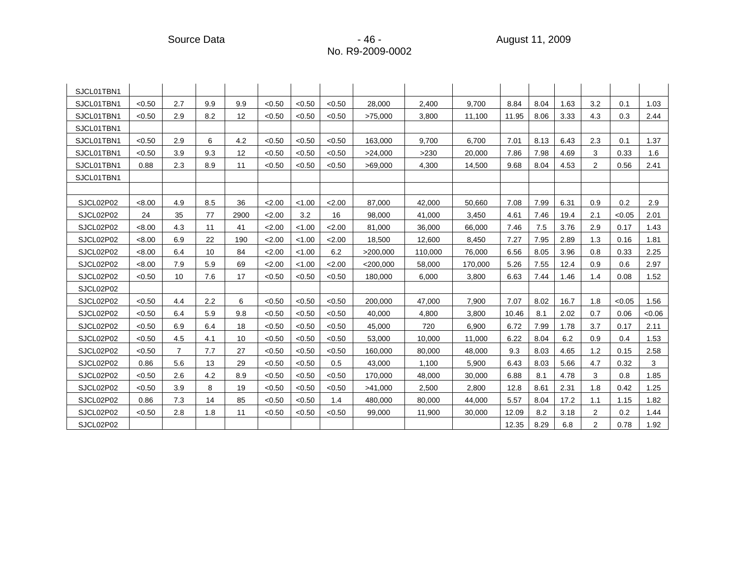| | | | | | | | | | | | | | | | | |
|---|---|---|---|---|---|---|---|---|---|---|---|---|---|---|---|---|
| SJCL01TBN1 | | | | | | | | | | | | | | | | |
| SJCL01TBN1 | <0.50 | 2.7 | 9.9 | 9.9 | <0.50 | <0.50 | <0.50 | 28,000 | 2,400 | 9,700 | 8.84 | 8.04 | 1.63 | 3.2 | 0.1 | 1.03 |
| SJCL01TBN1 | <0.50 | 2.9 | 8.2 | 12 | <0.50 | <0.50 | <0.50 | >75,000 | 3,800 | 11,100 | 11.95 | 8.06 | 3.33 | 4.3 | 0.3 | 2.44 |
| SJCL01TBN1 | | | | | | | | | | | | | | | | |
| SJCL01TBN1 | <0.50 | 2.9 | 6 | 4.2 | <0.50 | <0.50 | <0.50 | 163,000 | 9,700 | 6,700 | 7.01 | 8.13 | 6.43 | 2.3 | 0.1 | 1.37 |
| SJCL01TBN1 | <0.50 | 3.9 | 9.3 | 12 | <0.50 | <0.50 | <0.50 | >24,000 | >230 | 20,000 | 7.86 | 7.98 | 4.69 | 3 | 0.33 | 1.6 |
| SJCL01TBN1 | 0.88 | 2.3 | 8.9 | 11 | <0.50 | <0.50 | <0.50 | >69,000 | 4,300 | 14,500 | 9.68 | 8.04 | 4.53 | 2 | 0.56 | 2.41 |
| SJCL01TBN1 | | | | | | | | | | | | | | | | |
| | | | | | | | | | | | | | | | | |
| SJCL02P02 | <8.00 | 4.9 | 8.5 | 36 | <2.00 | <1.00 | <2.00 | 87,000 | 42,000 | 50,660 | 7.08 | 7.99 | 6.31 | 0.9 | 0.2 | 2.9 |
| SJCL02P02 | 24 | 35 | 77 | 2900 | <2.00 | 3.2 | 16 | 98,000 | 41,000 | 3,450 | 4.61 | 7.46 | 19.4 | 2.1 | <0.05 | 2.01 |
| SJCL02P02 | <8.00 | 4.3 | 11 | 41 | <2.00 | <1.00 | <2.00 | 81,000 | 36,000 | 66,000 | 7.46 | 7.5 | 3.76 | 2.9 | 0.17 | 1.43 |
| SJCL02P02 | <8.00 | 6.9 | 22 | 190 | <2.00 | <1.00 | <2.00 | 18,500 | 12,600 | 8,450 | 7.27 | 7.95 | 2.89 | 1.3 | 0.16 | 1.81 |
| SJCL02P02 | <8.00 | 6.4 | 10 | 84 | <2.00 | <1.00 | 6.2 | >200,000 | 110,000 | 76,000 | 6.56 | 8.05 | 3.96 | 0.8 | 0.33 | 2.25 |
| SJCL02P02 | <8.00 | 7.9 | 5.9 | 69 | <2.00 | <1.00 | <2.00 | <200,000 | 58,000 | 170,000 | 5.26 | 7.55 | 12.4 | 0.9 | 0.6 | 2.97 |
| SJCL02P02 | <0.50 | 10 | 7.6 | 17 | <0.50 | <0.50 | <0.50 | 180,000 | 6,000 | 3,800 | 6.63 | 7.44 | 1.46 | 1.4 | 0.08 | 1.52 |
| SJCL02P02 | | | | | | | | | | | | | | | | |
| SJCL02P02 | <0.50 | 4.4 | 2.2 | 6 | <0.50 | <0.50 | <0.50 | 200,000 | 47,000 | 7,900 | 7.07 | 8.02 | 16.7 | 1.8 | <0.05 | 1.56 |
| SJCL02P02 | <0.50 | 6.4 | 5.9 | 9.8 | <0.50 | <0.50 | <0.50 | 40,000 | 4,800 | 3,800 | 10.46 | 8.1 | 2.02 | 0.7 | 0.06 | <0.06 |
| SJCL02P02 | <0.50 | 6.9 | 6.4 | 18 | <0.50 | <0.50 | <0.50 | 45,000 | 720 | 6,900 | 6.72 | 7.99 | 1.78 | 3.7 | 0.17 | 2.11 |
| SJCL02P02 | <0.50 | 4.5 | 4.1 | 10 | <0.50 | <0.50 | <0.50 | 53,000 | 10,000 | 11,000 | 6.22 | 8.04 | 6.2 | 0.9 | 0.4 | 1.53 |
| SJCL02P02 | <0.50 | 7 | 7.7 | 27 | <0.50 | <0.50 | <0.50 | 160,000 | 80,000 | 48,000 | 9.3 | 8.03 | 4.65 | 1.2 | 0.15 | 2.58 |
| SJCL02P02 | 0.86 | 5.6 | 13 | 29 | <0.50 | <0.50 | 0.5 | 43,000 | 1,100 | 5,900 | 6.43 | 8.03 | 5.66 | 4.7 | 0.32 | 3 |
| SJCL02P02 | <0.50 | 2.6 | 4.2 | 8.9 | <0.50 | <0.50 | <0.50 | 170,000 | 48,000 | 30,000 | 6.88 | 8.1 | 4.78 | 3 | 0.8 | 1.85 |
| SJCL02P02 | <0.50 | 3.9 | 8 | 19 | <0.50 | <0.50 | <0.50 | >41,000 | 2,500 | 2,800 | 12.8 | 8.61 | 2.31 | 1.8 | 0.42 | 1.25 |
| SJCL02P02 | 0.86 | 7.3 | 14 | 85 | <0.50 | <0.50 | 1.4 | 480,000 | 80,000 | 44,000 | 5.57 | 8.04 | 17.2 | 1.1 | 1.15 | 1.82 |
| SJCL02P02 | <0.50 | 2.8 | 1.8 | 11 | <0.50 | <0.50 | <0.50 | 99,000 | 11,900 | 30,000 | 12.09 | 8.2 | 3.18 | 2 | 0.2 | 1.44 |
| SJCL02P02 | | | | | | | | | | | 12.35 | 8.29 | 6.8 | 2 | 0.78 | 1.92 |